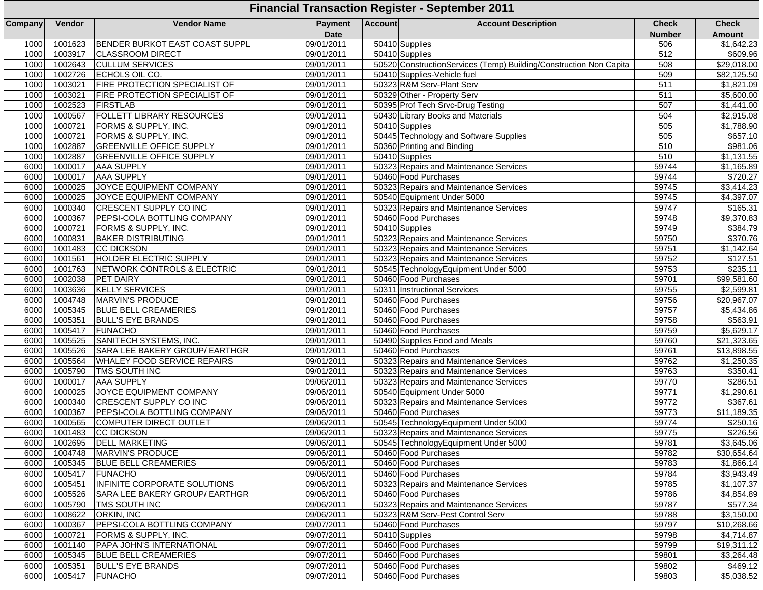# Financial Transaction Register - September 2011

| Company | Vendor | Vendor Name | Payment Date | Account | Account Description | Check Number | Check Amount |
|---|---|---|---|---|---|---|---|
| 1000 | 1001623 | BENDER BURKOT EAST COAST SUPPL | 09/01/2011 | 50410 | Supplies | 506 | $1,642.23 |
| 1000 | 1003917 | CLASSROOM DIRECT | 09/01/2011 | 50410 | Supplies | 512 | $609.96 |
| 1000 | 1002643 | CULLUM SERVICES | 09/01/2011 | 50520 | ConstructionServices (Temp) Building/Construction Non Capita | 508 | $29,018.00 |
| 1000 | 1002726 | ECHOLS OIL CO. | 09/01/2011 | 50410 | Supplies-Vehicle fuel | 509 | $82,125.50 |
| 1000 | 1003021 | FIRE PROTECTION SPECIALIST OF | 09/01/2011 | 50323 | R&M Serv-Plant Serv | 511 | $1,821.09 |
| 1000 | 1003021 | FIRE PROTECTION SPECIALIST OF | 09/01/2011 | 50329 | Other - Property Serv | 511 | $5,600.00 |
| 1000 | 1002523 | FIRSTLAB | 09/01/2011 | 50395 | Prof Tech Srvc-Drug Testing | 507 | $1,441.00 |
| 1000 | 1000567 | FOLLETT LIBRARY RESOURCES | 09/01/2011 | 50430 | Library Books and Materials | 504 | $2,915.08 |
| 1000 | 1000721 | FORMS & SUPPLY, INC. | 09/01/2011 | 50410 | Supplies | 505 | $1,788.90 |
| 1000 | 1000721 | FORMS & SUPPLY, INC. | 09/01/2011 | 50445 | Technology and Software Supplies | 505 | $657.10 |
| 1000 | 1002887 | GREENVILLE OFFICE SUPPLY | 09/01/2011 | 50360 | Printing and Binding | 510 | $981.06 |
| 1000 | 1002887 | GREENVILLE OFFICE SUPPLY | 09/01/2011 | 50410 | Supplies | 510 | $1,131.55 |
| 6000 | 1000017 | AAA SUPPLY | 09/01/2011 | 50323 | Repairs and Maintenance Services | 59744 | $1,165.89 |
| 6000 | 1000017 | AAA SUPPLY | 09/01/2011 | 50460 | Food Purchases | 59744 | $720.27 |
| 6000 | 1000025 | JOYCE EQUIPMENT COMPANY | 09/01/2011 | 50323 | Repairs and Maintenance Services | 59745 | $3,414.23 |
| 6000 | 1000025 | JOYCE EQUIPMENT COMPANY | 09/01/2011 | 50540 | Equipment Under 5000 | 59745 | $4,397.07 |
| 6000 | 1000340 | CRESCENT SUPPLY CO INC | 09/01/2011 | 50323 | Repairs and Maintenance Services | 59747 | $165.31 |
| 6000 | 1000367 | PEPSI-COLA BOTTLING COMPANY | 09/01/2011 | 50460 | Food Purchases | 59748 | $9,370.83 |
| 6000 | 1000721 | FORMS & SUPPLY, INC. | 09/01/2011 | 50410 | Supplies | 59749 | $384.79 |
| 6000 | 1000831 | BAKER DISTRIBUTING | 09/01/2011 | 50323 | Repairs and Maintenance Services | 59750 | $370.76 |
| 6000 | 1001483 | CC DICKSON | 09/01/2011 | 50323 | Repairs and Maintenance Services | 59751 | $1,142.64 |
| 6000 | 1001561 | HOLDER ELECTRIC SUPPLY | 09/01/2011 | 50323 | Repairs and Maintenance Services | 59752 | $127.51 |
| 6000 | 1001763 | NETWORK CONTROLS & ELECTRIC | 09/01/2011 | 50545 | TechnologyEquipment Under 5000 | 59753 | $235.11 |
| 6000 | 1002038 | PET DAIRY | 09/01/2011 | 50460 | Food Purchases | 59701 | $99,581.60 |
| 6000 | 1003636 | KELLY SERVICES | 09/01/2011 | 50311 | Instructional Services | 59755 | $2,599.81 |
| 6000 | 1004748 | MARVIN'S PRODUCE | 09/01/2011 | 50460 | Food Purchases | 59756 | $20,967.07 |
| 6000 | 1005345 | BLUE BELL CREAMERIES | 09/01/2011 | 50460 | Food Purchases | 59757 | $5,434.86 |
| 6000 | 1005351 | BULL'S EYE BRANDS | 09/01/2011 | 50460 | Food Purchases | 59758 | $563.91 |
| 6000 | 1005417 | FUNACHO | 09/01/2011 | 50460 | Food Purchases | 59759 | $5,629.17 |
| 6000 | 1005525 | SANITECH SYSTEMS, INC. | 09/01/2011 | 50490 | Supplies Food and Meals | 59760 | $21,323.65 |
| 6000 | 1005526 | SARA LEE BAKERY GROUP/ EARTHGR | 09/01/2011 | 50460 | Food Purchases | 59761 | $13,898.55 |
| 6000 | 1005564 | WHALEY FOOD SERVICE REPAIRS | 09/01/2011 | 50323 | Repairs and Maintenance Services | 59762 | $1,250.35 |
| 6000 | 1005790 | TMS SOUTH INC | 09/01/2011 | 50323 | Repairs and Maintenance Services | 59763 | $350.41 |
| 6000 | 1000017 | AAA SUPPLY | 09/06/2011 | 50323 | Repairs and Maintenance Services | 59770 | $286.51 |
| 6000 | 1000025 | JOYCE EQUIPMENT COMPANY | 09/06/2011 | 50540 | Equipment Under 5000 | 59771 | $1,290.61 |
| 6000 | 1000340 | CRESCENT SUPPLY CO INC | 09/06/2011 | 50323 | Repairs and Maintenance Services | 59772 | $367.61 |
| 6000 | 1000367 | PEPSI-COLA BOTTLING COMPANY | 09/06/2011 | 50460 | Food Purchases | 59773 | $11,189.35 |
| 6000 | 1000565 | COMPUTER DIRECT OUTLET | 09/06/2011 | 50545 | TechnologyEquipment Under 5000 | 59774 | $250.16 |
| 6000 | 1001483 | CC DICKSON | 09/06/2011 | 50323 | Repairs and Maintenance Services | 59775 | $226.56 |
| 6000 | 1002695 | DELL MARKETING | 09/06/2011 | 50545 | TechnologyEquipment Under 5000 | 59781 | $3,645.06 |
| 6000 | 1004748 | MARVIN'S PRODUCE | 09/06/2011 | 50460 | Food Purchases | 59782 | $30,654.64 |
| 6000 | 1005345 | BLUE BELL CREAMERIES | 09/06/2011 | 50460 | Food Purchases | 59783 | $1,866.14 |
| 6000 | 1005417 | FUNACHO | 09/06/2011 | 50460 | Food Purchases | 59784 | $3,943.49 |
| 6000 | 1005451 | INFINITE CORPORATE SOLUTIONS | 09/06/2011 | 50323 | Repairs and Maintenance Services | 59785 | $1,107.37 |
| 6000 | 1005526 | SARA LEE BAKERY GROUP/ EARTHGR | 09/06/2011 | 50460 | Food Purchases | 59786 | $4,854.89 |
| 6000 | 1005790 | TMS SOUTH INC | 09/06/2011 | 50323 | Repairs and Maintenance Services | 59787 | $577.34 |
| 6000 | 1008622 | ORKIN, INC | 09/06/2011 | 50323 | R&M Serv-Pest Control Serv | 59788 | $3,150.00 |
| 6000 | 1000367 | PEPSI-COLA BOTTLING COMPANY | 09/07/2011 | 50460 | Food Purchases | 59797 | $10,268.66 |
| 6000 | 1000721 | FORMS & SUPPLY, INC. | 09/07/2011 | 50410 | Supplies | 59798 | $4,714.87 |
| 6000 | 1001140 | PAPA JOHN'S INTERNATIONAL | 09/07/2011 | 50460 | Food Purchases | 59799 | $19,311.12 |
| 6000 | 1005345 | BLUE BELL CREAMERIES | 09/07/2011 | 50460 | Food Purchases | 59801 | $3,264.48 |
| 6000 | 1005351 | BULL'S EYE BRANDS | 09/07/2011 | 50460 | Food Purchases | 59802 | $469.12 |
| 6000 | 1005417 | FUNACHO | 09/07/2011 | 50460 | Food Purchases | 59803 | $5,038.52 |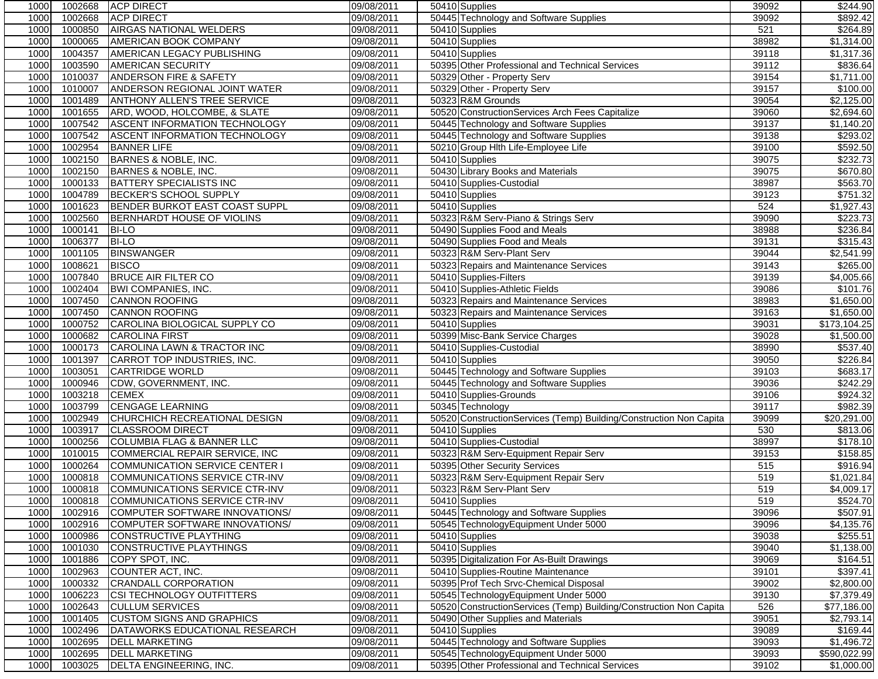| | | | | | | | |
|---|---|---|---|---|---|---|---|
| 1000 | 1002668 | ACP DIRECT | 09/08/2011 | 50410 | Supplies | 39092 | $244.90 |
| 1000 | 1002668 | ACP DIRECT | 09/08/2011 | 50445 | Technology and Software Supplies | 39092 | $892.42 |
| 1000 | 1000850 | AIRGAS NATIONAL WELDERS | 09/08/2011 | 50410 | Supplies | 521 | $264.89 |
| 1000 | 1000065 | AMERICAN BOOK COMPANY | 09/08/2011 | 50410 | Supplies | 38982 | $1,314.00 |
| 1000 | 1004357 | AMERICAN LEGACY PUBLISHING | 09/08/2011 | 50410 | Supplies | 39118 | $1,317.36 |
| 1000 | 1003590 | AMERICAN SECURITY | 09/08/2011 | 50395 | Other Professional and Technical Services | 39112 | $836.64 |
| 1000 | 1010037 | ANDERSON FIRE & SAFETY | 09/08/2011 | 50329 | Other - Property Serv | 39154 | $1,711.00 |
| 1000 | 1010007 | ANDERSON REGIONAL JOINT WATER | 09/08/2011 | 50329 | Other - Property Serv | 39157 | $100.00 |
| 1000 | 1001489 | ANTHONY ALLEN'S TREE SERVICE | 09/08/2011 | 50323 | R&M Grounds | 39054 | $2,125.00 |
| 1000 | 1001655 | ARD, WOOD, HOLCOMBE, & SLATE | 09/08/2011 | 50520 | ConstructionServices Arch Fees Capitalize | 39060 | $2,694.60 |
| 1000 | 1007542 | ASCENT INFORMATION TECHNOLOGY | 09/08/2011 | 50445 | Technology and Software Supplies | 39137 | $1,140.20 |
| 1000 | 1007542 | ASCENT INFORMATION TECHNOLOGY | 09/08/2011 | 50445 | Technology and Software Supplies | 39138 | $293.02 |
| 1000 | 1002954 | BANNER LIFE | 09/08/2011 | 50210 | Group Hlth Life-Employee Life | 39100 | $592.50 |
| 1000 | 1002150 | BARNES & NOBLE, INC. | 09/08/2011 | 50410 | Supplies | 39075 | $232.73 |
| 1000 | 1002150 | BARNES & NOBLE, INC. | 09/08/2011 | 50430 | Library Books and Materials | 39075 | $670.80 |
| 1000 | 1000133 | BATTERY SPECIALISTS INC | 09/08/2011 | 50410 | Supplies-Custodial | 38987 | $563.70 |
| 1000 | 1004789 | BECKER'S SCHOOL SUPPLY | 09/08/2011 | 50410 | Supplies | 39123 | $751.32 |
| 1000 | 1001623 | BENDER BURKOT EAST COAST SUPPL | 09/08/2011 | 50410 | Supplies | 524 | $1,927.43 |
| 1000 | 1002560 | BERNHARDT HOUSE OF VIOLINS | 09/08/2011 | 50323 | R&M Serv-Piano & Strings Serv | 39090 | $223.73 |
| 1000 | 1000141 | BI-LO | 09/08/2011 | 50490 | Supplies Food and Meals | 38988 | $236.84 |
| 1000 | 1006377 | BI-LO | 09/08/2011 | 50490 | Supplies Food and Meals | 39131 | $315.43 |
| 1000 | 1001105 | BINSWANGER | 09/08/2011 | 50323 | R&M Serv-Plant Serv | 39044 | $2,541.99 |
| 1000 | 1008621 | BISCO | 09/08/2011 | 50323 | Repairs and Maintenance Services | 39143 | $265.00 |
| 1000 | 1007840 | BRUCE AIR FILTER CO | 09/08/2011 | 50410 | Supplies-Filters | 39139 | $4,005.66 |
| 1000 | 1002404 | BWI COMPANIES, INC. | 09/08/2011 | 50410 | Supplies-Athletic Fields | 39086 | $101.76 |
| 1000 | 1007450 | CANNON ROOFING | 09/08/2011 | 50323 | Repairs and Maintenance Services | 38983 | $1,650.00 |
| 1000 | 1007450 | CANNON ROOFING | 09/08/2011 | 50323 | Repairs and Maintenance Services | 39163 | $1,650.00 |
| 1000 | 1000752 | CAROLINA BIOLOGICAL SUPPLY CO | 09/08/2011 | 50410 | Supplies | 39031 | $173,104.25 |
| 1000 | 1000682 | CAROLINA FIRST | 09/08/2011 | 50399 | Misc-Bank Service Charges | 39028 | $1,500.00 |
| 1000 | 1000173 | CAROLINA LAWN & TRACTOR INC | 09/08/2011 | 50410 | Supplies-Custodial | 38990 | $537.40 |
| 1000 | 1001397 | CARROT TOP INDUSTRIES, INC. | 09/08/2011 | 50410 | Supplies | 39050 | $226.84 |
| 1000 | 1003051 | CARTRIDGE WORLD | 09/08/2011 | 50445 | Technology and Software Supplies | 39103 | $683.17 |
| 1000 | 1000946 | CDW, GOVERNMENT, INC. | 09/08/2011 | 50445 | Technology and Software Supplies | 39036 | $242.29 |
| 1000 | 1003218 | CEMEX | 09/08/2011 | 50410 | Supplies-Grounds | 39106 | $924.32 |
| 1000 | 1003799 | CENGAGE LEARNING | 09/08/2011 | 50345 | Technology | 39117 | $982.39 |
| 1000 | 1002949 | CHURCHICH RECREATIONAL DESIGN | 09/08/2011 | 50520 | ConstructionServices (Temp) Building/Construction Non Capita | 39099 | $20,291.00 |
| 1000 | 1003917 | CLASSROOM DIRECT | 09/08/2011 | 50410 | Supplies | 530 | $813.06 |
| 1000 | 1000256 | COLUMBIA FLAG & BANNER LLC | 09/08/2011 | 50410 | Supplies-Custodial | 38997 | $178.10 |
| 1000 | 1010015 | COMMERCIAL REPAIR SERVICE, INC | 09/08/2011 | 50323 | R&M Serv-Equipment Repair Serv | 39153 | $158.85 |
| 1000 | 1000264 | COMMUNICATION SERVICE CENTER I | 09/08/2011 | 50395 | Other Security Services | 515 | $916.94 |
| 1000 | 1000818 | COMMUNICATIONS SERVICE CTR-INV | 09/08/2011 | 50323 | R&M Serv-Equipment Repair Serv | 519 | $1,021.84 |
| 1000 | 1000818 | COMMUNICATIONS SERVICE CTR-INV | 09/08/2011 | 50323 | R&M Serv-Plant Serv | 519 | $4,009.17 |
| 1000 | 1000818 | COMMUNICATIONS SERVICE CTR-INV | 09/08/2011 | 50410 | Supplies | 519 | $524.70 |
| 1000 | 1002916 | COMPUTER SOFTWARE INNOVATIONS/ | 09/08/2011 | 50445 | Technology and Software Supplies | 39096 | $507.91 |
| 1000 | 1002916 | COMPUTER SOFTWARE INNOVATIONS/ | 09/08/2011 | 50545 | TechnologyEquipment Under 5000 | 39096 | $4,135.76 |
| 1000 | 1000986 | CONSTRUCTIVE PLAYTHING | 09/08/2011 | 50410 | Supplies | 39038 | $255.51 |
| 1000 | 1001030 | CONSTRUCTIVE PLAYTHINGS | 09/08/2011 | 50410 | Supplies | 39040 | $1,138.00 |
| 1000 | 1001886 | COPY SPOT, INC. | 09/08/2011 | 50395 | Digitalization For As-Built Drawings | 39069 | $164.51 |
| 1000 | 1002963 | COUNTER ACT, INC. | 09/08/2011 | 50410 | Supplies-Routine Maintenance | 39101 | $397.41 |
| 1000 | 1000332 | CRANDALL CORPORATION | 09/08/2011 | 50395 | Prof Tech Srvc-Chemical Disposal | 39002 | $2,800.00 |
| 1000 | 1006223 | CSI TECHNOLOGY OUTFITTERS | 09/08/2011 | 50545 | TechnologyEquipment Under 5000 | 39130 | $7,379.49 |
| 1000 | 1002643 | CULLUM SERVICES | 09/08/2011 | 50520 | ConstructionServices (Temp) Building/Construction Non Capita | 526 | $77,186.00 |
| 1000 | 1001405 | CUSTOM SIGNS AND GRAPHICS | 09/08/2011 | 50490 | Other Supplies and Materials | 39051 | $2,793.14 |
| 1000 | 1002496 | DATAWORKS EDUCATIONAL RESEARCH | 09/08/2011 | 50410 | Supplies | 39089 | $169.44 |
| 1000 | 1002695 | DELL MARKETING | 09/08/2011 | 50445 | Technology and Software Supplies | 39093 | $1,496.72 |
| 1000 | 1002695 | DELL MARKETING | 09/08/2011 | 50545 | TechnologyEquipment Under 5000 | 39093 | $590,022.99 |
| 1000 | 1003025 | DELTA ENGINEERING, INC. | 09/08/2011 | 50395 | Other Professional and Technical Services | 39102 | $1,000.00 |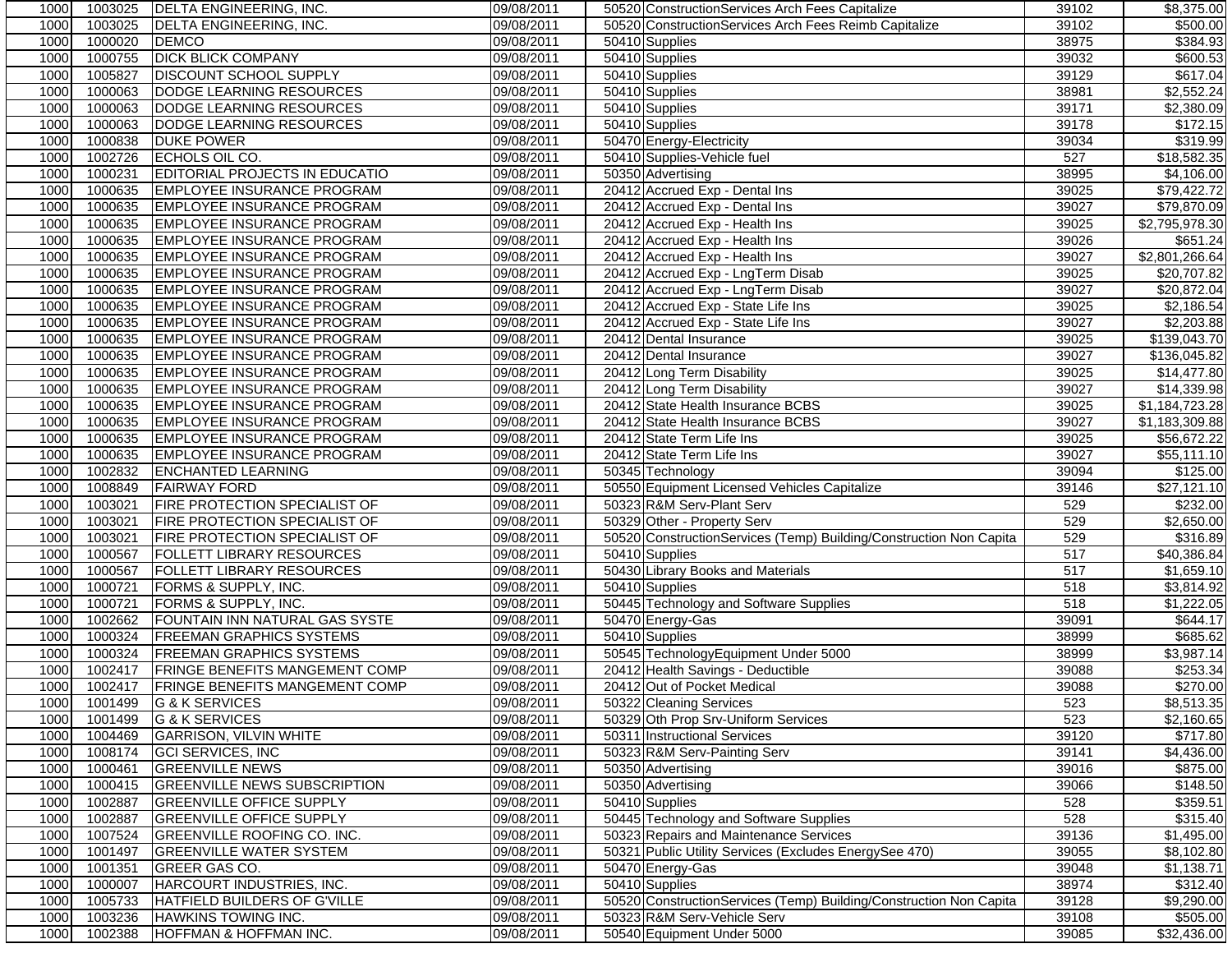| | | | | | | | |
|---|---|---|---|---|---|---|---|
| 1000 | 1003025 | DELTA ENGINEERING, INC. | 09/08/2011 | 50520 | ConstructionServices Arch Fees Capitalize | 39102 | $8,375.00 |
| 1000 | 1003025 | DELTA ENGINEERING, INC. | 09/08/2011 | 50520 | ConstructionServices Arch Fees Reimb Capitalize | 39102 | $500.00 |
| 1000 | 1000020 | DEMCO | 09/08/2011 | 50410 | Supplies | 38975 | $384.93 |
| 1000 | 1000755 | DICK BLICK COMPANY | 09/08/2011 | 50410 | Supplies | 39032 | $600.53 |
| 1000 | 1005827 | DISCOUNT SCHOOL SUPPLY | 09/08/2011 | 50410 | Supplies | 39129 | $617.04 |
| 1000 | 1000063 | DODGE LEARNING RESOURCES | 09/08/2011 | 50410 | Supplies | 38981 | $2,552.24 |
| 1000 | 1000063 | DODGE LEARNING RESOURCES | 09/08/2011 | 50410 | Supplies | 39171 | $2,380.09 |
| 1000 | 1000063 | DODGE LEARNING RESOURCES | 09/08/2011 | 50410 | Supplies | 39178 | $172.15 |
| 1000 | 1000838 | DUKE POWER | 09/08/2011 | 50470 | Energy-Electricity | 39034 | $319.99 |
| 1000 | 1002726 | ECHOLS OIL CO. | 09/08/2011 | 50410 | Supplies-Vehicle fuel | 527 | $18,582.35 |
| 1000 | 1000231 | EDITORIAL PROJECTS IN EDUCATIO | 09/08/2011 | 50350 | Advertising | 38995 | $4,106.00 |
| 1000 | 1000635 | EMPLOYEE INSURANCE PROGRAM | 09/08/2011 | 20412 | Accrued Exp - Dental Ins | 39025 | $79,422.72 |
| 1000 | 1000635 | EMPLOYEE INSURANCE PROGRAM | 09/08/2011 | 20412 | Accrued Exp - Dental Ins | 39027 | $79,870.09 |
| 1000 | 1000635 | EMPLOYEE INSURANCE PROGRAM | 09/08/2011 | 20412 | Accrued Exp - Health Ins | 39025 | $2,795,978.30 |
| 1000 | 1000635 | EMPLOYEE INSURANCE PROGRAM | 09/08/2011 | 20412 | Accrued Exp - Health Ins | 39026 | $651.24 |
| 1000 | 1000635 | EMPLOYEE INSURANCE PROGRAM | 09/08/2011 | 20412 | Accrued Exp - Health Ins | 39027 | $2,801,266.64 |
| 1000 | 1000635 | EMPLOYEE INSURANCE PROGRAM | 09/08/2011 | 20412 | Accrued Exp - LngTerm Disab | 39025 | $20,707.82 |
| 1000 | 1000635 | EMPLOYEE INSURANCE PROGRAM | 09/08/2011 | 20412 | Accrued Exp - LngTerm Disab | 39027 | $20,872.04 |
| 1000 | 1000635 | EMPLOYEE INSURANCE PROGRAM | 09/08/2011 | 20412 | Accrued Exp - State Life Ins | 39025 | $2,186.54 |
| 1000 | 1000635 | EMPLOYEE INSURANCE PROGRAM | 09/08/2011 | 20412 | Accrued Exp - State Life Ins | 39027 | $2,203.88 |
| 1000 | 1000635 | EMPLOYEE INSURANCE PROGRAM | 09/08/2011 | 20412 | Dental Insurance | 39025 | $139,043.70 |
| 1000 | 1000635 | EMPLOYEE INSURANCE PROGRAM | 09/08/2011 | 20412 | Dental Insurance | 39027 | $136,045.82 |
| 1000 | 1000635 | EMPLOYEE INSURANCE PROGRAM | 09/08/2011 | 20412 | Long Term Disability | 39025 | $14,477.80 |
| 1000 | 1000635 | EMPLOYEE INSURANCE PROGRAM | 09/08/2011 | 20412 | Long Term Disability | 39027 | $14,339.98 |
| 1000 | 1000635 | EMPLOYEE INSURANCE PROGRAM | 09/08/2011 | 20412 | State Health Insurance BCBS | 39025 | $1,184,723.28 |
| 1000 | 1000635 | EMPLOYEE INSURANCE PROGRAM | 09/08/2011 | 20412 | State Health Insurance BCBS | 39027 | $1,183,309.88 |
| 1000 | 1000635 | EMPLOYEE INSURANCE PROGRAM | 09/08/2011 | 20412 | State Term Life Ins | 39025 | $56,672.22 |
| 1000 | 1000635 | EMPLOYEE INSURANCE PROGRAM | 09/08/2011 | 20412 | State Term Life Ins | 39027 | $55,111.10 |
| 1000 | 1002832 | ENCHANTED LEARNING | 09/08/2011 | 50345 | Technology | 39094 | $125.00 |
| 1000 | 1008849 | FAIRWAY FORD | 09/08/2011 | 50550 | Equipment Licensed Vehicles Capitalize | 39146 | $27,121.10 |
| 1000 | 1003021 | FIRE PROTECTION SPECIALIST OF | 09/08/2011 | 50323 | R&M Serv-Plant Serv | 529 | $232.00 |
| 1000 | 1003021 | FIRE PROTECTION SPECIALIST OF | 09/08/2011 | 50329 | Other - Property Serv | 529 | $2,650.00 |
| 1000 | 1003021 | FIRE PROTECTION SPECIALIST OF | 09/08/2011 | 50520 | ConstructionServices (Temp) Building/Construction Non Capita | 529 | $316.89 |
| 1000 | 1000567 | FOLLETT LIBRARY RESOURCES | 09/08/2011 | 50410 | Supplies | 517 | $40,386.84 |
| 1000 | 1000567 | FOLLETT LIBRARY RESOURCES | 09/08/2011 | 50430 | Library Books and Materials | 517 | $1,659.10 |
| 1000 | 1000721 | FORMS & SUPPLY, INC. | 09/08/2011 | 50410 | Supplies | 518 | $3,814.92 |
| 1000 | 1000721 | FORMS & SUPPLY, INC. | 09/08/2011 | 50445 | Technology and Software Supplies | 518 | $1,222.05 |
| 1000 | 1002662 | FOUNTAIN INN NATURAL GAS SYSTE | 09/08/2011 | 50470 | Energy-Gas | 39091 | $644.17 |
| 1000 | 1000324 | FREEMAN GRAPHICS SYSTEMS | 09/08/2011 | 50410 | Supplies | 38999 | $685.62 |
| 1000 | 1000324 | FREEMAN GRAPHICS SYSTEMS | 09/08/2011 | 50545 | TechnologyEquipment Under 5000 | 38999 | $3,987.14 |
| 1000 | 1002417 | FRINGE BENEFITS MANGEMENT COMP | 09/08/2011 | 20412 | Health Savings - Deductible | 39088 | $253.34 |
| 1000 | 1002417 | FRINGE BENEFITS MANGEMENT COMP | 09/08/2011 | 20412 | Out of Pocket Medical | 39088 | $270.00 |
| 1000 | 1001499 | G & K SERVICES | 09/08/2011 | 50322 | Cleaning Services | 523 | $8,513.35 |
| 1000 | 1001499 | G & K SERVICES | 09/08/2011 | 50329 | Oth Prop Srv-Uniform Services | 523 | $2,160.65 |
| 1000 | 1004469 | GARRISON, VILVIN WHITE | 09/08/2011 | 50311 | Instructional Services | 39120 | $717.80 |
| 1000 | 1008174 | GCI SERVICES, INC | 09/08/2011 | 50323 | R&M Serv-Painting Serv | 39141 | $4,436.00 |
| 1000 | 1000461 | GREENVILLE NEWS | 09/08/2011 | 50350 | Advertising | 39016 | $875.00 |
| 1000 | 1000415 | GREENVILLE NEWS SUBSCRIPTION | 09/08/2011 | 50350 | Advertising | 39066 | $148.50 |
| 1000 | 1002887 | GREENVILLE OFFICE SUPPLY | 09/08/2011 | 50410 | Supplies | 528 | $359.51 |
| 1000 | 1002887 | GREENVILLE OFFICE SUPPLY | 09/08/2011 | 50445 | Technology and Software Supplies | 528 | $315.40 |
| 1000 | 1007524 | GREENVILLE ROOFING CO. INC. | 09/08/2011 | 50323 | Repairs and Maintenance Services | 39136 | $1,495.00 |
| 1000 | 1001497 | GREENVILLE WATER SYSTEM | 09/08/2011 | 50321 | Public Utility Services (Excludes EnergySee 470) | 39055 | $8,102.80 |
| 1000 | 1001351 | GREER GAS CO. | 09/08/2011 | 50470 | Energy-Gas | 39048 | $1,138.71 |
| 1000 | 1000007 | HARCOURT INDUSTRIES, INC. | 09/08/2011 | 50410 | Supplies | 38974 | $312.40 |
| 1000 | 1005733 | HATFIELD BUILDERS OF G'VILLE | 09/08/2011 | 50520 | ConstructionServices (Temp) Building/Construction Non Capita | 39128 | $9,290.00 |
| 1000 | 1003236 | HAWKINS TOWING INC. | 09/08/2011 | 50323 | R&M Serv-Vehicle Serv | 39108 | $505.00 |
| 1000 | 1002388 | HOFFMAN & HOFFMAN INC. | 09/08/2011 | 50540 | Equipment Under 5000 | 39085 | $32,436.00 |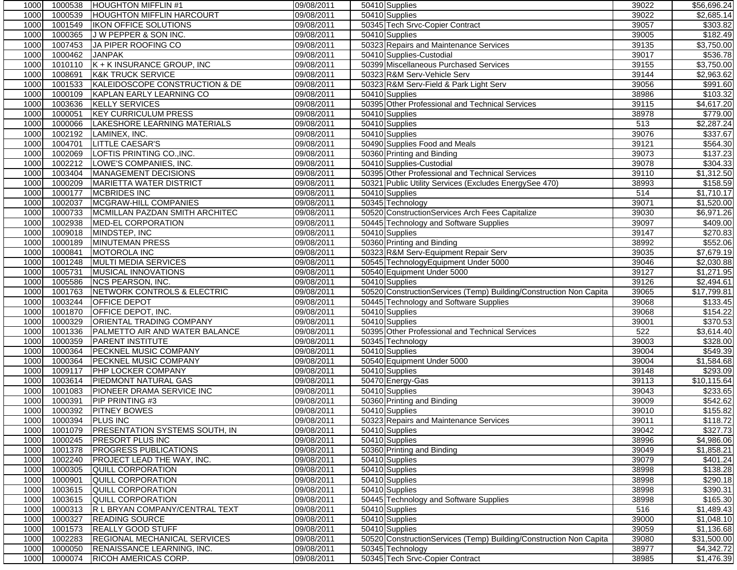| | | | | | | | |
|---|---|---|---|---|---|---|---|
| 1000 | 1000538 | HOUGHTON MIFFLIN #1 | 09/08/2011 | 50410 | Supplies | 39022 | $56,696.24 |
| 1000 | 1000539 | HOUGHTON MIFFLIN HARCOURT | 09/08/2011 | 50410 | Supplies | 39022 | $2,685.14 |
| 1000 | 1001549 | IKON OFFICE SOLUTIONS | 09/08/2011 | 50345 | Tech Srvc-Copier Contract | 39057 | $303.82 |
| 1000 | 1000365 | J W PEPPER & SON INC. | 09/08/2011 | 50410 | Supplies | 39005 | $182.49 |
| 1000 | 1007453 | JA PIPER ROOFING CO | 09/08/2011 | 50323 | Repairs and Maintenance Services | 39135 | $3,750.00 |
| 1000 | 1000462 | JANPAK | 09/08/2011 | 50410 | Supplies-Custodial | 39017 | $536.78 |
| 1000 | 1010110 | K + K INSURANCE GROUP, INC | 09/08/2011 | 50399 | Miscellaneous Purchased Services | 39155 | $3,750.00 |
| 1000 | 1008691 | K&K TRUCK SERVICE | 09/08/2011 | 50323 | R&M Serv-Vehicle Serv | 39144 | $2,963.62 |
| 1000 | 1001533 | KALEIDOSCOPE CONSTRUCTION & DE | 09/08/2011 | 50323 | R&M Serv-Field & Park Light Serv | 39056 | $991.60 |
| 1000 | 1000109 | KAPLAN EARLY LEARNING CO | 09/08/2011 | 50410 | Supplies | 38986 | $103.32 |
| 1000 | 1003636 | KELLY SERVICES | 09/08/2011 | 50395 | Other Professional and Technical Services | 39115 | $4,617.20 |
| 1000 | 1000051 | KEY CURRICULUM PRESS | 09/08/2011 | 50410 | Supplies | 38978 | $779.00 |
| 1000 | 1000066 | LAKESHORE LEARNING MATERIALS | 09/08/2011 | 50410 | Supplies | 513 | $2,287.24 |
| 1000 | 1002192 | LAMINEX, INC. | 09/08/2011 | 50410 | Supplies | 39076 | $337.67 |
| 1000 | 1004701 | LITTLE CAESAR'S | 09/08/2011 | 50490 | Supplies Food and Meals | 39121 | $564.30 |
| 1000 | 1002069 | LOFTIS PRINTING CO.,INC. | 09/08/2011 | 50360 | Printing and Binding | 39073 | $137.23 |
| 1000 | 1002212 | LOWE'S COMPANIES, INC. | 09/08/2011 | 50410 | Supplies-Custodial | 39078 | $304.33 |
| 1000 | 1003404 | MANAGEMENT DECISIONS | 09/08/2011 | 50395 | Other Professional and Technical Services | 39110 | $1,312.50 |
| 1000 | 1000209 | MARIETTA WATER DISTRICT | 09/08/2011 | 50321 | Public Utility Services (Excludes EnergySee 470) | 38993 | $158.59 |
| 1000 | 1000177 | MCBRIDES INC | 09/08/2011 | 50410 | Supplies | 514 | $1,710.17 |
| 1000 | 1002037 | MCGRAW-HILL COMPANIES | 09/08/2011 | 50345 | Technology | 39071 | $1,520.00 |
| 1000 | 1000733 | MCMILLAN PAZDAN SMITH ARCHITEC | 09/08/2011 | 50520 | ConstructionServices Arch Fees Capitalize | 39030 | $6,971.26 |
| 1000 | 1002938 | MED-EL CORPORATION | 09/08/2011 | 50445 | Technology and Software Supplies | 39097 | $409.00 |
| 1000 | 1009018 | MINDSTEP, INC | 09/08/2011 | 50410 | Supplies | 39147 | $270.83 |
| 1000 | 1000189 | MINUTEMAN PRESS | 09/08/2011 | 50360 | Printing and Binding | 38992 | $552.06 |
| 1000 | 1000841 | MOTOROLA INC | 09/08/2011 | 50323 | R&M Serv-Equipment Repair Serv | 39035 | $7,679.19 |
| 1000 | 1001248 | MULTI MEDIA SERVICES | 09/08/2011 | 50545 | TechnologyEquipment Under 5000 | 39046 | $2,030.88 |
| 1000 | 1005731 | MUSICAL INNOVATIONS | 09/08/2011 | 50540 | Equipment Under 5000 | 39127 | $1,271.95 |
| 1000 | 1005586 | NCS PEARSON, INC. | 09/08/2011 | 50410 | Supplies | 39126 | $2,494.61 |
| 1000 | 1001763 | NETWORK CONTROLS & ELECTRIC | 09/08/2011 | 50520 | ConstructionServices (Temp) Building/Construction Non Capita | 39065 | $17,799.81 |
| 1000 | 1003244 | OFFICE DEPOT | 09/08/2011 | 50445 | Technology and Software Supplies | 39068 | $133.45 |
| 1000 | 1001870 | OFFICE DEPOT, INC. | 09/08/2011 | 50410 | Supplies | 39068 | $154.22 |
| 1000 | 1000329 | ORIENTAL TRADING COMPANY | 09/08/2011 | 50410 | Supplies | 39001 | $370.53 |
| 1000 | 1001336 | PALMETTO AIR AND WATER BALANCE | 09/08/2011 | 50395 | Other Professional and Technical Services | 522 | $3,614.40 |
| 1000 | 1000359 | PARENT INSTITUTE | 09/08/2011 | 50345 | Technology | 39003 | $328.00 |
| 1000 | 1000364 | PECKNEL MUSIC COMPANY | 09/08/2011 | 50410 | Supplies | 39004 | $549.39 |
| 1000 | 1000364 | PECKNEL MUSIC COMPANY | 09/08/2011 | 50540 | Equipment Under 5000 | 39004 | $1,584.68 |
| 1000 | 1009117 | PHP LOCKER COMPANY | 09/08/2011 | 50410 | Supplies | 39148 | $293.09 |
| 1000 | 1003614 | PIEDMONT NATURAL GAS | 09/08/2011 | 50470 | Energy-Gas | 39113 | $10,115.64 |
| 1000 | 1001083 | PIONEER DRAMA SERVICE INC | 09/08/2011 | 50410 | Supplies | 39043 | $233.65 |
| 1000 | 1000391 | PIP PRINTING #3 | 09/08/2011 | 50360 | Printing and Binding | 39009 | $542.62 |
| 1000 | 1000392 | PITNEY BOWES | 09/08/2011 | 50410 | Supplies | 39010 | $155.82 |
| 1000 | 1000394 | PLUS INC | 09/08/2011 | 50323 | Repairs and Maintenance Services | 39011 | $118.72 |
| 1000 | 1001079 | PRESENTATION SYSTEMS SOUTH, IN | 09/08/2011 | 50410 | Supplies | 39042 | $327.73 |
| 1000 | 1000245 | PRESORT PLUS INC | 09/08/2011 | 50410 | Supplies | 38996 | $4,986.06 |
| 1000 | 1001378 | PROGRESS PUBLICATIONS | 09/08/2011 | 50360 | Printing and Binding | 39049 | $1,858.21 |
| 1000 | 1002240 | PROJECT LEAD THE WAY, INC. | 09/08/2011 | 50410 | Supplies | 39079 | $401.24 |
| 1000 | 1000305 | QUILL CORPORATION | 09/08/2011 | 50410 | Supplies | 38998 | $138.28 |
| 1000 | 1000901 | QUILL CORPORATION | 09/08/2011 | 50410 | Supplies | 38998 | $290.18 |
| 1000 | 1003615 | QUILL CORPORATION | 09/08/2011 | 50410 | Supplies | 38998 | $390.31 |
| 1000 | 1003615 | QUILL CORPORATION | 09/08/2011 | 50445 | Technology and Software Supplies | 38998 | $165.30 |
| 1000 | 1000313 | R L BRYAN COMPANY/CENTRAL TEXT | 09/08/2011 | 50410 | Supplies | 516 | $1,489.43 |
| 1000 | 1000327 | READING SOURCE | 09/08/2011 | 50410 | Supplies | 39000 | $1,048.10 |
| 1000 | 1001573 | REALLY GOOD STUFF | 09/08/2011 | 50410 | Supplies | 39059 | $1,136.68 |
| 1000 | 1002283 | REGIONAL MECHANICAL SERVICES | 09/08/2011 | 50520 | ConstructionServices (Temp) Building/Construction Non Capita | 39080 | $31,500.00 |
| 1000 | 1000050 | RENAISSANCE LEARNING, INC. | 09/08/2011 | 50345 | Technology | 38977 | $4,342.72 |
| 1000 | 1000074 | RICOH AMERICAS CORP. | 09/08/2011 | 50345 | Tech Srvc-Copier Contract | 38985 | $1,476.39 |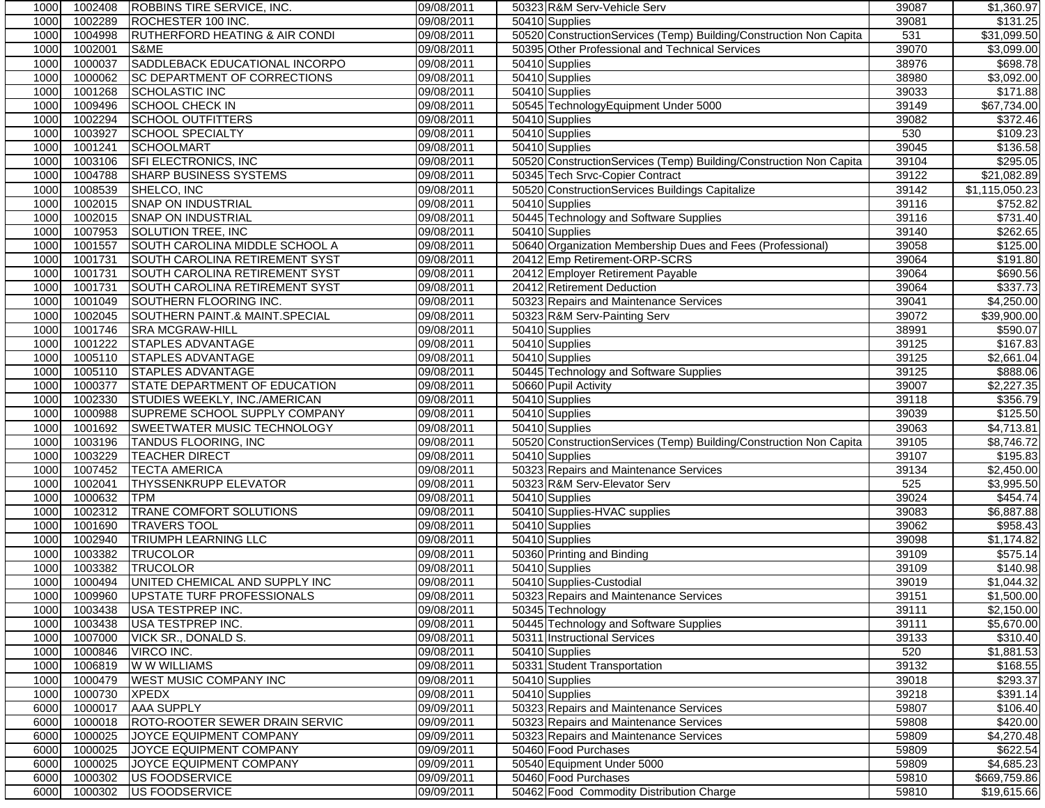| | | | | | | |
|---|---|---|---|---|---|---|
| 1000 | 1002408 | ROBBINS TIRE SERVICE, INC. | 09/08/2011 | 50323 R&M Serv-Vehicle Serv | 39087 | $1,360.97 |
| 1000 | 1002289 | ROCHESTER 100 INC. | 09/08/2011 | 50410 Supplies | 39081 | $131.25 |
| 1000 | 1004998 | RUTHERFORD HEATING & AIR CONDI | 09/08/2011 | 50520 ConstructionServices (Temp) Building/Construction Non Capita | 531 | $31,099.50 |
| 1000 | 1002001 | S&ME | 09/08/2011 | 50395 Other Professional and Technical Services | 39070 | $3,099.00 |
| 1000 | 1000037 | SADDLEBACK EDUCATIONAL INCORPO | 09/08/2011 | 50410 Supplies | 38976 | $698.78 |
| 1000 | 1000062 | SC DEPARTMENT OF CORRECTIONS | 09/08/2011 | 50410 Supplies | 38980 | $3,092.00 |
| 1000 | 1001268 | SCHOLASTIC INC | 09/08/2011 | 50410 Supplies | 39033 | $171.88 |
| 1000 | 1009496 | SCHOOL CHECK IN | 09/08/2011 | 50545 TechnologyEquipment Under 5000 | 39149 | $67,734.00 |
| 1000 | 1002294 | SCHOOL OUTFITTERS | 09/08/2011 | 50410 Supplies | 39082 | $372.46 |
| 1000 | 1003927 | SCHOOL SPECIALTY | 09/08/2011 | 50410 Supplies | 530 | $109.23 |
| 1000 | 1001241 | SCHOOLMART | 09/08/2011 | 50410 Supplies | 39045 | $136.58 |
| 1000 | 1003106 | SFI ELECTRONICS, INC | 09/08/2011 | 50520 ConstructionServices (Temp) Building/Construction Non Capita | 39104 | $295.05 |
| 1000 | 1004788 | SHARP BUSINESS SYSTEMS | 09/08/2011 | 50345 Tech Srvc-Copier Contract | 39122 | $21,082.89 |
| 1000 | 1008539 | SHELCO, INC | 09/08/2011 | 50520 ConstructionServices Buildings Capitalize | 39142 | $1,115,050.23 |
| 1000 | 1002015 | SNAP ON INDUSTRIAL | 09/08/2011 | 50410 Supplies | 39116 | $752.82 |
| 1000 | 1002015 | SNAP ON INDUSTRIAL | 09/08/2011 | 50445 Technology and Software Supplies | 39116 | $731.40 |
| 1000 | 1007953 | SOLUTION TREE, INC | 09/08/2011 | 50410 Supplies | 39140 | $262.65 |
| 1000 | 1001557 | SOUTH CAROLINA MIDDLE SCHOOL A | 09/08/2011 | 50640 Organization Membership Dues and Fees (Professional) | 39058 | $125.00 |
| 1000 | 1001731 | SOUTH CAROLINA RETIREMENT SYST | 09/08/2011 | 20412 Emp Retirement-ORP-SCRS | 39064 | $191.80 |
| 1000 | 1001731 | SOUTH CAROLINA RETIREMENT SYST | 09/08/2011 | 20412 Employer Retirement Payable | 39064 | $690.56 |
| 1000 | 1001731 | SOUTH CAROLINA RETIREMENT SYST | 09/08/2011 | 20412 Retirement Deduction | 39064 | $337.73 |
| 1000 | 1001049 | SOUTHERN FLOORING INC. | 09/08/2011 | 50323 Repairs and Maintenance Services | 39041 | $4,250.00 |
| 1000 | 1002045 | SOUTHERN PAINT.& MAINT.SPECIAL | 09/08/2011 | 50323 R&M Serv-Painting Serv | 39072 | $39,900.00 |
| 1000 | 1001746 | SRA MCGRAW-HILL | 09/08/2011 | 50410 Supplies | 38991 | $590.07 |
| 1000 | 1001222 | STAPLES ADVANTAGE | 09/08/2011 | 50410 Supplies | 39125 | $167.83 |
| 1000 | 1005110 | STAPLES ADVANTAGE | 09/08/2011 | 50410 Supplies | 39125 | $2,661.04 |
| 1000 | 1005110 | STAPLES ADVANTAGE | 09/08/2011 | 50445 Technology and Software Supplies | 39125 | $888.06 |
| 1000 | 1000377 | STATE DEPARTMENT OF EDUCATION | 09/08/2011 | 50660 Pupil Activity | 39007 | $2,227.35 |
| 1000 | 1002330 | STUDIES WEEKLY, INC./AMERICAN | 09/08/2011 | 50410 Supplies | 39118 | $356.79 |
| 1000 | 1000988 | SUPREME SCHOOL SUPPLY COMPANY | 09/08/2011 | 50410 Supplies | 39039 | $125.50 |
| 1000 | 1001692 | SWEETWATER MUSIC TECHNOLOGY | 09/08/2011 | 50410 Supplies | 39063 | $4,713.81 |
| 1000 | 1003196 | TANDUS FLOORING, INC | 09/08/2011 | 50520 ConstructionServices (Temp) Building/Construction Non Capita | 39105 | $8,746.72 |
| 1000 | 1003229 | TEACHER DIRECT | 09/08/2011 | 50410 Supplies | 39107 | $195.83 |
| 1000 | 1007452 | TECTA AMERICA | 09/08/2011 | 50323 Repairs and Maintenance Services | 39134 | $2,450.00 |
| 1000 | 1002041 | THYSSENKRUPP ELEVATOR | 09/08/2011 | 50323 R&M Serv-Elevator Serv | 525 | $3,995.50 |
| 1000 | 1000632 | TPM | 09/08/2011 | 50410 Supplies | 39024 | $454.74 |
| 1000 | 1002312 | TRANE COMFORT SOLUTIONS | 09/08/2011 | 50410 Supplies-HVAC supplies | 39083 | $6,887.88 |
| 1000 | 1001690 | TRAVERS TOOL | 09/08/2011 | 50410 Supplies | 39062 | $958.43 |
| 1000 | 1002940 | TRIUMPH LEARNING LLC | 09/08/2011 | 50410 Supplies | 39098 | $1,174.82 |
| 1000 | 1003382 | TRUCOLOR | 09/08/2011 | 50360 Printing and Binding | 39109 | $575.14 |
| 1000 | 1003382 | TRUCOLOR | 09/08/2011 | 50410 Supplies | 39109 | $140.98 |
| 1000 | 1000494 | UNITED CHEMICAL AND SUPPLY INC | 09/08/2011 | 50410 Supplies-Custodial | 39019 | $1,044.32 |
| 1000 | 1009960 | UPSTATE TURF PROFESSIONALS | 09/08/2011 | 50323 Repairs and Maintenance Services | 39151 | $1,500.00 |
| 1000 | 1003438 | USA TESTPREP INC. | 09/08/2011 | 50345 Technology | 39111 | $2,150.00 |
| 1000 | 1003438 | USA TESTPREP INC. | 09/08/2011 | 50445 Technology and Software Supplies | 39111 | $5,670.00 |
| 1000 | 1007000 | VICK SR., DONALD S. | 09/08/2011 | 50311 Instructional Services | 39133 | $310.40 |
| 1000 | 1000846 | VIRCO INC. | 09/08/2011 | 50410 Supplies | 520 | $1,881.53 |
| 1000 | 1006819 | W W WILLIAMS | 09/08/2011 | 50331 Student Transportation | 39132 | $168.55 |
| 1000 | 1000479 | WEST MUSIC COMPANY INC | 09/08/2011 | 50410 Supplies | 39018 | $293.37 |
| 1000 | 1000730 | XPEDX | 09/08/2011 | 50410 Supplies | 39218 | $391.14 |
| 6000 | 1000017 | AAA SUPPLY | 09/09/2011 | 50323 Repairs and Maintenance Services | 59807 | $106.40 |
| 6000 | 1000018 | ROTO-ROOTER SEWER DRAIN SERVIC | 09/09/2011 | 50323 Repairs and Maintenance Services | 59808 | $420.00 |
| 6000 | 1000025 | JOYCE EQUIPMENT COMPANY | 09/09/2011 | 50323 Repairs and Maintenance Services | 59809 | $4,270.48 |
| 6000 | 1000025 | JOYCE EQUIPMENT COMPANY | 09/09/2011 | 50460 Food Purchases | 59809 | $622.54 |
| 6000 | 1000025 | JOYCE EQUIPMENT COMPANY | 09/09/2011 | 50540 Equipment Under 5000 | 59809 | $4,685.23 |
| 6000 | 1000302 | US FOODSERVICE | 09/09/2011 | 50460 Food Purchases | 59810 | $669,759.86 |
| 6000 | 1000302 | US FOODSERVICE | 09/09/2011 | 50462 Food Commodity Distribution Charge | 59810 | $19,615.66 |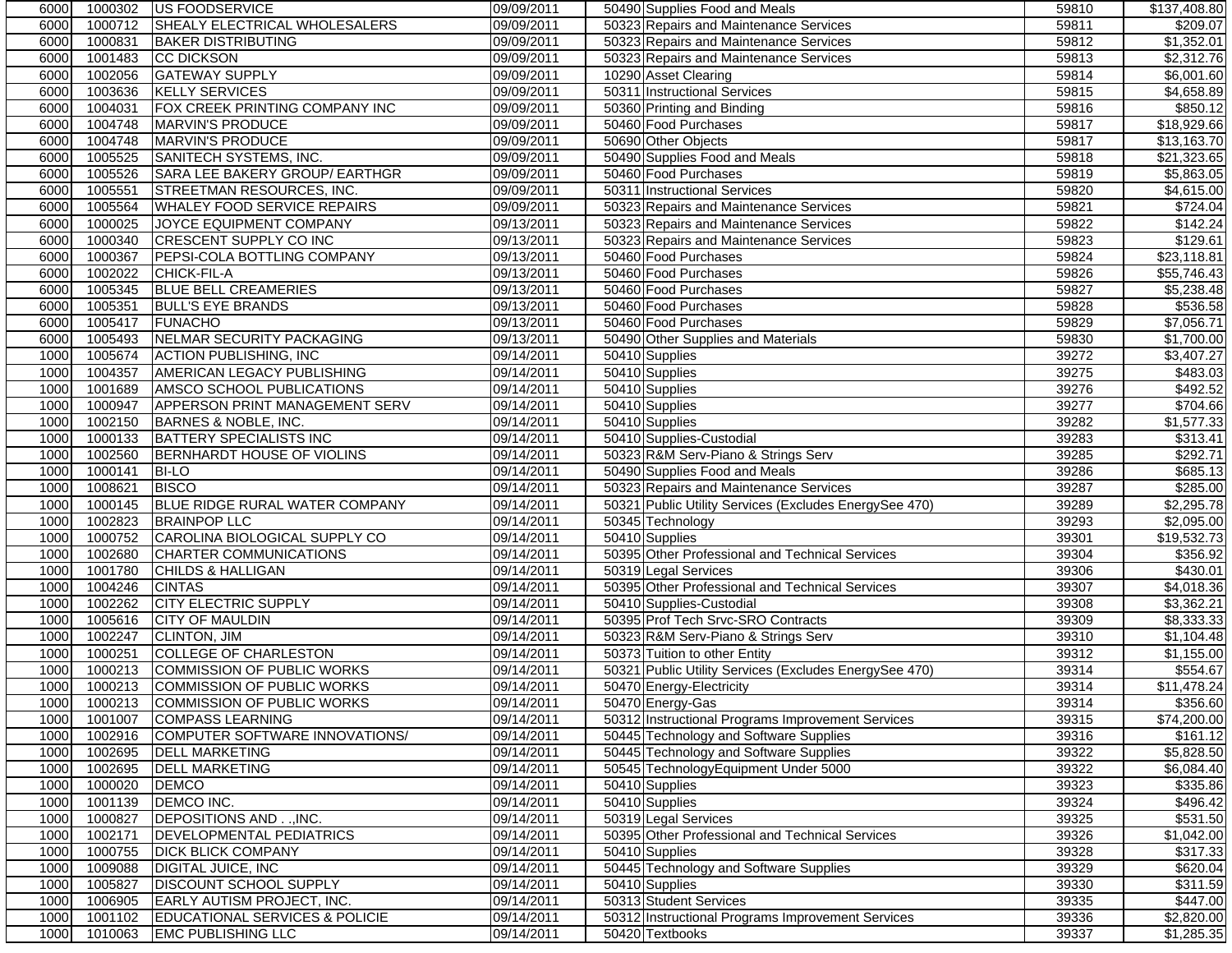| | | | | | | |
|---|---|---|---|---|---|---|
| 6000 | 1000302 | US FOODSERVICE | 09/09/2011 | 50490 Supplies Food and Meals | 59810 | $137,408.80 |
| 6000 | 1000712 | SHEALY ELECTRICAL WHOLESALERS | 09/09/2011 | 50323 Repairs and Maintenance Services | 59811 | $209.07 |
| 6000 | 1000831 | BAKER DISTRIBUTING | 09/09/2011 | 50323 Repairs and Maintenance Services | 59812 | $1,352.01 |
| 6000 | 1001483 | CC DICKSON | 09/09/2011 | 50323 Repairs and Maintenance Services | 59813 | $2,312.76 |
| 6000 | 1002056 | GATEWAY SUPPLY | 09/09/2011 | 10290 Asset Clearing | 59814 | $6,001.60 |
| 6000 | 1003636 | KELLY SERVICES | 09/09/2011 | 50311 Instructional Services | 59815 | $4,658.89 |
| 6000 | 1004031 | FOX CREEK PRINTING COMPANY INC | 09/09/2011 | 50360 Printing and Binding | 59816 | $850.12 |
| 6000 | 1004748 | MARVIN'S PRODUCE | 09/09/2011 | 50460 Food Purchases | 59817 | $18,929.66 |
| 6000 | 1004748 | MARVIN'S PRODUCE | 09/09/2011 | 50690 Other Objects | 59817 | $13,163.70 |
| 6000 | 1005525 | SANITECH SYSTEMS, INC. | 09/09/2011 | 50490 Supplies Food and Meals | 59818 | $21,323.65 |
| 6000 | 1005526 | SARA LEE BAKERY GROUP/ EARTHGR | 09/09/2011 | 50460 Food Purchases | 59819 | $5,863.05 |
| 6000 | 1005551 | STREETMAN RESOURCES, INC. | 09/09/2011 | 50311 Instructional Services | 59820 | $4,615.00 |
| 6000 | 1005564 | WHALEY FOOD SERVICE REPAIRS | 09/09/2011 | 50323 Repairs and Maintenance Services | 59821 | $724.04 |
| 6000 | 1000025 | JOYCE EQUIPMENT COMPANY | 09/13/2011 | 50323 Repairs and Maintenance Services | 59822 | $142.24 |
| 6000 | 1000340 | CRESCENT SUPPLY CO INC | 09/13/2011 | 50323 Repairs and Maintenance Services | 59823 | $129.61 |
| 6000 | 1000367 | PEPSI-COLA BOTTLING COMPANY | 09/13/2011 | 50460 Food Purchases | 59824 | $23,118.81 |
| 6000 | 1002022 | CHICK-FIL-A | 09/13/2011 | 50460 Food Purchases | 59826 | $55,746.43 |
| 6000 | 1005345 | BLUE BELL CREAMERIES | 09/13/2011 | 50460 Food Purchases | 59827 | $5,238.48 |
| 6000 | 1005351 | BULL'S EYE BRANDS | 09/13/2011 | 50460 Food Purchases | 59828 | $536.58 |
| 6000 | 1005417 | FUNACHO | 09/13/2011 | 50460 Food Purchases | 59829 | $7,056.71 |
| 6000 | 1005493 | NELMAR SECURITY PACKAGING | 09/13/2011 | 50490 Other Supplies and Materials | 59830 | $1,700.00 |
| 1000 | 1005674 | ACTION PUBLISHING, INC | 09/14/2011 | 50410 Supplies | 39272 | $3,407.27 |
| 1000 | 1004357 | AMERICAN LEGACY PUBLISHING | 09/14/2011 | 50410 Supplies | 39275 | $483.03 |
| 1000 | 1001689 | AMSCO SCHOOL PUBLICATIONS | 09/14/2011 | 50410 Supplies | 39276 | $492.52 |
| 1000 | 1000947 | APPERSON PRINT MANAGEMENT SERV | 09/14/2011 | 50410 Supplies | 39277 | $704.66 |
| 1000 | 1002150 | BARNES & NOBLE, INC. | 09/14/2011 | 50410 Supplies | 39282 | $1,577.33 |
| 1000 | 1000133 | BATTERY SPECIALISTS INC | 09/14/2011 | 50410 Supplies-Custodial | 39283 | $313.41 |
| 1000 | 1002560 | BERNHARDT HOUSE OF VIOLINS | 09/14/2011 | 50323 R&M Serv-Piano & Strings Serv | 39285 | $292.71 |
| 1000 | 1000141 | BI-LO | 09/14/2011 | 50490 Supplies Food and Meals | 39286 | $685.13 |
| 1000 | 1008621 | BISCO | 09/14/2011 | 50323 Repairs and Maintenance Services | 39287 | $285.00 |
| 1000 | 1000145 | BLUE RIDGE RURAL WATER COMPANY | 09/14/2011 | 50321 Public Utility Services (Excludes EnergySee 470) | 39289 | $2,295.78 |
| 1000 | 1002823 | BRAINPOP LLC | 09/14/2011 | 50345 Technology | 39293 | $2,095.00 |
| 1000 | 1000752 | CAROLINA BIOLOGICAL SUPPLY CO | 09/14/2011 | 50410 Supplies | 39301 | $19,532.73 |
| 1000 | 1002680 | CHARTER COMMUNICATIONS | 09/14/2011 | 50395 Other Professional and Technical Services | 39304 | $356.92 |
| 1000 | 1001780 | CHILDS & HALLIGAN | 09/14/2011 | 50319 Legal Services | 39306 | $430.01 |
| 1000 | 1004246 | CINTAS | 09/14/2011 | 50395 Other Professional and Technical Services | 39307 | $4,018.36 |
| 1000 | 1002262 | CITY ELECTRIC SUPPLY | 09/14/2011 | 50410 Supplies-Custodial | 39308 | $3,362.21 |
| 1000 | 1005616 | CITY OF MAULDIN | 09/14/2011 | 50395 Prof Tech Srvc-SRO Contracts | 39309 | $8,333.33 |
| 1000 | 1002247 | CLINTON, JIM | 09/14/2011 | 50323 R&M Serv-Piano & Strings Serv | 39310 | $1,104.48 |
| 1000 | 1000251 | COLLEGE OF CHARLESTON | 09/14/2011 | 50373 Tuition to other Entity | 39312 | $1,155.00 |
| 1000 | 1000213 | COMMISSION OF PUBLIC WORKS | 09/14/2011 | 50321 Public Utility Services (Excludes EnergySee 470) | 39314 | $554.67 |
| 1000 | 1000213 | COMMISSION OF PUBLIC WORKS | 09/14/2011 | 50470 Energy-Electricity | 39314 | $11,478.24 |
| 1000 | 1000213 | COMMISSION OF PUBLIC WORKS | 09/14/2011 | 50470 Energy-Gas | 39314 | $356.60 |
| 1000 | 1001007 | COMPASS LEARNING | 09/14/2011 | 50312 Instructional Programs Improvement Services | 39315 | $74,200.00 |
| 1000 | 1002916 | COMPUTER SOFTWARE INNOVATIONS/ | 09/14/2011 | 50445 Technology and Software Supplies | 39316 | $161.12 |
| 1000 | 1002695 | DELL MARKETING | 09/14/2011 | 50445 Technology and Software Supplies | 39322 | $5,828.50 |
| 1000 | 1002695 | DELL MARKETING | 09/14/2011 | 50545 TechnologyEquipment Under 5000 | 39322 | $6,084.40 |
| 1000 | 1000020 | DEMCO | 09/14/2011 | 50410 Supplies | 39323 | $335.86 |
| 1000 | 1001139 | DEMCO INC. | 09/14/2011 | 50410 Supplies | 39324 | $496.42 |
| 1000 | 1000827 | DEPOSITIONS AND . .,INC. | 09/14/2011 | 50319 Legal Services | 39325 | $531.50 |
| 1000 | 1002171 | DEVELOPMENTAL PEDIATRICS | 09/14/2011 | 50395 Other Professional and Technical Services | 39326 | $1,042.00 |
| 1000 | 1000755 | DICK BLICK COMPANY | 09/14/2011 | 50410 Supplies | 39328 | $317.33 |
| 1000 | 1009088 | DIGITAL JUICE, INC | 09/14/2011 | 50445 Technology and Software Supplies | 39329 | $620.04 |
| 1000 | 1005827 | DISCOUNT SCHOOL SUPPLY | 09/14/2011 | 50410 Supplies | 39330 | $311.59 |
| 1000 | 1006905 | EARLY AUTISM PROJECT, INC. | 09/14/2011 | 50313 Student Services | 39335 | $447.00 |
| 1000 | 1001102 | EDUCATIONAL SERVICES & POLICIE | 09/14/2011 | 50312 Instructional Programs Improvement Services | 39336 | $2,820.00 |
| 1000 | 1010063 | EMC PUBLISHING LLC | 09/14/2011 | 50420 Textbooks | 39337 | $1,285.35 |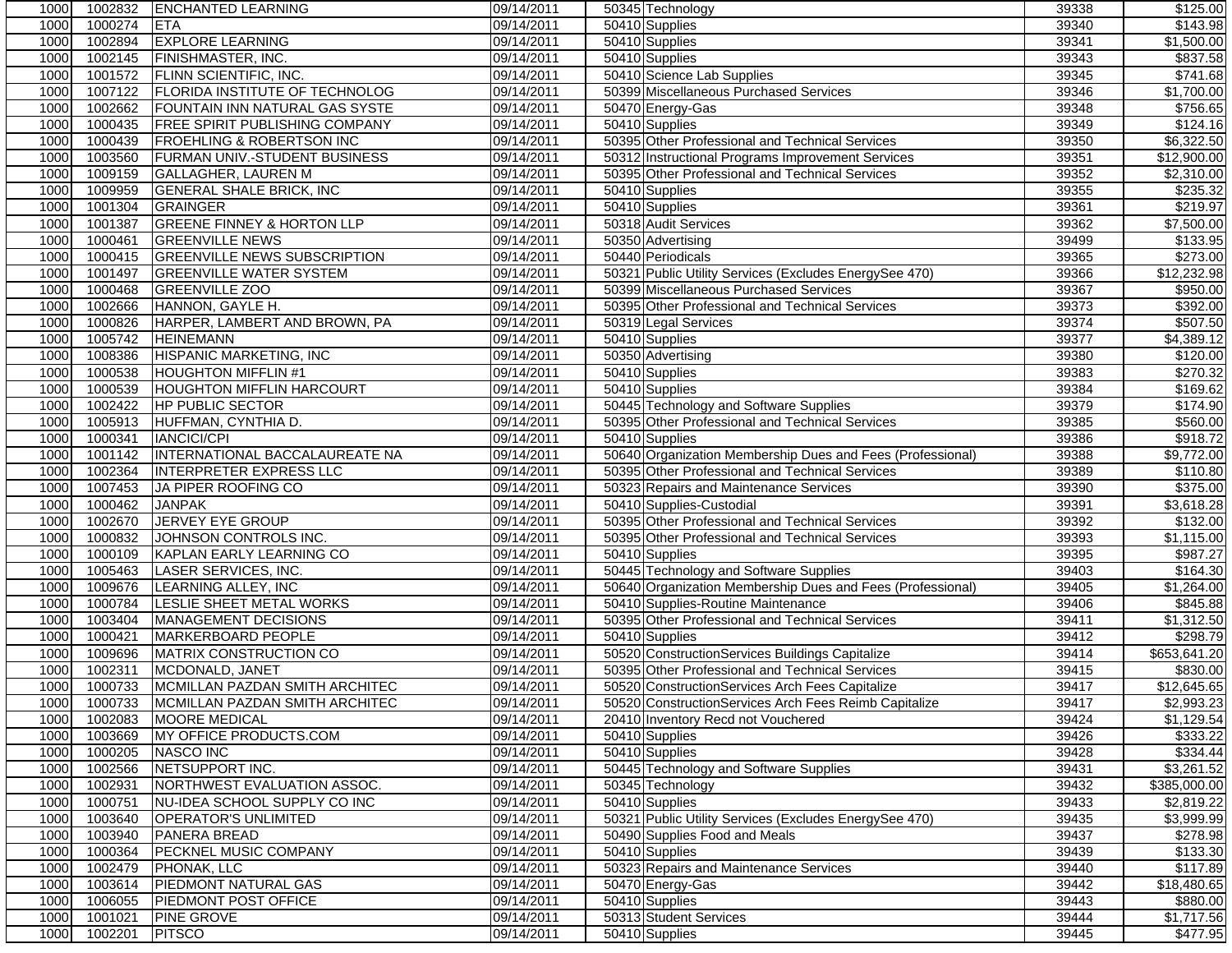| | | | | | | |
|---|---|---|---|---|---|---|
| 1000 | 1002832 | ENCHANTED LEARNING | 09/14/2011 | 50345 Technology | 39338 | $125.00 |
| 1000 | 1000274 | ETA | 09/14/2011 | 50410 Supplies | 39340 | $143.98 |
| 1000 | 1002894 | EXPLORE LEARNING | 09/14/2011 | 50410 Supplies | 39341 | $1,500.00 |
| 1000 | 1002145 | FINISHMASTER, INC. | 09/14/2011 | 50410 Supplies | 39343 | $837.58 |
| 1000 | 1001572 | FLINN SCIENTIFIC, INC. | 09/14/2011 | 50410 Science Lab Supplies | 39345 | $741.68 |
| 1000 | 1007122 | FLORIDA INSTITUTE OF TECHNOLOG | 09/14/2011 | 50399 Miscellaneous Purchased Services | 39346 | $1,700.00 |
| 1000 | 1002662 | FOUNTAIN INN NATURAL GAS SYSTE | 09/14/2011 | 50470 Energy-Gas | 39348 | $756.65 |
| 1000 | 1000435 | FREE SPIRIT PUBLISHING COMPANY | 09/14/2011 | 50410 Supplies | 39349 | $124.16 |
| 1000 | 1000439 | FROEHLING & ROBERTSON INC | 09/14/2011 | 50395 Other Professional and Technical Services | 39350 | $6,322.50 |
| 1000 | 1003560 | FURMAN UNIV.-STUDENT BUSINESS | 09/14/2011 | 50312 Instructional Programs Improvement Services | 39351 | $12,900.00 |
| 1000 | 1009159 | GALLAGHER, LAUREN M | 09/14/2011 | 50395 Other Professional and Technical Services | 39352 | $2,310.00 |
| 1000 | 1009959 | GENERAL SHALE BRICK, INC | 09/14/2011 | 50410 Supplies | 39355 | $235.32 |
| 1000 | 1001304 | GRAINGER | 09/14/2011 | 50410 Supplies | 39361 | $219.97 |
| 1000 | 1001387 | GREENE FINNEY & HORTON LLP | 09/14/2011 | 50318 Audit Services | 39362 | $7,500.00 |
| 1000 | 1000461 | GREENVILLE NEWS | 09/14/2011 | 50350 Advertising | 39499 | $133.95 |
| 1000 | 1000415 | GREENVILLE NEWS SUBSCRIPTION | 09/14/2011 | 50440 Periodicals | 39365 | $273.00 |
| 1000 | 1001497 | GREENVILLE WATER SYSTEM | 09/14/2011 | 50321 Public Utility Services (Excludes EnergySee 470) | 39366 | $12,232.98 |
| 1000 | 1000468 | GREENVILLE ZOO | 09/14/2011 | 50399 Miscellaneous Purchased Services | 39367 | $950.00 |
| 1000 | 1002666 | HANNON, GAYLE H. | 09/14/2011 | 50395 Other Professional and Technical Services | 39373 | $392.00 |
| 1000 | 1000826 | HARPER, LAMBERT AND BROWN, PA | 09/14/2011 | 50319 Legal Services | 39374 | $507.50 |
| 1000 | 1005742 | HEINEMANN | 09/14/2011 | 50410 Supplies | 39377 | $4,389.12 |
| 1000 | 1008386 | HISPANIC MARKETING, INC | 09/14/2011 | 50350 Advertising | 39380 | $120.00 |
| 1000 | 1000538 | HOUGHTON MIFFLIN #1 | 09/14/2011 | 50410 Supplies | 39383 | $270.32 |
| 1000 | 1000539 | HOUGHTON MIFFLIN HARCOURT | 09/14/2011 | 50410 Supplies | 39384 | $169.62 |
| 1000 | 1002422 | HP PUBLIC SECTOR | 09/14/2011 | 50445 Technology and Software Supplies | 39379 | $174.90 |
| 1000 | 1005913 | HUFFMAN, CYNTHIA D. | 09/14/2011 | 50395 Other Professional and Technical Services | 39385 | $560.00 |
| 1000 | 1000341 | IANCICI/CPI | 09/14/2011 | 50410 Supplies | 39386 | $918.72 |
| 1000 | 1001142 | INTERNATIONAL BACCALAUREATE NA | 09/14/2011 | 50640 Organization Membership Dues and Fees (Professional) | 39388 | $9,772.00 |
| 1000 | 1002364 | INTERPRETER EXPRESS LLC | 09/14/2011 | 50395 Other Professional and Technical Services | 39389 | $110.80 |
| 1000 | 1007453 | JA PIPER ROOFING CO | 09/14/2011 | 50323 Repairs and Maintenance Services | 39390 | $375.00 |
| 1000 | 1000462 | JANPAK | 09/14/2011 | 50410 Supplies-Custodial | 39391 | $3,618.28 |
| 1000 | 1002670 | JERVEY EYE GROUP | 09/14/2011 | 50395 Other Professional and Technical Services | 39392 | $132.00 |
| 1000 | 1000832 | JOHNSON CONTROLS INC. | 09/14/2011 | 50395 Other Professional and Technical Services | 39393 | $1,115.00 |
| 1000 | 1000109 | KAPLAN EARLY LEARNING CO | 09/14/2011 | 50410 Supplies | 39395 | $987.27 |
| 1000 | 1005463 | LASER SERVICES, INC. | 09/14/2011 | 50445 Technology and Software Supplies | 39403 | $164.30 |
| 1000 | 1009676 | LEARNING ALLEY, INC | 09/14/2011 | 50640 Organization Membership Dues and Fees (Professional) | 39405 | $1,264.00 |
| 1000 | 1000784 | LESLIE SHEET METAL WORKS | 09/14/2011 | 50410 Supplies-Routine Maintenance | 39406 | $845.88 |
| 1000 | 1003404 | MANAGEMENT DECISIONS | 09/14/2011 | 50395 Other Professional and Technical Services | 39411 | $1,312.50 |
| 1000 | 1000421 | MARKERBOARD PEOPLE | 09/14/2011 | 50410 Supplies | 39412 | $298.79 |
| 1000 | 1009696 | MATRIX CONSTRUCTION CO | 09/14/2011 | 50520 ConstructionServices Buildings Capitalize | 39414 | $653,641.20 |
| 1000 | 1002311 | MCDONALD, JANET | 09/14/2011 | 50395 Other Professional and Technical Services | 39415 | $830.00 |
| 1000 | 1000733 | MCMILLAN PAZDAN SMITH ARCHITEC | 09/14/2011 | 50520 ConstructionServices Arch Fees Capitalize | 39417 | $12,645.65 |
| 1000 | 1000733 | MCMILLAN PAZDAN SMITH ARCHITEC | 09/14/2011 | 50520 ConstructionServices Arch Fees Reimb Capitalize | 39417 | $2,993.23 |
| 1000 | 1002083 | MOORE MEDICAL | 09/14/2011 | 20410 Inventory Recd not Vouchered | 39424 | $1,129.54 |
| 1000 | 1003669 | MY OFFICE PRODUCTS.COM | 09/14/2011 | 50410 Supplies | 39426 | $333.22 |
| 1000 | 1000205 | NASCO INC | 09/14/2011 | 50410 Supplies | 39428 | $334.44 |
| 1000 | 1002566 | NETSUPPORT INC. | 09/14/2011 | 50445 Technology and Software Supplies | 39431 | $3,261.52 |
| 1000 | 1002931 | NORTHWEST EVALUATION ASSOC. | 09/14/2011 | 50345 Technology | 39432 | $385,000.00 |
| 1000 | 1000751 | NU-IDEA SCHOOL SUPPLY CO INC | 09/14/2011 | 50410 Supplies | 39433 | $2,819.22 |
| 1000 | 1003640 | OPERATOR'S UNLIMITED | 09/14/2011 | 50321 Public Utility Services (Excludes EnergySee 470) | 39435 | $3,999.99 |
| 1000 | 1003940 | PANERA BREAD | 09/14/2011 | 50490 Supplies Food and Meals | 39437 | $278.98 |
| 1000 | 1000364 | PECKNEL MUSIC COMPANY | 09/14/2011 | 50410 Supplies | 39439 | $133.30 |
| 1000 | 1002479 | PHONAK, LLC | 09/14/2011 | 50323 Repairs and Maintenance Services | 39440 | $117.89 |
| 1000 | 1003614 | PIEDMONT NATURAL GAS | 09/14/2011 | 50470 Energy-Gas | 39442 | $18,480.65 |
| 1000 | 1006055 | PIEDMONT POST OFFICE | 09/14/2011 | 50410 Supplies | 39443 | $880.00 |
| 1000 | 1001021 | PINE GROVE | 09/14/2011 | 50313 Student Services | 39444 | $1,717.56 |
| 1000 | 1002201 | PITSCO | 09/14/2011 | 50410 Supplies | 39445 | $477.95 |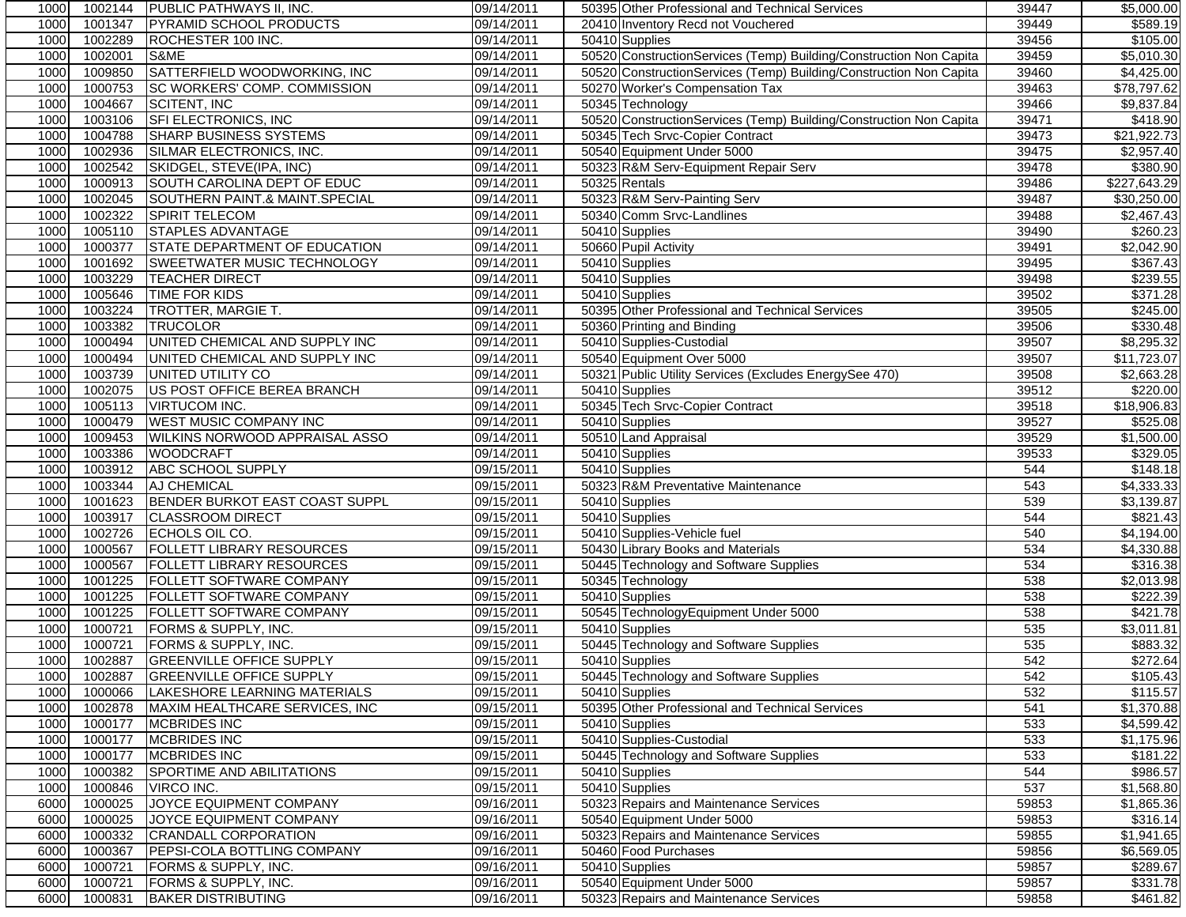| | | | | | | |
|---|---|---|---|---|---|---|
| 1000 | 1002144 | PUBLIC PATHWAYS II, INC. | 09/14/2011 | 50395 Other Professional and Technical Services | 39447 | $5,000.00 |
| 1000 | 1001347 | PYRAMID SCHOOL PRODUCTS | 09/14/2011 | 20410 Inventory Recd not Vouchered | 39449 | $589.19 |
| 1000 | 1002289 | ROCHESTER 100 INC. | 09/14/2011 | 50410 Supplies | 39456 | $105.00 |
| 1000 | 1002001 | S&ME | 09/14/2011 | 50520 ConstructionServices (Temp) Building/Construction Non Capita | 39459 | $5,010.30 |
| 1000 | 1009850 | SATTERFIELD WOODWORKING, INC | 09/14/2011 | 50520 ConstructionServices (Temp) Building/Construction Non Capita | 39460 | $4,425.00 |
| 1000 | 1000753 | SC WORKERS' COMP. COMMISSION | 09/14/2011 | 50270 Worker's Compensation Tax | 39463 | $78,797.62 |
| 1000 | 1004667 | SCITENT, INC | 09/14/2011 | 50345 Technology | 39466 | $9,837.84 |
| 1000 | 1003106 | SFI ELECTRONICS, INC | 09/14/2011 | 50520 ConstructionServices (Temp) Building/Construction Non Capita | 39471 | $418.90 |
| 1000 | 1004788 | SHARP BUSINESS SYSTEMS | 09/14/2011 | 50345 Tech Srvc-Copier Contract | 39473 | $21,922.73 |
| 1000 | 1002936 | SILMAR ELECTRONICS, INC. | 09/14/2011 | 50540 Equipment Under 5000 | 39475 | $2,957.40 |
| 1000 | 1002542 | SKIDGEL, STEVE(IPA, INC) | 09/14/2011 | 50323 R&M Serv-Equipment Repair Serv | 39478 | $380.90 |
| 1000 | 1000913 | SOUTH CAROLINA DEPT OF EDUC | 09/14/2011 | 50325 Rentals | 39486 | $227,643.29 |
| 1000 | 1002045 | SOUTHERN PAINT.& MAINT.SPECIAL | 09/14/2011 | 50323 R&M Serv-Painting Serv | 39487 | $30,250.00 |
| 1000 | 1002322 | SPIRIT TELECOM | 09/14/2011 | 50340 Comm Srvc-Landlines | 39488 | $2,467.43 |
| 1000 | 1005110 | STAPLES ADVANTAGE | 09/14/2011 | 50410 Supplies | 39490 | $260.23 |
| 1000 | 1000377 | STATE DEPARTMENT OF EDUCATION | 09/14/2011 | 50660 Pupil Activity | 39491 | $2,042.90 |
| 1000 | 1001692 | SWEETWATER MUSIC TECHNOLOGY | 09/14/2011 | 50410 Supplies | 39495 | $367.43 |
| 1000 | 1003229 | TEACHER DIRECT | 09/14/2011 | 50410 Supplies | 39498 | $239.55 |
| 1000 | 1005646 | TIME FOR KIDS | 09/14/2011 | 50410 Supplies | 39502 | $371.28 |
| 1000 | 1003224 | TROTTER, MARGIE T. | 09/14/2011 | 50395 Other Professional and Technical Services | 39505 | $245.00 |
| 1000 | 1003382 | TRUCOLOR | 09/14/2011 | 50360 Printing and Binding | 39506 | $330.48 |
| 1000 | 1000494 | UNITED CHEMICAL AND SUPPLY INC | 09/14/2011 | 50410 Supplies-Custodial | 39507 | $8,295.32 |
| 1000 | 1000494 | UNITED CHEMICAL AND SUPPLY INC | 09/14/2011 | 50540 Equipment Over 5000 | 39507 | $11,723.07 |
| 1000 | 1003739 | UNITED UTILITY CO | 09/14/2011 | 50321 Public Utility Services (Excludes EnergySee 470) | 39508 | $2,663.28 |
| 1000 | 1002075 | US POST OFFICE BEREA BRANCH | 09/14/2011 | 50410 Supplies | 39512 | $220.00 |
| 1000 | 1005113 | VIRTUCOM INC. | 09/14/2011 | 50345 Tech Srvc-Copier Contract | 39518 | $18,906.83 |
| 1000 | 1000479 | WEST MUSIC COMPANY INC | 09/14/2011 | 50410 Supplies | 39527 | $525.08 |
| 1000 | 1009453 | WILKINS NORWOOD APPRAISAL ASSO | 09/14/2011 | 50510 Land Appraisal | 39529 | $1,500.00 |
| 1000 | 1003386 | WOODCRAFT | 09/14/2011 | 50410 Supplies | 39533 | $329.05 |
| 1000 | 1003912 | ABC SCHOOL SUPPLY | 09/15/2011 | 50410 Supplies | 544 | $148.18 |
| 1000 | 1003344 | AJ CHEMICAL | 09/15/2011 | 50323 R&M Preventative Maintenance | 543 | $4,333.33 |
| 1000 | 1001623 | BENDER BURKOT EAST COAST SUPPL | 09/15/2011 | 50410 Supplies | 539 | $3,139.87 |
| 1000 | 1003917 | CLASSROOM DIRECT | 09/15/2011 | 50410 Supplies | 544 | $821.43 |
| 1000 | 1002726 | ECHOLS OIL CO. | 09/15/2011 | 50410 Supplies-Vehicle fuel | 540 | $4,194.00 |
| 1000 | 1000567 | FOLLETT LIBRARY RESOURCES | 09/15/2011 | 50430 Library Books and Materials | 534 | $4,330.88 |
| 1000 | 1000567 | FOLLETT LIBRARY RESOURCES | 09/15/2011 | 50445 Technology and Software Supplies | 534 | $316.38 |
| 1000 | 1001225 | FOLLETT SOFTWARE COMPANY | 09/15/2011 | 50345 Technology | 538 | $2,013.98 |
| 1000 | 1001225 | FOLLETT SOFTWARE COMPANY | 09/15/2011 | 50410 Supplies | 538 | $222.39 |
| 1000 | 1001225 | FOLLETT SOFTWARE COMPANY | 09/15/2011 | 50545 TechnologyEquipment Under 5000 | 538 | $421.78 |
| 1000 | 1000721 | FORMS & SUPPLY, INC. | 09/15/2011 | 50410 Supplies | 535 | $3,011.81 |
| 1000 | 1000721 | FORMS & SUPPLY, INC. | 09/15/2011 | 50445 Technology and Software Supplies | 535 | $883.32 |
| 1000 | 1002887 | GREENVILLE OFFICE SUPPLY | 09/15/2011 | 50410 Supplies | 542 | $272.64 |
| 1000 | 1002887 | GREENVILLE OFFICE SUPPLY | 09/15/2011 | 50445 Technology and Software Supplies | 542 | $105.43 |
| 1000 | 1000066 | LAKESHORE LEARNING MATERIALS | 09/15/2011 | 50410 Supplies | 532 | $115.57 |
| 1000 | 1002878 | MAXIM HEALTHCARE SERVICES, INC | 09/15/2011 | 50395 Other Professional and Technical Services | 541 | $1,370.88 |
| 1000 | 1000177 | MCBRIDES INC | 09/15/2011 | 50410 Supplies | 533 | $4,599.42 |
| 1000 | 1000177 | MCBRIDES INC | 09/15/2011 | 50410 Supplies-Custodial | 533 | $1,175.96 |
| 1000 | 1000177 | MCBRIDES INC | 09/15/2011 | 50445 Technology and Software Supplies | 533 | $181.22 |
| 1000 | 1000382 | SPORTIME AND ABILITATIONS | 09/15/2011 | 50410 Supplies | 544 | $986.57 |
| 1000 | 1000846 | VIRCO INC. | 09/15/2011 | 50410 Supplies | 537 | $1,568.80 |
| 6000 | 1000025 | JOYCE EQUIPMENT COMPANY | 09/16/2011 | 50323 Repairs and Maintenance Services | 59853 | $1,865.36 |
| 6000 | 1000025 | JOYCE EQUIPMENT COMPANY | 09/16/2011 | 50540 Equipment Under 5000 | 59853 | $316.14 |
| 6000 | 1000332 | CRANDALL CORPORATION | 09/16/2011 | 50323 Repairs and Maintenance Services | 59855 | $1,941.65 |
| 6000 | 1000367 | PEPSI-COLA BOTTLING COMPANY | 09/16/2011 | 50460 Food Purchases | 59856 | $6,569.05 |
| 6000 | 1000721 | FORMS & SUPPLY, INC. | 09/16/2011 | 50410 Supplies | 59857 | $289.67 |
| 6000 | 1000721 | FORMS & SUPPLY, INC. | 09/16/2011 | 50540 Equipment Under 5000 | 59857 | $331.78 |
| 6000 | 1000831 | BAKER DISTRIBUTING | 09/16/2011 | 50323 Repairs and Maintenance Services | 59858 | $461.82 |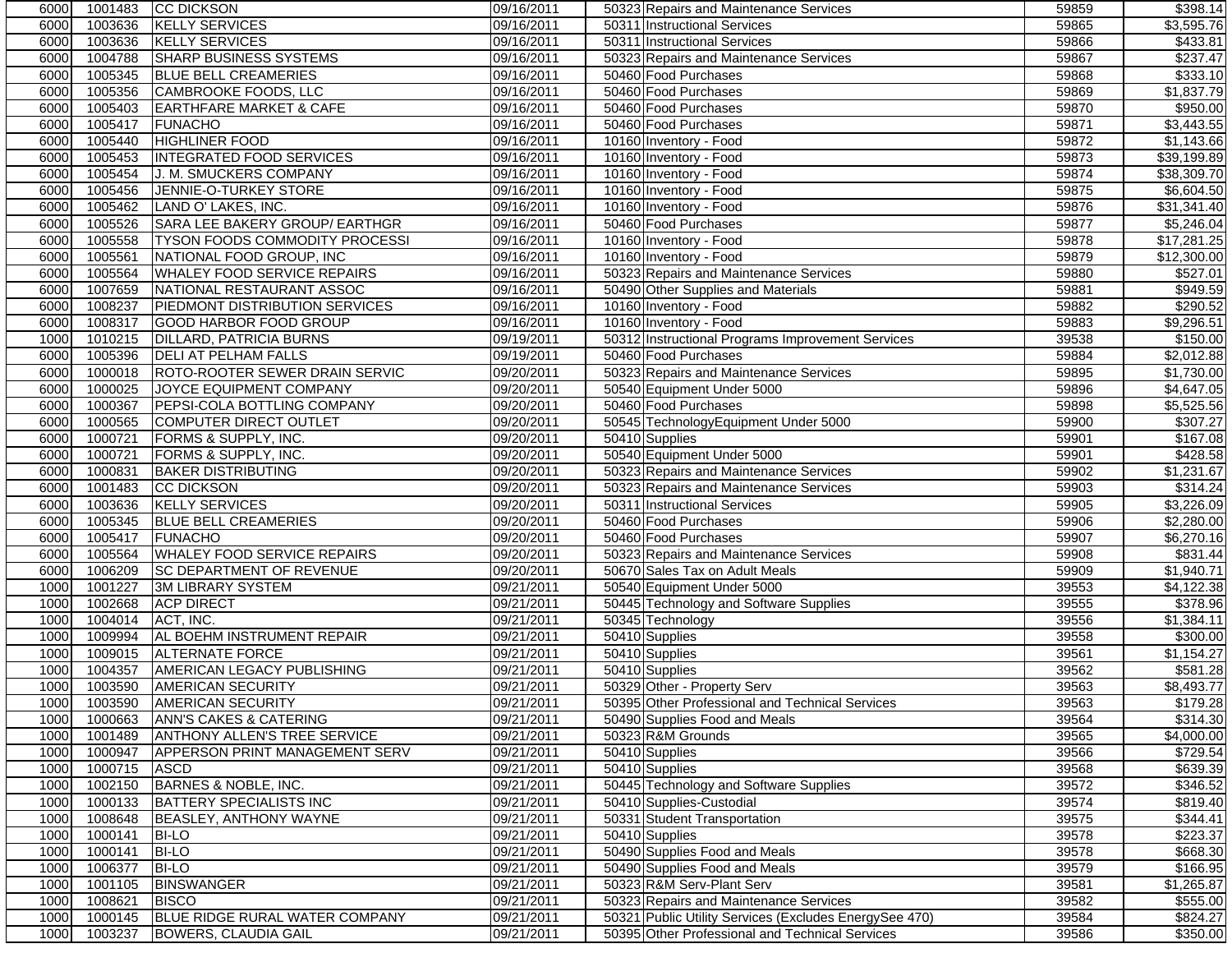| | | | | | | |
|---|---|---|---|---|---|---|
| 6000 | 1001483 | CC DICKSON | 09/16/2011 | 50323 Repairs and Maintenance Services | 59859 | $398.14 |
| 6000 | 1003636 | KELLY SERVICES | 09/16/2011 | 50311 Instructional Services | 59865 | $3,595.76 |
| 6000 | 1003636 | KELLY SERVICES | 09/16/2011 | 50311 Instructional Services | 59866 | $433.81 |
| 6000 | 1004788 | SHARP BUSINESS SYSTEMS | 09/16/2011 | 50323 Repairs and Maintenance Services | 59867 | $237.47 |
| 6000 | 1005345 | BLUE BELL CREAMERIES | 09/16/2011 | 50460 Food Purchases | 59868 | $333.10 |
| 6000 | 1005356 | CAMBROOKE FOODS, LLC | 09/16/2011 | 50460 Food Purchases | 59869 | $1,837.79 |
| 6000 | 1005403 | EARTHFARE MARKET & CAFE | 09/16/2011 | 50460 Food Purchases | 59870 | $950.00 |
| 6000 | 1005417 | FUNACHO | 09/16/2011 | 50460 Food Purchases | 59871 | $3,443.55 |
| 6000 | 1005440 | HIGHLINER FOOD | 09/16/2011 | 10160 Inventory - Food | 59872 | $1,143.66 |
| 6000 | 1005453 | INTEGRATED FOOD SERVICES | 09/16/2011 | 10160 Inventory - Food | 59873 | $39,199.89 |
| 6000 | 1005454 | J. M. SMUCKERS COMPANY | 09/16/2011 | 10160 Inventory - Food | 59874 | $38,309.70 |
| 6000 | 1005456 | JENNIE-O-TURKEY STORE | 09/16/2011 | 10160 Inventory - Food | 59875 | $6,604.50 |
| 6000 | 1005462 | LAND O' LAKES, INC. | 09/16/2011 | 10160 Inventory - Food | 59876 | $31,341.40 |
| 6000 | 1005526 | SARA LEE BAKERY GROUP/ EARTHGR | 09/16/2011 | 50460 Food Purchases | 59877 | $5,246.04 |
| 6000 | 1005558 | TYSON FOODS COMMODITY PROCESSI | 09/16/2011 | 10160 Inventory - Food | 59878 | $17,281.25 |
| 6000 | 1005561 | NATIONAL FOOD GROUP, INC | 09/16/2011 | 10160 Inventory - Food | 59879 | $12,300.00 |
| 6000 | 1005564 | WHALEY FOOD SERVICE REPAIRS | 09/16/2011 | 50323 Repairs and Maintenance Services | 59880 | $527.01 |
| 6000 | 1007659 | NATIONAL RESTAURANT ASSOC | 09/16/2011 | 50490 Other Supplies and Materials | 59881 | $949.59 |
| 6000 | 1008237 | PIEDMONT DISTRIBUTION SERVICES | 09/16/2011 | 10160 Inventory - Food | 59882 | $290.52 |
| 6000 | 1008317 | GOOD HARBOR FOOD GROUP | 09/16/2011 | 10160 Inventory - Food | 59883 | $9,296.51 |
| 1000 | 1010215 | DILLARD, PATRICIA BURNS | 09/19/2011 | 50312 Instructional Programs Improvement Services | 39538 | $150.00 |
| 6000 | 1005396 | DELI AT PELHAM FALLS | 09/19/2011 | 50460 Food Purchases | 59884 | $2,012.88 |
| 6000 | 1000018 | ROTO-ROOTER SEWER DRAIN SERVIC | 09/20/2011 | 50323 Repairs and Maintenance Services | 59895 | $1,730.00 |
| 6000 | 1000025 | JOYCE EQUIPMENT COMPANY | 09/20/2011 | 50540 Equipment Under 5000 | 59896 | $4,647.05 |
| 6000 | 1000367 | PEPSI-COLA BOTTLING COMPANY | 09/20/2011 | 50460 Food Purchases | 59898 | $5,525.56 |
| 6000 | 1000565 | COMPUTER DIRECT OUTLET | 09/20/2011 | 50545 TechnologyEquipment Under 5000 | 59900 | $307.27 |
| 6000 | 1000721 | FORMS & SUPPLY, INC. | 09/20/2011 | 50410 Supplies | 59901 | $167.08 |
| 6000 | 1000721 | FORMS & SUPPLY, INC. | 09/20/2011 | 50540 Equipment Under 5000 | 59901 | $428.58 |
| 6000 | 1000831 | BAKER DISTRIBUTING | 09/20/2011 | 50323 Repairs and Maintenance Services | 59902 | $1,231.67 |
| 6000 | 1001483 | CC DICKSON | 09/20/2011 | 50323 Repairs and Maintenance Services | 59903 | $314.24 |
| 6000 | 1003636 | KELLY SERVICES | 09/20/2011 | 50311 Instructional Services | 59905 | $3,226.09 |
| 6000 | 1005345 | BLUE BELL CREAMERIES | 09/20/2011 | 50460 Food Purchases | 59906 | $2,280.00 |
| 6000 | 1005417 | FUNACHO | 09/20/2011 | 50460 Food Purchases | 59907 | $6,270.16 |
| 6000 | 1005564 | WHALEY FOOD SERVICE REPAIRS | 09/20/2011 | 50323 Repairs and Maintenance Services | 59908 | $831.44 |
| 6000 | 1006209 | SC DEPARTMENT OF REVENUE | 09/20/2011 | 50670 Sales Tax on Adult Meals | 59909 | $1,940.71 |
| 1000 | 1001227 | 3M LIBRARY SYSTEM | 09/21/2011 | 50540 Equipment Under 5000 | 39553 | $4,122.38 |
| 1000 | 1002668 | ACP DIRECT | 09/21/2011 | 50445 Technology and Software Supplies | 39555 | $378.96 |
| 1000 | 1004014 | ACT, INC. | 09/21/2011 | 50345 Technology | 39556 | $1,384.11 |
| 1000 | 1009994 | AL BOEHM INSTRUMENT REPAIR | 09/21/2011 | 50410 Supplies | 39558 | $300.00 |
| 1000 | 1009015 | ALTERNATE FORCE | 09/21/2011 | 50410 Supplies | 39561 | $1,154.27 |
| 1000 | 1004357 | AMERICAN LEGACY PUBLISHING | 09/21/2011 | 50410 Supplies | 39562 | $581.28 |
| 1000 | 1003590 | AMERICAN SECURITY | 09/21/2011 | 50329 Other - Property Serv | 39563 | $8,493.77 |
| 1000 | 1003590 | AMERICAN SECURITY | 09/21/2011 | 50395 Other Professional and Technical Services | 39563 | $179.28 |
| 1000 | 1000663 | ANN'S CAKES & CATERING | 09/21/2011 | 50490 Supplies Food and Meals | 39564 | $314.30 |
| 1000 | 1001489 | ANTHONY ALLEN'S TREE SERVICE | 09/21/2011 | 50323 R&M Grounds | 39565 | $4,000.00 |
| 1000 | 1000947 | APPERSON PRINT MANAGEMENT SERV | 09/21/2011 | 50410 Supplies | 39566 | $729.54 |
| 1000 | 1000715 | ASCD | 09/21/2011 | 50410 Supplies | 39568 | $639.39 |
| 1000 | 1002150 | BARNES & NOBLE, INC. | 09/21/2011 | 50445 Technology and Software Supplies | 39572 | $346.52 |
| 1000 | 1000133 | BATTERY SPECIALISTS INC | 09/21/2011 | 50410 Supplies-Custodial | 39574 | $819.40 |
| 1000 | 1008648 | BEASLEY, ANTHONY WAYNE | 09/21/2011 | 50331 Student Transportation | 39575 | $344.41 |
| 1000 | 1000141 | BI-LO | 09/21/2011 | 50410 Supplies | 39578 | $223.37 |
| 1000 | 1000141 | BI-LO | 09/21/2011 | 50490 Supplies Food and Meals | 39578 | $668.30 |
| 1000 | 1006377 | BI-LO | 09/21/2011 | 50490 Supplies Food and Meals | 39579 | $166.95 |
| 1000 | 1001105 | BINSWANGER | 09/21/2011 | 50323 R&M Serv-Plant Serv | 39581 | $1,265.87 |
| 1000 | 1008621 | BISCO | 09/21/2011 | 50323 Repairs and Maintenance Services | 39582 | $555.00 |
| 1000 | 1000145 | BLUE RIDGE RURAL WATER COMPANY | 09/21/2011 | 50321 Public Utility Services (Excludes EnergySee 470) | 39584 | $824.27 |
| 1000 | 1003237 | BOWERS, CLAUDIA GAIL | 09/21/2011 | 50395 Other Professional and Technical Services | 39586 | $350.00 |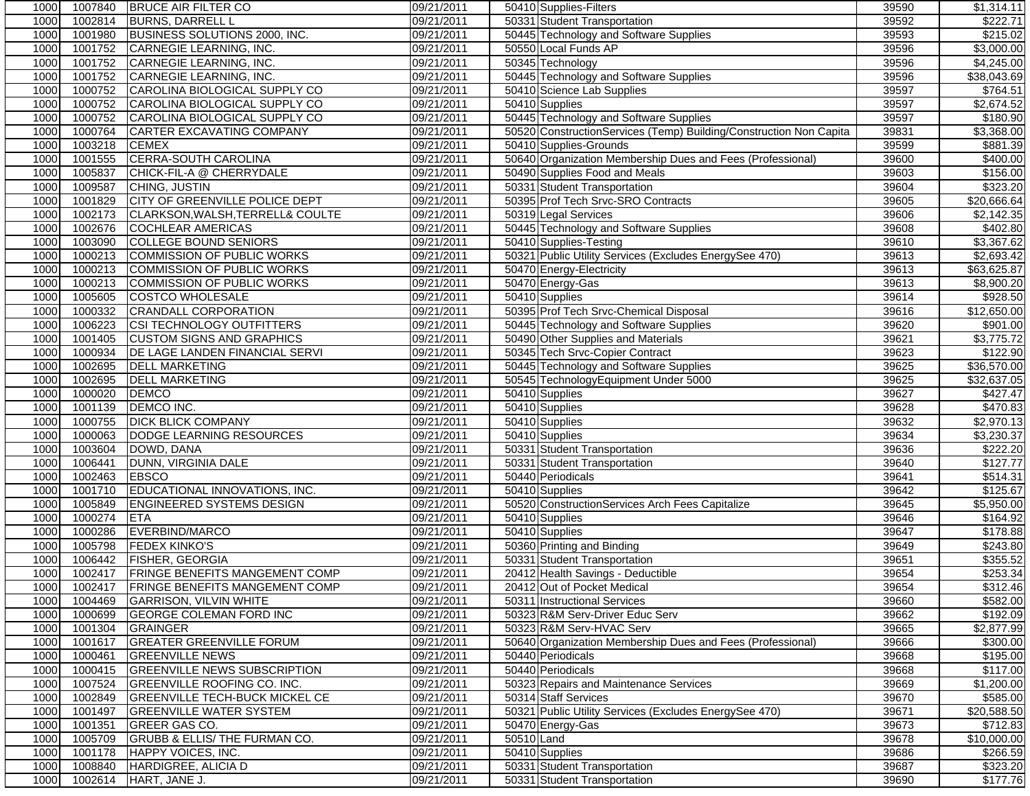| | | | | | | | |
|---|---|---|---|---|---|---|---|
| 1000 | 1007840 | BRUCE AIR FILTER CO | 09/21/2011 | 50410 | Supplies-Filters | 39590 | $1,314.11 |
| 1000 | 1002814 | BURNS, DARRELL L | 09/21/2011 | 50331 | Student Transportation | 39592 | $222.71 |
| 1000 | 1001980 | BUSINESS SOLUTIONS 2000, INC. | 09/21/2011 | 50445 | Technology and Software Supplies | 39593 | $215.02 |
| 1000 | 1001752 | CARNEGIE LEARNING, INC. | 09/21/2011 | 50550 | Local Funds AP | 39596 | $3,000.00 |
| 1000 | 1001752 | CARNEGIE LEARNING, INC. | 09/21/2011 | 50345 | Technology | 39596 | $4,245.00 |
| 1000 | 1001752 | CARNEGIE LEARNING, INC. | 09/21/2011 | 50445 | Technology and Software Supplies | 39596 | $38,043.69 |
| 1000 | 1000752 | CAROLINA BIOLOGICAL SUPPLY CO | 09/21/2011 | 50410 | Science Lab Supplies | 39597 | $764.51 |
| 1000 | 1000752 | CAROLINA BIOLOGICAL SUPPLY CO | 09/21/2011 | 50410 | Supplies | 39597 | $2,674.52 |
| 1000 | 1000752 | CAROLINA BIOLOGICAL SUPPLY CO | 09/21/2011 | 50445 | Technology and Software Supplies | 39597 | $180.90 |
| 1000 | 1000764 | CARTER EXCAVATING COMPANY | 09/21/2011 | 50520 | ConstructionServices (Temp) Building/Construction Non Capita | 39831 | $3,368.00 |
| 1000 | 1003218 | CEMEX | 09/21/2011 | 50410 | Supplies-Grounds | 39599 | $881.39 |
| 1000 | 1001555 | CERRA-SOUTH CAROLINA | 09/21/2011 | 50640 | Organization Membership Dues and Fees (Professional) | 39600 | $400.00 |
| 1000 | 1005837 | CHICK-FIL-A @ CHERRYDALE | 09/21/2011 | 50490 | Supplies Food and Meals | 39603 | $156.00 |
| 1000 | 1009587 | CHING, JUSTIN | 09/21/2011 | 50331 | Student Transportation | 39604 | $323.20 |
| 1000 | 1001829 | CITY OF GREENVILLE POLICE DEPT | 09/21/2011 | 50395 | Prof Tech Srvc-SRO Contracts | 39605 | $20,666.64 |
| 1000 | 1002173 | CLARKSON,WALSH,TERRELL& COULTE | 09/21/2011 | 50319 | Legal Services | 39606 | $2,142.35 |
| 1000 | 1002676 | COCHLEAR AMERICAS | 09/21/2011 | 50445 | Technology and Software Supplies | 39608 | $402.80 |
| 1000 | 1003090 | COLLEGE BOUND SENIORS | 09/21/2011 | 50410 | Supplies-Testing | 39610 | $3,367.62 |
| 1000 | 1000213 | COMMISSION OF PUBLIC WORKS | 09/21/2011 | 50321 | Public Utility Services (Excludes EnergySee 470) | 39613 | $2,693.42 |
| 1000 | 1000213 | COMMISSION OF PUBLIC WORKS | 09/21/2011 | 50470 | Energy-Electricity | 39613 | $63,625.87 |
| 1000 | 1000213 | COMMISSION OF PUBLIC WORKS | 09/21/2011 | 50470 | Energy-Gas | 39613 | $8,900.20 |
| 1000 | 1005605 | COSTCO WHOLESALE | 09/21/2011 | 50410 | Supplies | 39614 | $928.50 |
| 1000 | 1000332 | CRANDALL CORPORATION | 09/21/2011 | 50395 | Prof Tech Srvc-Chemical Disposal | 39616 | $12,650.00 |
| 1000 | 1006223 | CSI TECHNOLOGY OUTFITTERS | 09/21/2011 | 50445 | Technology and Software Supplies | 39620 | $901.00 |
| 1000 | 1001405 | CUSTOM SIGNS AND GRAPHICS | 09/21/2011 | 50490 | Other Supplies and Materials | 39621 | $3,775.72 |
| 1000 | 1000934 | DE LAGE LANDEN FINANCIAL SERVI | 09/21/2011 | 50345 | Tech Srvc-Copier Contract | 39623 | $122.90 |
| 1000 | 1002695 | DELL MARKETING | 09/21/2011 | 50445 | Technology and Software Supplies | 39625 | $36,570.00 |
| 1000 | 1002695 | DELL MARKETING | 09/21/2011 | 50545 | TechnologyEquipment Under 5000 | 39625 | $32,637.05 |
| 1000 | 1000020 | DEMCO | 09/21/2011 | 50410 | Supplies | 39627 | $427.47 |
| 1000 | 1001139 | DEMCO INC. | 09/21/2011 | 50410 | Supplies | 39628 | $470.83 |
| 1000 | 1000755 | DICK BLICK COMPANY | 09/21/2011 | 50410 | Supplies | 39632 | $2,970.13 |
| 1000 | 1000063 | DODGE LEARNING RESOURCES | 09/21/2011 | 50410 | Supplies | 39634 | $3,230.37 |
| 1000 | 1003604 | DOWD, DANA | 09/21/2011 | 50331 | Student Transportation | 39636 | $222.20 |
| 1000 | 1006441 | DUNN, VIRGINIA DALE | 09/21/2011 | 50331 | Student Transportation | 39640 | $127.77 |
| 1000 | 1002463 | EBSCO | 09/21/2011 | 50440 | Periodicals | 39641 | $514.31 |
| 1000 | 1001710 | EDUCATIONAL INNOVATIONS, INC. | 09/21/2011 | 50410 | Supplies | 39642 | $125.67 |
| 1000 | 1005849 | ENGINEERED SYSTEMS DESIGN | 09/21/2011 | 50520 | ConstructionServices Arch Fees Capitalize | 39645 | $5,950.00 |
| 1000 | 1000274 | ETA | 09/21/2011 | 50410 | Supplies | 39646 | $164.92 |
| 1000 | 1000286 | EVERBIND/MARCO | 09/21/2011 | 50410 | Supplies | 39647 | $178.88 |
| 1000 | 1005798 | FEDEX KINKO'S | 09/21/2011 | 50360 | Printing and Binding | 39649 | $243.80 |
| 1000 | 1006442 | FISHER, GEORGIA | 09/21/2011 | 50331 | Student Transportation | 39651 | $355.52 |
| 1000 | 1002417 | FRINGE BENEFITS MANGEMENT COMP | 09/21/2011 | 20412 | Health Savings - Deductible | 39654 | $253.34 |
| 1000 | 1002417 | FRINGE BENEFITS MANGEMENT COMP | 09/21/2011 | 20412 | Out of Pocket Medical | 39654 | $312.46 |
| 1000 | 1004469 | GARRISON, VILVIN WHITE | 09/21/2011 | 50311 | Instructional Services | 39660 | $582.00 |
| 1000 | 1000699 | GEORGE COLEMAN FORD INC | 09/21/2011 | 50323 | R&M Serv-Driver Educ Serv | 39662 | $192.09 |
| 1000 | 1001304 | GRAINGER | 09/21/2011 | 50323 | R&M Serv-HVAC Serv | 39665 | $2,877.99 |
| 1000 | 1001617 | GREATER GREENVILLE FORUM | 09/21/2011 | 50640 | Organization Membership Dues and Fees (Professional) | 39666 | $300.00 |
| 1000 | 1000461 | GREENVILLE NEWS | 09/21/2011 | 50440 | Periodicals | 39668 | $195.00 |
| 1000 | 1000415 | GREENVILLE NEWS SUBSCRIPTION | 09/21/2011 | 50440 | Periodicals | 39668 | $117.00 |
| 1000 | 1007524 | GREENVILLE ROOFING CO. INC. | 09/21/2011 | 50323 | Repairs and Maintenance Services | 39669 | $1,200.00 |
| 1000 | 1002849 | GREENVILLE TECH-BUCK MICKEL CE | 09/21/2011 | 50314 | Staff Services | 39670 | $585.00 |
| 1000 | 1001497 | GREENVILLE WATER SYSTEM | 09/21/2011 | 50321 | Public Utility Services (Excludes EnergySee 470) | 39671 | $20,588.50 |
| 1000 | 1001351 | GREER GAS CO. | 09/21/2011 | 50470 | Energy-Gas | 39673 | $712.83 |
| 1000 | 1005709 | GRUBB & ELLIS/ THE FURMAN CO. | 09/21/2011 | 50510 | Land | 39678 | $10,000.00 |
| 1000 | 1001178 | HAPPY VOICES, INC. | 09/21/2011 | 50410 | Supplies | 39686 | $266.59 |
| 1000 | 1008840 | HARDIGREE, ALICIA D | 09/21/2011 | 50331 | Student Transportation | 39687 | $323.20 |
| 1000 | 1002614 | HART, JANE J. | 09/21/2011 | 50331 | Student Transportation | 39690 | $177.76 |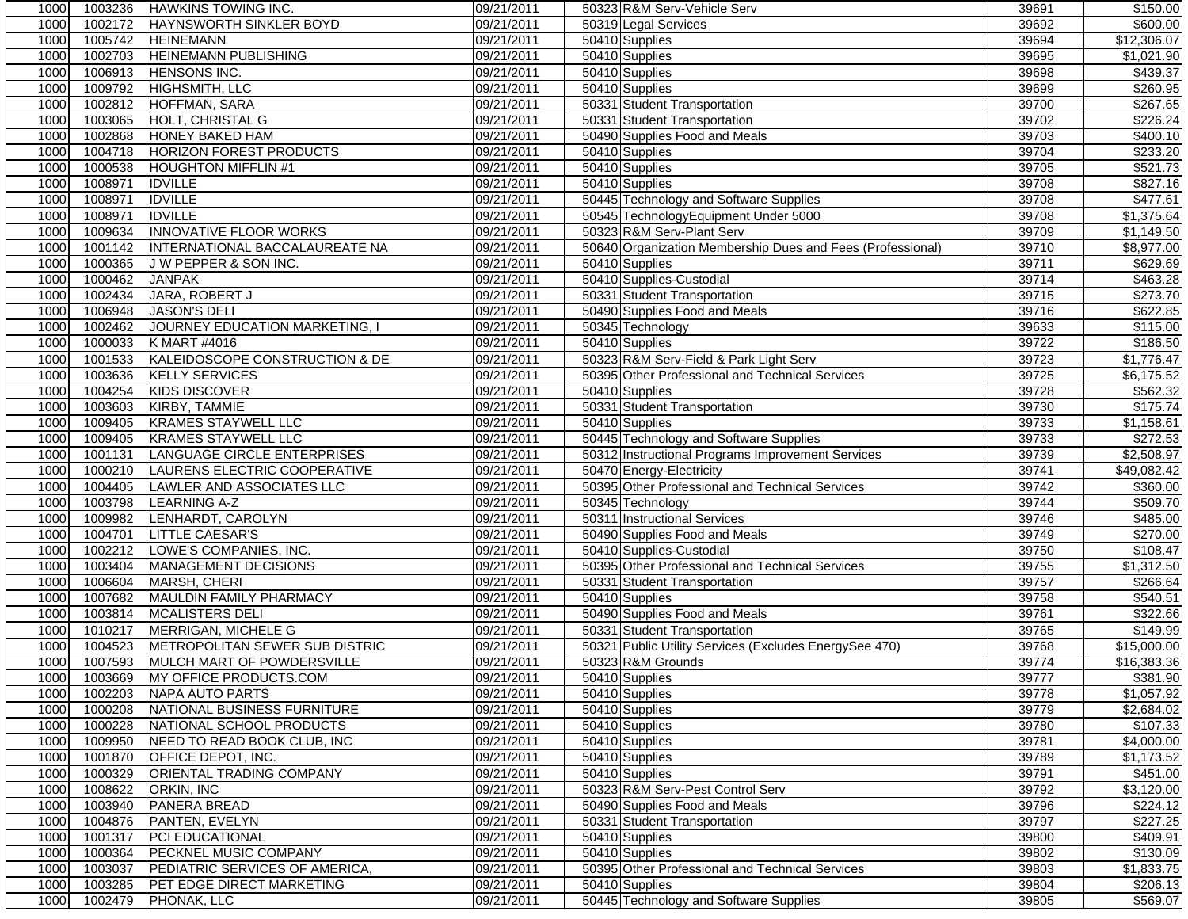| | | | | | | |
|---|---|---|---|---|---|---|
| 1000 | 1003236 | HAWKINS TOWING INC. | 09/21/2011 | 50323 R&M Serv-Vehicle Serv | 39691 | $150.00 |
| 1000 | 1002172 | HAYNSWORTH SINKLER BOYD | 09/21/2011 | 50319 Legal Services | 39692 | $600.00 |
| 1000 | 1005742 | HEINEMANN | 09/21/2011 | 50410 Supplies | 39694 | $12,306.07 |
| 1000 | 1002703 | HEINEMANN PUBLISHING | 09/21/2011 | 50410 Supplies | 39695 | $1,021.90 |
| 1000 | 1006913 | HENSONS INC. | 09/21/2011 | 50410 Supplies | 39698 | $439.37 |
| 1000 | 1009792 | HIGHSMITH, LLC | 09/21/2011 | 50410 Supplies | 39699 | $260.95 |
| 1000 | 1002812 | HOFFMAN, SARA | 09/21/2011 | 50331 Student Transportation | 39700 | $267.65 |
| 1000 | 1003065 | HOLT, CHRISTAL G | 09/21/2011 | 50331 Student Transportation | 39702 | $226.24 |
| 1000 | 1002868 | HONEY BAKED HAM | 09/21/2011 | 50490 Supplies Food and Meals | 39703 | $400.10 |
| 1000 | 1004718 | HORIZON FOREST PRODUCTS | 09/21/2011 | 50410 Supplies | 39704 | $233.20 |
| 1000 | 1000538 | HOUGHTON MIFFLIN #1 | 09/21/2011 | 50410 Supplies | 39705 | $521.73 |
| 1000 | 1008971 | IDVILLE | 09/21/2011 | 50410 Supplies | 39708 | $827.16 |
| 1000 | 1008971 | IDVILLE | 09/21/2011 | 50445 Technology and Software Supplies | 39708 | $477.61 |
| 1000 | 1008971 | IDVILLE | 09/21/2011 | 50545 TechnologyEquipment Under 5000 | 39708 | $1,375.64 |
| 1000 | 1009634 | INNOVATIVE FLOOR WORKS | 09/21/2011 | 50323 R&M Serv-Plant Serv | 39709 | $1,149.50 |
| 1000 | 1001142 | INTERNATIONAL BACCALAUREATE NA | 09/21/2011 | 50640 Organization Membership Dues and Fees (Professional) | 39710 | $8,977.00 |
| 1000 | 1000365 | J W PEPPER & SON INC. | 09/21/2011 | 50410 Supplies | 39711 | $629.69 |
| 1000 | 1000462 | JANPAK | 09/21/2011 | 50410 Supplies-Custodial | 39714 | $463.28 |
| 1000 | 1002434 | JARA, ROBERT J | 09/21/2011 | 50331 Student Transportation | 39715 | $273.70 |
| 1000 | 1006948 | JASON'S DELI | 09/21/2011 | 50490 Supplies Food and Meals | 39716 | $622.85 |
| 1000 | 1002462 | JOURNEY EDUCATION MARKETING, I | 09/21/2011 | 50345 Technology | 39633 | $115.00 |
| 1000 | 1000033 | K MART #4016 | 09/21/2011 | 50410 Supplies | 39722 | $186.50 |
| 1000 | 1001533 | KALEIDOSCOPE CONSTRUCTION & DE | 09/21/2011 | 50323 R&M Serv-Field & Park Light Serv | 39723 | $1,776.47 |
| 1000 | 1003636 | KELLY SERVICES | 09/21/2011 | 50395 Other Professional and Technical Services | 39725 | $6,175.52 |
| 1000 | 1004254 | KIDS DISCOVER | 09/21/2011 | 50410 Supplies | 39728 | $562.32 |
| 1000 | 1003603 | KIRBY, TAMMIE | 09/21/2011 | 50331 Student Transportation | 39730 | $175.74 |
| 1000 | 1009405 | KRAMES STAYWELL LLC | 09/21/2011 | 50410 Supplies | 39733 | $1,158.61 |
| 1000 | 1009405 | KRAMES STAYWELL LLC | 09/21/2011 | 50445 Technology and Software Supplies | 39733 | $272.53 |
| 1000 | 1001131 | LANGUAGE CIRCLE ENTERPRISES | 09/21/2011 | 50312 Instructional Programs Improvement Services | 39739 | $2,508.97 |
| 1000 | 1000210 | LAURENS ELECTRIC COOPERATIVE | 09/21/2011 | 50470 Energy-Electricity | 39741 | $49,082.42 |
| 1000 | 1004405 | LAWLER AND ASSOCIATES LLC | 09/21/2011 | 50395 Other Professional and Technical Services | 39742 | $360.00 |
| 1000 | 1003798 | LEARNING A-Z | 09/21/2011 | 50345 Technology | 39744 | $509.70 |
| 1000 | 1009982 | LENHARDT, CAROLYN | 09/21/2011 | 50311 Instructional Services | 39746 | $485.00 |
| 1000 | 1004701 | LITTLE CAESAR'S | 09/21/2011 | 50490 Supplies Food and Meals | 39749 | $270.00 |
| 1000 | 1002212 | LOWE'S COMPANIES, INC. | 09/21/2011 | 50410 Supplies-Custodial | 39750 | $108.47 |
| 1000 | 1003404 | MANAGEMENT DECISIONS | 09/21/2011 | 50395 Other Professional and Technical Services | 39755 | $1,312.50 |
| 1000 | 1006604 | MARSH, CHERI | 09/21/2011 | 50331 Student Transportation | 39757 | $266.64 |
| 1000 | 1007682 | MAULDIN FAMILY PHARMACY | 09/21/2011 | 50410 Supplies | 39758 | $540.51 |
| 1000 | 1003814 | MCALISTERS DELI | 09/21/2011 | 50490 Supplies Food and Meals | 39761 | $322.66 |
| 1000 | 1010217 | MERRIGAN, MICHELE G | 09/21/2011 | 50331 Student Transportation | 39765 | $149.99 |
| 1000 | 1004523 | METROPOLITAN SEWER SUB DISTRIC | 09/21/2011 | 50321 Public Utility Services (Excludes EnergySee 470) | 39768 | $15,000.00 |
| 1000 | 1007593 | MULCH MART OF POWDERSVILLE | 09/21/2011 | 50323 R&M Grounds | 39774 | $16,383.36 |
| 1000 | 1003669 | MY OFFICE PRODUCTS.COM | 09/21/2011 | 50410 Supplies | 39777 | $381.90 |
| 1000 | 1002203 | NAPA AUTO PARTS | 09/21/2011 | 50410 Supplies | 39778 | $1,057.92 |
| 1000 | 1000208 | NATIONAL BUSINESS FURNITURE | 09/21/2011 | 50410 Supplies | 39779 | $2,684.02 |
| 1000 | 1000228 | NATIONAL SCHOOL PRODUCTS | 09/21/2011 | 50410 Supplies | 39780 | $107.33 |
| 1000 | 1009950 | NEED TO READ BOOK CLUB, INC | 09/21/2011 | 50410 Supplies | 39781 | $4,000.00 |
| 1000 | 1001870 | OFFICE DEPOT, INC. | 09/21/2011 | 50410 Supplies | 39789 | $1,173.52 |
| 1000 | 1000329 | ORIENTAL TRADING COMPANY | 09/21/2011 | 50410 Supplies | 39791 | $451.00 |
| 1000 | 1008622 | ORKIN, INC | 09/21/2011 | 50323 R&M Serv-Pest Control Serv | 39792 | $3,120.00 |
| 1000 | 1003940 | PANERA BREAD | 09/21/2011 | 50490 Supplies Food and Meals | 39796 | $224.12 |
| 1000 | 1004876 | PANTEN, EVELYN | 09/21/2011 | 50331 Student Transportation | 39797 | $227.25 |
| 1000 | 1001317 | PCI EDUCATIONAL | 09/21/2011 | 50410 Supplies | 39800 | $409.91 |
| 1000 | 1000364 | PECKNEL MUSIC COMPANY | 09/21/2011 | 50410 Supplies | 39802 | $130.09 |
| 1000 | 1003037 | PEDIATRIC SERVICES OF AMERICA, | 09/21/2011 | 50395 Other Professional and Technical Services | 39803 | $1,833.75 |
| 1000 | 1003285 | PET EDGE DIRECT MARKETING | 09/21/2011 | 50410 Supplies | 39804 | $206.13 |
| 1000 | 1002479 | PHONAK, LLC | 09/21/2011 | 50445 Technology and Software Supplies | 39805 | $569.07 |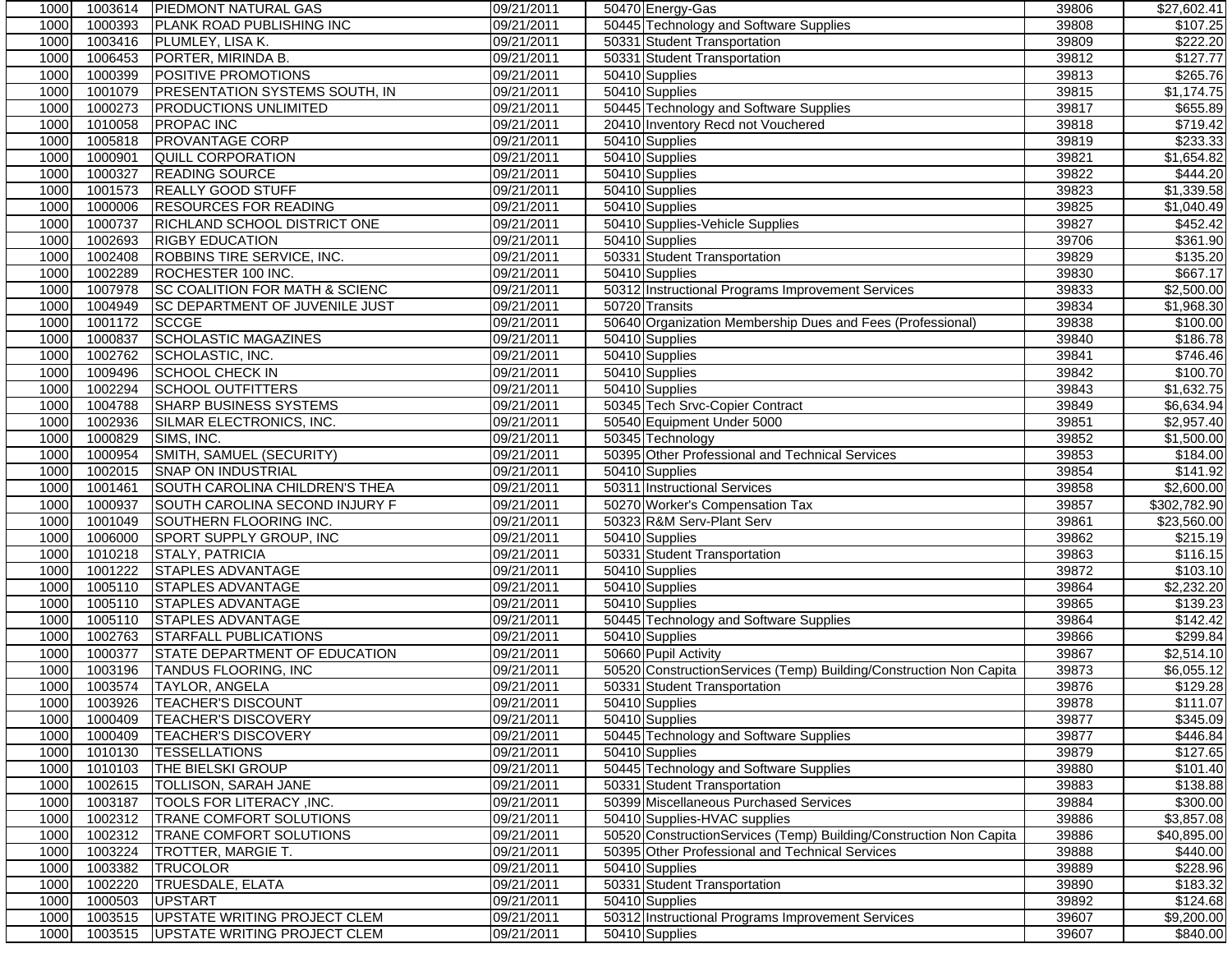| | | | | | | | |
|---|---|---|---|---|---|---|---|
| 1000 | 1003614 | PIEDMONT NATURAL GAS | 09/21/2011 | 50470 | Energy-Gas | 39806 | $27,602.41 |
| 1000 | 1000393 | PLANK ROAD PUBLISHING INC | 09/21/2011 | 50445 | Technology and Software Supplies | 39808 | $107.25 |
| 1000 | 1003416 | PLUMLEY, LISA K. | 09/21/2011 | 50331 | Student Transportation | 39809 | $222.20 |
| 1000 | 1006453 | PORTER, MIRINDA B. | 09/21/2011 | 50331 | Student Transportation | 39812 | $127.77 |
| 1000 | 1000399 | POSITIVE PROMOTIONS | 09/21/2011 | 50410 | Supplies | 39813 | $265.76 |
| 1000 | 1001079 | PRESENTATION SYSTEMS SOUTH, IN | 09/21/2011 | 50410 | Supplies | 39815 | $1,174.75 |
| 1000 | 1000273 | PRODUCTIONS UNLIMITED | 09/21/2011 | 50445 | Technology and Software Supplies | 39817 | $655.89 |
| 1000 | 1010058 | PROPAC INC | 09/21/2011 | 20410 | Inventory Recd not Vouchered | 39818 | $719.42 |
| 1000 | 1005818 | PROVANTAGE CORP | 09/21/2011 | 50410 | Supplies | 39819 | $233.33 |
| 1000 | 1000901 | QUILL CORPORATION | 09/21/2011 | 50410 | Supplies | 39821 | $1,654.82 |
| 1000 | 1000327 | READING SOURCE | 09/21/2011 | 50410 | Supplies | 39822 | $444.20 |
| 1000 | 1001573 | REALLY GOOD STUFF | 09/21/2011 | 50410 | Supplies | 39823 | $1,339.58 |
| 1000 | 1000006 | RESOURCES FOR READING | 09/21/2011 | 50410 | Supplies | 39825 | $1,040.49 |
| 1000 | 1000737 | RICHLAND SCHOOL DISTRICT ONE | 09/21/2011 | 50410 | Supplies-Vehicle Supplies | 39827 | $452.42 |
| 1000 | 1002693 | RIGBY EDUCATION | 09/21/2011 | 50410 | Supplies | 39706 | $361.90 |
| 1000 | 1002408 | ROBBINS TIRE SERVICE, INC. | 09/21/2011 | 50331 | Student Transportation | 39829 | $135.20 |
| 1000 | 1002289 | ROCHESTER 100 INC. | 09/21/2011 | 50410 | Supplies | 39830 | $667.17 |
| 1000 | 1007978 | SC COALITION FOR MATH & SCIENC | 09/21/2011 | 50312 | Instructional Programs Improvement Services | 39833 | $2,500.00 |
| 1000 | 1004949 | SC DEPARTMENT OF JUVENILE JUST | 09/21/2011 | 50720 | Transits | 39834 | $1,968.30 |
| 1000 | 1001172 | SCCGE | 09/21/2011 | 50640 | Organization Membership Dues and Fees (Professional) | 39838 | $100.00 |
| 1000 | 1000837 | SCHOLASTIC MAGAZINES | 09/21/2011 | 50410 | Supplies | 39840 | $186.78 |
| 1000 | 1002762 | SCHOLASTIC, INC. | 09/21/2011 | 50410 | Supplies | 39841 | $746.46 |
| 1000 | 1009496 | SCHOOL CHECK IN | 09/21/2011 | 50410 | Supplies | 39842 | $100.70 |
| 1000 | 1002294 | SCHOOL OUTFITTERS | 09/21/2011 | 50410 | Supplies | 39843 | $1,632.75 |
| 1000 | 1004788 | SHARP BUSINESS SYSTEMS | 09/21/2011 | 50345 | Tech Srvc-Copier Contract | 39849 | $6,634.94 |
| 1000 | 1002936 | SILMAR ELECTRONICS, INC. | 09/21/2011 | 50540 | Equipment Under 5000 | 39851 | $2,957.40 |
| 1000 | 1000829 | SIMS, INC. | 09/21/2011 | 50345 | Technology | 39852 | $1,500.00 |
| 1000 | 1000954 | SMITH, SAMUEL (SECURITY) | 09/21/2011 | 50395 | Other Professional and Technical Services | 39853 | $184.00 |
| 1000 | 1002015 | SNAP ON INDUSTRIAL | 09/21/2011 | 50410 | Supplies | 39854 | $141.92 |
| 1000 | 1001461 | SOUTH CAROLINA CHILDREN'S THEA | 09/21/2011 | 50311 | Instructional Services | 39858 | $2,600.00 |
| 1000 | 1000937 | SOUTH CAROLINA SECOND INJURY F | 09/21/2011 | 50270 | Worker's Compensation Tax | 39857 | $302,782.90 |
| 1000 | 1001049 | SOUTHERN FLOORING INC. | 09/21/2011 | 50323 | R&M Serv-Plant Serv | 39861 | $23,560.00 |
| 1000 | 1006000 | SPORT SUPPLY GROUP, INC | 09/21/2011 | 50410 | Supplies | 39862 | $215.19 |
| 1000 | 1010218 | STALY, PATRICIA | 09/21/2011 | 50331 | Student Transportation | 39863 | $116.15 |
| 1000 | 1001222 | STAPLES ADVANTAGE | 09/21/2011 | 50410 | Supplies | 39872 | $103.10 |
| 1000 | 1005110 | STAPLES ADVANTAGE | 09/21/2011 | 50410 | Supplies | 39864 | $2,232.20 |
| 1000 | 1005110 | STAPLES ADVANTAGE | 09/21/2011 | 50410 | Supplies | 39865 | $139.23 |
| 1000 | 1005110 | STAPLES ADVANTAGE | 09/21/2011 | 50445 | Technology and Software Supplies | 39864 | $142.42 |
| 1000 | 1002763 | STARFALL PUBLICATIONS | 09/21/2011 | 50410 | Supplies | 39866 | $299.84 |
| 1000 | 1000377 | STATE DEPARTMENT OF EDUCATION | 09/21/2011 | 50660 | Pupil Activity | 39867 | $2,514.10 |
| 1000 | 1003196 | TANDUS FLOORING, INC | 09/21/2011 | 50520 | ConstructionServices (Temp) Building/Construction Non Capita | 39873 | $6,055.12 |
| 1000 | 1003574 | TAYLOR, ANGELA | 09/21/2011 | 50331 | Student Transportation | 39876 | $129.28 |
| 1000 | 1003926 | TEACHER'S DISCOUNT | 09/21/2011 | 50410 | Supplies | 39878 | $111.07 |
| 1000 | 1000409 | TEACHER'S DISCOVERY | 09/21/2011 | 50410 | Supplies | 39877 | $345.09 |
| 1000 | 1000409 | TEACHER'S DISCOVERY | 09/21/2011 | 50445 | Technology and Software Supplies | 39877 | $446.84 |
| 1000 | 1010130 | TESSELLATIONS | 09/21/2011 | 50410 | Supplies | 39879 | $127.65 |
| 1000 | 1010103 | THE BIELSKI GROUP | 09/21/2011 | 50445 | Technology and Software Supplies | 39880 | $101.40 |
| 1000 | 1002615 | TOLLISON, SARAH JANE | 09/21/2011 | 50331 | Student Transportation | 39883 | $138.88 |
| 1000 | 1003187 | TOOLS FOR LITERACY ,INC. | 09/21/2011 | 50399 | Miscellaneous Purchased Services | 39884 | $300.00 |
| 1000 | 1002312 | TRANE COMFORT SOLUTIONS | 09/21/2011 | 50410 | Supplies-HVAC supplies | 39886 | $3,857.08 |
| 1000 | 1002312 | TRANE COMFORT SOLUTIONS | 09/21/2011 | 50520 | ConstructionServices (Temp) Building/Construction Non Capita | 39886 | $40,895.00 |
| 1000 | 1003224 | TROTTER, MARGIE T. | 09/21/2011 | 50395 | Other Professional and Technical Services | 39888 | $440.00 |
| 1000 | 1003382 | TRUCOLOR | 09/21/2011 | 50410 | Supplies | 39889 | $228.96 |
| 1000 | 1002220 | TRUESDALE, ELATA | 09/21/2011 | 50331 | Student Transportation | 39890 | $183.32 |
| 1000 | 1000503 | UPSTART | 09/21/2011 | 50410 | Supplies | 39892 | $124.68 |
| 1000 | 1003515 | UPSTATE WRITING PROJECT CLEM | 09/21/2011 | 50312 | Instructional Programs Improvement Services | 39607 | $9,200.00 |
| 1000 | 1003515 | UPSTATE WRITING PROJECT CLEM | 09/21/2011 | 50410 | Supplies | 39607 | $840.00 |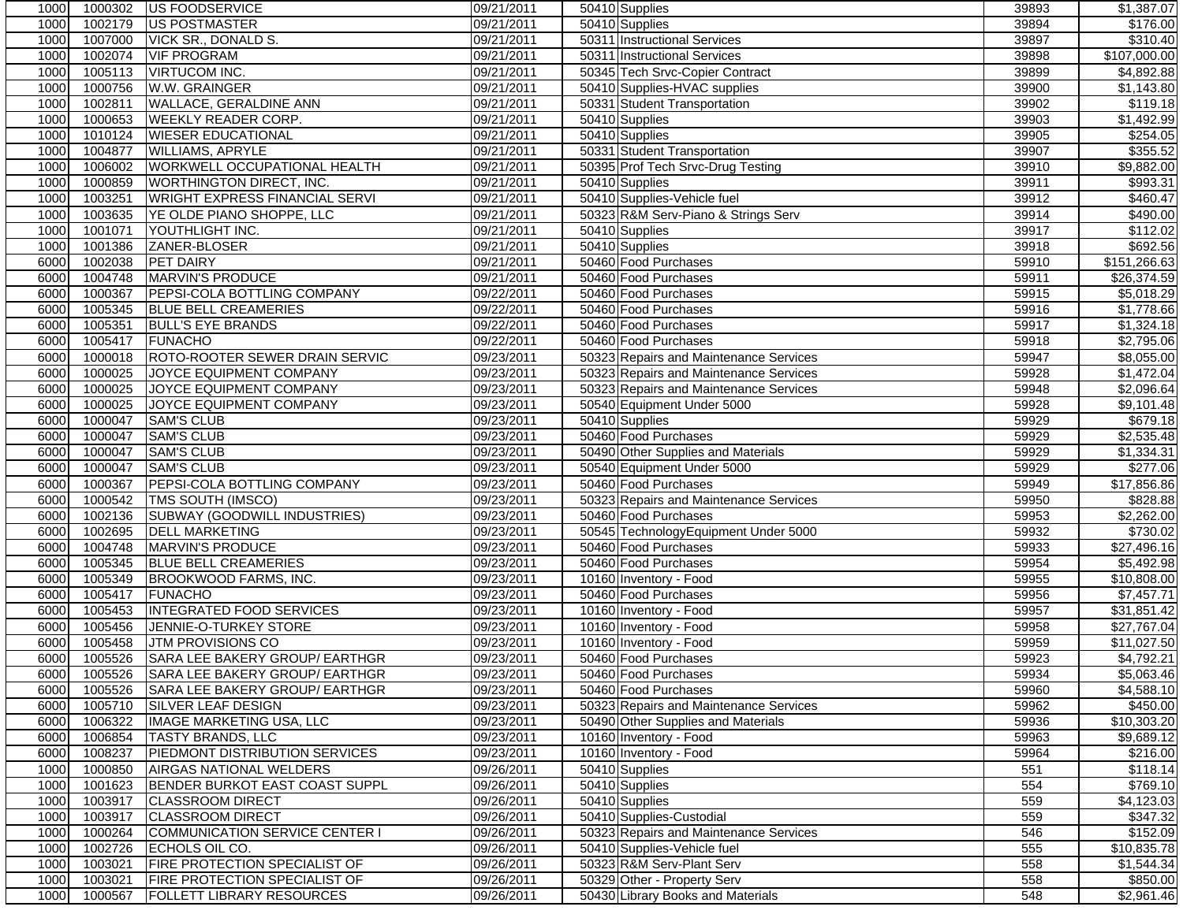| | | | | | | | |
|---|---|---|---|---|---|---|---|
| 1000 | 1000302 | US FOODSERVICE | 09/21/2011 | 50410 | Supplies | 39893 | $1,387.07 |
| 1000 | 1002179 | US POSTMASTER | 09/21/2011 | 50410 | Supplies | 39894 | $176.00 |
| 1000 | 1007000 | VICK SR., DONALD S. | 09/21/2011 | 50311 | Instructional Services | 39897 | $310.40 |
| 1000 | 1002074 | VIF PROGRAM | 09/21/2011 | 50311 | Instructional Services | 39898 | $107,000.00 |
| 1000 | 1005113 | VIRTUCOM INC. | 09/21/2011 | 50345 | Tech Srvc-Copier Contract | 39899 | $4,892.88 |
| 1000 | 1000756 | W.W. GRAINGER | 09/21/2011 | 50410 | Supplies-HVAC supplies | 39900 | $1,143.80 |
| 1000 | 1002811 | WALLACE, GERALDINE ANN | 09/21/2011 | 50331 | Student Transportation | 39902 | $119.18 |
| 1000 | 1000653 | WEEKLY READER CORP. | 09/21/2011 | 50410 | Supplies | 39903 | $1,492.99 |
| 1000 | 1010124 | WIESER EDUCATIONAL | 09/21/2011 | 50410 | Supplies | 39905 | $254.05 |
| 1000 | 1004877 | WILLIAMS, APRYLE | 09/21/2011 | 50331 | Student Transportation | 39907 | $355.52 |
| 1000 | 1006002 | WORKWELL OCCUPATIONAL HEALTH | 09/21/2011 | 50395 | Prof Tech Srvc-Drug Testing | 39910 | $9,882.00 |
| 1000 | 1000859 | WORTHINGTON DIRECT, INC. | 09/21/2011 | 50410 | Supplies | 39911 | $993.31 |
| 1000 | 1003251 | WRIGHT EXPRESS FINANCIAL SERVI | 09/21/2011 | 50410 | Supplies-Vehicle fuel | 39912 | $460.47 |
| 1000 | 1003635 | YE OLDE PIANO SHOPPE, LLC | 09/21/2011 | 50323 | R&M Serv-Piano & Strings Serv | 39914 | $490.00 |
| 1000 | 1001071 | YOUTHLIGHT INC. | 09/21/2011 | 50410 | Supplies | 39917 | $112.02 |
| 1000 | 1001386 | ZANER-BLOSER | 09/21/2011 | 50410 | Supplies | 39918 | $692.56 |
| 6000 | 1002038 | PET DAIRY | 09/21/2011 | 50460 | Food Purchases | 59910 | $151,266.63 |
| 6000 | 1004748 | MARVIN'S PRODUCE | 09/21/2011 | 50460 | Food Purchases | 59911 | $26,374.59 |
| 6000 | 1000367 | PEPSI-COLA BOTTLING COMPANY | 09/22/2011 | 50460 | Food Purchases | 59915 | $5,018.29 |
| 6000 | 1005345 | BLUE BELL CREAMERIES | 09/22/2011 | 50460 | Food Purchases | 59916 | $1,778.66 |
| 6000 | 1005351 | BULL'S EYE BRANDS | 09/22/2011 | 50460 | Food Purchases | 59917 | $1,324.18 |
| 6000 | 1005417 | FUNACHO | 09/22/2011 | 50460 | Food Purchases | 59918 | $2,795.06 |
| 6000 | 1000018 | ROTO-ROOTER SEWER DRAIN SERVIC | 09/23/2011 | 50323 | Repairs and Maintenance Services | 59947 | $8,055.00 |
| 6000 | 1000025 | JOYCE EQUIPMENT COMPANY | 09/23/2011 | 50323 | Repairs and Maintenance Services | 59928 | $1,472.04 |
| 6000 | 1000025 | JOYCE EQUIPMENT COMPANY | 09/23/2011 | 50323 | Repairs and Maintenance Services | 59948 | $2,096.64 |
| 6000 | 1000025 | JOYCE EQUIPMENT COMPANY | 09/23/2011 | 50540 | Equipment Under 5000 | 59928 | $9,101.48 |
| 6000 | 1000047 | SAM'S CLUB | 09/23/2011 | 50410 | Supplies | 59929 | $679.18 |
| 6000 | 1000047 | SAM'S CLUB | 09/23/2011 | 50460 | Food Purchases | 59929 | $2,535.48 |
| 6000 | 1000047 | SAM'S CLUB | 09/23/2011 | 50490 | Other Supplies and Materials | 59929 | $1,334.31 |
| 6000 | 1000047 | SAM'S CLUB | 09/23/2011 | 50540 | Equipment Under 5000 | 59929 | $277.06 |
| 6000 | 1000367 | PEPSI-COLA BOTTLING COMPANY | 09/23/2011 | 50460 | Food Purchases | 59949 | $17,856.86 |
| 6000 | 1000542 | TMS SOUTH (IMSCO) | 09/23/2011 | 50323 | Repairs and Maintenance Services | 59950 | $828.88 |
| 6000 | 1002136 | SUBWAY (GOODWILL INDUSTRIES) | 09/23/2011 | 50460 | Food Purchases | 59953 | $2,262.00 |
| 6000 | 1002695 | DELL MARKETING | 09/23/2011 | 50545 | TechnologyEquipment Under 5000 | 59932 | $730.02 |
| 6000 | 1004748 | MARVIN'S PRODUCE | 09/23/2011 | 50460 | Food Purchases | 59933 | $27,496.16 |
| 6000 | 1005345 | BLUE BELL CREAMERIES | 09/23/2011 | 50460 | Food Purchases | 59954 | $5,492.98 |
| 6000 | 1005349 | BROOKWOOD FARMS, INC. | 09/23/2011 | 10160 | Inventory - Food | 59955 | $10,808.00 |
| 6000 | 1005417 | FUNACHO | 09/23/2011 | 50460 | Food Purchases | 59956 | $7,457.71 |
| 6000 | 1005453 | INTEGRATED FOOD SERVICES | 09/23/2011 | 10160 | Inventory - Food | 59957 | $31,851.42 |
| 6000 | 1005456 | JENNIE-O-TURKEY STORE | 09/23/2011 | 10160 | Inventory - Food | 59958 | $27,767.04 |
| 6000 | 1005458 | JTM PROVISIONS CO | 09/23/2011 | 10160 | Inventory - Food | 59959 | $11,027.50 |
| 6000 | 1005526 | SARA LEE BAKERY GROUP/ EARTHGR | 09/23/2011 | 50460 | Food Purchases | 59923 | $4,792.21 |
| 6000 | 1005526 | SARA LEE BAKERY GROUP/ EARTHGR | 09/23/2011 | 50460 | Food Purchases | 59934 | $5,063.46 |
| 6000 | 1005526 | SARA LEE BAKERY GROUP/ EARTHGR | 09/23/2011 | 50460 | Food Purchases | 59960 | $4,588.10 |
| 6000 | 1005710 | SILVER LEAF DESIGN | 09/23/2011 | 50323 | Repairs and Maintenance Services | 59962 | $450.00 |
| 6000 | 1006322 | IMAGE MARKETING USA, LLC | 09/23/2011 | 50490 | Other Supplies and Materials | 59936 | $10,303.20 |
| 6000 | 1006854 | TASTY BRANDS, LLC | 09/23/2011 | 10160 | Inventory - Food | 59963 | $9,689.12 |
| 6000 | 1008237 | PIEDMONT DISTRIBUTION SERVICES | 09/23/2011 | 10160 | Inventory - Food | 59964 | $216.00 |
| 1000 | 1000850 | AIRGAS NATIONAL WELDERS | 09/26/2011 | 50410 | Supplies | 551 | $118.14 |
| 1000 | 1001623 | BENDER BURKOT EAST COAST SUPPL | 09/26/2011 | 50410 | Supplies | 554 | $769.10 |
| 1000 | 1003917 | CLASSROOM DIRECT | 09/26/2011 | 50410 | Supplies | 559 | $4,123.03 |
| 1000 | 1003917 | CLASSROOM DIRECT | 09/26/2011 | 50410 | Supplies-Custodial | 559 | $347.32 |
| 1000 | 1000264 | COMMUNICATION SERVICE CENTER I | 09/26/2011 | 50323 | Repairs and Maintenance Services | 546 | $152.09 |
| 1000 | 1002726 | ECHOLS OIL CO. | 09/26/2011 | 50410 | Supplies-Vehicle fuel | 555 | $10,835.78 |
| 1000 | 1003021 | FIRE PROTECTION SPECIALIST OF | 09/26/2011 | 50323 | R&M Serv-Plant Serv | 558 | $1,544.34 |
| 1000 | 1003021 | FIRE PROTECTION SPECIALIST OF | 09/26/2011 | 50329 | Other - Property Serv | 558 | $850.00 |
| 1000 | 1000567 | FOLLETT LIBRARY RESOURCES | 09/26/2011 | 50430 | Library Books and Materials | 548 | $2,961.46 |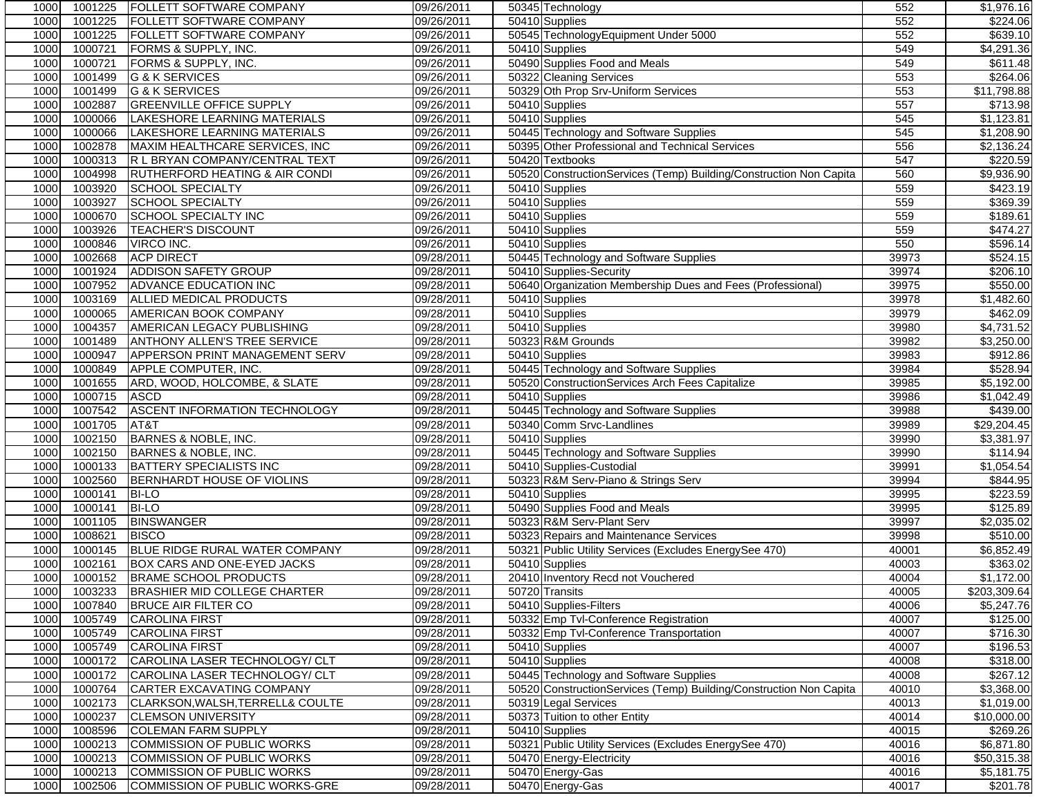| | | | | | | | |
|---|---|---|---|---|---|---|---|
| 1000 | 1001225 | FOLLETT SOFTWARE COMPANY | 09/26/2011 | 50345 | Technology | 552 | $1,976.16 |
| 1000 | 1001225 | FOLLETT SOFTWARE COMPANY | 09/26/2011 | 50410 | Supplies | 552 | $224.06 |
| 1000 | 1001225 | FOLLETT SOFTWARE COMPANY | 09/26/2011 | 50545 | TechnologyEquipment Under 5000 | 552 | $639.10 |
| 1000 | 1000721 | FORMS & SUPPLY, INC. | 09/26/2011 | 50410 | Supplies | 549 | $4,291.36 |
| 1000 | 1000721 | FORMS & SUPPLY, INC. | 09/26/2011 | 50490 | Supplies Food and Meals | 549 | $611.48 |
| 1000 | 1001499 | G & K SERVICES | 09/26/2011 | 50322 | Cleaning Services | 553 | $264.06 |
| 1000 | 1001499 | G & K SERVICES | 09/26/2011 | 50329 | Oth Prop Srv-Uniform Services | 553 | $11,798.88 |
| 1000 | 1002887 | GREENVILLE OFFICE SUPPLY | 09/26/2011 | 50410 | Supplies | 557 | $713.98 |
| 1000 | 1000066 | LAKESHORE LEARNING MATERIALS | 09/26/2011 | 50410 | Supplies | 545 | $1,123.81 |
| 1000 | 1000066 | LAKESHORE LEARNING MATERIALS | 09/26/2011 | 50445 | Technology and Software Supplies | 545 | $1,208.90 |
| 1000 | 1002878 | MAXIM HEALTHCARE SERVICES, INC | 09/26/2011 | 50395 | Other Professional and Technical Services | 556 | $2,136.24 |
| 1000 | 1000313 | R L BRYAN COMPANY/CENTRAL TEXT | 09/26/2011 | 50420 | Textbooks | 547 | $220.59 |
| 1000 | 1004998 | RUTHERFORD HEATING & AIR CONDI | 09/26/2011 | 50520 | ConstructionServices (Temp) Building/Construction Non Capita | 560 | $9,936.90 |
| 1000 | 1003920 | SCHOOL SPECIALTY | 09/26/2011 | 50410 | Supplies | 559 | $423.19 |
| 1000 | 1003927 | SCHOOL SPECIALTY | 09/26/2011 | 50410 | Supplies | 559 | $369.39 |
| 1000 | 1000670 | SCHOOL SPECIALTY INC | 09/26/2011 | 50410 | Supplies | 559 | $189.61 |
| 1000 | 1003926 | TEACHER'S DISCOUNT | 09/26/2011 | 50410 | Supplies | 559 | $474.27 |
| 1000 | 1000846 | VIRCO INC. | 09/26/2011 | 50410 | Supplies | 550 | $596.14 |
| 1000 | 1002668 | ACP DIRECT | 09/28/2011 | 50445 | Technology and Software Supplies | 39973 | $524.15 |
| 1000 | 1001924 | ADDISON SAFETY GROUP | 09/28/2011 | 50410 | Supplies-Security | 39974 | $206.10 |
| 1000 | 1007952 | ADVANCE EDUCATION INC | 09/28/2011 | 50640 | Organization Membership Dues and Fees (Professional) | 39975 | $550.00 |
| 1000 | 1003169 | ALLIED MEDICAL PRODUCTS | 09/28/2011 | 50410 | Supplies | 39978 | $1,482.60 |
| 1000 | 1000065 | AMERICAN BOOK COMPANY | 09/28/2011 | 50410 | Supplies | 39979 | $462.09 |
| 1000 | 1004357 | AMERICAN LEGACY PUBLISHING | 09/28/2011 | 50410 | Supplies | 39980 | $4,731.52 |
| 1000 | 1001489 | ANTHONY ALLEN'S TREE SERVICE | 09/28/2011 | 50323 | R&M Grounds | 39982 | $3,250.00 |
| 1000 | 1000947 | APPERSON PRINT MANAGEMENT SERV | 09/28/2011 | 50410 | Supplies | 39983 | $912.86 |
| 1000 | 1000849 | APPLE COMPUTER, INC. | 09/28/2011 | 50445 | Technology and Software Supplies | 39984 | $528.94 |
| 1000 | 1001655 | ARD, WOOD, HOLCOMBE, & SLATE | 09/28/2011 | 50520 | ConstructionServices Arch Fees Capitalize | 39985 | $5,192.00 |
| 1000 | 1000715 | ASCD | 09/28/2011 | 50410 | Supplies | 39986 | $1,042.49 |
| 1000 | 1007542 | ASCENT INFORMATION TECHNOLOGY | 09/28/2011 | 50445 | Technology and Software Supplies | 39988 | $439.00 |
| 1000 | 1001705 | AT&T | 09/28/2011 | 50340 | Comm Srvc-Landlines | 39989 | $29,204.45 |
| 1000 | 1002150 | BARNES & NOBLE, INC. | 09/28/2011 | 50410 | Supplies | 39990 | $3,381.97 |
| 1000 | 1002150 | BARNES & NOBLE, INC. | 09/28/2011 | 50445 | Technology and Software Supplies | 39990 | $114.94 |
| 1000 | 1000133 | BATTERY SPECIALISTS INC | 09/28/2011 | 50410 | Supplies-Custodial | 39991 | $1,054.54 |
| 1000 | 1002560 | BERNHARDT HOUSE OF VIOLINS | 09/28/2011 | 50323 | R&M Serv-Piano & Strings Serv | 39994 | $844.95 |
| 1000 | 1000141 | BI-LO | 09/28/2011 | 50410 | Supplies | 39995 | $223.59 |
| 1000 | 1000141 | BI-LO | 09/28/2011 | 50490 | Supplies Food and Meals | 39995 | $125.89 |
| 1000 | 1001105 | BINSWANGER | 09/28/2011 | 50323 | R&M Serv-Plant Serv | 39997 | $2,035.02 |
| 1000 | 1008621 | BISCO | 09/28/2011 | 50323 | Repairs and Maintenance Services | 39998 | $510.00 |
| 1000 | 1000145 | BLUE RIDGE RURAL WATER COMPANY | 09/28/2011 | 50321 | Public Utility Services (Excludes EnergySee 470) | 40001 | $6,852.49 |
| 1000 | 1002161 | BOX CARS AND ONE-EYED JACKS | 09/28/2011 | 50410 | Supplies | 40003 | $363.02 |
| 1000 | 1000152 | BRAME SCHOOL PRODUCTS | 09/28/2011 | 20410 | Inventory Recd not Vouchered | 40004 | $1,172.00 |
| 1000 | 1003233 | BRASHIER MID COLLEGE CHARTER | 09/28/2011 | 50720 | Transits | 40005 | $203,309.64 |
| 1000 | 1007840 | BRUCE AIR FILTER CO | 09/28/2011 | 50410 | Supplies-Filters | 40006 | $5,247.76 |
| 1000 | 1005749 | CAROLINA FIRST | 09/28/2011 | 50332 | Emp Tvl-Conference Registration | 40007 | $125.00 |
| 1000 | 1005749 | CAROLINA FIRST | 09/28/2011 | 50332 | Emp Tvl-Conference Transportation | 40007 | $716.30 |
| 1000 | 1005749 | CAROLINA FIRST | 09/28/2011 | 50410 | Supplies | 40007 | $196.53 |
| 1000 | 1000172 | CAROLINA LASER TECHNOLOGY/ CLT | 09/28/2011 | 50410 | Supplies | 40008 | $318.00 |
| 1000 | 1000172 | CAROLINA LASER TECHNOLOGY/ CLT | 09/28/2011 | 50445 | Technology and Software Supplies | 40008 | $267.12 |
| 1000 | 1000764 | CARTER EXCAVATING COMPANY | 09/28/2011 | 50520 | ConstructionServices (Temp) Building/Construction Non Capita | 40010 | $3,368.00 |
| 1000 | 1002173 | CLARKSON,WALSH,TERRELL& COULTE | 09/28/2011 | 50319 | Legal Services | 40013 | $1,019.00 |
| 1000 | 1000237 | CLEMSON UNIVERSITY | 09/28/2011 | 50373 | Tuition to other Entity | 40014 | $10,000.00 |
| 1000 | 1008596 | COLEMAN FARM SUPPLY | 09/28/2011 | 50410 | Supplies | 40015 | $269.26 |
| 1000 | 1000213 | COMMISSION OF PUBLIC WORKS | 09/28/2011 | 50321 | Public Utility Services (Excludes EnergySee 470) | 40016 | $6,871.80 |
| 1000 | 1000213 | COMMISSION OF PUBLIC WORKS | 09/28/2011 | 50470 | Energy-Electricity | 40016 | $50,315.38 |
| 1000 | 1000213 | COMMISSION OF PUBLIC WORKS | 09/28/2011 | 50470 | Energy-Gas | 40016 | $5,181.75 |
| 1000 | 1002506 | COMMISSION OF PUBLIC WORKS-GRE | 09/28/2011 | 50470 | Energy-Gas | 40017 | $201.78 |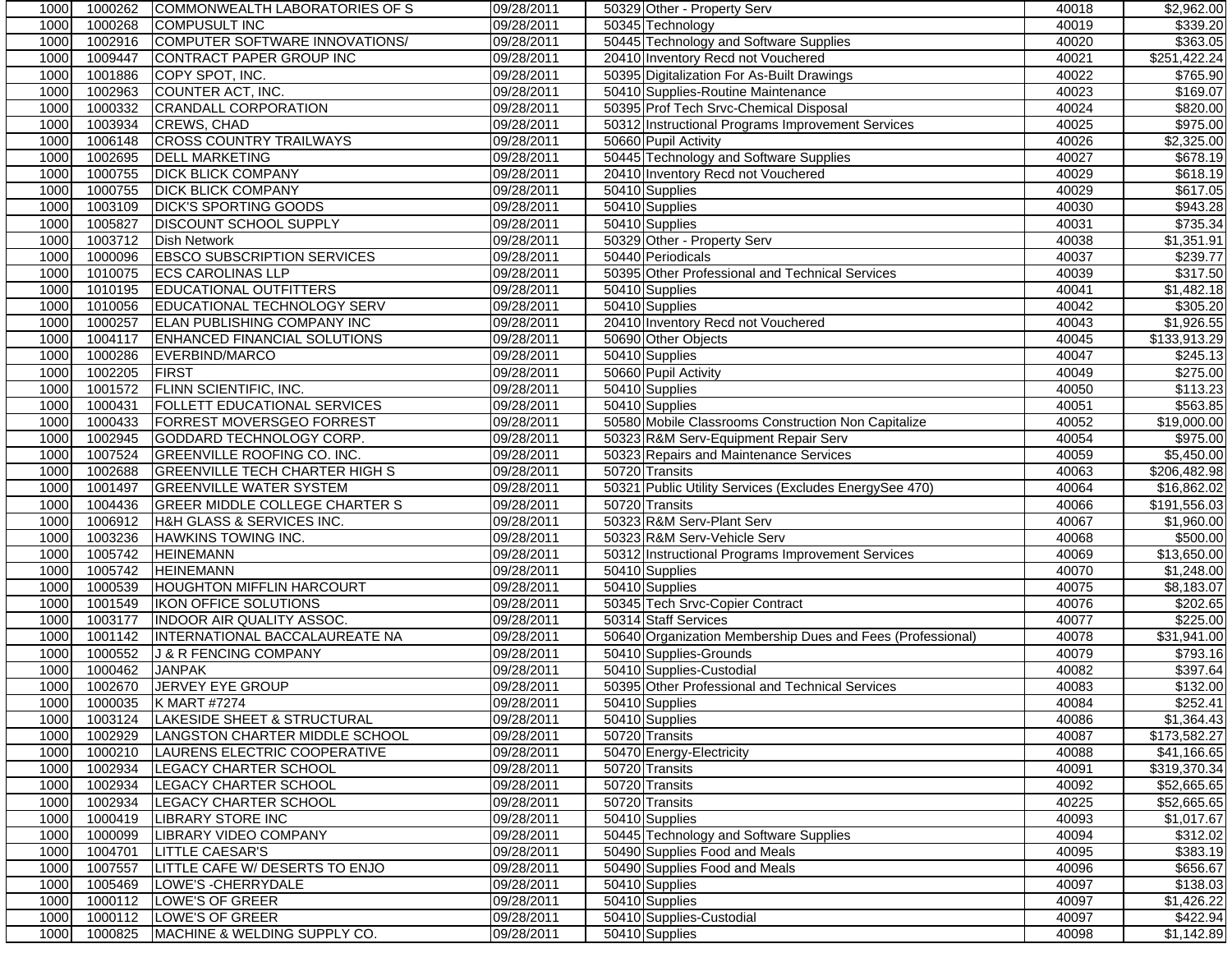| | | | | | | |
|---|---|---|---|---|---|---|
| 1000 | 1000262 | COMMONWEALTH LABORATORIES OF S | 09/28/2011 | 50329 Other - Property Serv | 40018 | $2,962.00 |
| 1000 | 1000268 | COMPUSULT INC | 09/28/2011 | 50345 Technology | 40019 | $339.20 |
| 1000 | 1002916 | COMPUTER SOFTWARE INNOVATIONS/ | 09/28/2011 | 50445 Technology and Software Supplies | 40020 | $363.05 |
| 1000 | 1009447 | CONTRACT PAPER GROUP INC | 09/28/2011 | 20410 Inventory Recd not Vouchered | 40021 | $251,422.24 |
| 1000 | 1001886 | COPY SPOT, INC. | 09/28/2011 | 50395 Digitalization For As-Built Drawings | 40022 | $765.90 |
| 1000 | 1002963 | COUNTER ACT, INC. | 09/28/2011 | 50410 Supplies-Routine Maintenance | 40023 | $169.07 |
| 1000 | 1000332 | CRANDALL CORPORATION | 09/28/2011 | 50395 Prof Tech Srvc-Chemical Disposal | 40024 | $820.00 |
| 1000 | 1003934 | CREWS, CHAD | 09/28/2011 | 50312 Instructional Programs Improvement Services | 40025 | $975.00 |
| 1000 | 1006148 | CROSS COUNTRY TRAILWAYS | 09/28/2011 | 50660 Pupil Activity | 40026 | $2,325.00 |
| 1000 | 1002695 | DELL MARKETING | 09/28/2011 | 50445 Technology and Software Supplies | 40027 | $678.19 |
| 1000 | 1000755 | DICK BLICK COMPANY | 09/28/2011 | 20410 Inventory Recd not Vouchered | 40029 | $618.19 |
| 1000 | 1000755 | DICK BLICK COMPANY | 09/28/2011 | 50410 Supplies | 40029 | $617.05 |
| 1000 | 1003109 | DICK'S SPORTING GOODS | 09/28/2011 | 50410 Supplies | 40030 | $943.28 |
| 1000 | 1005827 | DISCOUNT SCHOOL SUPPLY | 09/28/2011 | 50410 Supplies | 40031 | $735.34 |
| 1000 | 1003712 | Dish Network | 09/28/2011 | 50329 Other - Property Serv | 40038 | $1,351.91 |
| 1000 | 1000096 | EBSCO SUBSCRIPTION SERVICES | 09/28/2011 | 50440 Periodicals | 40037 | $239.77 |
| 1000 | 1010075 | ECS CAROLINAS LLP | 09/28/2011 | 50395 Other Professional and Technical Services | 40039 | $317.50 |
| 1000 | 1010195 | EDUCATIONAL OUTFITTERS | 09/28/2011 | 50410 Supplies | 40041 | $1,482.18 |
| 1000 | 1010056 | EDUCATIONAL TECHNOLOGY SERV | 09/28/2011 | 50410 Supplies | 40042 | $305.20 |
| 1000 | 1000257 | ELAN PUBLISHING COMPANY INC | 09/28/2011 | 20410 Inventory Recd not Vouchered | 40043 | $1,926.55 |
| 1000 | 1004117 | ENHANCED FINANCIAL SOLUTIONS | 09/28/2011 | 50690 Other Objects | 40045 | $133,913.29 |
| 1000 | 1000286 | EVERBIND/MARCO | 09/28/2011 | 50410 Supplies | 40047 | $245.13 |
| 1000 | 1002205 | FIRST | 09/28/2011 | 50660 Pupil Activity | 40049 | $275.00 |
| 1000 | 1001572 | FLINN SCIENTIFIC, INC. | 09/28/2011 | 50410 Supplies | 40050 | $113.23 |
| 1000 | 1000431 | FOLLETT EDUCATIONAL SERVICES | 09/28/2011 | 50410 Supplies | 40051 | $563.85 |
| 1000 | 1000433 | FORREST MOVERSGEO FORREST | 09/28/2011 | 50580 Mobile Classrooms Construction Non Capitalize | 40052 | $19,000.00 |
| 1000 | 1002945 | GODDARD TECHNOLOGY CORP. | 09/28/2011 | 50323 R&M Serv-Equipment Repair Serv | 40054 | $975.00 |
| 1000 | 1007524 | GREENVILLE ROOFING CO. INC. | 09/28/2011 | 50323 Repairs and Maintenance Services | 40059 | $5,450.00 |
| 1000 | 1002688 | GREENVILLE TECH CHARTER HIGH S | 09/28/2011 | 50720 Transits | 40063 | $206,482.98 |
| 1000 | 1001497 | GREENVILLE WATER SYSTEM | 09/28/2011 | 50321 Public Utility Services (Excludes EnergySee 470) | 40064 | $16,862.02 |
| 1000 | 1004436 | GREER MIDDLE COLLEGE CHARTER S | 09/28/2011 | 50720 Transits | 40066 | $191,556.03 |
| 1000 | 1006912 | H&H GLASS & SERVICES INC. | 09/28/2011 | 50323 R&M Serv-Plant Serv | 40067 | $1,960.00 |
| 1000 | 1003236 | HAWKINS TOWING INC. | 09/28/2011 | 50323 R&M Serv-Vehicle Serv | 40068 | $500.00 |
| 1000 | 1005742 | HEINEMANN | 09/28/2011 | 50312 Instructional Programs Improvement Services | 40069 | $13,650.00 |
| 1000 | 1005742 | HEINEMANN | 09/28/2011 | 50410 Supplies | 40070 | $1,248.00 |
| 1000 | 1000539 | HOUGHTON MIFFLIN HARCOURT | 09/28/2011 | 50410 Supplies | 40075 | $8,183.07 |
| 1000 | 1001549 | IKON OFFICE SOLUTIONS | 09/28/2011 | 50345 Tech Srvc-Copier Contract | 40076 | $202.65 |
| 1000 | 1003177 | INDOOR AIR QUALITY ASSOC. | 09/28/2011 | 50314 Staff Services | 40077 | $225.00 |
| 1000 | 1001142 | INTERNATIONAL BACCALAUREATE NA | 09/28/2011 | 50640 Organization Membership Dues and Fees (Professional) | 40078 | $31,941.00 |
| 1000 | 1000552 | J & R FENCING COMPANY | 09/28/2011 | 50410 Supplies-Grounds | 40079 | $793.16 |
| 1000 | 1000462 | JANPAK | 09/28/2011 | 50410 Supplies-Custodial | 40082 | $397.64 |
| 1000 | 1002670 | JERVEY EYE GROUP | 09/28/2011 | 50395 Other Professional and Technical Services | 40083 | $132.00 |
| 1000 | 1000035 | K MART #7274 | 09/28/2011 | 50410 Supplies | 40084 | $252.41 |
| 1000 | 1003124 | LAKESIDE SHEET & STRUCTURAL | 09/28/2011 | 50410 Supplies | 40086 | $1,364.43 |
| 1000 | 1002929 | LANGSTON CHARTER MIDDLE SCHOOL | 09/28/2011 | 50720 Transits | 40087 | $173,582.27 |
| 1000 | 1000210 | LAURENS ELECTRIC COOPERATIVE | 09/28/2011 | 50470 Energy-Electricity | 40088 | $41,166.65 |
| 1000 | 1002934 | LEGACY CHARTER SCHOOL | 09/28/2011 | 50720 Transits | 40091 | $319,370.34 |
| 1000 | 1002934 | LEGACY CHARTER SCHOOL | 09/28/2011 | 50720 Transits | 40092 | $52,665.65 |
| 1000 | 1002934 | LEGACY CHARTER SCHOOL | 09/28/2011 | 50720 Transits | 40225 | $52,665.65 |
| 1000 | 1000419 | LIBRARY STORE INC | 09/28/2011 | 50410 Supplies | 40093 | $1,017.67 |
| 1000 | 1000099 | LIBRARY VIDEO COMPANY | 09/28/2011 | 50445 Technology and Software Supplies | 40094 | $312.02 |
| 1000 | 1004701 | LITTLE CAESAR'S | 09/28/2011 | 50490 Supplies Food and Meals | 40095 | $383.19 |
| 1000 | 1007557 | LITTLE CAFE W/ DESERTS TO ENJO | 09/28/2011 | 50490 Supplies Food and Meals | 40096 | $656.67 |
| 1000 | 1005469 | LOWE'S -CHERRYDALE | 09/28/2011 | 50410 Supplies | 40097 | $138.03 |
| 1000 | 1000112 | LOWE'S OF GREER | 09/28/2011 | 50410 Supplies | 40097 | $1,426.22 |
| 1000 | 1000112 | LOWE'S OF GREER | 09/28/2011 | 50410 Supplies-Custodial | 40097 | $422.94 |
| 1000 | 1000825 | MACHINE & WELDING SUPPLY CO. | 09/28/2011 | 50410 Supplies | 40098 | $1,142.89 |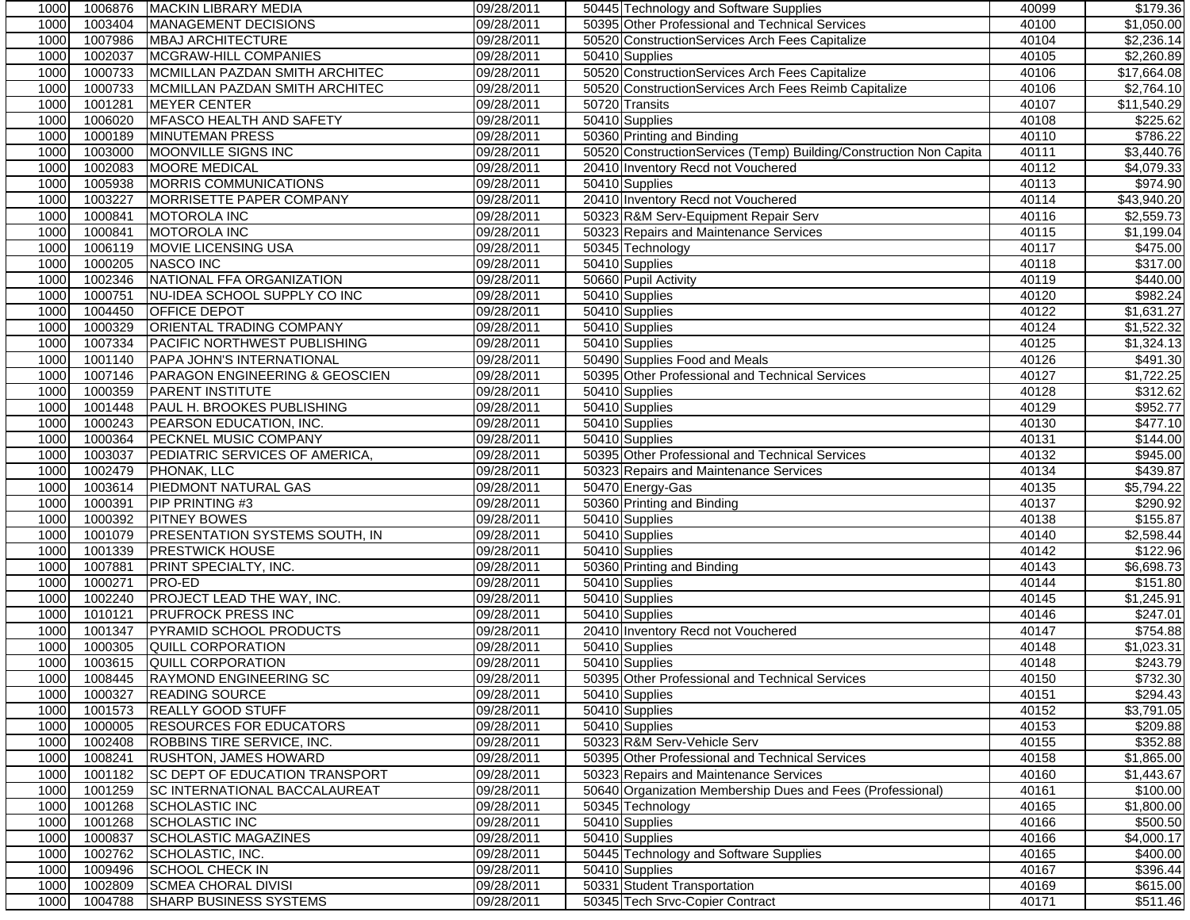| | | | | | | |
|---|---|---|---|---|---|---|
| 1000 | 1006876 | MACKIN LIBRARY MEDIA | 09/28/2011 | 50445 Technology and Software Supplies | 40099 | $179.36 |
| 1000 | 1003404 | MANAGEMENT DECISIONS | 09/28/2011 | 50395 Other Professional and Technical Services | 40100 | $1,050.00 |
| 1000 | 1007986 | MBAJ ARCHITECTURE | 09/28/2011 | 50520 ConstructionServices Arch Fees Capitalize | 40104 | $2,236.14 |
| 1000 | 1002037 | MCGRAW-HILL COMPANIES | 09/28/2011 | 50410 Supplies | 40105 | $2,260.89 |
| 1000 | 1000733 | MCMILLAN PAZDAN SMITH ARCHITEC | 09/28/2011 | 50520 ConstructionServices Arch Fees Capitalize | 40106 | $17,664.08 |
| 1000 | 1000733 | MCMILLAN PAZDAN SMITH ARCHITEC | 09/28/2011 | 50520 ConstructionServices Arch Fees Reimb Capitalize | 40106 | $2,764.10 |
| 1000 | 1001281 | MEYER CENTER | 09/28/2011 | 50720 Transits | 40107 | $11,540.29 |
| 1000 | 1006020 | MFASCO HEALTH AND SAFETY | 09/28/2011 | 50410 Supplies | 40108 | $225.62 |
| 1000 | 1000189 | MINUTEMAN PRESS | 09/28/2011 | 50360 Printing and Binding | 40110 | $786.22 |
| 1000 | 1003000 | MOONVILLE SIGNS INC | 09/28/2011 | 50520 ConstructionServices (Temp) Building/Construction Non Capita | 40111 | $3,440.76 |
| 1000 | 1002083 | MOORE MEDICAL | 09/28/2011 | 20410 Inventory Recd not Vouchered | 40112 | $4,079.33 |
| 1000 | 1005938 | MORRIS COMMUNICATIONS | 09/28/2011 | 50410 Supplies | 40113 | $974.90 |
| 1000 | 1003227 | MORRISETTE PAPER COMPANY | 09/28/2011 | 20410 Inventory Recd not Vouchered | 40114 | $43,940.20 |
| 1000 | 1000841 | MOTOROLA INC | 09/28/2011 | 50323 R&M Serv-Equipment Repair Serv | 40116 | $2,559.73 |
| 1000 | 1000841 | MOTOROLA INC | 09/28/2011 | 50323 Repairs and Maintenance Services | 40115 | $1,199.04 |
| 1000 | 1006119 | MOVIE LICENSING USA | 09/28/2011 | 50345 Technology | 40117 | $475.00 |
| 1000 | 1000205 | NASCO INC | 09/28/2011 | 50410 Supplies | 40118 | $317.00 |
| 1000 | 1002346 | NATIONAL FFA ORGANIZATION | 09/28/2011 | 50660 Pupil Activity | 40119 | $440.00 |
| 1000 | 1000751 | NU-IDEA SCHOOL SUPPLY CO INC | 09/28/2011 | 50410 Supplies | 40120 | $982.24 |
| 1000 | 1004450 | OFFICE DEPOT | 09/28/2011 | 50410 Supplies | 40122 | $1,631.27 |
| 1000 | 1000329 | ORIENTAL TRADING COMPANY | 09/28/2011 | 50410 Supplies | 40124 | $1,522.32 |
| 1000 | 1007334 | PACIFIC NORTHWEST PUBLISHING | 09/28/2011 | 50410 Supplies | 40125 | $1,324.13 |
| 1000 | 1001140 | PAPA JOHN'S INTERNATIONAL | 09/28/2011 | 50490 Supplies Food and Meals | 40126 | $491.30 |
| 1000 | 1007146 | PARAGON ENGINEERING & GEOSCIEN | 09/28/2011 | 50395 Other Professional and Technical Services | 40127 | $1,722.25 |
| 1000 | 1000359 | PARENT INSTITUTE | 09/28/2011 | 50410 Supplies | 40128 | $312.62 |
| 1000 | 1001448 | PAUL H. BROOKES PUBLISHING | 09/28/2011 | 50410 Supplies | 40129 | $952.77 |
| 1000 | 1000243 | PEARSON EDUCATION, INC. | 09/28/2011 | 50410 Supplies | 40130 | $477.10 |
| 1000 | 1000364 | PECKNEL MUSIC COMPANY | 09/28/2011 | 50410 Supplies | 40131 | $144.00 |
| 1000 | 1003037 | PEDIATRIC SERVICES OF AMERICA, | 09/28/2011 | 50395 Other Professional and Technical Services | 40132 | $945.00 |
| 1000 | 1002479 | PHONAK, LLC | 09/28/2011 | 50323 Repairs and Maintenance Services | 40134 | $439.87 |
| 1000 | 1003614 | PIEDMONT NATURAL GAS | 09/28/2011 | 50470 Energy-Gas | 40135 | $5,794.22 |
| 1000 | 1000391 | PIP PRINTING #3 | 09/28/2011 | 50360 Printing and Binding | 40137 | $290.92 |
| 1000 | 1000392 | PITNEY BOWES | 09/28/2011 | 50410 Supplies | 40138 | $155.87 |
| 1000 | 1001079 | PRESENTATION SYSTEMS SOUTH, IN | 09/28/2011 | 50410 Supplies | 40140 | $2,598.44 |
| 1000 | 1001339 | PRESTWICK HOUSE | 09/28/2011 | 50410 Supplies | 40142 | $122.96 |
| 1000 | 1007881 | PRINT SPECIALTY, INC. | 09/28/2011 | 50360 Printing and Binding | 40143 | $6,698.73 |
| 1000 | 1000271 | PRO-ED | 09/28/2011 | 50410 Supplies | 40144 | $151.80 |
| 1000 | 1002240 | PROJECT LEAD THE WAY, INC. | 09/28/2011 | 50410 Supplies | 40145 | $1,245.91 |
| 1000 | 1010121 | PRUFROCK PRESS INC | 09/28/2011 | 50410 Supplies | 40146 | $247.01 |
| 1000 | 1001347 | PYRAMID SCHOOL PRODUCTS | 09/28/2011 | 20410 Inventory Recd not Vouchered | 40147 | $754.88 |
| 1000 | 1000305 | QUILL CORPORATION | 09/28/2011 | 50410 Supplies | 40148 | $1,023.31 |
| 1000 | 1003615 | QUILL CORPORATION | 09/28/2011 | 50410 Supplies | 40148 | $243.79 |
| 1000 | 1008445 | RAYMOND ENGINEERING SC | 09/28/2011 | 50395 Other Professional and Technical Services | 40150 | $732.30 |
| 1000 | 1000327 | READING SOURCE | 09/28/2011 | 50410 Supplies | 40151 | $294.43 |
| 1000 | 1001573 | REALLY GOOD STUFF | 09/28/2011 | 50410 Supplies | 40152 | $3,791.05 |
| 1000 | 1000005 | RESOURCES FOR EDUCATORS | 09/28/2011 | 50410 Supplies | 40153 | $209.88 |
| 1000 | 1002408 | ROBBINS TIRE SERVICE, INC. | 09/28/2011 | 50323 R&M Serv-Vehicle Serv | 40155 | $352.88 |
| 1000 | 1008241 | RUSHTON, JAMES HOWARD | 09/28/2011 | 50395 Other Professional and Technical Services | 40158 | $1,865.00 |
| 1000 | 1001182 | SC DEPT OF EDUCATION TRANSPORT | 09/28/2011 | 50323 Repairs and Maintenance Services | 40160 | $1,443.67 |
| 1000 | 1001259 | SC INTERNATIONAL BACCALAUREAT | 09/28/2011 | 50640 Organization Membership Dues and Fees (Professional) | 40161 | $100.00 |
| 1000 | 1001268 | SCHOLASTIC INC | 09/28/2011 | 50345 Technology | 40165 | $1,800.00 |
| 1000 | 1001268 | SCHOLASTIC INC | 09/28/2011 | 50410 Supplies | 40166 | $500.50 |
| 1000 | 1000837 | SCHOLASTIC MAGAZINES | 09/28/2011 | 50410 Supplies | 40166 | $4,000.17 |
| 1000 | 1002762 | SCHOLASTIC, INC. | 09/28/2011 | 50445 Technology and Software Supplies | 40165 | $400.00 |
| 1000 | 1009496 | SCHOOL CHECK IN | 09/28/2011 | 50410 Supplies | 40167 | $396.44 |
| 1000 | 1002809 | SCMEA CHORAL DIVISI | 09/28/2011 | 50331 Student Transportation | 40169 | $615.00 |
| 1000 | 1004788 | SHARP BUSINESS SYSTEMS | 09/28/2011 | 50345 Tech Srvc-Copier Contract | 40171 | $511.46 |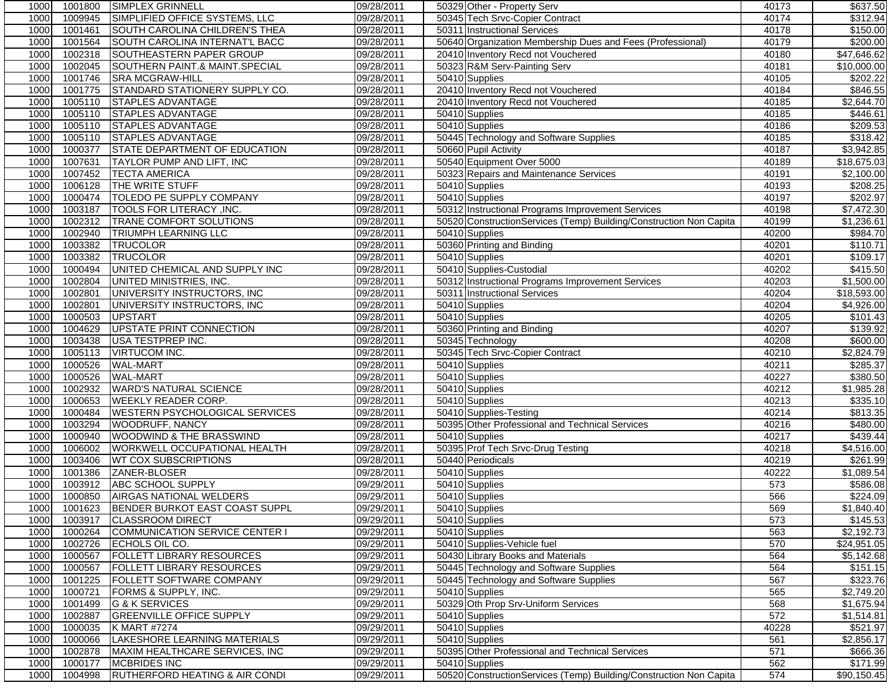| | | | | | | | |
|---|---|---|---|---|---|---|---|
| 1000 | 1001800 | SIMPLEX GRINNELL | 09/28/2011 | 50329 | Other - Property Serv | 40173 | $637.50 |
| 1000 | 1009945 | SIMPLIFIED OFFICE SYSTEMS, LLC | 09/28/2011 | 50345 | Tech Srvc-Copier Contract | 40174 | $312.94 |
| 1000 | 1001461 | SOUTH CAROLINA CHILDREN'S THEA | 09/28/2011 | 50311 | Instructional Services | 40178 | $150.00 |
| 1000 | 1001564 | SOUTH CAROLINA INTERNAT'L BACC | 09/28/2011 | 50640 | Organization Membership Dues and Fees (Professional) | 40179 | $200.00 |
| 1000 | 1002318 | SOUTHEASTERN PAPER GROUP | 09/28/2011 | 20410 | Inventory Recd not Vouchered | 40180 | $47,646.62 |
| 1000 | 1002045 | SOUTHERN PAINT.& MAINT.SPECIAL | 09/28/2011 | 50323 | R&M Serv-Painting Serv | 40181 | $10,000.00 |
| 1000 | 1001746 | SRA MCGRAW-HILL | 09/28/2011 | 50410 | Supplies | 40105 | $202.22 |
| 1000 | 1001775 | STANDARD STATIONERY SUPPLY CO. | 09/28/2011 | 20410 | Inventory Recd not Vouchered | 40184 | $846.55 |
| 1000 | 1005110 | STAPLES ADVANTAGE | 09/28/2011 | 20410 | Inventory Recd not Vouchered | 40185 | $2,644.70 |
| 1000 | 1005110 | STAPLES ADVANTAGE | 09/28/2011 | 50410 | Supplies | 40185 | $446.61 |
| 1000 | 1005110 | STAPLES ADVANTAGE | 09/28/2011 | 50410 | Supplies | 40186 | $209.53 |
| 1000 | 1005110 | STAPLES ADVANTAGE | 09/28/2011 | 50445 | Technology and Software Supplies | 40185 | $318.42 |
| 1000 | 1000377 | STATE DEPARTMENT OF EDUCATION | 09/28/2011 | 50660 | Pupil Activity | 40187 | $3,942.85 |
| 1000 | 1007631 | TAYLOR PUMP AND LIFT, INC | 09/28/2011 | 50540 | Equipment Over 5000 | 40189 | $18,675.03 |
| 1000 | 1007452 | TECTA AMERICA | 09/28/2011 | 50323 | Repairs and Maintenance Services | 40191 | $2,100.00 |
| 1000 | 1006128 | THE WRITE STUFF | 09/28/2011 | 50410 | Supplies | 40193 | $208.25 |
| 1000 | 1000474 | TOLEDO PE SUPPLY COMPANY | 09/28/2011 | 50410 | Supplies | 40197 | $202.97 |
| 1000 | 1003187 | TOOLS FOR LITERACY ,INC. | 09/28/2011 | 50312 | Instructional Programs Improvement Services | 40198 | $7,472.30 |
| 1000 | 1002312 | TRANE COMFORT SOLUTIONS | 09/28/2011 | 50520 | ConstructionServices (Temp) Building/Construction Non Capita | 40199 | $1,236.61 |
| 1000 | 1002940 | TRIUMPH LEARNING LLC | 09/28/2011 | 50410 | Supplies | 40200 | $984.70 |
| 1000 | 1003382 | TRUCOLOR | 09/28/2011 | 50360 | Printing and Binding | 40201 | $110.71 |
| 1000 | 1003382 | TRUCOLOR | 09/28/2011 | 50410 | Supplies | 40201 | $109.17 |
| 1000 | 1000494 | UNITED CHEMICAL AND SUPPLY INC | 09/28/2011 | 50410 | Supplies-Custodial | 40202 | $415.50 |
| 1000 | 1002804 | UNITED MINISTRIES, INC. | 09/28/2011 | 50312 | Instructional Programs Improvement Services | 40203 | $1,500.00 |
| 1000 | 1002801 | UNIVERSITY INSTRUCTORS, INC | 09/28/2011 | 50311 | Instructional Services | 40204 | $18,593.00 |
| 1000 | 1002801 | UNIVERSITY INSTRUCTORS, INC | 09/28/2011 | 50410 | Supplies | 40204 | $4,926.00 |
| 1000 | 1000503 | UPSTART | 09/28/2011 | 50410 | Supplies | 40205 | $101.43 |
| 1000 | 1004629 | UPSTATE PRINT CONNECTION | 09/28/2011 | 50360 | Printing and Binding | 40207 | $139.92 |
| 1000 | 1003438 | USA TESTPREP INC. | 09/28/2011 | 50345 | Technology | 40208 | $600.00 |
| 1000 | 1005113 | VIRTUCOM INC. | 09/28/2011 | 50345 | Tech Srvc-Copier Contract | 40210 | $2,824.79 |
| 1000 | 1000526 | WAL-MART | 09/28/2011 | 50410 | Supplies | 40211 | $285.37 |
| 1000 | 1000526 | WAL-MART | 09/28/2011 | 50410 | Supplies | 40227 | $380.50 |
| 1000 | 1002932 | WARD'S NATURAL SCIENCE | 09/28/2011 | 50410 | Supplies | 40212 | $1,985.28 |
| 1000 | 1000653 | WEEKLY READER CORP. | 09/28/2011 | 50410 | Supplies | 40213 | $335.10 |
| 1000 | 1000484 | WESTERN PSYCHOLOGICAL SERVICES | 09/28/2011 | 50410 | Supplies-Testing | 40214 | $813.35 |
| 1000 | 1003294 | WOODRUFF, NANCY | 09/28/2011 | 50395 | Other Professional and Technical Services | 40216 | $480.00 |
| 1000 | 1000940 | WOODWIND & THE BRASSWIND | 09/28/2011 | 50410 | Supplies | 40217 | $439.44 |
| 1000 | 1006002 | WORKWELL OCCUPATIONAL HEALTH | 09/28/2011 | 50395 | Prof Tech Srvc-Drug Testing | 40218 | $4,516.00 |
| 1000 | 1003406 | WT COX SUBSCRIPTIONS | 09/28/2011 | 50440 | Periodicals | 40219 | $261.99 |
| 1000 | 1001386 | ZANER-BLOSER | 09/28/2011 | 50410 | Supplies | 40222 | $1,089.54 |
| 1000 | 1003912 | ABC SCHOOL SUPPLY | 09/29/2011 | 50410 | Supplies | 573 | $586.08 |
| 1000 | 1000850 | AIRGAS NATIONAL WELDERS | 09/29/2011 | 50410 | Supplies | 566 | $224.09 |
| 1000 | 1001623 | BENDER BURKOT EAST COAST SUPPL | 09/29/2011 | 50410 | Supplies | 569 | $1,840.40 |
| 1000 | 1003917 | CLASSROOM DIRECT | 09/29/2011 | 50410 | Supplies | 573 | $145.53 |
| 1000 | 1000264 | COMMUNICATION SERVICE CENTER I | 09/29/2011 | 50410 | Supplies | 563 | $2,192.73 |
| 1000 | 1002726 | ECHOLS OIL CO. | 09/29/2011 | 50410 | Supplies-Vehicle fuel | 570 | $24,951.05 |
| 1000 | 1000567 | FOLLETT LIBRARY RESOURCES | 09/29/2011 | 50430 | Library Books and Materials | 564 | $5,142.68 |
| 1000 | 1000567 | FOLLETT LIBRARY RESOURCES | 09/29/2011 | 50445 | Technology and Software Supplies | 564 | $151.15 |
| 1000 | 1001225 | FOLLETT SOFTWARE COMPANY | 09/29/2011 | 50445 | Technology and Software Supplies | 567 | $323.76 |
| 1000 | 1000721 | FORMS & SUPPLY, INC. | 09/29/2011 | 50410 | Supplies | 565 | $2,749.20 |
| 1000 | 1001499 | G & K SERVICES | 09/29/2011 | 50329 | Oth Prop Srv-Uniform Services | 568 | $1,675.94 |
| 1000 | 1002887 | GREENVILLE OFFICE SUPPLY | 09/29/2011 | 50410 | Supplies | 572 | $1,514.81 |
| 1000 | 1000035 | K MART #7274 | 09/29/2011 | 50410 | Supplies | 40228 | $521.97 |
| 1000 | 1000066 | LAKESHORE LEARNING MATERIALS | 09/29/2011 | 50410 | Supplies | 561 | $2,856.17 |
| 1000 | 1002878 | MAXIM HEALTHCARE SERVICES, INC | 09/29/2011 | 50395 | Other Professional and Technical Services | 571 | $666.36 |
| 1000 | 1000177 | MCBRIDES INC | 09/29/2011 | 50410 | Supplies | 562 | $171.99 |
| 1000 | 1004998 | RUTHERFORD HEATING & AIR CONDI | 09/29/2011 | 50520 | ConstructionServices (Temp) Building/Construction Non Capita | 574 | $90,150.45 |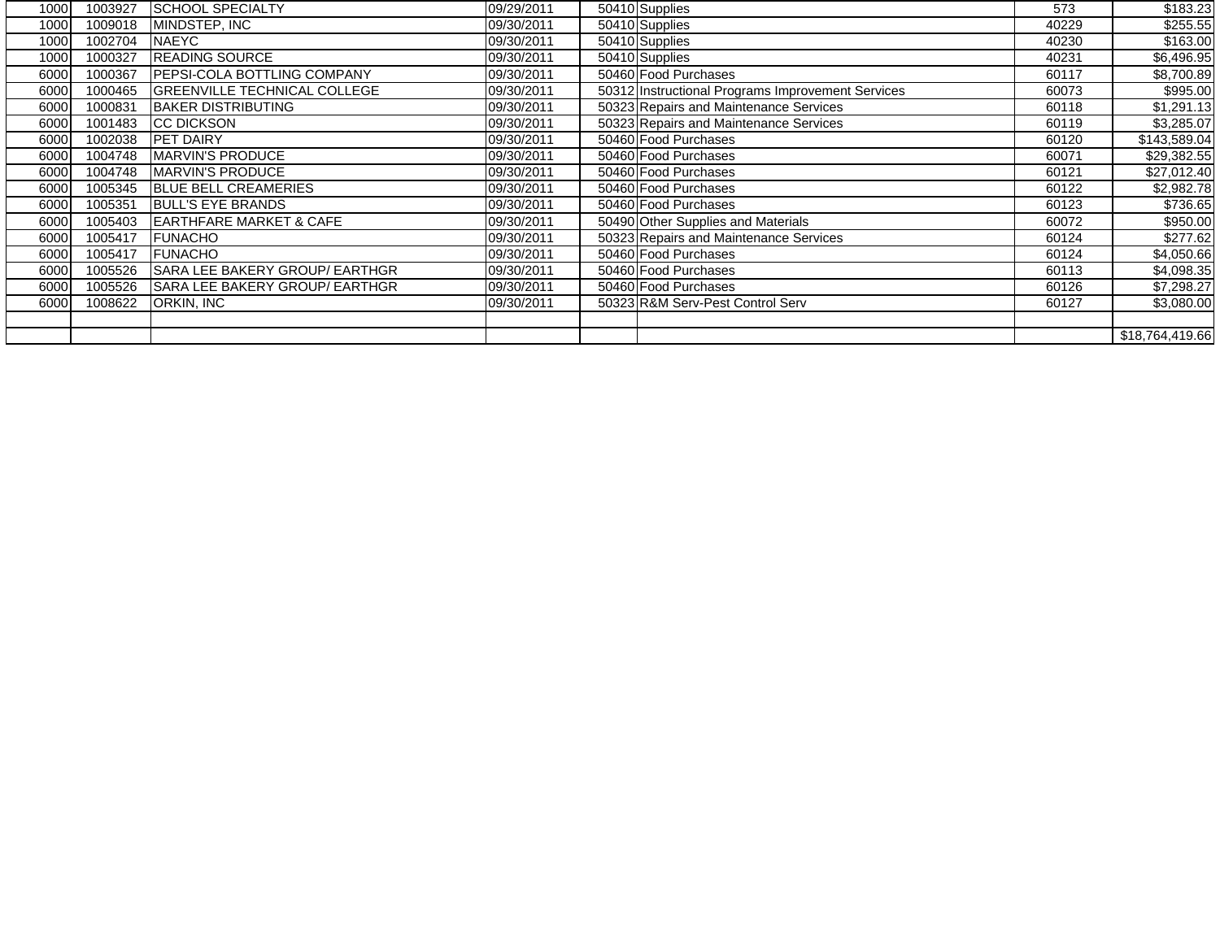| | | | | | | | |
|---|---|---|---|---|---|---|---|
| 1000 | 1003927 | SCHOOL SPECIALTY | 09/29/2011 | 50410 | Supplies | 573 | $183.23 |
| 1000 | 1009018 | MINDSTEP, INC | 09/30/2011 | 50410 | Supplies | 40229 | $255.55 |
| 1000 | 1002704 | NAEYC | 09/30/2011 | 50410 | Supplies | 40230 | $163.00 |
| 1000 | 1000327 | READING SOURCE | 09/30/2011 | 50410 | Supplies | 40231 | $6,496.95 |
| 6000 | 1000367 | PEPSI-COLA BOTTLING COMPANY | 09/30/2011 | 50460 | Food Purchases | 60117 | $8,700.89 |
| 6000 | 1000465 | GREENVILLE TECHNICAL COLLEGE | 09/30/2011 | 50312 | Instructional Programs Improvement Services | 60073 | $995.00 |
| 6000 | 1000831 | BAKER DISTRIBUTING | 09/30/2011 | 50323 | Repairs and Maintenance Services | 60118 | $1,291.13 |
| 6000 | 1001483 | CC DICKSON | 09/30/2011 | 50323 | Repairs and Maintenance Services | 60119 | $3,285.07 |
| 6000 | 1002038 | PET DAIRY | 09/30/2011 | 50460 | Food Purchases | 60120 | $143,589.04 |
| 6000 | 1004748 | MARVIN'S PRODUCE | 09/30/2011 | 50460 | Food Purchases | 60071 | $29,382.55 |
| 6000 | 1004748 | MARVIN'S PRODUCE | 09/30/2011 | 50460 | Food Purchases | 60121 | $27,012.40 |
| 6000 | 1005345 | BLUE BELL CREAMERIES | 09/30/2011 | 50460 | Food Purchases | 60122 | $2,982.78 |
| 6000 | 1005351 | BULL'S EYE BRANDS | 09/30/2011 | 50460 | Food Purchases | 60123 | $736.65 |
| 6000 | 1005403 | EARTHFARE MARKET & CAFE | 09/30/2011 | 50490 | Other Supplies and Materials | 60072 | $950.00 |
| 6000 | 1005417 | FUNACHO | 09/30/2011 | 50323 | Repairs and Maintenance Services | 60124 | $277.62 |
| 6000 | 1005417 | FUNACHO | 09/30/2011 | 50460 | Food Purchases | 60124 | $4,050.66 |
| 6000 | 1005526 | SARA LEE BAKERY GROUP/ EARTHGR | 09/30/2011 | 50460 | Food Purchases | 60113 | $4,098.35 |
| 6000 | 1005526 | SARA LEE BAKERY GROUP/ EARTHGR | 09/30/2011 | 50460 | Food Purchases | 60126 | $7,298.27 |
| 6000 | 1008622 | ORKIN, INC | 09/30/2011 | 50323 | R&M Serv-Pest Control Serv | 60127 | $3,080.00 |
| | | | | | | | |
| | | | | | | | $18,764,419.66 |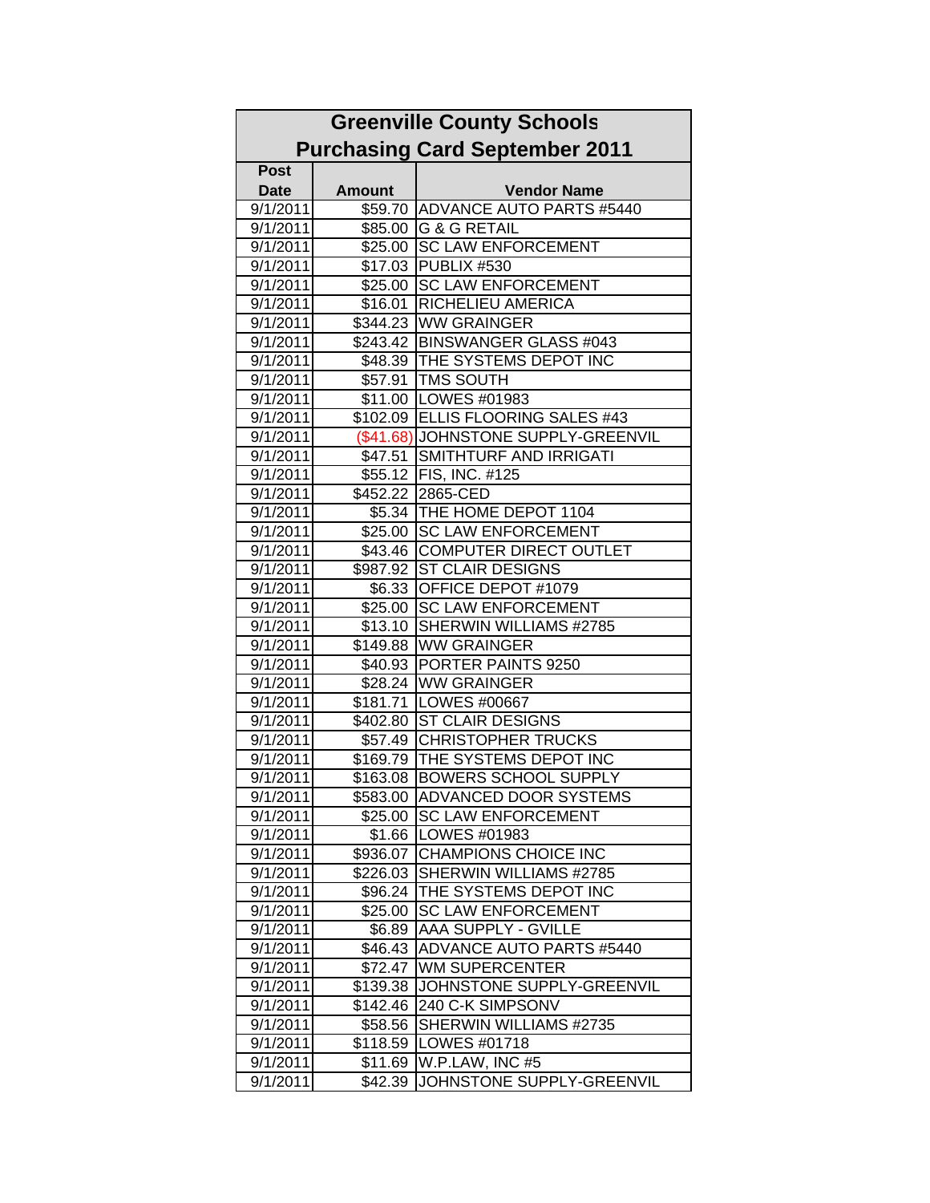| Greenville County Schools Purchasing Card September 2011 | | |
|---|---|---|
| Post Date | Amount | Vendor Name |
| 9/1/2011 | $59.70 | ADVANCE AUTO PARTS #5440 |
| 9/1/2011 | $85.00 | G & G RETAIL |
| 9/1/2011 | $25.00 | SC LAW ENFORCEMENT |
| 9/1/2011 | $17.03 | PUBLIX #530 |
| 9/1/2011 | $25.00 | SC LAW ENFORCEMENT |
| 9/1/2011 | $16.01 | RICHELIEU AMERICA |
| 9/1/2011 | $344.23 | WW GRAINGER |
| 9/1/2011 | $243.42 | BINSWANGER GLASS #043 |
| 9/1/2011 | $48.39 | THE SYSTEMS DEPOT INC |
| 9/1/2011 | $57.91 | TMS SOUTH |
| 9/1/2011 | $11.00 | LOWES #01983 |
| 9/1/2011 | $102.09 | ELLIS FLOORING SALES #43 |
| 9/1/2011 | ($41.68) | JOHNSTONE SUPPLY-GREENVIL |
| 9/1/2011 | $47.51 | SMITHTURF AND IRRIGATI |
| 9/1/2011 | $55.12 | FIS, INC. #125 |
| 9/1/2011 | $452.22 | 2865-CED |
| 9/1/2011 | $5.34 | THE HOME DEPOT 1104 |
| 9/1/2011 | $25.00 | SC LAW ENFORCEMENT |
| 9/1/2011 | $43.46 | COMPUTER DIRECT OUTLET |
| 9/1/2011 | $987.92 | ST CLAIR DESIGNS |
| 9/1/2011 | $6.33 | OFFICE DEPOT #1079 |
| 9/1/2011 | $25.00 | SC LAW ENFORCEMENT |
| 9/1/2011 | $13.10 | SHERWIN WILLIAMS #2785 |
| 9/1/2011 | $149.88 | WW GRAINGER |
| 9/1/2011 | $40.93 | PORTER PAINTS 9250 |
| 9/1/2011 | $28.24 | WW GRAINGER |
| 9/1/2011 | $181.71 | LOWES #00667 |
| 9/1/2011 | $402.80 | ST CLAIR DESIGNS |
| 9/1/2011 | $57.49 | CHRISTOPHER TRUCKS |
| 9/1/2011 | $169.79 | THE SYSTEMS DEPOT INC |
| 9/1/2011 | $163.08 | BOWERS SCHOOL SUPPLY |
| 9/1/2011 | $583.00 | ADVANCED DOOR SYSTEMS |
| 9/1/2011 | $25.00 | SC LAW ENFORCEMENT |
| 9/1/2011 | $1.66 | LOWES #01983 |
| 9/1/2011 | $936.07 | CHAMPIONS CHOICE INC |
| 9/1/2011 | $226.03 | SHERWIN WILLIAMS #2785 |
| 9/1/2011 | $96.24 | THE SYSTEMS DEPOT INC |
| 9/1/2011 | $25.00 | SC LAW ENFORCEMENT |
| 9/1/2011 | $6.89 | AAA SUPPLY - GVILLE |
| 9/1/2011 | $46.43 | ADVANCE AUTO PARTS #5440 |
| 9/1/2011 | $72.47 | WM SUPERCENTER |
| 9/1/2011 | $139.38 | JOHNSTONE SUPPLY-GREENVIL |
| 9/1/2011 | $142.46 | 240 C-K SIMPSONV |
| 9/1/2011 | $58.56 | SHERWIN WILLIAMS #2735 |
| 9/1/2011 | $118.59 | LOWES #01718 |
| 9/1/2011 | $11.69 | W.P.LAW, INC #5 |
| 9/1/2011 | $42.39 | JOHNSTONE SUPPLY-GREENVIL |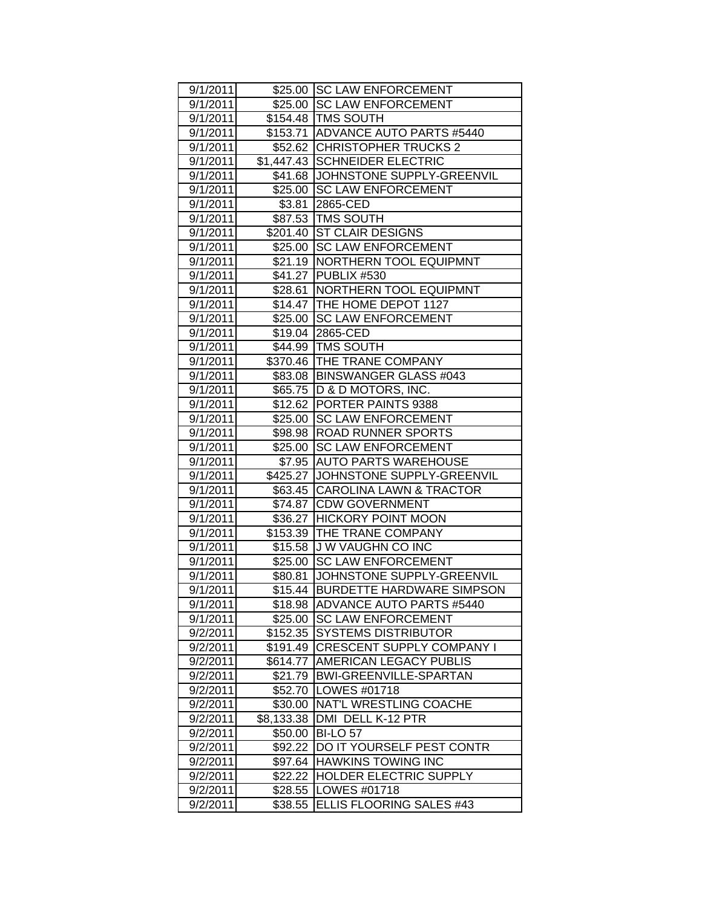| | | |
|---|---|---|
| 9/1/2011 | $25.00 | SC LAW ENFORCEMENT |
| 9/1/2011 | $25.00 | SC LAW ENFORCEMENT |
| 9/1/2011 | $154.48 | TMS SOUTH |
| 9/1/2011 | $153.71 | ADVANCE AUTO PARTS #5440 |
| 9/1/2011 | $52.62 | CHRISTOPHER TRUCKS 2 |
| 9/1/2011 | $1,447.43 | SCHNEIDER ELECTRIC |
| 9/1/2011 | $41.68 | JOHNSTONE SUPPLY-GREENVIL |
| 9/1/2011 | $25.00 | SC LAW ENFORCEMENT |
| 9/1/2011 | $3.81 | 2865-CED |
| 9/1/2011 | $87.53 | TMS SOUTH |
| 9/1/2011 | $201.40 | ST CLAIR DESIGNS |
| 9/1/2011 | $25.00 | SC LAW ENFORCEMENT |
| 9/1/2011 | $21.19 | NORTHERN TOOL EQUIPMNT |
| 9/1/2011 | $41.27 | PUBLIX #530 |
| 9/1/2011 | $28.61 | NORTHERN TOOL EQUIPMNT |
| 9/1/2011 | $14.47 | THE HOME DEPOT 1127 |
| 9/1/2011 | $25.00 | SC LAW ENFORCEMENT |
| 9/1/2011 | $19.04 | 2865-CED |
| 9/1/2011 | $44.99 | TMS SOUTH |
| 9/1/2011 | $370.46 | THE TRANE COMPANY |
| 9/1/2011 | $83.08 | BINSWANGER GLASS #043 |
| 9/1/2011 | $65.75 | D & D MOTORS, INC. |
| 9/1/2011 | $12.62 | PORTER PAINTS 9388 |
| 9/1/2011 | $25.00 | SC LAW ENFORCEMENT |
| 9/1/2011 | $98.98 | ROAD RUNNER SPORTS |
| 9/1/2011 | $25.00 | SC LAW ENFORCEMENT |
| 9/1/2011 | $7.95 | AUTO PARTS WAREHOUSE |
| 9/1/2011 | $425.27 | JOHNSTONE SUPPLY-GREENVIL |
| 9/1/2011 | $63.45 | CAROLINA LAWN & TRACTOR |
| 9/1/2011 | $74.87 | CDW GOVERNMENT |
| 9/1/2011 | $36.27 | HICKORY POINT MOON |
| 9/1/2011 | $153.39 | THE TRANE COMPANY |
| 9/1/2011 | $15.58 | J W VAUGHN CO INC |
| 9/1/2011 | $25.00 | SC LAW ENFORCEMENT |
| 9/1/2011 | $80.81 | JOHNSTONE SUPPLY-GREENVIL |
| 9/1/2011 | $15.44 | BURDETTE HARDWARE SIMPSON |
| 9/1/2011 | $18.98 | ADVANCE AUTO PARTS #5440 |
| 9/1/2011 | $25.00 | SC LAW ENFORCEMENT |
| 9/2/2011 | $152.35 | SYSTEMS DISTRIBUTOR |
| 9/2/2011 | $191.49 | CRESCENT SUPPLY COMPANY I |
| 9/2/2011 | $614.77 | AMERICAN LEGACY PUBLIS |
| 9/2/2011 | $21.79 | BWI-GREENVILLE-SPARTAN |
| 9/2/2011 | $52.70 | LOWES #01718 |
| 9/2/2011 | $30.00 | NAT'L WRESTLING COACHE |
| 9/2/2011 | $8,133.38 | DMI DELL K-12 PTR |
| 9/2/2011 | $50.00 | BI-LO 57 |
| 9/2/2011 | $92.22 | DO IT YOURSELF PEST CONTR |
| 9/2/2011 | $97.64 | HAWKINS TOWING INC |
| 9/2/2011 | $22.22 | HOLDER ELECTRIC SUPPLY |
| 9/2/2011 | $28.55 | LOWES #01718 |
| 9/2/2011 | $38.55 | ELLIS FLOORING SALES #43 |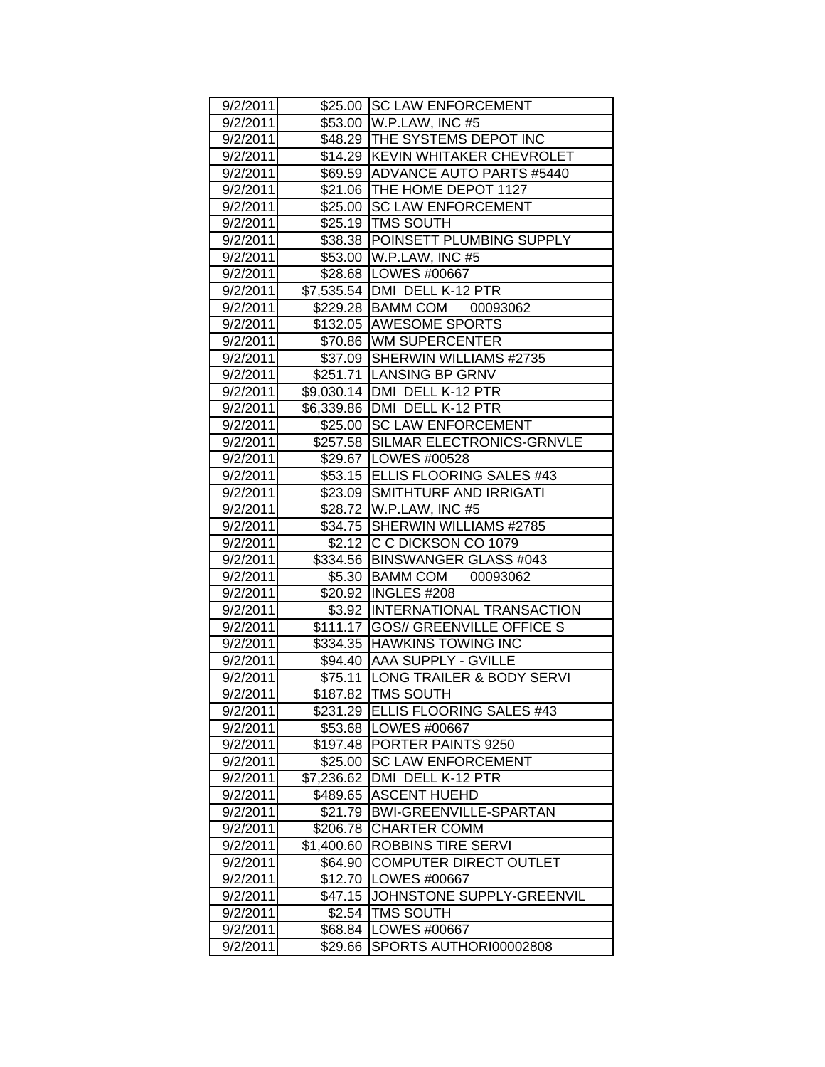| 9/2/2011 | $25.00 | SC LAW ENFORCEMENT |
|---|---|---|
| 9/2/2011 | $53.00 | W.P.LAW, INC #5 |
| 9/2/2011 | $48.29 | THE SYSTEMS DEPOT INC |
| 9/2/2011 | $14.29 | KEVIN WHITAKER CHEVROLET |
| 9/2/2011 | $69.59 | ADVANCE AUTO PARTS #5440 |
| 9/2/2011 | $21.06 | THE HOME DEPOT 1127 |
| 9/2/2011 | $25.00 | SC LAW ENFORCEMENT |
| 9/2/2011 | $25.19 | TMS SOUTH |
| 9/2/2011 | $38.38 | POINSETT PLUMBING SUPPLY |
| 9/2/2011 | $53.00 | W.P.LAW, INC #5 |
| 9/2/2011 | $28.68 | LOWES #00667 |
| 9/2/2011 | $7,535.54 | DMI DELL K-12 PTR |
| 9/2/2011 | $229.28 | BAMM COM 00093062 |
| 9/2/2011 | $132.05 | AWESOME SPORTS |
| 9/2/2011 | $70.86 | WM SUPERCENTER |
| 9/2/2011 | $37.09 | SHERWIN WILLIAMS #2735 |
| 9/2/2011 | $251.71 | LANSING BP GRNV |
| 9/2/2011 | $9,030.14 | DMI DELL K-12 PTR |
| 9/2/2011 | $6,339.86 | DMI DELL K-12 PTR |
| 9/2/2011 | $25.00 | SC LAW ENFORCEMENT |
| 9/2/2011 | $257.58 | SILMAR ELECTRONICS-GRNVLE |
| 9/2/2011 | $29.67 | LOWES #00528 |
| 9/2/2011 | $53.15 | ELLIS FLOORING SALES #43 |
| 9/2/2011 | $23.09 | SMITHTURF AND IRRIGATI |
| 9/2/2011 | $28.72 | W.P.LAW, INC #5 |
| 9/2/2011 | $34.75 | SHERWIN WILLIAMS #2785 |
| 9/2/2011 | $2.12 | C C DICKSON CO 1079 |
| 9/2/2011 | $334.56 | BINSWANGER GLASS #043 |
| 9/2/2011 | $5.30 | BAMM COM 00093062 |
| 9/2/2011 | $20.92 | INGLES #208 |
| 9/2/2011 | $3.92 | INTERNATIONAL TRANSACTION |
| 9/2/2011 | $111.17 | GOS// GREENVILLE OFFICE S |
| 9/2/2011 | $334.35 | HAWKINS TOWING INC |
| 9/2/2011 | $94.40 | AAA SUPPLY - GVILLE |
| 9/2/2011 | $75.11 | LONG TRAILER & BODY SERVI |
| 9/2/2011 | $187.82 | TMS SOUTH |
| 9/2/2011 | $231.29 | ELLIS FLOORING SALES #43 |
| 9/2/2011 | $53.68 | LOWES #00667 |
| 9/2/2011 | $197.48 | PORTER PAINTS 9250 |
| 9/2/2011 | $25.00 | SC LAW ENFORCEMENT |
| 9/2/2011 | $7,236.62 | DMI DELL K-12 PTR |
| 9/2/2011 | $489.65 | ASCENT HUEHD |
| 9/2/2011 | $21.79 | BWI-GREENVILLE-SPARTAN |
| 9/2/2011 | $206.78 | CHARTER COMM |
| 9/2/2011 | $1,400.60 | ROBBINS TIRE SERVI |
| 9/2/2011 | $64.90 | COMPUTER DIRECT OUTLET |
| 9/2/2011 | $12.70 | LOWES #00667 |
| 9/2/2011 | $47.15 | JOHNSTONE SUPPLY-GREENVIL |
| 9/2/2011 | $2.54 | TMS SOUTH |
| 9/2/2011 | $68.84 | LOWES #00667 |
| 9/2/2011 | $29.66 | SPORTS AUTHORI00002808 |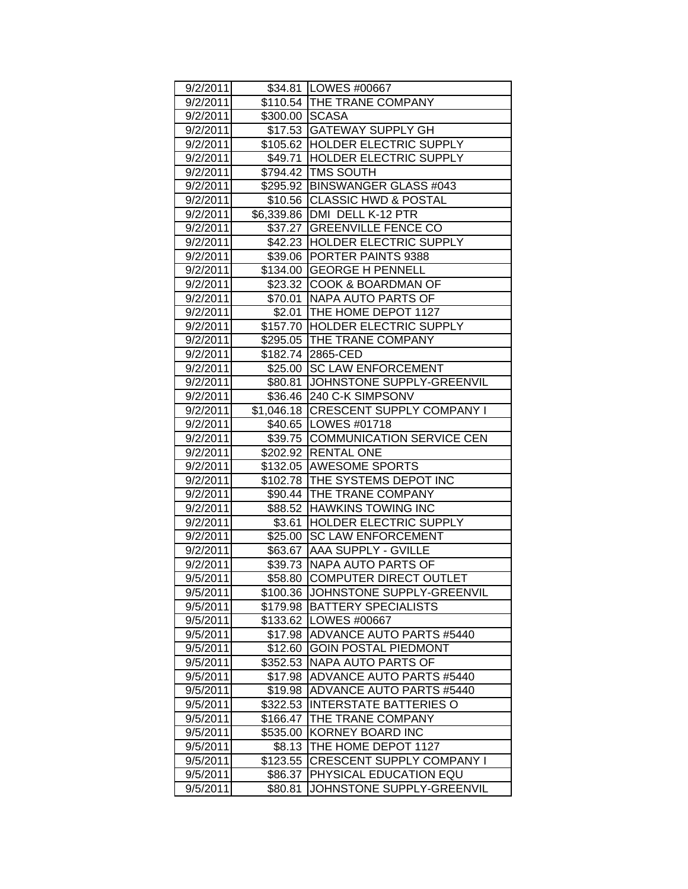| 9/2/2011 | $34.81 | LOWES #00667 |
|---|---|---|
| 9/2/2011 | $110.54 | THE TRANE COMPANY |
| 9/2/2011 | $300.00 | SCASA |
| 9/2/2011 | $17.53 | GATEWAY SUPPLY GH |
| 9/2/2011 | $105.62 | HOLDER ELECTRIC SUPPLY |
| 9/2/2011 | $49.71 | HOLDER ELECTRIC SUPPLY |
| 9/2/2011 | $794.42 | TMS SOUTH |
| 9/2/2011 | $295.92 | BINSWANGER GLASS #043 |
| 9/2/2011 | $10.56 | CLASSIC HWD & POSTAL |
| 9/2/2011 | $6,339.86 | DMI DELL K-12 PTR |
| 9/2/2011 | $37.27 | GREENVILLE FENCE CO |
| 9/2/2011 | $42.23 | HOLDER ELECTRIC SUPPLY |
| 9/2/2011 | $39.06 | PORTER PAINTS 9388 |
| 9/2/2011 | $134.00 | GEORGE H PENNELL |
| 9/2/2011 | $23.32 | COOK & BOARDMAN OF |
| 9/2/2011 | $70.01 | NAPA AUTO PARTS OF |
| 9/2/2011 | $2.01 | THE HOME DEPOT 1127 |
| 9/2/2011 | $157.70 | HOLDER ELECTRIC SUPPLY |
| 9/2/2011 | $295.05 | THE TRANE COMPANY |
| 9/2/2011 | $182.74 | 2865-CED |
| 9/2/2011 | $25.00 | SC LAW ENFORCEMENT |
| 9/2/2011 | $80.81 | JOHNSTONE SUPPLY-GREENVIL |
| 9/2/2011 | $36.46 | 240 C-K SIMPSONV |
| 9/2/2011 | $1,046.18 | CRESCENT SUPPLY COMPANY I |
| 9/2/2011 | $40.65 | LOWES #01718 |
| 9/2/2011 | $39.75 | COMMUNICATION SERVICE CEN |
| 9/2/2011 | $202.92 | RENTAL ONE |
| 9/2/2011 | $132.05 | AWESOME SPORTS |
| 9/2/2011 | $102.78 | THE SYSTEMS DEPOT INC |
| 9/2/2011 | $90.44 | THE TRANE COMPANY |
| 9/2/2011 | $88.52 | HAWKINS TOWING INC |
| 9/2/2011 | $3.61 | HOLDER ELECTRIC SUPPLY |
| 9/2/2011 | $25.00 | SC LAW ENFORCEMENT |
| 9/2/2011 | $63.67 | AAA SUPPLY - GVILLE |
| 9/2/2011 | $39.73 | NAPA AUTO PARTS OF |
| 9/5/2011 | $58.80 | COMPUTER DIRECT OUTLET |
| 9/5/2011 | $100.36 | JOHNSTONE SUPPLY-GREENVIL |
| 9/5/2011 | $179.98 | BATTERY SPECIALISTS |
| 9/5/2011 | $133.62 | LOWES #00667 |
| 9/5/2011 | $17.98 | ADVANCE AUTO PARTS #5440 |
| 9/5/2011 | $12.60 | GOIN POSTAL PIEDMONT |
| 9/5/2011 | $352.53 | NAPA AUTO PARTS OF |
| 9/5/2011 | $17.98 | ADVANCE AUTO PARTS #5440 |
| 9/5/2011 | $19.98 | ADVANCE AUTO PARTS #5440 |
| 9/5/2011 | $322.53 | INTERSTATE BATTERIES O |
| 9/5/2011 | $166.47 | THE TRANE COMPANY |
| 9/5/2011 | $535.00 | KORNEY BOARD INC |
| 9/5/2011 | $8.13 | THE HOME DEPOT 1127 |
| 9/5/2011 | $123.55 | CRESCENT SUPPLY COMPANY I |
| 9/5/2011 | $86.37 | PHYSICAL EDUCATION EQU |
| 9/5/2011 | $80.81 | JOHNSTONE SUPPLY-GREENVIL |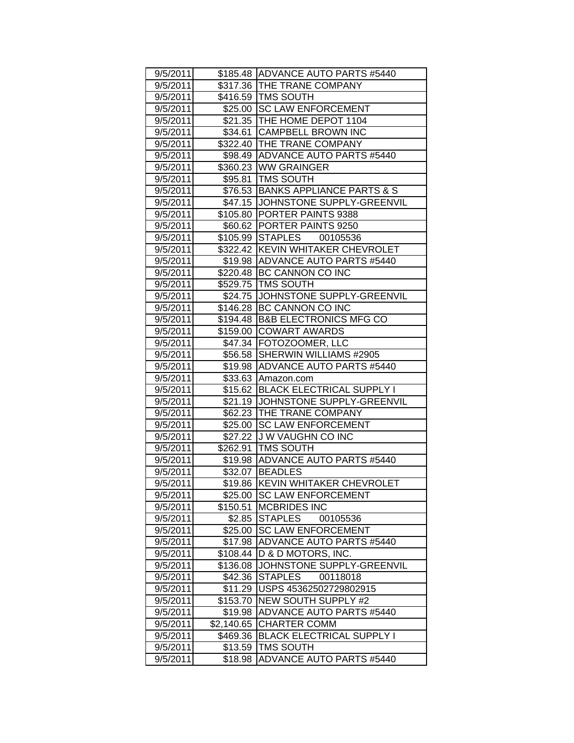| 9/5/2011 | $185.48 | ADVANCE AUTO PARTS #5440 |
|---|---|---|
| 9/5/2011 | $317.36 | THE TRANE COMPANY |
| 9/5/2011 | $416.59 | TMS SOUTH |
| 9/5/2011 | $25.00 | SC LAW ENFORCEMENT |
| 9/5/2011 | $21.35 | THE HOME DEPOT 1104 |
| 9/5/2011 | $34.61 | CAMPBELL BROWN INC |
| 9/5/2011 | $322.40 | THE TRANE COMPANY |
| 9/5/2011 | $98.49 | ADVANCE AUTO PARTS #5440 |
| 9/5/2011 | $360.23 | WW GRAINGER |
| 9/5/2011 | $95.81 | TMS SOUTH |
| 9/5/2011 | $76.53 | BANKS APPLIANCE PARTS & S |
| 9/5/2011 | $47.15 | JOHNSTONE SUPPLY-GREENVIL |
| 9/5/2011 | $105.80 | PORTER PAINTS 9388 |
| 9/5/2011 | $60.62 | PORTER PAINTS 9250 |
| 9/5/2011 | $105.99 | STAPLES 00105536 |
| 9/5/2011 | $322.42 | KEVIN WHITAKER CHEVROLET |
| 9/5/2011 | $19.98 | ADVANCE AUTO PARTS #5440 |
| 9/5/2011 | $220.48 | BC CANNON CO INC |
| 9/5/2011 | $529.75 | TMS SOUTH |
| 9/5/2011 | $24.75 | JOHNSTONE SUPPLY-GREENVIL |
| 9/5/2011 | $146.28 | BC CANNON CO INC |
| 9/5/2011 | $194.48 | B&B ELECTRONICS MFG CO |
| 9/5/2011 | $159.00 | COWART AWARDS |
| 9/5/2011 | $47.34 | FOTOZOOMER, LLC |
| 9/5/2011 | $56.58 | SHERWIN WILLIAMS #2905 |
| 9/5/2011 | $19.98 | ADVANCE AUTO PARTS #5440 |
| 9/5/2011 | $33.63 | Amazon.com |
| 9/5/2011 | $15.62 | BLACK ELECTRICAL SUPPLY I |
| 9/5/2011 | $21.19 | JOHNSTONE SUPPLY-GREENVIL |
| 9/5/2011 | $62.23 | THE TRANE COMPANY |
| 9/5/2011 | $25.00 | SC LAW ENFORCEMENT |
| 9/5/2011 | $27.22 | J W VAUGHN CO INC |
| 9/5/2011 | $262.91 | TMS SOUTH |
| 9/5/2011 | $19.98 | ADVANCE AUTO PARTS #5440 |
| 9/5/2011 | $32.07 | BEADLES |
| 9/5/2011 | $19.86 | KEVIN WHITAKER CHEVROLET |
| 9/5/2011 | $25.00 | SC LAW ENFORCEMENT |
| 9/5/2011 | $150.51 | MCBRIDES INC |
| 9/5/2011 | $2.85 | STAPLES 00105536 |
| 9/5/2011 | $25.00 | SC LAW ENFORCEMENT |
| 9/5/2011 | $17.98 | ADVANCE AUTO PARTS #5440 |
| 9/5/2011 | $108.44 | D & D MOTORS, INC. |
| 9/5/2011 | $136.08 | JOHNSTONE SUPPLY-GREENVIL |
| 9/5/2011 | $42.36 | STAPLES 00118018 |
| 9/5/2011 | $11.29 | USPS 45362502729802915 |
| 9/5/2011 | $153.70 | NEW SOUTH SUPPLY #2 |
| 9/5/2011 | $19.98 | ADVANCE AUTO PARTS #5440 |
| 9/5/2011 | $2,140.65 | CHARTER COMM |
| 9/5/2011 | $469.36 | BLACK ELECTRICAL SUPPLY I |
| 9/5/2011 | $13.59 | TMS SOUTH |
| 9/5/2011 | $18.98 | ADVANCE AUTO PARTS #5440 |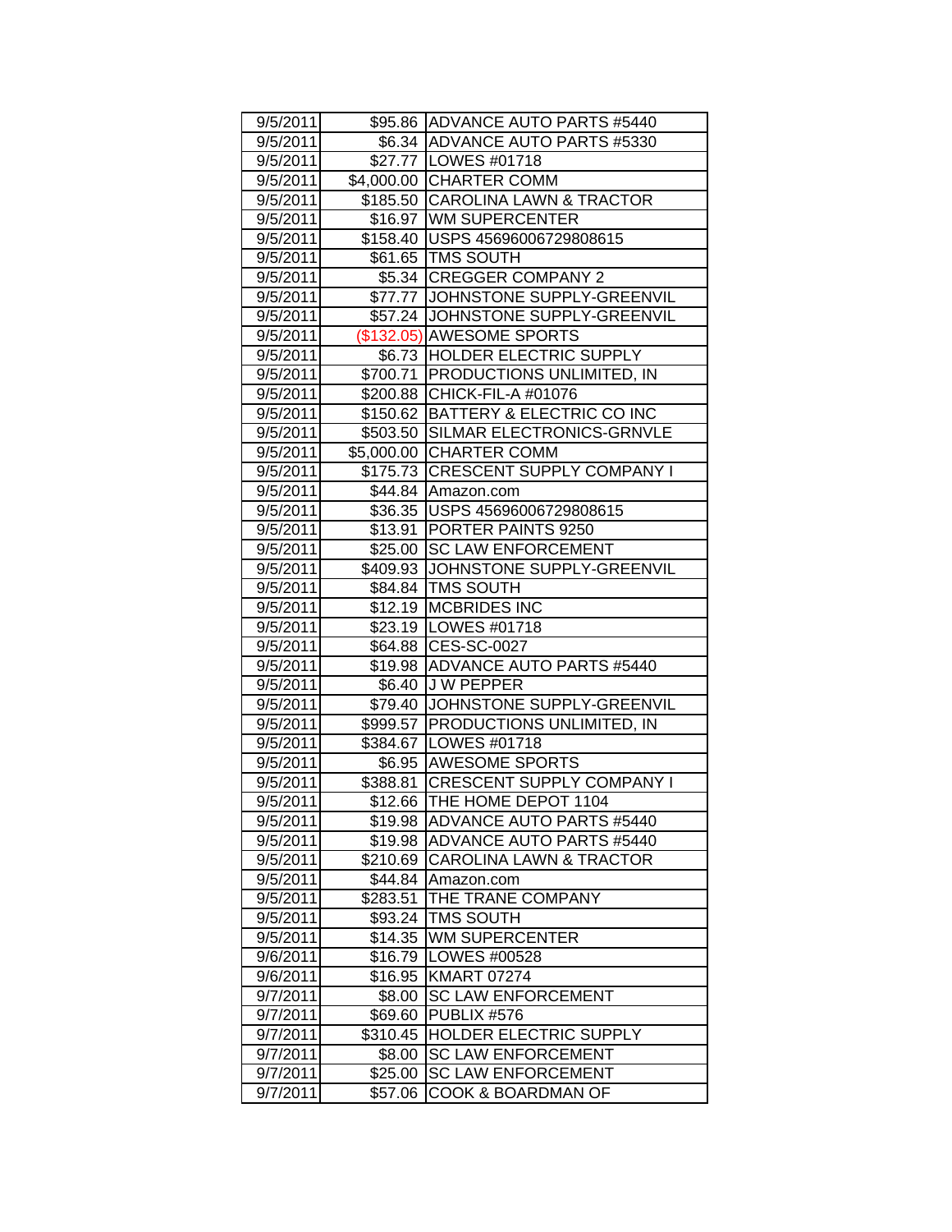| 9/5/2011 | $95.86 | ADVANCE AUTO PARTS #5440 |
|---|---|---|
| 9/5/2011 | $6.34 | ADVANCE AUTO PARTS #5330 |
| 9/5/2011 | $27.77 | LOWES #01718 |
| 9/5/2011 | $4,000.00 | CHARTER COMM |
| 9/5/2011 | $185.50 | CAROLINA LAWN & TRACTOR |
| 9/5/2011 | $16.97 | WM SUPERCENTER |
| 9/5/2011 | $158.40 | USPS 45696006729808615 |
| 9/5/2011 | $61.65 | TMS SOUTH |
| 9/5/2011 | $5.34 | CREGGER COMPANY 2 |
| 9/5/2011 | $77.77 | JOHNSTONE SUPPLY-GREENVIL |
| 9/5/2011 | $57.24 | JOHNSTONE SUPPLY-GREENVIL |
| 9/5/2011 | ($132.05) | AWESOME SPORTS |
| 9/5/2011 | $6.73 | HOLDER ELECTRIC SUPPLY |
| 9/5/2011 | $700.71 | PRODUCTIONS UNLIMITED, IN |
| 9/5/2011 | $200.88 | CHICK-FIL-A #01076 |
| 9/5/2011 | $150.62 | BATTERY & ELECTRIC CO INC |
| 9/5/2011 | $503.50 | SILMAR ELECTRONICS-GRNVLE |
| 9/5/2011 | $5,000.00 | CHARTER COMM |
| 9/5/2011 | $175.73 | CRESCENT SUPPLY COMPANY I |
| 9/5/2011 | $44.84 | Amazon.com |
| 9/5/2011 | $36.35 | USPS 45696006729808615 |
| 9/5/2011 | $13.91 | PORTER PAINTS 9250 |
| 9/5/2011 | $25.00 | SC LAW ENFORCEMENT |
| 9/5/2011 | $409.93 | JOHNSTONE SUPPLY-GREENVIL |
| 9/5/2011 | $84.84 | TMS SOUTH |
| 9/5/2011 | $12.19 | MCBRIDES INC |
| 9/5/2011 | $23.19 | LOWES #01718 |
| 9/5/2011 | $64.88 | CES-SC-0027 |
| 9/5/2011 | $19.98 | ADVANCE AUTO PARTS #5440 |
| 9/5/2011 | $6.40 | J W PEPPER |
| 9/5/2011 | $79.40 | JOHNSTONE SUPPLY-GREENVIL |
| 9/5/2011 | $999.57 | PRODUCTIONS UNLIMITED, IN |
| 9/5/2011 | $384.67 | LOWES #01718 |
| 9/5/2011 | $6.95 | AWESOME SPORTS |
| 9/5/2011 | $388.81 | CRESCENT SUPPLY COMPANY I |
| 9/5/2011 | $12.66 | THE HOME DEPOT 1104 |
| 9/5/2011 | $19.98 | ADVANCE AUTO PARTS #5440 |
| 9/5/2011 | $19.98 | ADVANCE AUTO PARTS #5440 |
| 9/5/2011 | $210.69 | CAROLINA LAWN & TRACTOR |
| 9/5/2011 | $44.84 | Amazon.com |
| 9/5/2011 | $283.51 | THE TRANE COMPANY |
| 9/5/2011 | $93.24 | TMS SOUTH |
| 9/5/2011 | $14.35 | WM SUPERCENTER |
| 9/6/2011 | $16.79 | LOWES #00528 |
| 9/6/2011 | $16.95 | KMART 07274 |
| 9/7/2011 | $8.00 | SC LAW ENFORCEMENT |
| 9/7/2011 | $69.60 | PUBLIX #576 |
| 9/7/2011 | $310.45 | HOLDER ELECTRIC SUPPLY |
| 9/7/2011 | $8.00 | SC LAW ENFORCEMENT |
| 9/7/2011 | $25.00 | SC LAW ENFORCEMENT |
| 9/7/2011 | $57.06 | COOK & BOARDMAN OF |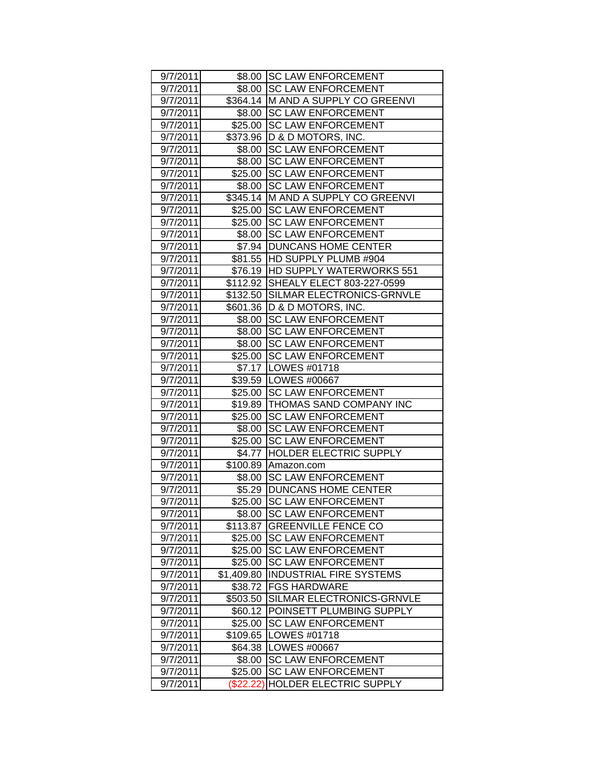| 9/7/2011 | $8.00 | SC LAW ENFORCEMENT |
|---|---|---|
| 9/7/2011 | $8.00 | SC LAW ENFORCEMENT |
| 9/7/2011 | $364.14 | M AND A SUPPLY CO GREENVI |
| 9/7/2011 | $8.00 | SC LAW ENFORCEMENT |
| 9/7/2011 | $25.00 | SC LAW ENFORCEMENT |
| 9/7/2011 | $373.96 | D & D MOTORS, INC. |
| 9/7/2011 | $8.00 | SC LAW ENFORCEMENT |
| 9/7/2011 | $8.00 | SC LAW ENFORCEMENT |
| 9/7/2011 | $25.00 | SC LAW ENFORCEMENT |
| 9/7/2011 | $8.00 | SC LAW ENFORCEMENT |
| 9/7/2011 | $345.14 | M AND A SUPPLY CO GREENVI |
| 9/7/2011 | $25.00 | SC LAW ENFORCEMENT |
| 9/7/2011 | $25.00 | SC LAW ENFORCEMENT |
| 9/7/2011 | $8.00 | SC LAW ENFORCEMENT |
| 9/7/2011 | $7.94 | DUNCANS HOME CENTER |
| 9/7/2011 | $81.55 | HD SUPPLY PLUMB #904 |
| 9/7/2011 | $76.19 | HD SUPPLY WATERWORKS 551 |
| 9/7/2011 | $112.92 | SHEALY ELECT 803-227-0599 |
| 9/7/2011 | $132.50 | SILMAR ELECTRONICS-GRNVLE |
| 9/7/2011 | $601.36 | D & D MOTORS, INC. |
| 9/7/2011 | $8.00 | SC LAW ENFORCEMENT |
| 9/7/2011 | $8.00 | SC LAW ENFORCEMENT |
| 9/7/2011 | $8.00 | SC LAW ENFORCEMENT |
| 9/7/2011 | $25.00 | SC LAW ENFORCEMENT |
| 9/7/2011 | $7.17 | LOWES #01718 |
| 9/7/2011 | $39.59 | LOWES #00667 |
| 9/7/2011 | $25.00 | SC LAW ENFORCEMENT |
| 9/7/2011 | $19.89 | THOMAS SAND COMPANY INC |
| 9/7/2011 | $25.00 | SC LAW ENFORCEMENT |
| 9/7/2011 | $8.00 | SC LAW ENFORCEMENT |
| 9/7/2011 | $25.00 | SC LAW ENFORCEMENT |
| 9/7/2011 | $4.77 | HOLDER ELECTRIC SUPPLY |
| 9/7/2011 | $100.89 | Amazon.com |
| 9/7/2011 | $8.00 | SC LAW ENFORCEMENT |
| 9/7/2011 | $5.29 | DUNCANS HOME CENTER |
| 9/7/2011 | $25.00 | SC LAW ENFORCEMENT |
| 9/7/2011 | $8.00 | SC LAW ENFORCEMENT |
| 9/7/2011 | $113.87 | GREENVILLE FENCE CO |
| 9/7/2011 | $25.00 | SC LAW ENFORCEMENT |
| 9/7/2011 | $25.00 | SC LAW ENFORCEMENT |
| 9/7/2011 | $25.00 | SC LAW ENFORCEMENT |
| 9/7/2011 | $1,409.80 | INDUSTRIAL FIRE SYSTEMS |
| 9/7/2011 | $38.72 | FGS HARDWARE |
| 9/7/2011 | $503.50 | SILMAR ELECTRONICS-GRNVLE |
| 9/7/2011 | $60.12 | POINSETT PLUMBING SUPPLY |
| 9/7/2011 | $25.00 | SC LAW ENFORCEMENT |
| 9/7/2011 | $109.65 | LOWES #01718 |
| 9/7/2011 | $64.38 | LOWES #00667 |
| 9/7/2011 | $8.00 | SC LAW ENFORCEMENT |
| 9/7/2011 | $25.00 | SC LAW ENFORCEMENT |
| 9/7/2011 | ($22.22) | HOLDER ELECTRIC SUPPLY |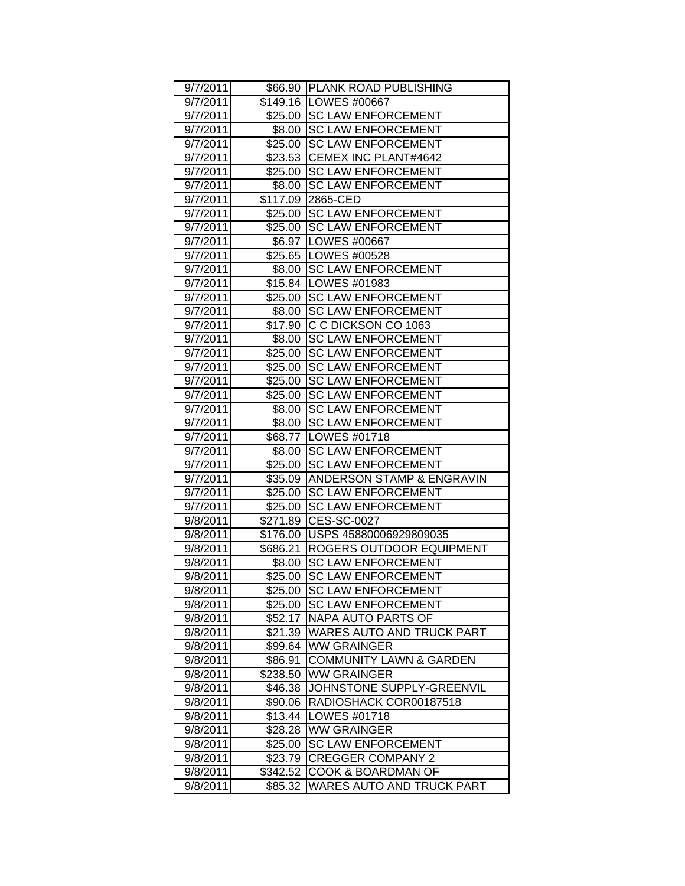| 9/7/2011 | $66.90 | PLANK ROAD PUBLISHING |
|---|---|---|
| 9/7/2011 | $149.16 | LOWES #00667 |
| 9/7/2011 | $25.00 | SC LAW ENFORCEMENT |
| 9/7/2011 | $8.00 | SC LAW ENFORCEMENT |
| 9/7/2011 | $25.00 | SC LAW ENFORCEMENT |
| 9/7/2011 | $23.53 | CEMEX INC PLANT#4642 |
| 9/7/2011 | $25.00 | SC LAW ENFORCEMENT |
| 9/7/2011 | $8.00 | SC LAW ENFORCEMENT |
| 9/7/2011 | $117.09 | 2865-CED |
| 9/7/2011 | $25.00 | SC LAW ENFORCEMENT |
| 9/7/2011 | $25.00 | SC LAW ENFORCEMENT |
| 9/7/2011 | $6.97 | LOWES #00667 |
| 9/7/2011 | $25.65 | LOWES #00528 |
| 9/7/2011 | $8.00 | SC LAW ENFORCEMENT |
| 9/7/2011 | $15.84 | LOWES #01983 |
| 9/7/2011 | $25.00 | SC LAW ENFORCEMENT |
| 9/7/2011 | $8.00 | SC LAW ENFORCEMENT |
| 9/7/2011 | $17.90 | C C DICKSON CO 1063 |
| 9/7/2011 | $8.00 | SC LAW ENFORCEMENT |
| 9/7/2011 | $25.00 | SC LAW ENFORCEMENT |
| 9/7/2011 | $25.00 | SC LAW ENFORCEMENT |
| 9/7/2011 | $25.00 | SC LAW ENFORCEMENT |
| 9/7/2011 | $25.00 | SC LAW ENFORCEMENT |
| 9/7/2011 | $8.00 | SC LAW ENFORCEMENT |
| 9/7/2011 | $8.00 | SC LAW ENFORCEMENT |
| 9/7/2011 | $68.77 | LOWES #01718 |
| 9/7/2011 | $8.00 | SC LAW ENFORCEMENT |
| 9/7/2011 | $25.00 | SC LAW ENFORCEMENT |
| 9/7/2011 | $35.09 | ANDERSON STAMP & ENGRAVIN |
| 9/7/2011 | $25.00 | SC LAW ENFORCEMENT |
| 9/7/2011 | $25.00 | SC LAW ENFORCEMENT |
| 9/8/2011 | $271.89 | CES-SC-0027 |
| 9/8/2011 | $176.00 | USPS 45880006929809035 |
| 9/8/2011 | $686.21 | ROGERS OUTDOOR EQUIPMENT |
| 9/8/2011 | $8.00 | SC LAW ENFORCEMENT |
| 9/8/2011 | $25.00 | SC LAW ENFORCEMENT |
| 9/8/2011 | $25.00 | SC LAW ENFORCEMENT |
| 9/8/2011 | $25.00 | SC LAW ENFORCEMENT |
| 9/8/2011 | $52.17 | NAPA AUTO PARTS OF |
| 9/8/2011 | $21.39 | WARES AUTO AND TRUCK PART |
| 9/8/2011 | $99.64 | WW GRAINGER |
| 9/8/2011 | $86.91 | COMMUNITY LAWN & GARDEN |
| 9/8/2011 | $238.50 | WW GRAINGER |
| 9/8/2011 | $46.38 | JOHNSTONE SUPPLY-GREENVIL |
| 9/8/2011 | $90.06 | RADIOSHACK COR00187518 |
| 9/8/2011 | $13.44 | LOWES #01718 |
| 9/8/2011 | $28.28 | WW GRAINGER |
| 9/8/2011 | $25.00 | SC LAW ENFORCEMENT |
| 9/8/2011 | $23.79 | CREGGER COMPANY 2 |
| 9/8/2011 | $342.52 | COOK & BOARDMAN OF |
| 9/8/2011 | $85.32 | WARES AUTO AND TRUCK PART |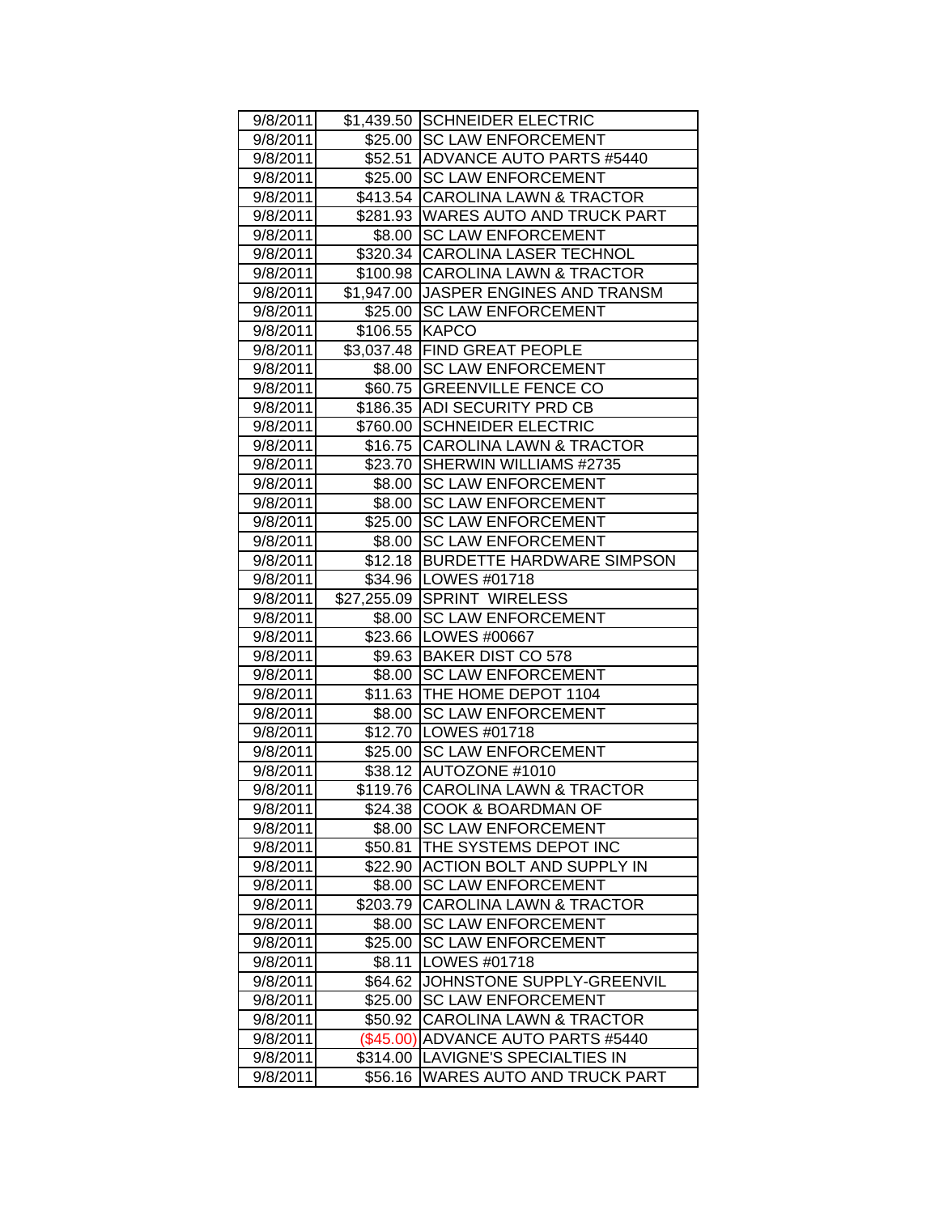| 9/8/2011 | $1,439.50 | SCHNEIDER ELECTRIC |
|---|---|---|
| 9/8/2011 | $25.00 | SC LAW ENFORCEMENT |
| 9/8/2011 | $52.51 | ADVANCE AUTO PARTS #5440 |
| 9/8/2011 | $25.00 | SC LAW ENFORCEMENT |
| 9/8/2011 | $413.54 | CAROLINA LAWN & TRACTOR |
| 9/8/2011 | $281.93 | WARES AUTO AND TRUCK PART |
| 9/8/2011 | $8.00 | SC LAW ENFORCEMENT |
| 9/8/2011 | $320.34 | CAROLINA LASER TECHNOL |
| 9/8/2011 | $100.98 | CAROLINA LAWN & TRACTOR |
| 9/8/2011 | $1,947.00 | JASPER ENGINES AND TRANSM |
| 9/8/2011 | $25.00 | SC LAW ENFORCEMENT |
| 9/8/2011 | $106.55 | KAPCO |
| 9/8/2011 | $3,037.48 | FIND GREAT PEOPLE |
| 9/8/2011 | $8.00 | SC LAW ENFORCEMENT |
| 9/8/2011 | $60.75 | GREENVILLE FENCE CO |
| 9/8/2011 | $186.35 | ADI SECURITY PRD CB |
| 9/8/2011 | $760.00 | SCHNEIDER ELECTRIC |
| 9/8/2011 | $16.75 | CAROLINA LAWN & TRACTOR |
| 9/8/2011 | $23.70 | SHERWIN WILLIAMS #2735 |
| 9/8/2011 | $8.00 | SC LAW ENFORCEMENT |
| 9/8/2011 | $8.00 | SC LAW ENFORCEMENT |
| 9/8/2011 | $25.00 | SC LAW ENFORCEMENT |
| 9/8/2011 | $8.00 | SC LAW ENFORCEMENT |
| 9/8/2011 | $12.18 | BURDETTE HARDWARE SIMPSON |
| 9/8/2011 | $34.96 | LOWES #01718 |
| 9/8/2011 | $27,255.09 | SPRINT WIRELESS |
| 9/8/2011 | $8.00 | SC LAW ENFORCEMENT |
| 9/8/2011 | $23.66 | LOWES #00667 |
| 9/8/2011 | $9.63 | BAKER DIST CO 578 |
| 9/8/2011 | $8.00 | SC LAW ENFORCEMENT |
| 9/8/2011 | $11.63 | THE HOME DEPOT 1104 |
| 9/8/2011 | $8.00 | SC LAW ENFORCEMENT |
| 9/8/2011 | $12.70 | LOWES #01718 |
| 9/8/2011 | $25.00 | SC LAW ENFORCEMENT |
| 9/8/2011 | $38.12 | AUTOZONE #1010 |
| 9/8/2011 | $119.76 | CAROLINA LAWN & TRACTOR |
| 9/8/2011 | $24.38 | COOK & BOARDMAN OF |
| 9/8/2011 | $8.00 | SC LAW ENFORCEMENT |
| 9/8/2011 | $50.81 | THE SYSTEMS DEPOT INC |
| 9/8/2011 | $22.90 | ACTION BOLT AND SUPPLY IN |
| 9/8/2011 | $8.00 | SC LAW ENFORCEMENT |
| 9/8/2011 | $203.79 | CAROLINA LAWN & TRACTOR |
| 9/8/2011 | $8.00 | SC LAW ENFORCEMENT |
| 9/8/2011 | $25.00 | SC LAW ENFORCEMENT |
| 9/8/2011 | $8.11 | LOWES #01718 |
| 9/8/2011 | $64.62 | JOHNSTONE SUPPLY-GREENVIL |
| 9/8/2011 | $25.00 | SC LAW ENFORCEMENT |
| 9/8/2011 | $50.92 | CAROLINA LAWN & TRACTOR |
| 9/8/2011 | ($45.00) | ADVANCE AUTO PARTS #5440 |
| 9/8/2011 | $314.00 | LAVIGNE'S SPECIALTIES IN |
| 9/8/2011 | $56.16 | WARES AUTO AND TRUCK PART |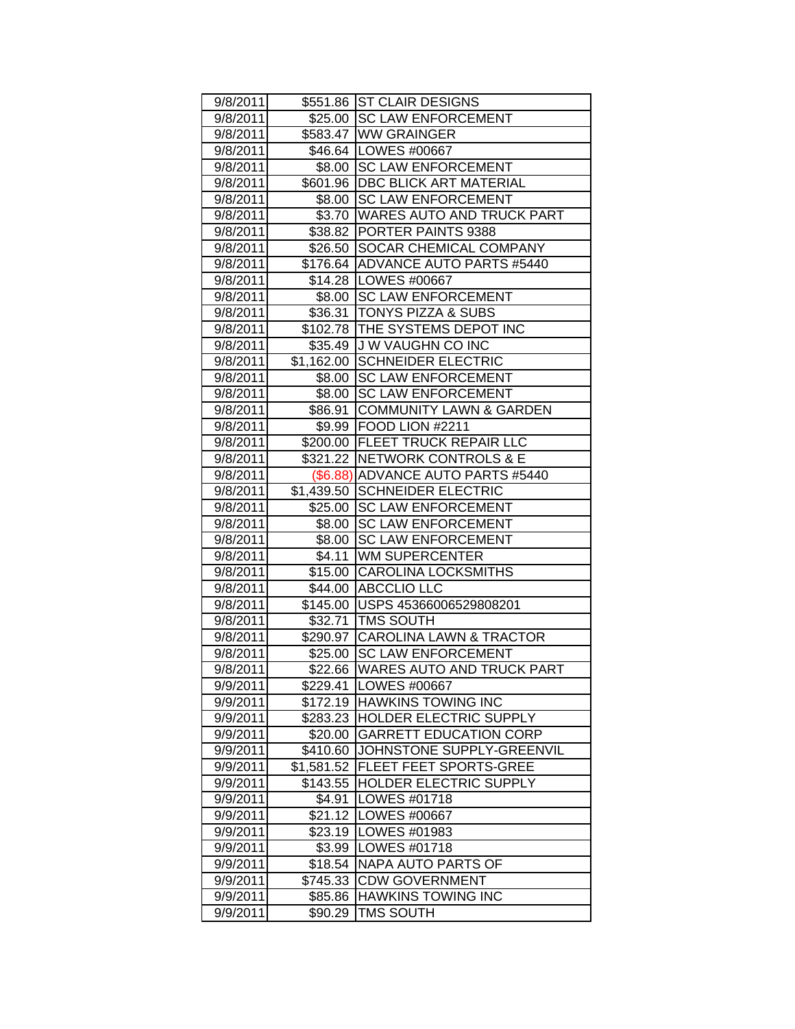| 9/8/2011 | $551.86 | ST CLAIR DESIGNS |
|---|---|---|
| 9/8/2011 | $25.00 | SC LAW ENFORCEMENT |
| 9/8/2011 | $583.47 | WW GRAINGER |
| 9/8/2011 | $46.64 | LOWES #00667 |
| 9/8/2011 | $8.00 | SC LAW ENFORCEMENT |
| 9/8/2011 | $601.96 | DBC BLICK ART MATERIAL |
| 9/8/2011 | $8.00 | SC LAW ENFORCEMENT |
| 9/8/2011 | $3.70 | WARES AUTO AND TRUCK PART |
| 9/8/2011 | $38.82 | PORTER PAINTS 9388 |
| 9/8/2011 | $26.50 | SOCAR CHEMICAL COMPANY |
| 9/8/2011 | $176.64 | ADVANCE AUTO PARTS #5440 |
| 9/8/2011 | $14.28 | LOWES #00667 |
| 9/8/2011 | $8.00 | SC LAW ENFORCEMENT |
| 9/8/2011 | $36.31 | TONYS PIZZA & SUBS |
| 9/8/2011 | $102.78 | THE SYSTEMS DEPOT INC |
| 9/8/2011 | $35.49 | J W VAUGHN CO INC |
| 9/8/2011 | $1,162.00 | SCHNEIDER ELECTRIC |
| 9/8/2011 | $8.00 | SC LAW ENFORCEMENT |
| 9/8/2011 | $8.00 | SC LAW ENFORCEMENT |
| 9/8/2011 | $86.91 | COMMUNITY LAWN & GARDEN |
| 9/8/2011 | $9.99 | FOOD LION #2211 |
| 9/8/2011 | $200.00 | FLEET TRUCK REPAIR LLC |
| 9/8/2011 | $321.22 | NETWORK CONTROLS & E |
| 9/8/2011 | ($6.88) | ADVANCE AUTO PARTS #5440 |
| 9/8/2011 | $1,439.50 | SCHNEIDER ELECTRIC |
| 9/8/2011 | $25.00 | SC LAW ENFORCEMENT |
| 9/8/2011 | $8.00 | SC LAW ENFORCEMENT |
| 9/8/2011 | $8.00 | SC LAW ENFORCEMENT |
| 9/8/2011 | $4.11 | WM SUPERCENTER |
| 9/8/2011 | $15.00 | CAROLINA LOCKSMITHS |
| 9/8/2011 | $44.00 | ABCCLIO LLC |
| 9/8/2011 | $145.00 | USPS 45366006529808201 |
| 9/8/2011 | $32.71 | TMS SOUTH |
| 9/8/2011 | $290.97 | CAROLINA LAWN & TRACTOR |
| 9/8/2011 | $25.00 | SC LAW ENFORCEMENT |
| 9/8/2011 | $22.66 | WARES AUTO AND TRUCK PART |
| 9/9/2011 | $229.41 | LOWES #00667 |
| 9/9/2011 | $172.19 | HAWKINS TOWING INC |
| 9/9/2011 | $283.23 | HOLDER ELECTRIC SUPPLY |
| 9/9/2011 | $20.00 | GARRETT EDUCATION CORP |
| 9/9/2011 | $410.60 | JOHNSTONE SUPPLY-GREENVIL |
| 9/9/2011 | $1,581.52 | FLEET FEET SPORTS-GREE |
| 9/9/2011 | $143.55 | HOLDER ELECTRIC SUPPLY |
| 9/9/2011 | $4.91 | LOWES #01718 |
| 9/9/2011 | $21.12 | LOWES #00667 |
| 9/9/2011 | $23.19 | LOWES #01983 |
| 9/9/2011 | $3.99 | LOWES #01718 |
| 9/9/2011 | $18.54 | NAPA AUTO PARTS OF |
| 9/9/2011 | $745.33 | CDW GOVERNMENT |
| 9/9/2011 | $85.86 | HAWKINS TOWING INC |
| 9/9/2011 | $90.29 | TMS SOUTH |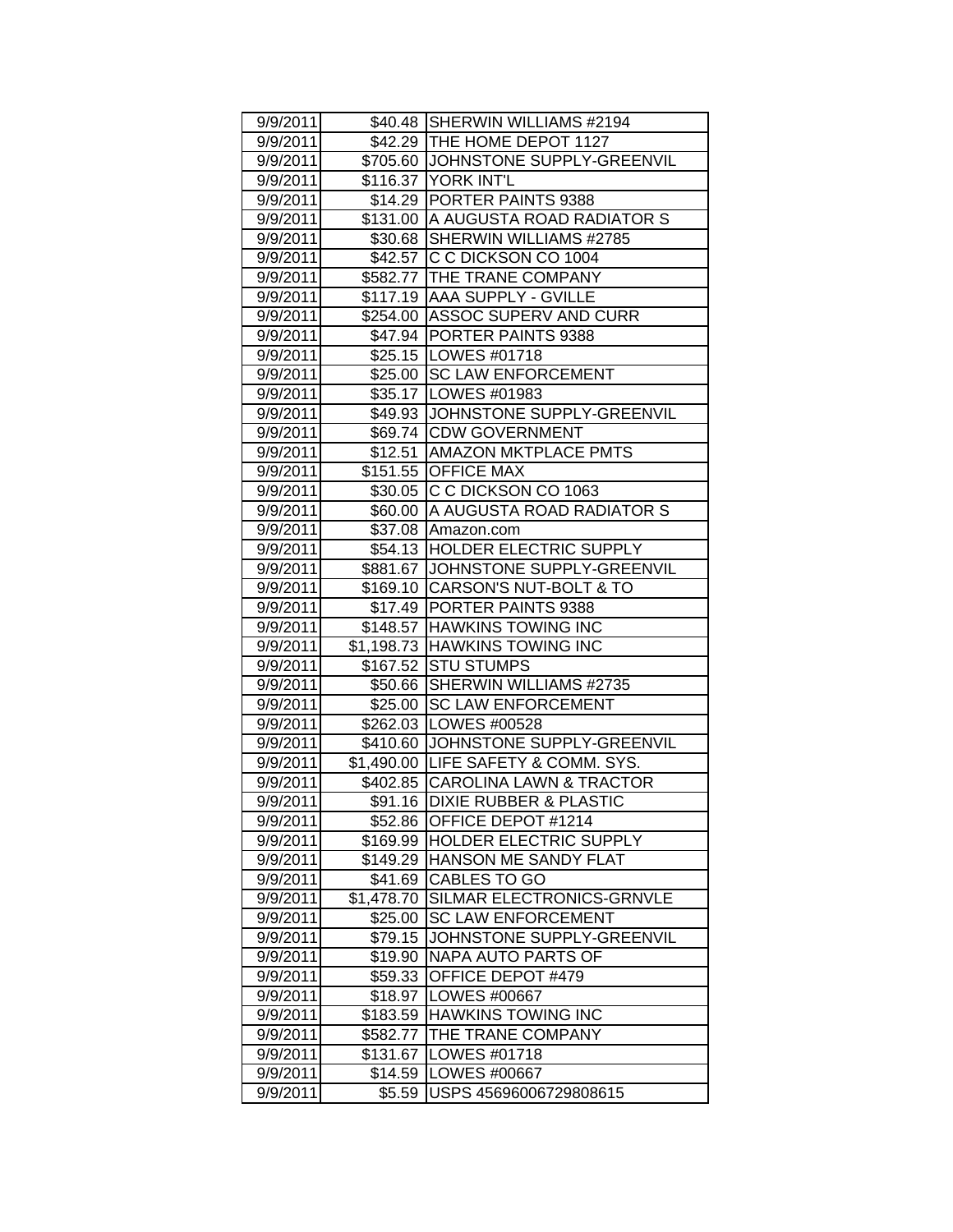| 9/9/2011 | $40.48 | SHERWIN WILLIAMS #2194 |
|---|---|---|
| 9/9/2011 | $42.29 | THE HOME DEPOT 1127 |
| 9/9/2011 | $705.60 | JOHNSTONE SUPPLY-GREENVIL |
| 9/9/2011 | $116.37 | YORK INT'L |
| 9/9/2011 | $14.29 | PORTER PAINTS 9388 |
| 9/9/2011 | $131.00 | A AUGUSTA ROAD RADIATOR S |
| 9/9/2011 | $30.68 | SHERWIN WILLIAMS #2785 |
| 9/9/2011 | $42.57 | C C DICKSON CO 1004 |
| 9/9/2011 | $582.77 | THE TRANE COMPANY |
| 9/9/2011 | $117.19 | AAA SUPPLY - GVILLE |
| 9/9/2011 | $254.00 | ASSOC SUPERV AND CURR |
| 9/9/2011 | $47.94 | PORTER PAINTS 9388 |
| 9/9/2011 | $25.15 | LOWES #01718 |
| 9/9/2011 | $25.00 | SC LAW ENFORCEMENT |
| 9/9/2011 | $35.17 | LOWES #01983 |
| 9/9/2011 | $49.93 | JOHNSTONE SUPPLY-GREENVIL |
| 9/9/2011 | $69.74 | CDW GOVERNMENT |
| 9/9/2011 | $12.51 | AMAZON MKTPLACE PMTS |
| 9/9/2011 | $151.55 | OFFICE MAX |
| 9/9/2011 | $30.05 | C C DICKSON CO 1063 |
| 9/9/2011 | $60.00 | A AUGUSTA ROAD RADIATOR S |
| 9/9/2011 | $37.08 | Amazon.com |
| 9/9/2011 | $54.13 | HOLDER ELECTRIC SUPPLY |
| 9/9/2011 | $881.67 | JOHNSTONE SUPPLY-GREENVIL |
| 9/9/2011 | $169.10 | CARSON'S NUT-BOLT & TO |
| 9/9/2011 | $17.49 | PORTER PAINTS 9388 |
| 9/9/2011 | $148.57 | HAWKINS TOWING INC |
| 9/9/2011 | $1,198.73 | HAWKINS TOWING INC |
| 9/9/2011 | $167.52 | STU STUMPS |
| 9/9/2011 | $50.66 | SHERWIN WILLIAMS #2735 |
| 9/9/2011 | $25.00 | SC LAW ENFORCEMENT |
| 9/9/2011 | $262.03 | LOWES #00528 |
| 9/9/2011 | $410.60 | JOHNSTONE SUPPLY-GREENVIL |
| 9/9/2011 | $1,490.00 | LIFE SAFETY & COMM. SYS. |
| 9/9/2011 | $402.85 | CAROLINA LAWN & TRACTOR |
| 9/9/2011 | $91.16 | DIXIE RUBBER & PLASTIC |
| 9/9/2011 | $52.86 | OFFICE DEPOT #1214 |
| 9/9/2011 | $169.99 | HOLDER ELECTRIC SUPPLY |
| 9/9/2011 | $149.29 | HANSON ME SANDY FLAT |
| 9/9/2011 | $41.69 | CABLES TO GO |
| 9/9/2011 | $1,478.70 | SILMAR ELECTRONICS-GRNVLE |
| 9/9/2011 | $25.00 | SC LAW ENFORCEMENT |
| 9/9/2011 | $79.15 | JOHNSTONE SUPPLY-GREENVIL |
| 9/9/2011 | $19.90 | NAPA AUTO PARTS OF |
| 9/9/2011 | $59.33 | OFFICE DEPOT #479 |
| 9/9/2011 | $18.97 | LOWES #00667 |
| 9/9/2011 | $183.59 | HAWKINS TOWING INC |
| 9/9/2011 | $582.77 | THE TRANE COMPANY |
| 9/9/2011 | $131.67 | LOWES #01718 |
| 9/9/2011 | $14.59 | LOWES #00667 |
| 9/9/2011 | $5.59 | USPS 45696006729808615 |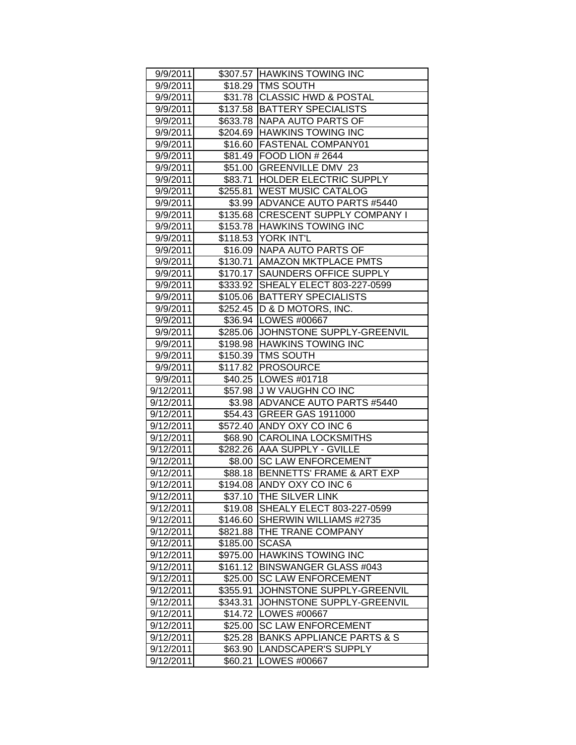| 9/9/2011 | $307.57 | HAWKINS TOWING INC |
|---|---|---|
| 9/9/2011 | $18.29 | TMS SOUTH |
| 9/9/2011 | $31.78 | CLASSIC HWD & POSTAL |
| 9/9/2011 | $137.58 | BATTERY SPECIALISTS |
| 9/9/2011 | $633.78 | NAPA AUTO PARTS OF |
| 9/9/2011 | $204.69 | HAWKINS TOWING INC |
| 9/9/2011 | $16.60 | FASTENAL COMPANY01 |
| 9/9/2011 | $81.49 | FOOD LION # 2644 |
| 9/9/2011 | $51.00 | GREENVILLE DMV 23 |
| 9/9/2011 | $83.71 | HOLDER ELECTRIC SUPPLY |
| 9/9/2011 | $255.81 | WEST MUSIC CATALOG |
| 9/9/2011 | $3.99 | ADVANCE AUTO PARTS #5440 |
| 9/9/2011 | $135.68 | CRESCENT SUPPLY COMPANY I |
| 9/9/2011 | $153.78 | HAWKINS TOWING INC |
| 9/9/2011 | $118.53 | YORK INT'L |
| 9/9/2011 | $16.09 | NAPA AUTO PARTS OF |
| 9/9/2011 | $130.71 | AMAZON MKTPLACE PMTS |
| 9/9/2011 | $170.17 | SAUNDERS OFFICE SUPPLY |
| 9/9/2011 | $333.92 | SHEALY ELECT 803-227-0599 |
| 9/9/2011 | $105.06 | BATTERY SPECIALISTS |
| 9/9/2011 | $252.45 | D & D MOTORS, INC. |
| 9/9/2011 | $36.94 | LOWES #00667 |
| 9/9/2011 | $285.06 | JOHNSTONE SUPPLY-GREENVIL |
| 9/9/2011 | $198.98 | HAWKINS TOWING INC |
| 9/9/2011 | $150.39 | TMS SOUTH |
| 9/9/2011 | $117.82 | PROSOURCE |
| 9/9/2011 | $40.25 | LOWES #01718 |
| 9/12/2011 | $57.98 | J W VAUGHN CO INC |
| 9/12/2011 | $3.98 | ADVANCE AUTO PARTS #5440 |
| 9/12/2011 | $54.43 | GREER GAS 1911000 |
| 9/12/2011 | $572.40 | ANDY OXY CO INC 6 |
| 9/12/2011 | $68.90 | CAROLINA LOCKSMITHS |
| 9/12/2011 | $282.26 | AAA SUPPLY - GVILLE |
| 9/12/2011 | $8.00 | SC LAW ENFORCEMENT |
| 9/12/2011 | $88.18 | BENNETTS' FRAME & ART EXP |
| 9/12/2011 | $194.08 | ANDY OXY CO INC 6 |
| 9/12/2011 | $37.10 | THE SILVER LINK |
| 9/12/2011 | $19.08 | SHEALY ELECT 803-227-0599 |
| 9/12/2011 | $146.60 | SHERWIN WILLIAMS #2735 |
| 9/12/2011 | $821.88 | THE TRANE COMPANY |
| 9/12/2011 | $185.00 | SCASA |
| 9/12/2011 | $975.00 | HAWKINS TOWING INC |
| 9/12/2011 | $161.12 | BINSWANGER GLASS #043 |
| 9/12/2011 | $25.00 | SC LAW ENFORCEMENT |
| 9/12/2011 | $355.91 | JOHNSTONE SUPPLY-GREENVIL |
| 9/12/2011 | $343.31 | JOHNSTONE SUPPLY-GREENVIL |
| 9/12/2011 | $14.72 | LOWES #00667 |
| 9/12/2011 | $25.00 | SC LAW ENFORCEMENT |
| 9/12/2011 | $25.28 | BANKS APPLIANCE PARTS & S |
| 9/12/2011 | $63.90 | LANDSCAPER'S SUPPLY |
| 9/12/2011 | $60.21 | LOWES #00667 |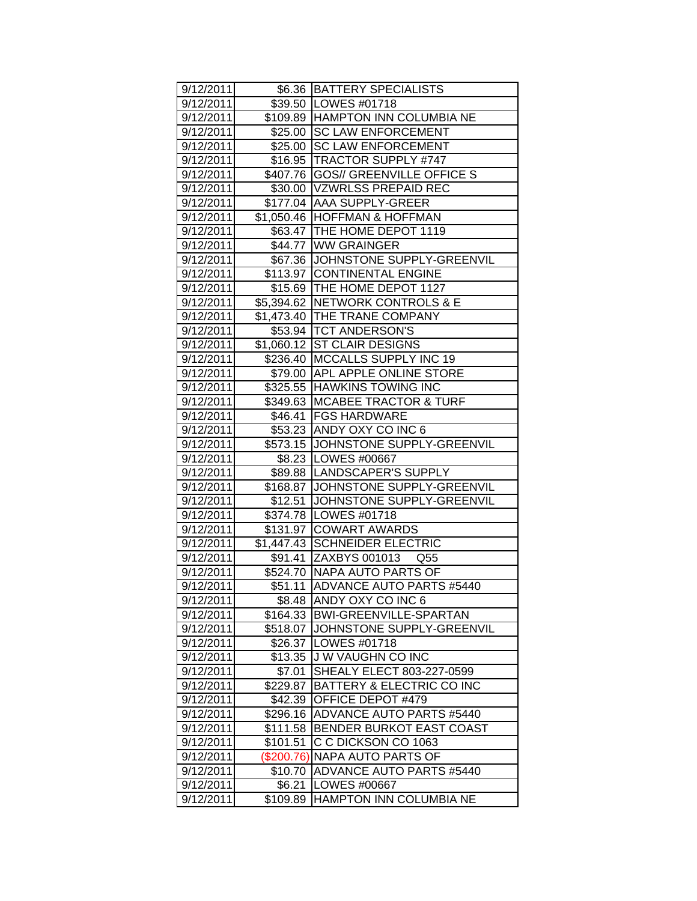| | | |
|---|---|---|
| 9/12/2011 | $6.36 | BATTERY SPECIALISTS |
| 9/12/2011 | $39.50 | LOWES #01718 |
| 9/12/2011 | $109.89 | HAMPTON INN COLUMBIA NE |
| 9/12/2011 | $25.00 | SC LAW ENFORCEMENT |
| 9/12/2011 | $25.00 | SC LAW ENFORCEMENT |
| 9/12/2011 | $16.95 | TRACTOR SUPPLY #747 |
| 9/12/2011 | $407.76 | GOS// GREENVILLE OFFICE S |
| 9/12/2011 | $30.00 | VZWRLSS PREPAID REC |
| 9/12/2011 | $177.04 | AAA SUPPLY-GREER |
| 9/12/2011 | $1,050.46 | HOFFMAN & HOFFMAN |
| 9/12/2011 | $63.47 | THE HOME DEPOT 1119 |
| 9/12/2011 | $44.77 | WW GRAINGER |
| 9/12/2011 | $67.36 | JOHNSTONE SUPPLY-GREENVIL |
| 9/12/2011 | $113.97 | CONTINENTAL ENGINE |
| 9/12/2011 | $15.69 | THE HOME DEPOT 1127 |
| 9/12/2011 | $5,394.62 | NETWORK CONTROLS & E |
| 9/12/2011 | $1,473.40 | THE TRANE COMPANY |
| 9/12/2011 | $53.94 | TCT ANDERSON'S |
| 9/12/2011 | $1,060.12 | ST CLAIR DESIGNS |
| 9/12/2011 | $236.40 | MCCALLS SUPPLY INC 19 |
| 9/12/2011 | $79.00 | APL APPLE ONLINE STORE |
| 9/12/2011 | $325.55 | HAWKINS TOWING INC |
| 9/12/2011 | $349.63 | MCABEE TRACTOR & TURF |
| 9/12/2011 | $46.41 | FGS HARDWARE |
| 9/12/2011 | $53.23 | ANDY OXY CO INC 6 |
| 9/12/2011 | $573.15 | JOHNSTONE SUPPLY-GREENVIL |
| 9/12/2011 | $8.23 | LOWES #00667 |
| 9/12/2011 | $89.88 | LANDSCAPER'S SUPPLY |
| 9/12/2011 | $168.87 | JOHNSTONE SUPPLY-GREENVIL |
| 9/12/2011 | $12.51 | JOHNSTONE SUPPLY-GREENVIL |
| 9/12/2011 | $374.78 | LOWES #01718 |
| 9/12/2011 | $131.97 | COWART AWARDS |
| 9/12/2011 | $1,447.43 | SCHNEIDER ELECTRIC |
| 9/12/2011 | $91.41 | ZAXBYS 001013 Q55 |
| 9/12/2011 | $524.70 | NAPA AUTO PARTS OF |
| 9/12/2011 | $51.11 | ADVANCE AUTO PARTS #5440 |
| 9/12/2011 | $8.48 | ANDY OXY CO INC 6 |
| 9/12/2011 | $164.33 | BWI-GREENVILLE-SPARTAN |
| 9/12/2011 | $518.07 | JOHNSTONE SUPPLY-GREENVIL |
| 9/12/2011 | $26.37 | LOWES #01718 |
| 9/12/2011 | $13.35 | J W VAUGHN CO INC |
| 9/12/2011 | $7.01 | SHEALY ELECT 803-227-0599 |
| 9/12/2011 | $229.87 | BATTERY & ELECTRIC CO INC |
| 9/12/2011 | $42.39 | OFFICE DEPOT #479 |
| 9/12/2011 | $296.16 | ADVANCE AUTO PARTS #5440 |
| 9/12/2011 | $111.58 | BENDER BURKOT EAST COAST |
| 9/12/2011 | $101.51 | C C DICKSON CO 1063 |
| 9/12/2011 | ($200.76) | NAPA AUTO PARTS OF |
| 9/12/2011 | $10.70 | ADVANCE AUTO PARTS #5440 |
| 9/12/2011 | $6.21 | LOWES #00667 |
| 9/12/2011 | $109.89 | HAMPTON INN COLUMBIA NE |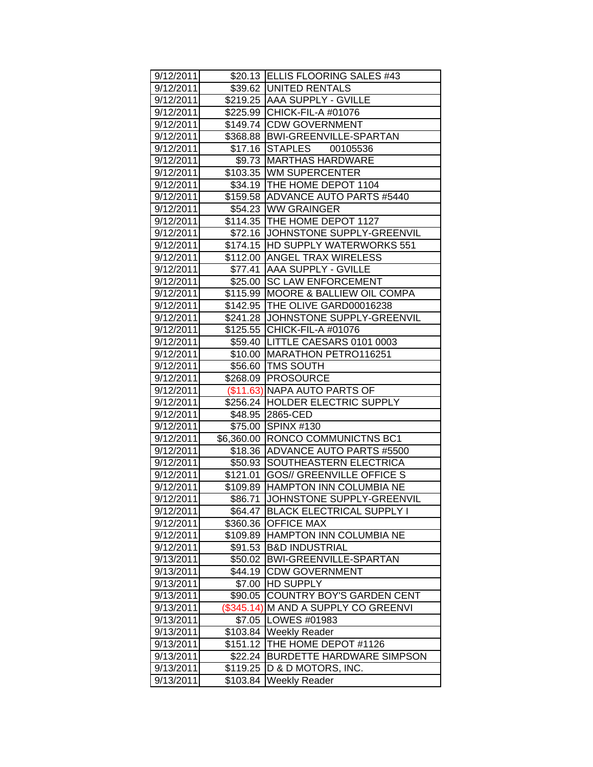| | | |
|---|---|---|
| 9/12/2011 | $20.13 | ELLIS FLOORING SALES #43 |
| 9/12/2011 | $39.62 | UNITED RENTALS |
| 9/12/2011 | $219.25 | AAA SUPPLY - GVILLE |
| 9/12/2011 | $225.99 | CHICK-FIL-A #01076 |
| 9/12/2011 | $149.74 | CDW GOVERNMENT |
| 9/12/2011 | $368.88 | BWI-GREENVILLE-SPARTAN |
| 9/12/2011 | $17.16 | STAPLES 00105536 |
| 9/12/2011 | $9.73 | MARTHAS HARDWARE |
| 9/12/2011 | $103.35 | WM SUPERCENTER |
| 9/12/2011 | $34.19 | THE HOME DEPOT 1104 |
| 9/12/2011 | $159.58 | ADVANCE AUTO PARTS #5440 |
| 9/12/2011 | $54.23 | WW GRAINGER |
| 9/12/2011 | $114.35 | THE HOME DEPOT 1127 |
| 9/12/2011 | $72.16 | JOHNSTONE SUPPLY-GREENVIL |
| 9/12/2011 | $174.15 | HD SUPPLY WATERWORKS 551 |
| 9/12/2011 | $112.00 | ANGEL TRAX WIRELESS |
| 9/12/2011 | $77.41 | AAA SUPPLY - GVILLE |
| 9/12/2011 | $25.00 | SC LAW ENFORCEMENT |
| 9/12/2011 | $115.99 | MOORE & BALLIEW OIL COMPA |
| 9/12/2011 | $142.95 | THE OLIVE GARD00016238 |
| 9/12/2011 | $241.28 | JOHNSTONE SUPPLY-GREENVIL |
| 9/12/2011 | $125.55 | CHICK-FIL-A #01076 |
| 9/12/2011 | $59.40 | LITTLE CAESARS 0101 0003 |
| 9/12/2011 | $10.00 | MARATHON PETRO116251 |
| 9/12/2011 | $56.60 | TMS SOUTH |
| 9/12/2011 | $268.09 | PROSOURCE |
| 9/12/2011 | ($11.63) | NAPA AUTO PARTS OF |
| 9/12/2011 | $256.24 | HOLDER ELECTRIC SUPPLY |
| 9/12/2011 | $48.95 | 2865-CED |
| 9/12/2011 | $75.00 | SPINX #130 |
| 9/12/2011 | $6,360.00 | RONCO COMMUNICTNS BC1 |
| 9/12/2011 | $18.36 | ADVANCE AUTO PARTS #5500 |
| 9/12/2011 | $50.93 | SOUTHEASTERN ELECTRICA |
| 9/12/2011 | $121.01 | GOS// GREENVILLE OFFICE S |
| 9/12/2011 | $109.89 | HAMPTON INN COLUMBIA NE |
| 9/12/2011 | $86.71 | JOHNSTONE SUPPLY-GREENVIL |
| 9/12/2011 | $64.47 | BLACK ELECTRICAL SUPPLY I |
| 9/12/2011 | $360.36 | OFFICE MAX |
| 9/12/2011 | $109.89 | HAMPTON INN COLUMBIA NE |
| 9/12/2011 | $91.53 | B&D INDUSTRIAL |
| 9/13/2011 | $50.02 | BWI-GREENVILLE-SPARTAN |
| 9/13/2011 | $44.19 | CDW GOVERNMENT |
| 9/13/2011 | $7.00 | HD SUPPLY |
| 9/13/2011 | $90.05 | COUNTRY BOY'S GARDEN CENT |
| 9/13/2011 | ($345.14) | M AND A SUPPLY CO GREENVI |
| 9/13/2011 | $7.05 | LOWES #01983 |
| 9/13/2011 | $103.84 | Weekly Reader |
| 9/13/2011 | $151.12 | THE HOME DEPOT #1126 |
| 9/13/2011 | $22.24 | BURDETTE HARDWARE SIMPSON |
| 9/13/2011 | $119.25 | D & D MOTORS, INC. |
| 9/13/2011 | $103.84 | Weekly Reader |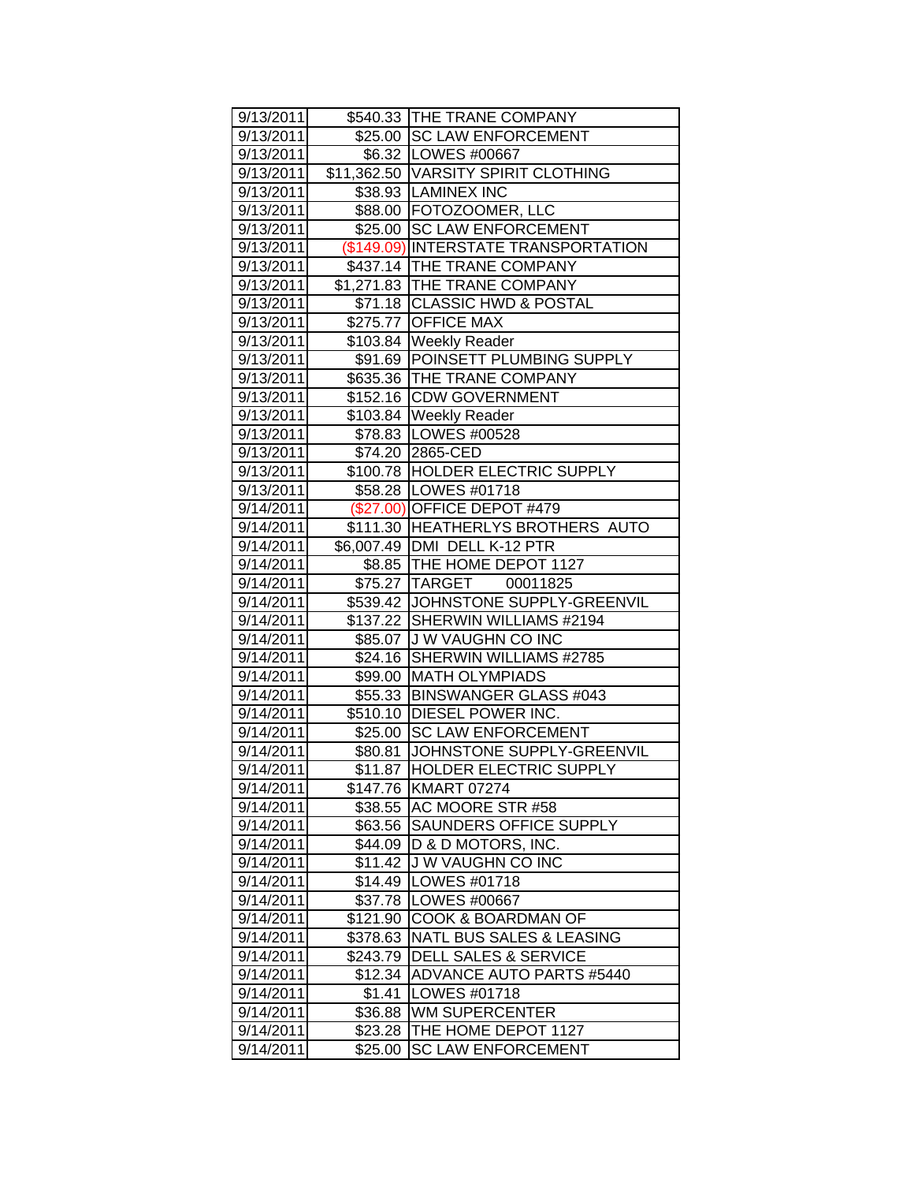| 9/13/2011 | $540.33 | THE TRANE COMPANY |
|---|---|---|
| 9/13/2011 | $25.00 | SC LAW ENFORCEMENT |
| 9/13/2011 | $6.32 | LOWES #00667 |
| 9/13/2011 | $11,362.50 | VARSITY SPIRIT CLOTHING |
| 9/13/2011 | $38.93 | LAMINEX INC |
| 9/13/2011 | $88.00 | FOTOZOOMER, LLC |
| 9/13/2011 | $25.00 | SC LAW ENFORCEMENT |
| 9/13/2011 | ($149.09) | INTERSTATE TRANSPORTATION |
| 9/13/2011 | $437.14 | THE TRANE COMPANY |
| 9/13/2011 | $1,271.83 | THE TRANE COMPANY |
| 9/13/2011 | $71.18 | CLASSIC HWD & POSTAL |
| 9/13/2011 | $275.77 | OFFICE MAX |
| 9/13/2011 | $103.84 | Weekly Reader |
| 9/13/2011 | $91.69 | POINSETT PLUMBING SUPPLY |
| 9/13/2011 | $635.36 | THE TRANE COMPANY |
| 9/13/2011 | $152.16 | CDW GOVERNMENT |
| 9/13/2011 | $103.84 | Weekly Reader |
| 9/13/2011 | $78.83 | LOWES #00528 |
| 9/13/2011 | $74.20 | 2865-CED |
| 9/13/2011 | $100.78 | HOLDER ELECTRIC SUPPLY |
| 9/13/2011 | $58.28 | LOWES #01718 |
| 9/14/2011 | ($27.00) | OFFICE DEPOT #479 |
| 9/14/2011 | $111.30 | HEATHERLYS BROTHERS AUTO |
| 9/14/2011 | $6,007.49 | DMI DELL K-12 PTR |
| 9/14/2011 | $8.85 | THE HOME DEPOT 1127 |
| 9/14/2011 | $75.27 | TARGET 00011825 |
| 9/14/2011 | $539.42 | JOHNSTONE SUPPLY-GREENVIL |
| 9/14/2011 | $137.22 | SHERWIN WILLIAMS #2194 |
| 9/14/2011 | $85.07 | J W VAUGHN CO INC |
| 9/14/2011 | $24.16 | SHERWIN WILLIAMS #2785 |
| 9/14/2011 | $99.00 | MATH OLYMPIADS |
| 9/14/2011 | $55.33 | BINSWANGER GLASS #043 |
| 9/14/2011 | $510.10 | DIESEL POWER INC. |
| 9/14/2011 | $25.00 | SC LAW ENFORCEMENT |
| 9/14/2011 | $80.81 | JOHNSTONE SUPPLY-GREENVIL |
| 9/14/2011 | $11.87 | HOLDER ELECTRIC SUPPLY |
| 9/14/2011 | $147.76 | KMART 07274 |
| 9/14/2011 | $38.55 | AC MOORE STR #58 |
| 9/14/2011 | $63.56 | SAUNDERS OFFICE SUPPLY |
| 9/14/2011 | $44.09 | D & D MOTORS, INC. |
| 9/14/2011 | $11.42 | J W VAUGHN CO INC |
| 9/14/2011 | $14.49 | LOWES #01718 |
| 9/14/2011 | $37.78 | LOWES #00667 |
| 9/14/2011 | $121.90 | COOK & BOARDMAN OF |
| 9/14/2011 | $378.63 | NATL BUS SALES & LEASING |
| 9/14/2011 | $243.79 | DELL SALES & SERVICE |
| 9/14/2011 | $12.34 | ADVANCE AUTO PARTS #5440 |
| 9/14/2011 | $1.41 | LOWES #01718 |
| 9/14/2011 | $36.88 | WM SUPERCENTER |
| 9/14/2011 | $23.28 | THE HOME DEPOT 1127 |
| 9/14/2011 | $25.00 | SC LAW ENFORCEMENT |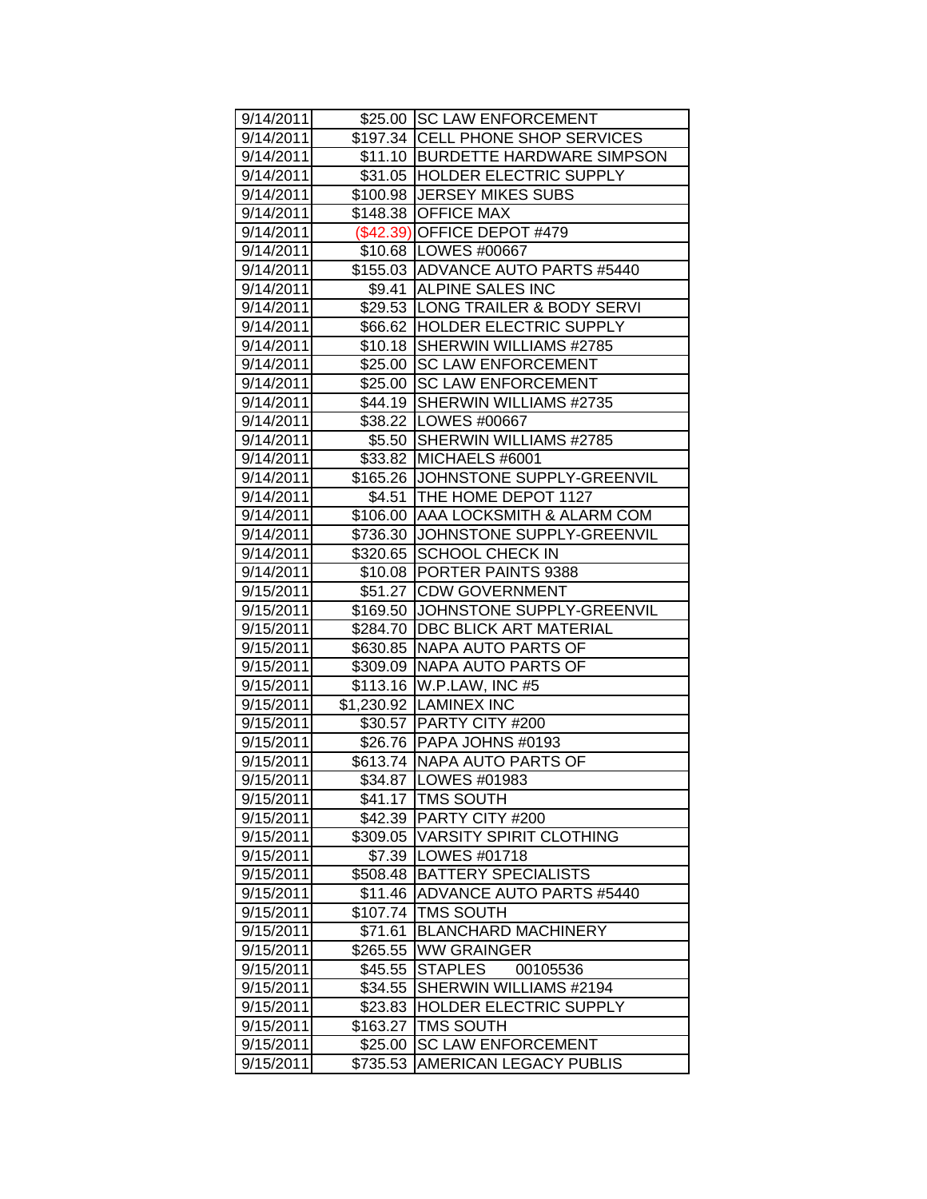| 9/14/2011 | $25.00 | SC LAW ENFORCEMENT |
|---|---|---|
| 9/14/2011 | $197.34 | CELL PHONE SHOP SERVICES |
| 9/14/2011 | $11.10 | BURDETTE HARDWARE SIMPSON |
| 9/14/2011 | $31.05 | HOLDER ELECTRIC SUPPLY |
| 9/14/2011 | $100.98 | JERSEY MIKES SUBS |
| 9/14/2011 | $148.38 | OFFICE MAX |
| 9/14/2011 | ($42.39) | OFFICE DEPOT #479 |
| 9/14/2011 | $10.68 | LOWES #00667 |
| 9/14/2011 | $155.03 | ADVANCE AUTO PARTS #5440 |
| 9/14/2011 | $9.41 | ALPINE SALES INC |
| 9/14/2011 | $29.53 | LONG TRAILER & BODY SERVI |
| 9/14/2011 | $66.62 | HOLDER ELECTRIC SUPPLY |
| 9/14/2011 | $10.18 | SHERWIN WILLIAMS #2785 |
| 9/14/2011 | $25.00 | SC LAW ENFORCEMENT |
| 9/14/2011 | $25.00 | SC LAW ENFORCEMENT |
| 9/14/2011 | $44.19 | SHERWIN WILLIAMS #2735 |
| 9/14/2011 | $38.22 | LOWES #00667 |
| 9/14/2011 | $5.50 | SHERWIN WILLIAMS #2785 |
| 9/14/2011 | $33.82 | MICHAELS #6001 |
| 9/14/2011 | $165.26 | JOHNSTONE SUPPLY-GREENVIL |
| 9/14/2011 | $4.51 | THE HOME DEPOT 1127 |
| 9/14/2011 | $106.00 | AAA LOCKSMITH & ALARM COM |
| 9/14/2011 | $736.30 | JOHNSTONE SUPPLY-GREENVIL |
| 9/14/2011 | $320.65 | SCHOOL CHECK IN |
| 9/14/2011 | $10.08 | PORTER PAINTS 9388 |
| 9/15/2011 | $51.27 | CDW GOVERNMENT |
| 9/15/2011 | $169.50 | JOHNSTONE SUPPLY-GREENVIL |
| 9/15/2011 | $284.70 | DBC BLICK ART MATERIAL |
| 9/15/2011 | $630.85 | NAPA AUTO PARTS OF |
| 9/15/2011 | $309.09 | NAPA AUTO PARTS OF |
| 9/15/2011 | $113.16 | W.P.LAW, INC #5 |
| 9/15/2011 | $1,230.92 | LAMINEX INC |
| 9/15/2011 | $30.57 | PARTY CITY #200 |
| 9/15/2011 | $26.76 | PAPA JOHNS #0193 |
| 9/15/2011 | $613.74 | NAPA AUTO PARTS OF |
| 9/15/2011 | $34.87 | LOWES #01983 |
| 9/15/2011 | $41.17 | TMS SOUTH |
| 9/15/2011 | $42.39 | PARTY CITY #200 |
| 9/15/2011 | $309.05 | VARSITY SPIRIT CLOTHING |
| 9/15/2011 | $7.39 | LOWES #01718 |
| 9/15/2011 | $508.48 | BATTERY SPECIALISTS |
| 9/15/2011 | $11.46 | ADVANCE AUTO PARTS #5440 |
| 9/15/2011 | $107.74 | TMS SOUTH |
| 9/15/2011 | $71.61 | BLANCHARD MACHINERY |
| 9/15/2011 | $265.55 | WW GRAINGER |
| 9/15/2011 | $45.55 | STAPLES 00105536 |
| 9/15/2011 | $34.55 | SHERWIN WILLIAMS #2194 |
| 9/15/2011 | $23.83 | HOLDER ELECTRIC SUPPLY |
| 9/15/2011 | $163.27 | TMS SOUTH |
| 9/15/2011 | $25.00 | SC LAW ENFORCEMENT |
| 9/15/2011 | $735.53 | AMERICAN LEGACY PUBLIS |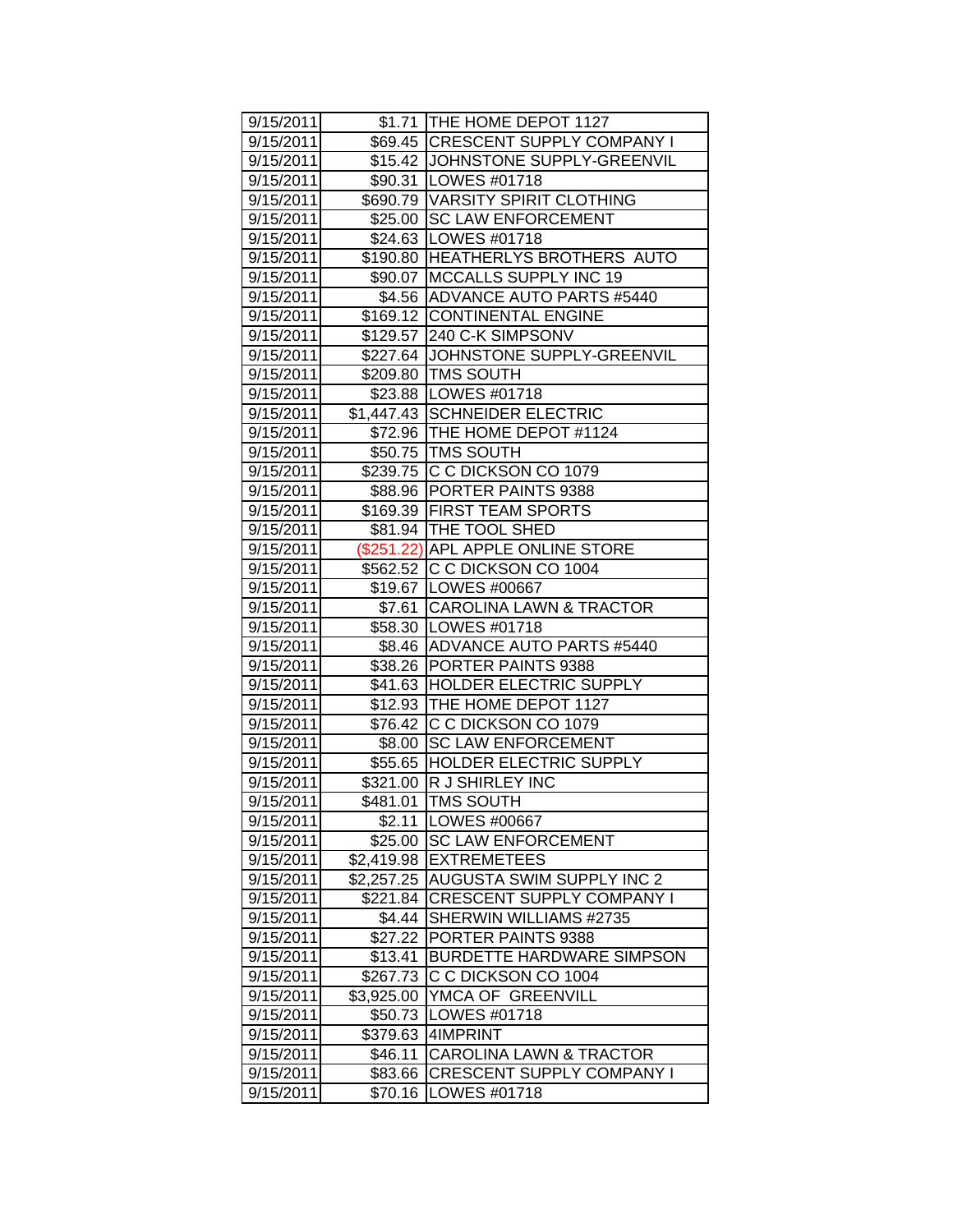| 9/15/2011 | $1.71 | THE HOME DEPOT 1127 |
|---|---|---|
| 9/15/2011 | $69.45 | CRESCENT SUPPLY COMPANY I |
| 9/15/2011 | $15.42 | JOHNSTONE SUPPLY-GREENVIL |
| 9/15/2011 | $90.31 | LOWES #01718 |
| 9/15/2011 | $690.79 | VARSITY SPIRIT CLOTHING |
| 9/15/2011 | $25.00 | SC LAW ENFORCEMENT |
| 9/15/2011 | $24.63 | LOWES #01718 |
| 9/15/2011 | $190.80 | HEATHERLYS BROTHERS AUTO |
| 9/15/2011 | $90.07 | MCCALLS SUPPLY INC 19 |
| 9/15/2011 | $4.56 | ADVANCE AUTO PARTS #5440 |
| 9/15/2011 | $169.12 | CONTINENTAL ENGINE |
| 9/15/2011 | $129.57 | 240 C-K SIMPSONV |
| 9/15/2011 | $227.64 | JOHNSTONE SUPPLY-GREENVIL |
| 9/15/2011 | $209.80 | TMS SOUTH |
| 9/15/2011 | $23.88 | LOWES #01718 |
| 9/15/2011 | $1,447.43 | SCHNEIDER ELECTRIC |
| 9/15/2011 | $72.96 | THE HOME DEPOT #1124 |
| 9/15/2011 | $50.75 | TMS SOUTH |
| 9/15/2011 | $239.75 | C C DICKSON CO 1079 |
| 9/15/2011 | $88.96 | PORTER PAINTS 9388 |
| 9/15/2011 | $169.39 | FIRST TEAM SPORTS |
| 9/15/2011 | $81.94 | THE TOOL SHED |
| 9/15/2011 | ($251.22) | APL APPLE ONLINE STORE |
| 9/15/2011 | $562.52 | C C DICKSON CO 1004 |
| 9/15/2011 | $19.67 | LOWES #00667 |
| 9/15/2011 | $7.61 | CAROLINA LAWN & TRACTOR |
| 9/15/2011 | $58.30 | LOWES #01718 |
| 9/15/2011 | $8.46 | ADVANCE AUTO PARTS #5440 |
| 9/15/2011 | $38.26 | PORTER PAINTS 9388 |
| 9/15/2011 | $41.63 | HOLDER ELECTRIC SUPPLY |
| 9/15/2011 | $12.93 | THE HOME DEPOT 1127 |
| 9/15/2011 | $76.42 | C C DICKSON CO 1079 |
| 9/15/2011 | $8.00 | SC LAW ENFORCEMENT |
| 9/15/2011 | $55.65 | HOLDER ELECTRIC SUPPLY |
| 9/15/2011 | $321.00 | R J SHIRLEY INC |
| 9/15/2011 | $481.01 | TMS SOUTH |
| 9/15/2011 | $2.11 | LOWES #00667 |
| 9/15/2011 | $25.00 | SC LAW ENFORCEMENT |
| 9/15/2011 | $2,419.98 | EXTREMETEES |
| 9/15/2011 | $2,257.25 | AUGUSTA SWIM SUPPLY INC 2 |
| 9/15/2011 | $221.84 | CRESCENT SUPPLY COMPANY I |
| 9/15/2011 | $4.44 | SHERWIN WILLIAMS #2735 |
| 9/15/2011 | $27.22 | PORTER PAINTS 9388 |
| 9/15/2011 | $13.41 | BURDETTE HARDWARE SIMPSON |
| 9/15/2011 | $267.73 | C C DICKSON CO 1004 |
| 9/15/2011 | $3,925.00 | YMCA OF GREENVILL |
| 9/15/2011 | $50.73 | LOWES #01718 |
| 9/15/2011 | $379.63 | 4IMPRINT |
| 9/15/2011 | $46.11 | CAROLINA LAWN & TRACTOR |
| 9/15/2011 | $83.66 | CRESCENT SUPPLY COMPANY I |
| 9/15/2011 | $70.16 | LOWES #01718 |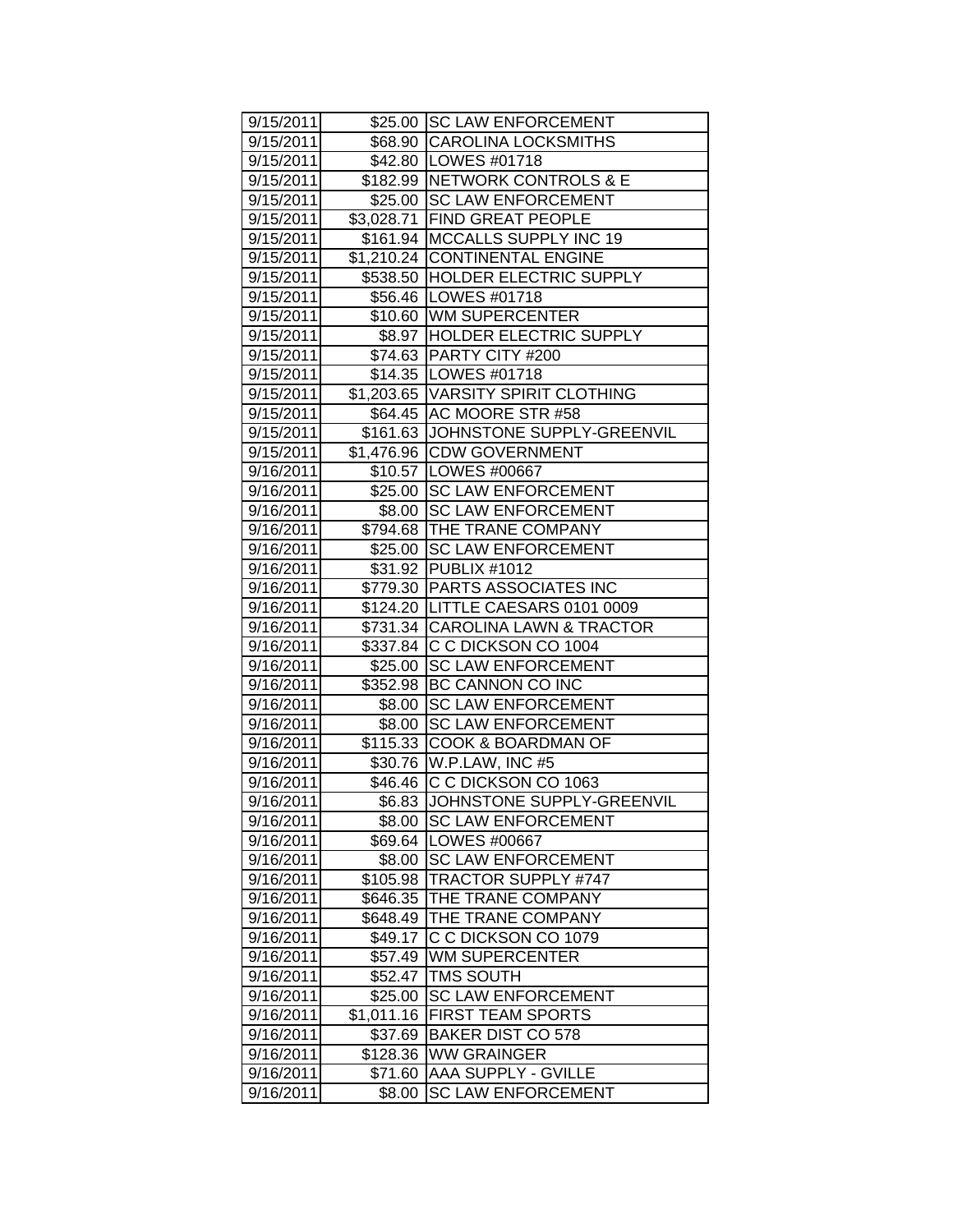| 9/15/2011 | $25.00 | SC LAW ENFORCEMENT |
|---|---|---|
| 9/15/2011 | $68.90 | CAROLINA LOCKSMITHS |
| 9/15/2011 | $42.80 | LOWES #01718 |
| 9/15/2011 | $182.99 | NETWORK CONTROLS & E |
| 9/15/2011 | $25.00 | SC LAW ENFORCEMENT |
| 9/15/2011 | $3,028.71 | FIND GREAT PEOPLE |
| 9/15/2011 | $161.94 | MCCALLS SUPPLY INC 19 |
| 9/15/2011 | $1,210.24 | CONTINENTAL ENGINE |
| 9/15/2011 | $538.50 | HOLDER ELECTRIC SUPPLY |
| 9/15/2011 | $56.46 | LOWES #01718 |
| 9/15/2011 | $10.60 | WM SUPERCENTER |
| 9/15/2011 | $8.97 | HOLDER ELECTRIC SUPPLY |
| 9/15/2011 | $74.63 | PARTY CITY #200 |
| 9/15/2011 | $14.35 | LOWES #01718 |
| 9/15/2011 | $1,203.65 | VARSITY SPIRIT CLOTHING |
| 9/15/2011 | $64.45 | AC MOORE STR #58 |
| 9/15/2011 | $161.63 | JOHNSTONE SUPPLY-GREENVIL |
| 9/15/2011 | $1,476.96 | CDW GOVERNMENT |
| 9/16/2011 | $10.57 | LOWES #00667 |
| 9/16/2011 | $25.00 | SC LAW ENFORCEMENT |
| 9/16/2011 | $8.00 | SC LAW ENFORCEMENT |
| 9/16/2011 | $794.68 | THE TRANE COMPANY |
| 9/16/2011 | $25.00 | SC LAW ENFORCEMENT |
| 9/16/2011 | $31.92 | PUBLIX #1012 |
| 9/16/2011 | $779.30 | PARTS ASSOCIATES INC |
| 9/16/2011 | $124.20 | LITTLE CAESARS 0101 0009 |
| 9/16/2011 | $731.34 | CAROLINA LAWN & TRACTOR |
| 9/16/2011 | $337.84 | C C DICKSON CO 1004 |
| 9/16/2011 | $25.00 | SC LAW ENFORCEMENT |
| 9/16/2011 | $352.98 | BC CANNON CO INC |
| 9/16/2011 | $8.00 | SC LAW ENFORCEMENT |
| 9/16/2011 | $8.00 | SC LAW ENFORCEMENT |
| 9/16/2011 | $115.33 | COOK & BOARDMAN OF |
| 9/16/2011 | $30.76 | W.P.LAW, INC #5 |
| 9/16/2011 | $46.46 | C C DICKSON CO 1063 |
| 9/16/2011 | $6.83 | JOHNSTONE SUPPLY-GREENVIL |
| 9/16/2011 | $8.00 | SC LAW ENFORCEMENT |
| 9/16/2011 | $69.64 | LOWES #00667 |
| 9/16/2011 | $8.00 | SC LAW ENFORCEMENT |
| 9/16/2011 | $105.98 | TRACTOR SUPPLY #747 |
| 9/16/2011 | $646.35 | THE TRANE COMPANY |
| 9/16/2011 | $648.49 | THE TRANE COMPANY |
| 9/16/2011 | $49.17 | C C DICKSON CO 1079 |
| 9/16/2011 | $57.49 | WM SUPERCENTER |
| 9/16/2011 | $52.47 | TMS SOUTH |
| 9/16/2011 | $25.00 | SC LAW ENFORCEMENT |
| 9/16/2011 | $1,011.16 | FIRST TEAM SPORTS |
| 9/16/2011 | $37.69 | BAKER DIST CO 578 |
| 9/16/2011 | $128.36 | WW GRAINGER |
| 9/16/2011 | $71.60 | AAA SUPPLY - GVILLE |
| 9/16/2011 | $8.00 | SC LAW ENFORCEMENT |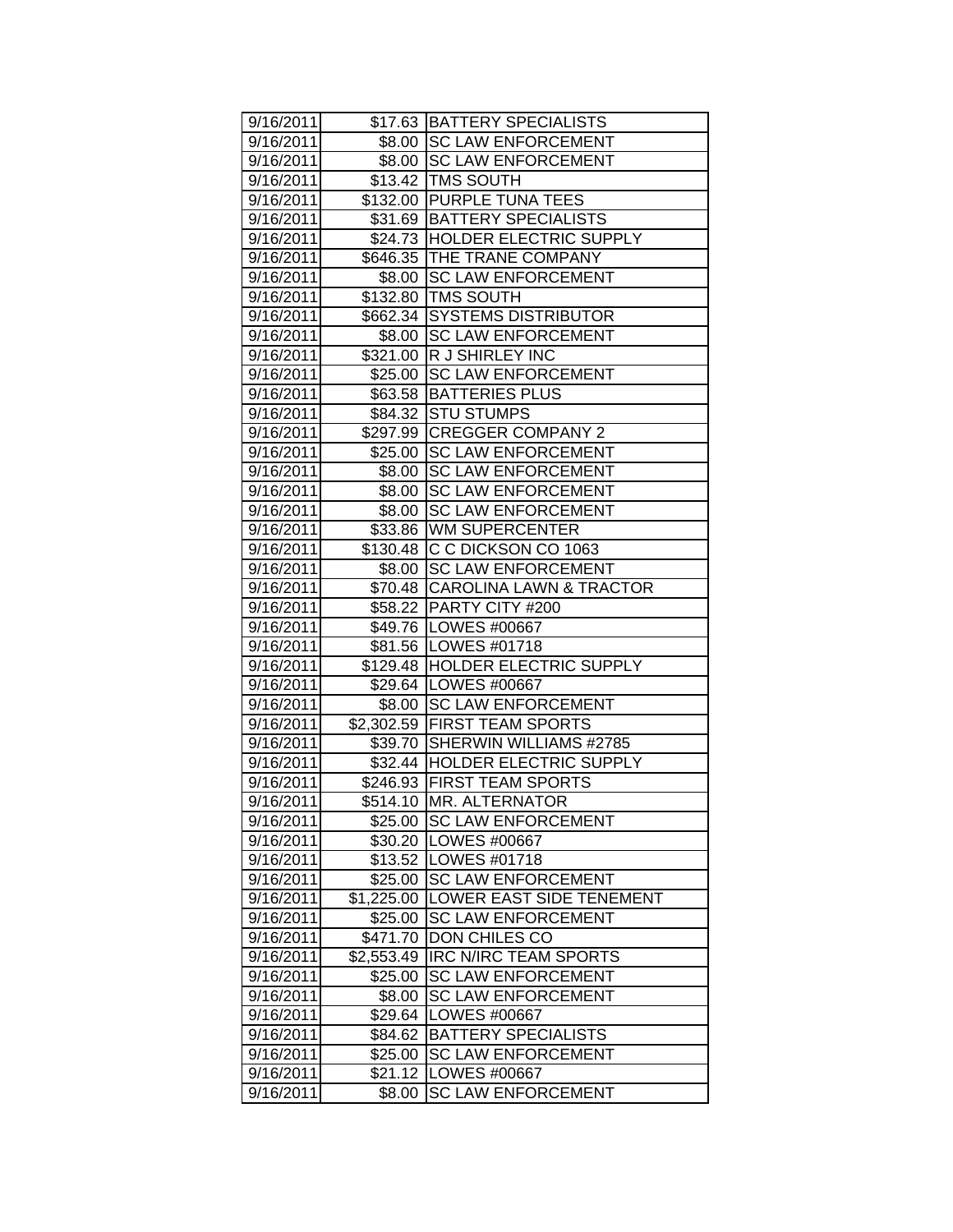| 9/16/2011 | $17.63 | BATTERY SPECIALISTS |
|---|---|---|
| 9/16/2011 | $8.00 | SC LAW ENFORCEMENT |
| 9/16/2011 | $8.00 | SC LAW ENFORCEMENT |
| 9/16/2011 | $13.42 | TMS SOUTH |
| 9/16/2011 | $132.00 | PURPLE TUNA TEES |
| 9/16/2011 | $31.69 | BATTERY SPECIALISTS |
| 9/16/2011 | $24.73 | HOLDER ELECTRIC SUPPLY |
| 9/16/2011 | $646.35 | THE TRANE COMPANY |
| 9/16/2011 | $8.00 | SC LAW ENFORCEMENT |
| 9/16/2011 | $132.80 | TMS SOUTH |
| 9/16/2011 | $662.34 | SYSTEMS DISTRIBUTOR |
| 9/16/2011 | $8.00 | SC LAW ENFORCEMENT |
| 9/16/2011 | $321.00 | R J SHIRLEY INC |
| 9/16/2011 | $25.00 | SC LAW ENFORCEMENT |
| 9/16/2011 | $63.58 | BATTERIES PLUS |
| 9/16/2011 | $84.32 | STU STUMPS |
| 9/16/2011 | $297.99 | CREGGER COMPANY 2 |
| 9/16/2011 | $25.00 | SC LAW ENFORCEMENT |
| 9/16/2011 | $8.00 | SC LAW ENFORCEMENT |
| 9/16/2011 | $8.00 | SC LAW ENFORCEMENT |
| 9/16/2011 | $8.00 | SC LAW ENFORCEMENT |
| 9/16/2011 | $33.86 | WM SUPERCENTER |
| 9/16/2011 | $130.48 | C C DICKSON CO 1063 |
| 9/16/2011 | $8.00 | SC LAW ENFORCEMENT |
| 9/16/2011 | $70.48 | CAROLINA LAWN & TRACTOR |
| 9/16/2011 | $58.22 | PARTY CITY #200 |
| 9/16/2011 | $49.76 | LOWES #00667 |
| 9/16/2011 | $81.56 | LOWES #01718 |
| 9/16/2011 | $129.48 | HOLDER ELECTRIC SUPPLY |
| 9/16/2011 | $29.64 | LOWES #00667 |
| 9/16/2011 | $8.00 | SC LAW ENFORCEMENT |
| 9/16/2011 | $2,302.59 | FIRST TEAM SPORTS |
| 9/16/2011 | $39.70 | SHERWIN WILLIAMS #2785 |
| 9/16/2011 | $32.44 | HOLDER ELECTRIC SUPPLY |
| 9/16/2011 | $246.93 | FIRST TEAM SPORTS |
| 9/16/2011 | $514.10 | MR. ALTERNATOR |
| 9/16/2011 | $25.00 | SC LAW ENFORCEMENT |
| 9/16/2011 | $30.20 | LOWES #00667 |
| 9/16/2011 | $13.52 | LOWES #01718 |
| 9/16/2011 | $25.00 | SC LAW ENFORCEMENT |
| 9/16/2011 | $1,225.00 | LOWER EAST SIDE TENEMENT |
| 9/16/2011 | $25.00 | SC LAW ENFORCEMENT |
| 9/16/2011 | $471.70 | DON CHILES CO |
| 9/16/2011 | $2,553.49 | IRC N/IRC TEAM SPORTS |
| 9/16/2011 | $25.00 | SC LAW ENFORCEMENT |
| 9/16/2011 | $8.00 | SC LAW ENFORCEMENT |
| 9/16/2011 | $29.64 | LOWES #00667 |
| 9/16/2011 | $84.62 | BATTERY SPECIALISTS |
| 9/16/2011 | $25.00 | SC LAW ENFORCEMENT |
| 9/16/2011 | $21.12 | LOWES #00667 |
| 9/16/2011 | $8.00 | SC LAW ENFORCEMENT |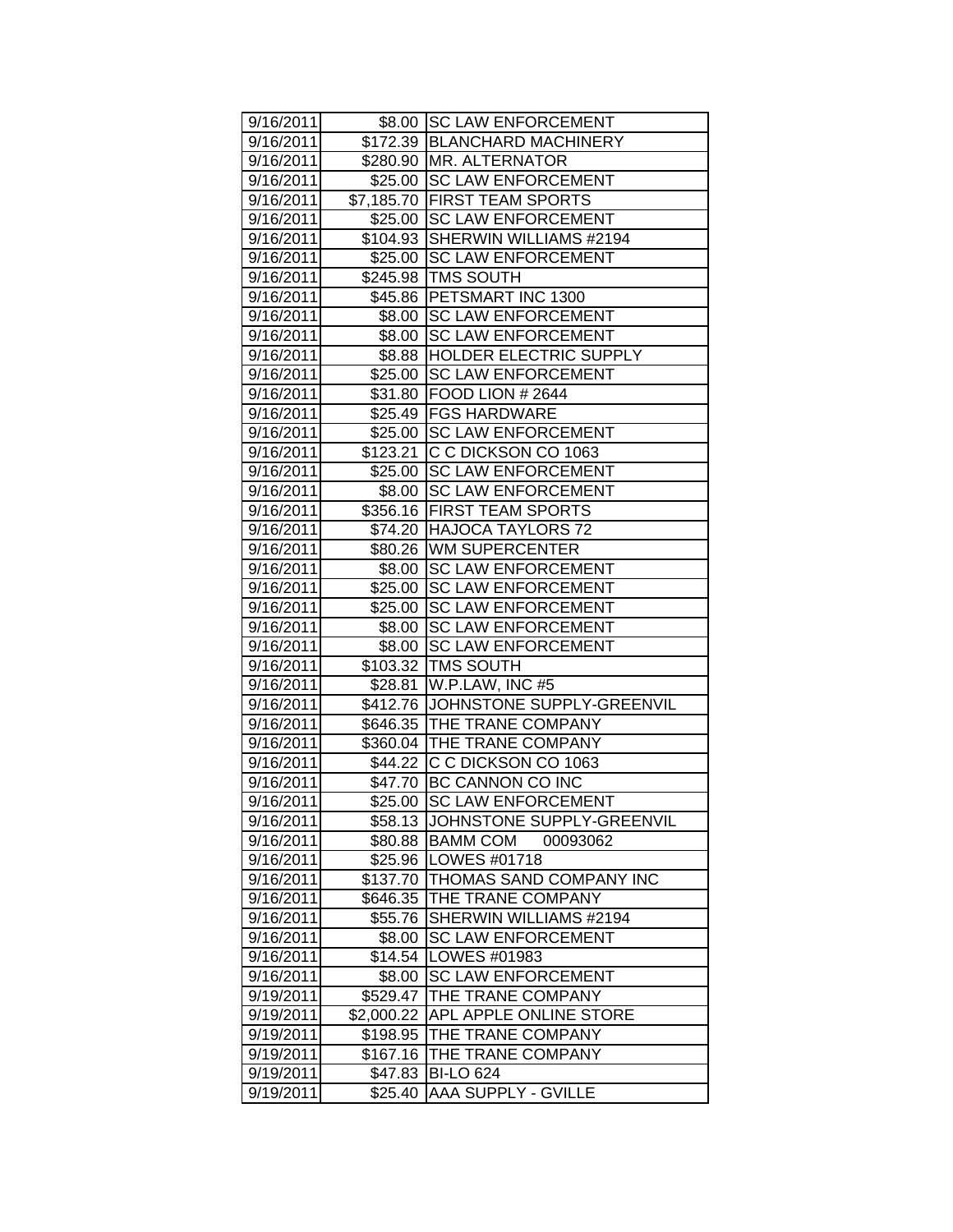| | | |
|---|---|---|
| 9/16/2011 | $8.00 | SC LAW ENFORCEMENT |
| 9/16/2011 | $172.39 | BLANCHARD MACHINERY |
| 9/16/2011 | $280.90 | MR. ALTERNATOR |
| 9/16/2011 | $25.00 | SC LAW ENFORCEMENT |
| 9/16/2011 | $7,185.70 | FIRST TEAM SPORTS |
| 9/16/2011 | $25.00 | SC LAW ENFORCEMENT |
| 9/16/2011 | $104.93 | SHERWIN WILLIAMS #2194 |
| 9/16/2011 | $25.00 | SC LAW ENFORCEMENT |
| 9/16/2011 | $245.98 | TMS SOUTH |
| 9/16/2011 | $45.86 | PETSMART INC 1300 |
| 9/16/2011 | $8.00 | SC LAW ENFORCEMENT |
| 9/16/2011 | $8.00 | SC LAW ENFORCEMENT |
| 9/16/2011 | $8.88 | HOLDER ELECTRIC SUPPLY |
| 9/16/2011 | $25.00 | SC LAW ENFORCEMENT |
| 9/16/2011 | $31.80 | FOOD LION # 2644 |
| 9/16/2011 | $25.49 | FGS HARDWARE |
| 9/16/2011 | $25.00 | SC LAW ENFORCEMENT |
| 9/16/2011 | $123.21 | C C DICKSON CO 1063 |
| 9/16/2011 | $25.00 | SC LAW ENFORCEMENT |
| 9/16/2011 | $8.00 | SC LAW ENFORCEMENT |
| 9/16/2011 | $356.16 | FIRST TEAM SPORTS |
| 9/16/2011 | $74.20 | HAJOCA TAYLORS 72 |
| 9/16/2011 | $80.26 | WM SUPERCENTER |
| 9/16/2011 | $8.00 | SC LAW ENFORCEMENT |
| 9/16/2011 | $25.00 | SC LAW ENFORCEMENT |
| 9/16/2011 | $25.00 | SC LAW ENFORCEMENT |
| 9/16/2011 | $8.00 | SC LAW ENFORCEMENT |
| 9/16/2011 | $8.00 | SC LAW ENFORCEMENT |
| 9/16/2011 | $103.32 | TMS SOUTH |
| 9/16/2011 | $28.81 | W.P.LAW, INC #5 |
| 9/16/2011 | $412.76 | JOHNSTONE SUPPLY-GREENVIL |
| 9/16/2011 | $646.35 | THE TRANE COMPANY |
| 9/16/2011 | $360.04 | THE TRANE COMPANY |
| 9/16/2011 | $44.22 | C C DICKSON CO 1063 |
| 9/16/2011 | $47.70 | BC CANNON CO INC |
| 9/16/2011 | $25.00 | SC LAW ENFORCEMENT |
| 9/16/2011 | $58.13 | JOHNSTONE SUPPLY-GREENVIL |
| 9/16/2011 | $80.88 | BAMM COM 00093062 |
| 9/16/2011 | $25.96 | LOWES #01718 |
| 9/16/2011 | $137.70 | THOMAS SAND COMPANY INC |
| 9/16/2011 | $646.35 | THE TRANE COMPANY |
| 9/16/2011 | $55.76 | SHERWIN WILLIAMS #2194 |
| 9/16/2011 | $8.00 | SC LAW ENFORCEMENT |
| 9/16/2011 | $14.54 | LOWES #01983 |
| 9/16/2011 | $8.00 | SC LAW ENFORCEMENT |
| 9/19/2011 | $529.47 | THE TRANE COMPANY |
| 9/19/2011 | $2,000.22 | APL APPLE ONLINE STORE |
| 9/19/2011 | $198.95 | THE TRANE COMPANY |
| 9/19/2011 | $167.16 | THE TRANE COMPANY |
| 9/19/2011 | $47.83 | BI-LO 624 |
| 9/19/2011 | $25.40 | AAA SUPPLY - GVILLE |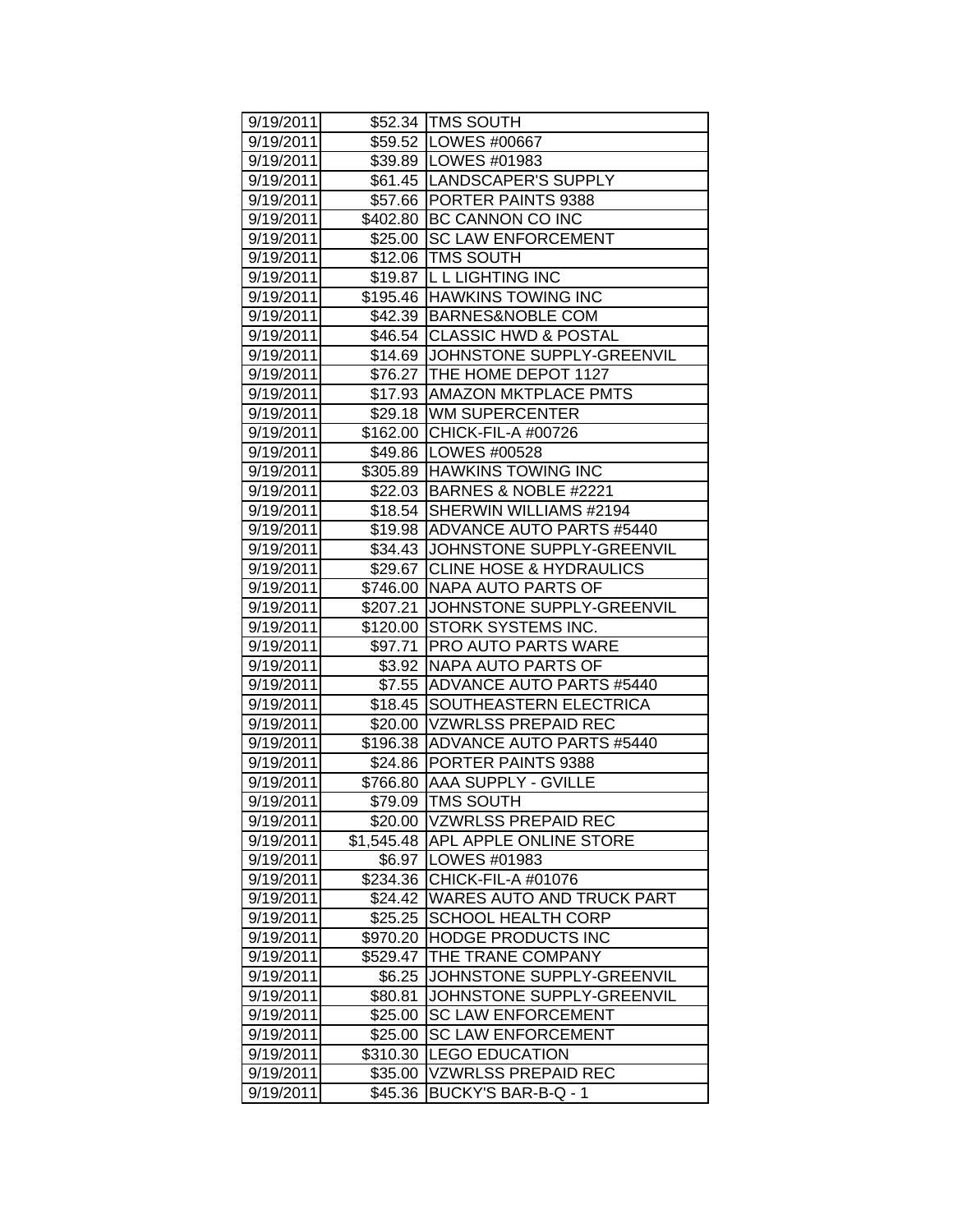| 9/19/2011 | $52.34 | TMS SOUTH |
|---|---|---|
| 9/19/2011 | $59.52 | LOWES #00667 |
| 9/19/2011 | $39.89 | LOWES #01983 |
| 9/19/2011 | $61.45 | LANDSCAPER'S SUPPLY |
| 9/19/2011 | $57.66 | PORTER PAINTS 9388 |
| 9/19/2011 | $402.80 | BC CANNON CO INC |
| 9/19/2011 | $25.00 | SC LAW ENFORCEMENT |
| 9/19/2011 | $12.06 | TMS SOUTH |
| 9/19/2011 | $19.87 | L L LIGHTING INC |
| 9/19/2011 | $195.46 | HAWKINS TOWING INC |
| 9/19/2011 | $42.39 | BARNES&NOBLE COM |
| 9/19/2011 | $46.54 | CLASSIC HWD & POSTAL |
| 9/19/2011 | $14.69 | JOHNSTONE SUPPLY-GREENVIL |
| 9/19/2011 | $76.27 | THE HOME DEPOT 1127 |
| 9/19/2011 | $17.93 | AMAZON MKTPLACE PMTS |
| 9/19/2011 | $29.18 | WM SUPERCENTER |
| 9/19/2011 | $162.00 | CHICK-FIL-A #00726 |
| 9/19/2011 | $49.86 | LOWES #00528 |
| 9/19/2011 | $305.89 | HAWKINS TOWING INC |
| 9/19/2011 | $22.03 | BARNES & NOBLE #2221 |
| 9/19/2011 | $18.54 | SHERWIN WILLIAMS #2194 |
| 9/19/2011 | $19.98 | ADVANCE AUTO PARTS #5440 |
| 9/19/2011 | $34.43 | JOHNSTONE SUPPLY-GREENVIL |
| 9/19/2011 | $29.67 | CLINE HOSE & HYDRAULICS |
| 9/19/2011 | $746.00 | NAPA AUTO PARTS OF |
| 9/19/2011 | $207.21 | JOHNSTONE SUPPLY-GREENVIL |
| 9/19/2011 | $120.00 | STORK SYSTEMS INC. |
| 9/19/2011 | $97.71 | PRO AUTO PARTS WARE |
| 9/19/2011 | $3.92 | NAPA AUTO PARTS OF |
| 9/19/2011 | $7.55 | ADVANCE AUTO PARTS #5440 |
| 9/19/2011 | $18.45 | SOUTHEASTERN ELECTRICA |
| 9/19/2011 | $20.00 | VZWRLSS PREPAID REC |
| 9/19/2011 | $196.38 | ADVANCE AUTO PARTS #5440 |
| 9/19/2011 | $24.86 | PORTER PAINTS 9388 |
| 9/19/2011 | $766.80 | AAA SUPPLY - GVILLE |
| 9/19/2011 | $79.09 | TMS SOUTH |
| 9/19/2011 | $20.00 | VZWRLSS PREPAID REC |
| 9/19/2011 | $1,545.48 | APL APPLE ONLINE STORE |
| 9/19/2011 | $6.97 | LOWES #01983 |
| 9/19/2011 | $234.36 | CHICK-FIL-A #01076 |
| 9/19/2011 | $24.42 | WARES AUTO AND TRUCK PART |
| 9/19/2011 | $25.25 | SCHOOL HEALTH CORP |
| 9/19/2011 | $970.20 | HODGE PRODUCTS INC |
| 9/19/2011 | $529.47 | THE TRANE COMPANY |
| 9/19/2011 | $6.25 | JOHNSTONE SUPPLY-GREENVIL |
| 9/19/2011 | $80.81 | JOHNSTONE SUPPLY-GREENVIL |
| 9/19/2011 | $25.00 | SC LAW ENFORCEMENT |
| 9/19/2011 | $25.00 | SC LAW ENFORCEMENT |
| 9/19/2011 | $310.30 | LEGO EDUCATION |
| 9/19/2011 | $35.00 | VZWRLSS PREPAID REC |
| 9/19/2011 | $45.36 | BUCKY'S BAR-B-Q - 1 |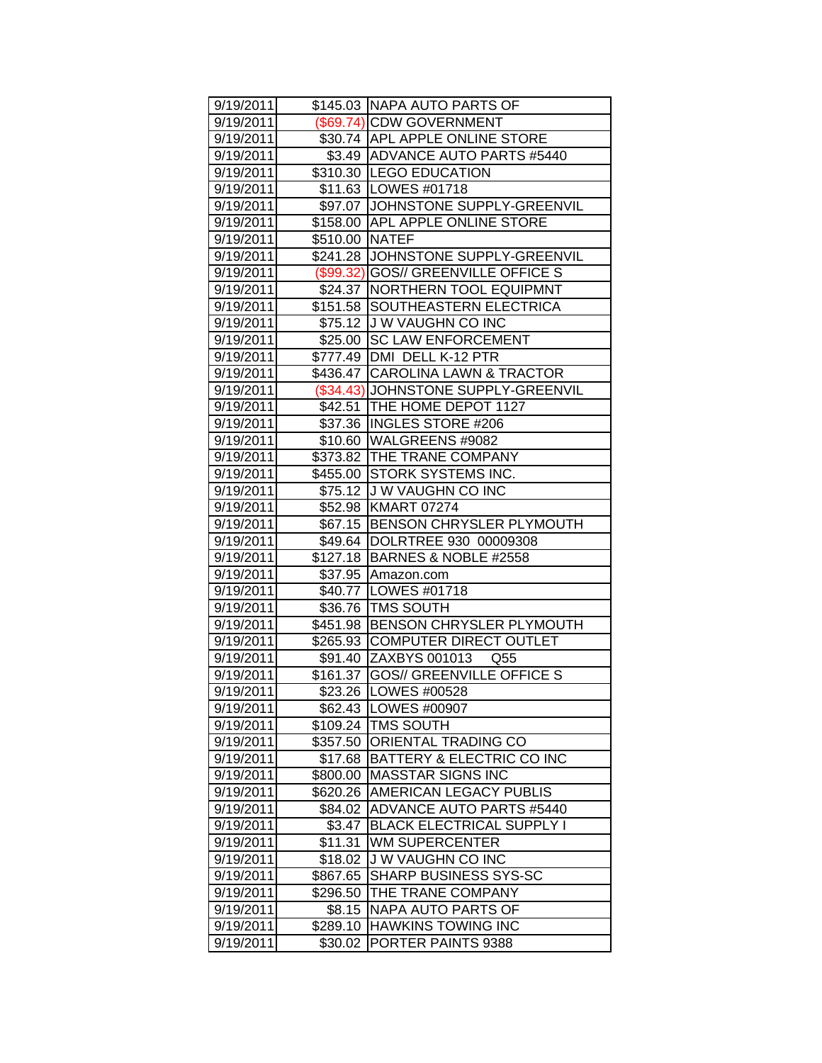| | | |
|---|---|---|
| 9/19/2011 | $145.03 | NAPA AUTO PARTS OF |
| 9/19/2011 | ($69.74) | CDW GOVERNMENT |
| 9/19/2011 | $30.74 | APL APPLE ONLINE STORE |
| 9/19/2011 | $3.49 | ADVANCE AUTO PARTS #5440 |
| 9/19/2011 | $310.30 | LEGO EDUCATION |
| 9/19/2011 | $11.63 | LOWES #01718 |
| 9/19/2011 | $97.07 | JOHNSTONE SUPPLY-GREENVIL |
| 9/19/2011 | $158.00 | APL APPLE ONLINE STORE |
| 9/19/2011 | $510.00 | NATEF |
| 9/19/2011 | $241.28 | JOHNSTONE SUPPLY-GREENVIL |
| 9/19/2011 | ($99.32) | GOS// GREENVILLE OFFICE S |
| 9/19/2011 | $24.37 | NORTHERN TOOL EQUIPMNT |
| 9/19/2011 | $151.58 | SOUTHEASTERN ELECTRICA |
| 9/19/2011 | $75.12 | J W VAUGHN CO INC |
| 9/19/2011 | $25.00 | SC LAW ENFORCEMENT |
| 9/19/2011 | $777.49 | DMI DELL K-12 PTR |
| 9/19/2011 | $436.47 | CAROLINA LAWN & TRACTOR |
| 9/19/2011 | ($34.43) | JOHNSTONE SUPPLY-GREENVIL |
| 9/19/2011 | $42.51 | THE HOME DEPOT 1127 |
| 9/19/2011 | $37.36 | INGLES STORE #206 |
| 9/19/2011 | $10.60 | WALGREENS #9082 |
| 9/19/2011 | $373.82 | THE TRANE COMPANY |
| 9/19/2011 | $455.00 | STORK SYSTEMS INC. |
| 9/19/2011 | $75.12 | J W VAUGHN CO INC |
| 9/19/2011 | $52.98 | KMART 07274 |
| 9/19/2011 | $67.15 | BENSON CHRYSLER PLYMOUTH |
| 9/19/2011 | $49.64 | DOLRTREE 930 00009308 |
| 9/19/2011 | $127.18 | BARNES & NOBLE #2558 |
| 9/19/2011 | $37.95 | Amazon.com |
| 9/19/2011 | $40.77 | LOWES #01718 |
| 9/19/2011 | $36.76 | TMS SOUTH |
| 9/19/2011 | $451.98 | BENSON CHRYSLER PLYMOUTH |
| 9/19/2011 | $265.93 | COMPUTER DIRECT OUTLET |
| 9/19/2011 | $91.40 | ZAXBYS 001013 Q55 |
| 9/19/2011 | $161.37 | GOS// GREENVILLE OFFICE S |
| 9/19/2011 | $23.26 | LOWES #00528 |
| 9/19/2011 | $62.43 | LOWES #00907 |
| 9/19/2011 | $109.24 | TMS SOUTH |
| 9/19/2011 | $357.50 | ORIENTAL TRADING CO |
| 9/19/2011 | $17.68 | BATTERY & ELECTRIC CO INC |
| 9/19/2011 | $800.00 | MASSTAR SIGNS INC |
| 9/19/2011 | $620.26 | AMERICAN LEGACY PUBLIS |
| 9/19/2011 | $84.02 | ADVANCE AUTO PARTS #5440 |
| 9/19/2011 | $3.47 | BLACK ELECTRICAL SUPPLY I |
| 9/19/2011 | $11.31 | WM SUPERCENTER |
| 9/19/2011 | $18.02 | J W VAUGHN CO INC |
| 9/19/2011 | $867.65 | SHARP BUSINESS SYS-SC |
| 9/19/2011 | $296.50 | THE TRANE COMPANY |
| 9/19/2011 | $8.15 | NAPA AUTO PARTS OF |
| 9/19/2011 | $289.10 | HAWKINS TOWING INC |
| 9/19/2011 | $30.02 | PORTER PAINTS 9388 |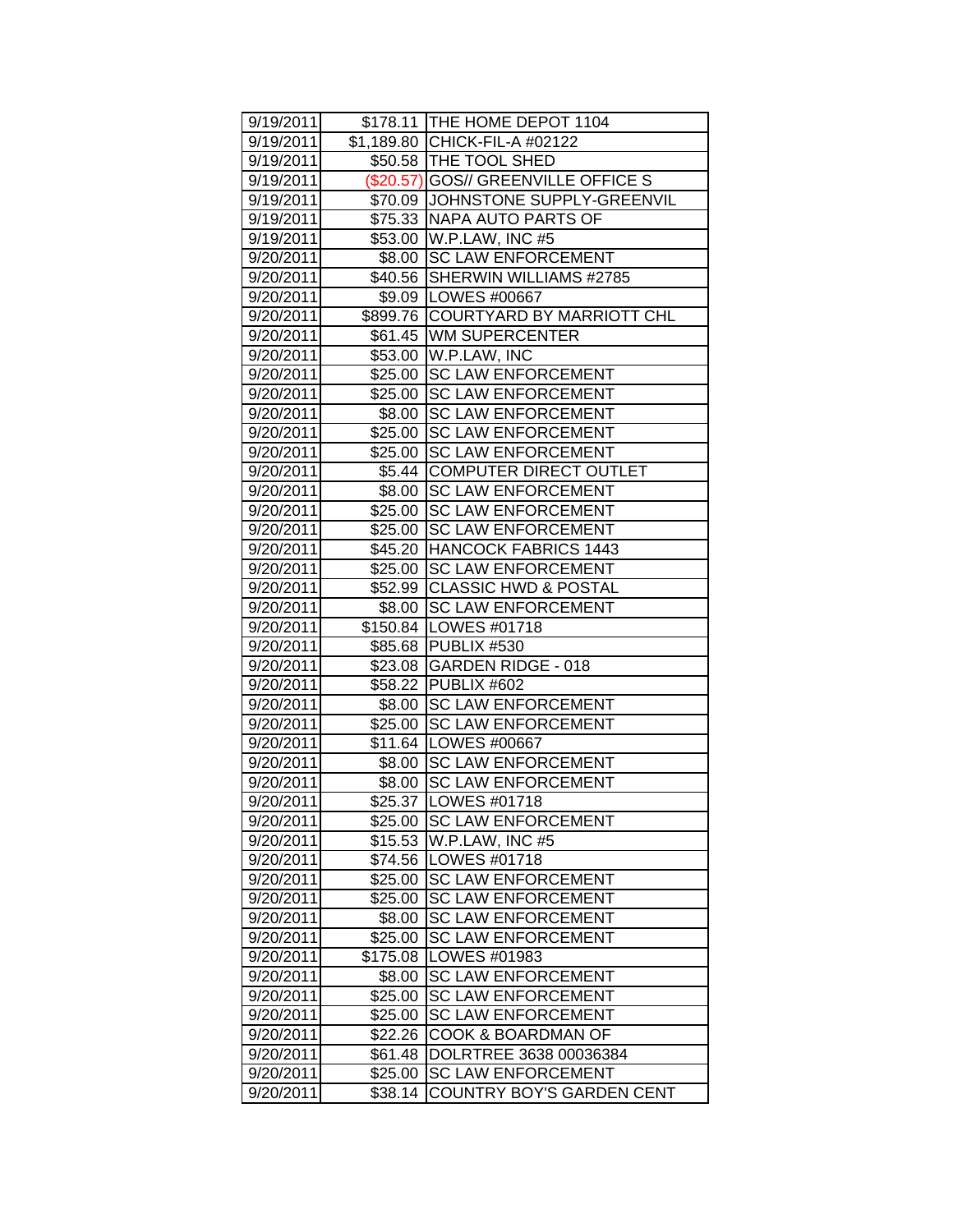| 9/19/2011 | $178.11 | THE HOME DEPOT 1104 |
|---|---|---|
| 9/19/2011 | $1,189.80 | CHICK-FIL-A #02122 |
| 9/19/2011 | $50.58 | THE TOOL SHED |
| 9/19/2011 | ($20.57) | GOS// GREENVILLE OFFICE S |
| 9/19/2011 | $70.09 | JOHNSTONE SUPPLY-GREENVIL |
| 9/19/2011 | $75.33 | NAPA AUTO PARTS OF |
| 9/19/2011 | $53.00 | W.P.LAW, INC #5 |
| 9/20/2011 | $8.00 | SC LAW ENFORCEMENT |
| 9/20/2011 | $40.56 | SHERWIN WILLIAMS #2785 |
| 9/20/2011 | $9.09 | LOWES #00667 |
| 9/20/2011 | $899.76 | COURTYARD BY MARRIOTT CHL |
| 9/20/2011 | $61.45 | WM SUPERCENTER |
| 9/20/2011 | $53.00 | W.P.LAW, INC |
| 9/20/2011 | $25.00 | SC LAW ENFORCEMENT |
| 9/20/2011 | $25.00 | SC LAW ENFORCEMENT |
| 9/20/2011 | $8.00 | SC LAW ENFORCEMENT |
| 9/20/2011 | $25.00 | SC LAW ENFORCEMENT |
| 9/20/2011 | $25.00 | SC LAW ENFORCEMENT |
| 9/20/2011 | $5.44 | COMPUTER DIRECT OUTLET |
| 9/20/2011 | $8.00 | SC LAW ENFORCEMENT |
| 9/20/2011 | $25.00 | SC LAW ENFORCEMENT |
| 9/20/2011 | $25.00 | SC LAW ENFORCEMENT |
| 9/20/2011 | $45.20 | HANCOCK FABRICS 1443 |
| 9/20/2011 | $25.00 | SC LAW ENFORCEMENT |
| 9/20/2011 | $52.99 | CLASSIC HWD & POSTAL |
| 9/20/2011 | $8.00 | SC LAW ENFORCEMENT |
| 9/20/2011 | $150.84 | LOWES #01718 |
| 9/20/2011 | $85.68 | PUBLIX #530 |
| 9/20/2011 | $23.08 | GARDEN RIDGE - 018 |
| 9/20/2011 | $58.22 | PUBLIX #602 |
| 9/20/2011 | $8.00 | SC LAW ENFORCEMENT |
| 9/20/2011 | $25.00 | SC LAW ENFORCEMENT |
| 9/20/2011 | $11.64 | LOWES #00667 |
| 9/20/2011 | $8.00 | SC LAW ENFORCEMENT |
| 9/20/2011 | $8.00 | SC LAW ENFORCEMENT |
| 9/20/2011 | $25.37 | LOWES #01718 |
| 9/20/2011 | $25.00 | SC LAW ENFORCEMENT |
| 9/20/2011 | $15.53 | W.P.LAW, INC #5 |
| 9/20/2011 | $74.56 | LOWES #01718 |
| 9/20/2011 | $25.00 | SC LAW ENFORCEMENT |
| 9/20/2011 | $25.00 | SC LAW ENFORCEMENT |
| 9/20/2011 | $8.00 | SC LAW ENFORCEMENT |
| 9/20/2011 | $25.00 | SC LAW ENFORCEMENT |
| 9/20/2011 | $175.08 | LOWES #01983 |
| 9/20/2011 | $8.00 | SC LAW ENFORCEMENT |
| 9/20/2011 | $25.00 | SC LAW ENFORCEMENT |
| 9/20/2011 | $25.00 | SC LAW ENFORCEMENT |
| 9/20/2011 | $22.26 | COOK & BOARDMAN OF |
| 9/20/2011 | $61.48 | DOLRTREE 3638 00036384 |
| 9/20/2011 | $25.00 | SC LAW ENFORCEMENT |
| 9/20/2011 | $38.14 | COUNTRY BOY'S GARDEN CENT |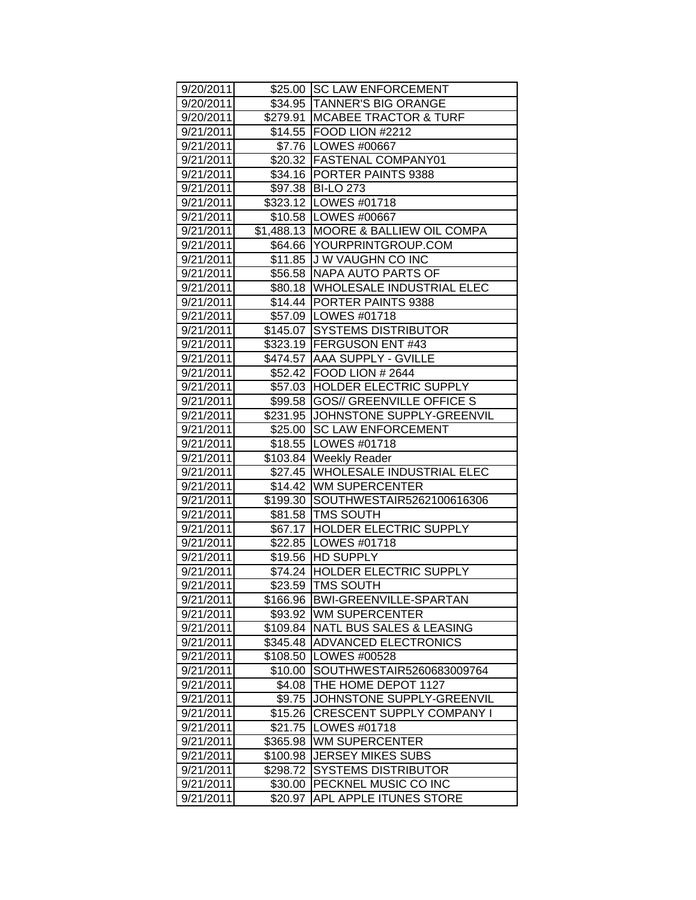| | | |
|---|---|---|
| 9/20/2011 | $25.00 | SC LAW ENFORCEMENT |
| 9/20/2011 | $34.95 | TANNER'S BIG ORANGE |
| 9/20/2011 | $279.91 | MCABEE TRACTOR & TURF |
| 9/21/2011 | $14.55 | FOOD LION #2212 |
| 9/21/2011 | $7.76 | LOWES #00667 |
| 9/21/2011 | $20.32 | FASTENAL COMPANY01 |
| 9/21/2011 | $34.16 | PORTER PAINTS 9388 |
| 9/21/2011 | $97.38 | BI-LO 273 |
| 9/21/2011 | $323.12 | LOWES #01718 |
| 9/21/2011 | $10.58 | LOWES #00667 |
| 9/21/2011 | $1,488.13 | MOORE & BALLIEW OIL COMPA |
| 9/21/2011 | $64.66 | YOURPRINTGROUP.COM |
| 9/21/2011 | $11.85 | J W VAUGHN CO INC |
| 9/21/2011 | $56.58 | NAPA AUTO PARTS OF |
| 9/21/2011 | $80.18 | WHOLESALE INDUSTRIAL ELEC |
| 9/21/2011 | $14.44 | PORTER PAINTS 9388 |
| 9/21/2011 | $57.09 | LOWES #01718 |
| 9/21/2011 | $145.07 | SYSTEMS DISTRIBUTOR |
| 9/21/2011 | $323.19 | FERGUSON ENT #43 |
| 9/21/2011 | $474.57 | AAA SUPPLY - GVILLE |
| 9/21/2011 | $52.42 | FOOD LION # 2644 |
| 9/21/2011 | $57.03 | HOLDER ELECTRIC SUPPLY |
| 9/21/2011 | $99.58 | GOS// GREENVILLE OFFICE S |
| 9/21/2011 | $231.95 | JOHNSTONE SUPPLY-GREENVIL |
| 9/21/2011 | $25.00 | SC LAW ENFORCEMENT |
| 9/21/2011 | $18.55 | LOWES #01718 |
| 9/21/2011 | $103.84 | Weekly Reader |
| 9/21/2011 | $27.45 | WHOLESALE INDUSTRIAL ELEC |
| 9/21/2011 | $14.42 | WM SUPERCENTER |
| 9/21/2011 | $199.30 | SOUTHWESTAIR5262100616306 |
| 9/21/2011 | $81.58 | TMS SOUTH |
| 9/21/2011 | $67.17 | HOLDER ELECTRIC SUPPLY |
| 9/21/2011 | $22.85 | LOWES #01718 |
| 9/21/2011 | $19.56 | HD SUPPLY |
| 9/21/2011 | $74.24 | HOLDER ELECTRIC SUPPLY |
| 9/21/2011 | $23.59 | TMS SOUTH |
| 9/21/2011 | $166.96 | BWI-GREENVILLE-SPARTAN |
| 9/21/2011 | $93.92 | WM SUPERCENTER |
| 9/21/2011 | $109.84 | NATL BUS SALES & LEASING |
| 9/21/2011 | $345.48 | ADVANCED ELECTRONICS |
| 9/21/2011 | $108.50 | LOWES #00528 |
| 9/21/2011 | $10.00 | SOUTHWESTAIR5260683009764 |
| 9/21/2011 | $4.08 | THE HOME DEPOT 1127 |
| 9/21/2011 | $9.75 | JOHNSTONE SUPPLY-GREENVIL |
| 9/21/2011 | $15.26 | CRESCENT SUPPLY COMPANY I |
| 9/21/2011 | $21.75 | LOWES #01718 |
| 9/21/2011 | $365.98 | WM SUPERCENTER |
| 9/21/2011 | $100.98 | JERSEY MIKES SUBS |
| 9/21/2011 | $298.72 | SYSTEMS DISTRIBUTOR |
| 9/21/2011 | $30.00 | PECKNEL MUSIC CO INC |
| 9/21/2011 | $20.97 | APL APPLE ITUNES STORE |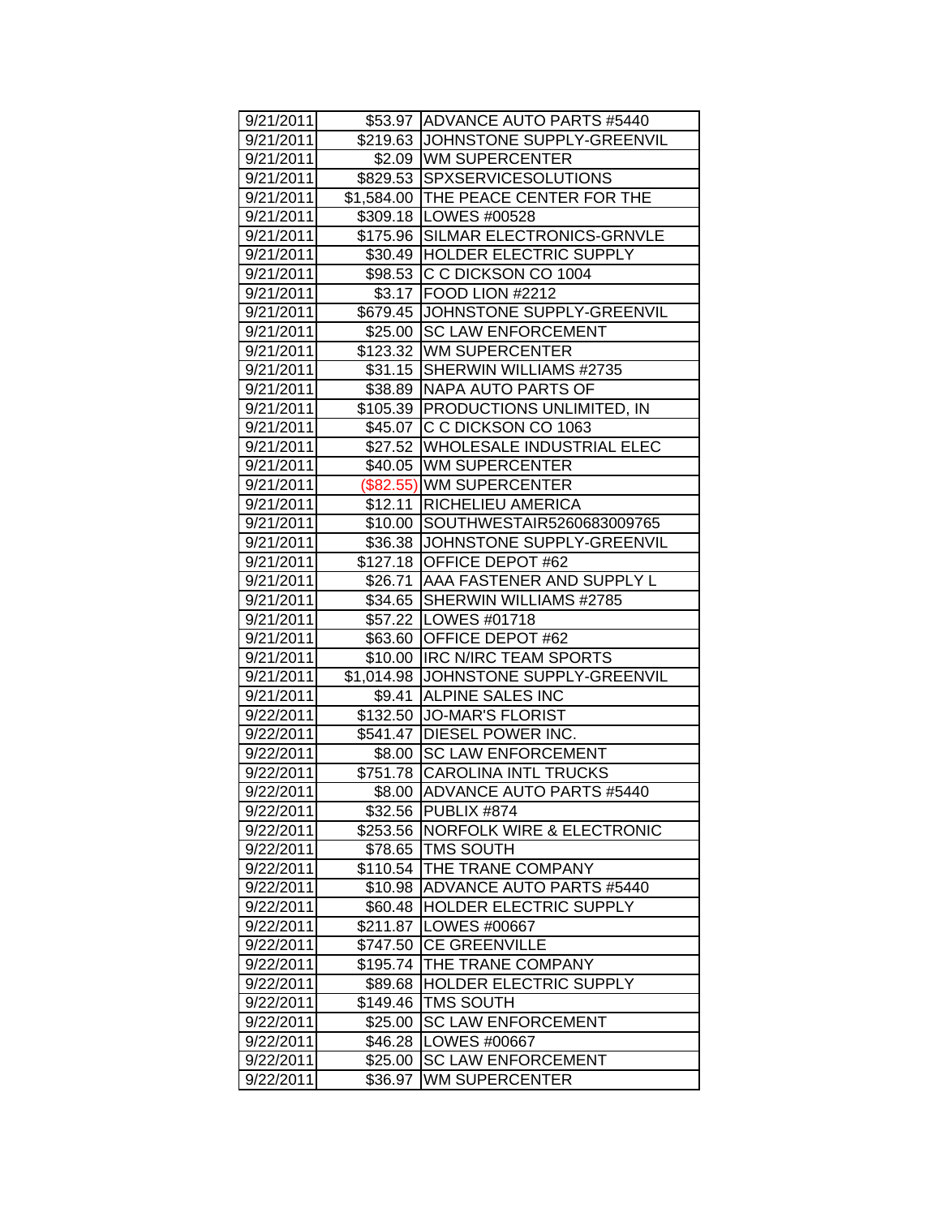| 9/21/2011 | $53.97 | ADVANCE AUTO PARTS #5440 |
|---|---|---|
| 9/21/2011 | $219.63 | JOHNSTONE SUPPLY-GREENVIL |
| 9/21/2011 | $2.09 | WM SUPERCENTER |
| 9/21/2011 | $829.53 | SPXSERVICESOLUTIONS |
| 9/21/2011 | $1,584.00 | THE PEACE CENTER FOR THE |
| 9/21/2011 | $309.18 | LOWES #00528 |
| 9/21/2011 | $175.96 | SILMAR ELECTRONICS-GRNVLE |
| 9/21/2011 | $30.49 | HOLDER ELECTRIC SUPPLY |
| 9/21/2011 | $98.53 | C C DICKSON CO 1004 |
| 9/21/2011 | $3.17 | FOOD LION #2212 |
| 9/21/2011 | $679.45 | JOHNSTONE SUPPLY-GREENVIL |
| 9/21/2011 | $25.00 | SC LAW ENFORCEMENT |
| 9/21/2011 | $123.32 | WM SUPERCENTER |
| 9/21/2011 | $31.15 | SHERWIN WILLIAMS #2735 |
| 9/21/2011 | $38.89 | NAPA AUTO PARTS OF |
| 9/21/2011 | $105.39 | PRODUCTIONS UNLIMITED, IN |
| 9/21/2011 | $45.07 | C C DICKSON CO 1063 |
| 9/21/2011 | $27.52 | WHOLESALE INDUSTRIAL ELEC |
| 9/21/2011 | $40.05 | WM SUPERCENTER |
| 9/21/2011 | ($82.55) | WM SUPERCENTER |
| 9/21/2011 | $12.11 | RICHELIEU AMERICA |
| 9/21/2011 | $10.00 | SOUTHWESTAIR5260683009765 |
| 9/21/2011 | $36.38 | JOHNSTONE SUPPLY-GREENVIL |
| 9/21/2011 | $127.18 | OFFICE DEPOT #62 |
| 9/21/2011 | $26.71 | AAA FASTENER AND SUPPLY L |
| 9/21/2011 | $34.65 | SHERWIN WILLIAMS #2785 |
| 9/21/2011 | $57.22 | LOWES #01718 |
| 9/21/2011 | $63.60 | OFFICE DEPOT #62 |
| 9/21/2011 | $10.00 | IRC N/IRC TEAM SPORTS |
| 9/21/2011 | $1,014.98 | JOHNSTONE SUPPLY-GREENVIL |
| 9/21/2011 | $9.41 | ALPINE SALES INC |
| 9/22/2011 | $132.50 | JO-MAR'S FLORIST |
| 9/22/2011 | $541.47 | DIESEL POWER INC. |
| 9/22/2011 | $8.00 | SC LAW ENFORCEMENT |
| 9/22/2011 | $751.78 | CAROLINA INTL TRUCKS |
| 9/22/2011 | $8.00 | ADVANCE AUTO PARTS #5440 |
| 9/22/2011 | $32.56 | PUBLIX #874 |
| 9/22/2011 | $253.56 | NORFOLK WIRE & ELECTRONIC |
| 9/22/2011 | $78.65 | TMS SOUTH |
| 9/22/2011 | $110.54 | THE TRANE COMPANY |
| 9/22/2011 | $10.98 | ADVANCE AUTO PARTS #5440 |
| 9/22/2011 | $60.48 | HOLDER ELECTRIC SUPPLY |
| 9/22/2011 | $211.87 | LOWES #00667 |
| 9/22/2011 | $747.50 | CE GREENVILLE |
| 9/22/2011 | $195.74 | THE TRANE COMPANY |
| 9/22/2011 | $89.68 | HOLDER ELECTRIC SUPPLY |
| 9/22/2011 | $149.46 | TMS SOUTH |
| 9/22/2011 | $25.00 | SC LAW ENFORCEMENT |
| 9/22/2011 | $46.28 | LOWES #00667 |
| 9/22/2011 | $25.00 | SC LAW ENFORCEMENT |
| 9/22/2011 | $36.97 | WM SUPERCENTER |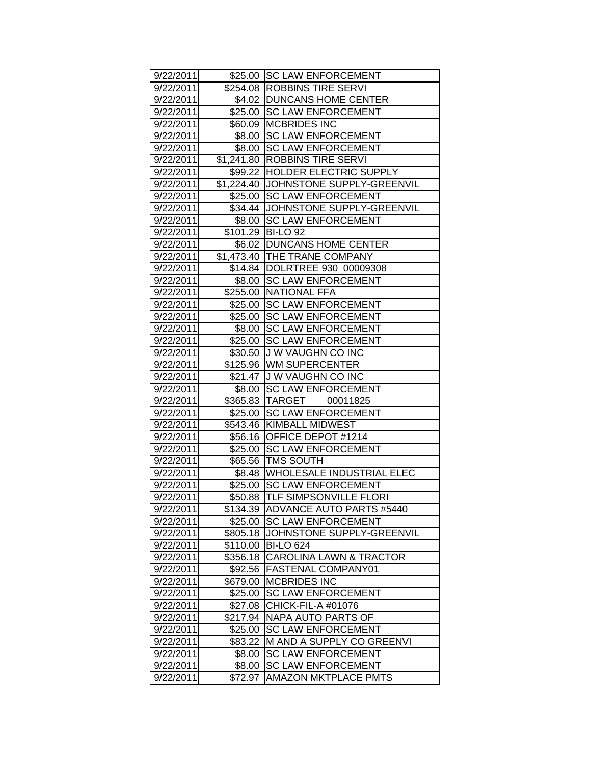| 9/22/2011 | $25.00 | SC LAW ENFORCEMENT |
|---|---|---|
| 9/22/2011 | $254.08 | ROBBINS TIRE SERVI |
| 9/22/2011 | $4.02 | DUNCANS HOME CENTER |
| 9/22/2011 | $25.00 | SC LAW ENFORCEMENT |
| 9/22/2011 | $60.09 | MCBRIDES INC |
| 9/22/2011 | $8.00 | SC LAW ENFORCEMENT |
| 9/22/2011 | $8.00 | SC LAW ENFORCEMENT |
| 9/22/2011 | $1,241.80 | ROBBINS TIRE SERVI |
| 9/22/2011 | $99.22 | HOLDER ELECTRIC SUPPLY |
| 9/22/2011 | $1,224.40 | JOHNSTONE SUPPLY-GREENVIL |
| 9/22/2011 | $25.00 | SC LAW ENFORCEMENT |
| 9/22/2011 | $34.44 | JOHNSTONE SUPPLY-GREENVIL |
| 9/22/2011 | $8.00 | SC LAW ENFORCEMENT |
| 9/22/2011 | $101.29 | BI-LO 92 |
| 9/22/2011 | $6.02 | DUNCANS HOME CENTER |
| 9/22/2011 | $1,473.40 | THE TRANE COMPANY |
| 9/22/2011 | $14.84 | DOLRTREE 930 00009308 |
| 9/22/2011 | $8.00 | SC LAW ENFORCEMENT |
| 9/22/2011 | $255.00 | NATIONAL FFA |
| 9/22/2011 | $25.00 | SC LAW ENFORCEMENT |
| 9/22/2011 | $25.00 | SC LAW ENFORCEMENT |
| 9/22/2011 | $8.00 | SC LAW ENFORCEMENT |
| 9/22/2011 | $25.00 | SC LAW ENFORCEMENT |
| 9/22/2011 | $30.50 | J W VAUGHN CO INC |
| 9/22/2011 | $125.96 | WM SUPERCENTER |
| 9/22/2011 | $21.47 | J W VAUGHN CO INC |
| 9/22/2011 | $8.00 | SC LAW ENFORCEMENT |
| 9/22/2011 | $365.83 | TARGET 00011825 |
| 9/22/2011 | $25.00 | SC LAW ENFORCEMENT |
| 9/22/2011 | $543.46 | KIMBALL MIDWEST |
| 9/22/2011 | $56.16 | OFFICE DEPOT #1214 |
| 9/22/2011 | $25.00 | SC LAW ENFORCEMENT |
| 9/22/2011 | $65.56 | TMS SOUTH |
| 9/22/2011 | $8.48 | WHOLESALE INDUSTRIAL ELEC |
| 9/22/2011 | $25.00 | SC LAW ENFORCEMENT |
| 9/22/2011 | $50.88 | TLF SIMPSONVILLE FLORI |
| 9/22/2011 | $134.39 | ADVANCE AUTO PARTS #5440 |
| 9/22/2011 | $25.00 | SC LAW ENFORCEMENT |
| 9/22/2011 | $805.18 | JOHNSTONE SUPPLY-GREENVIL |
| 9/22/2011 | $110.00 | BI-LO 624 |
| 9/22/2011 | $356.18 | CAROLINA LAWN & TRACTOR |
| 9/22/2011 | $92.56 | FASTENAL COMPANY01 |
| 9/22/2011 | $679.00 | MCBRIDES INC |
| 9/22/2011 | $25.00 | SC LAW ENFORCEMENT |
| 9/22/2011 | $27.08 | CHICK-FIL-A #01076 |
| 9/22/2011 | $217.94 | NAPA AUTO PARTS OF |
| 9/22/2011 | $25.00 | SC LAW ENFORCEMENT |
| 9/22/2011 | $83.22 | M AND A SUPPLY CO GREENVI |
| 9/22/2011 | $8.00 | SC LAW ENFORCEMENT |
| 9/22/2011 | $8.00 | SC LAW ENFORCEMENT |
| 9/22/2011 | $72.97 | AMAZON MKTPLACE PMTS |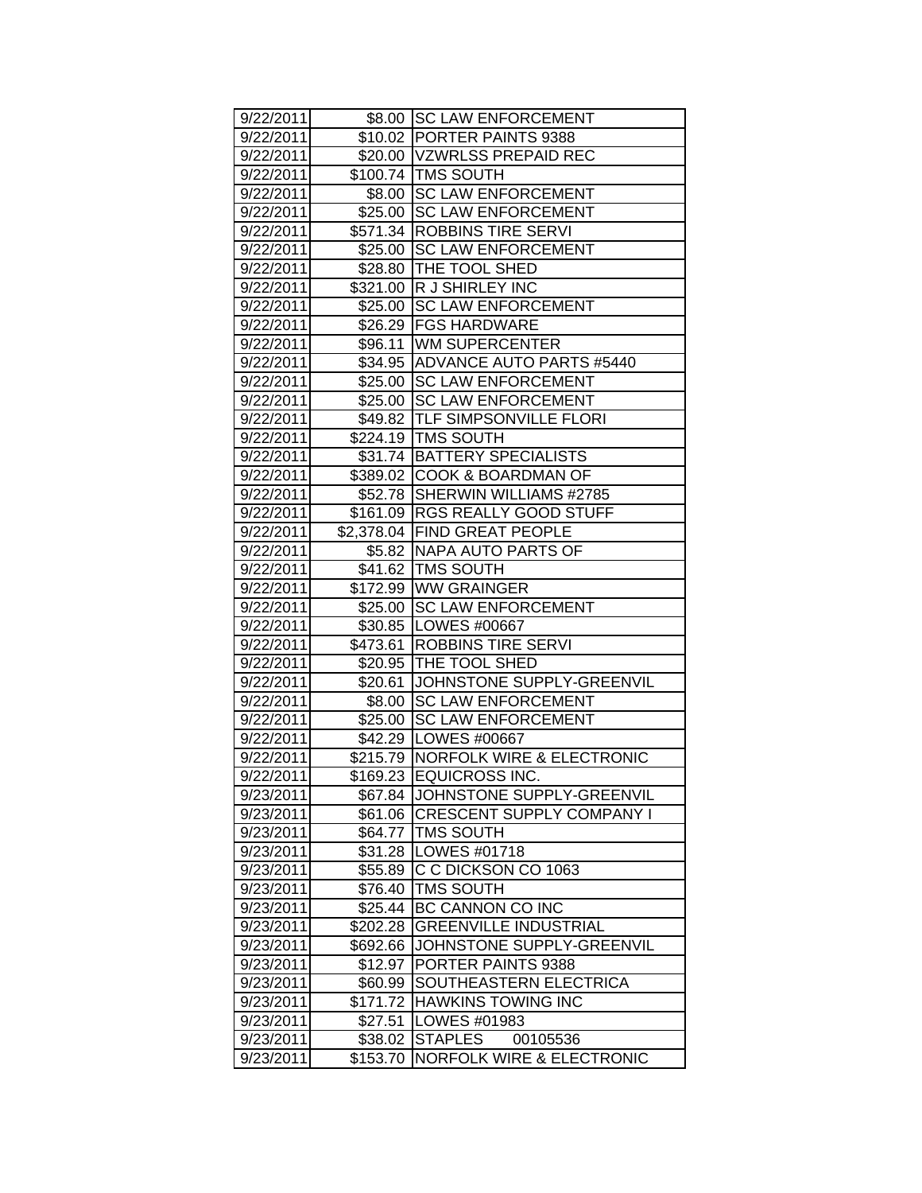| 9/22/2011 | $8.00 | SC LAW ENFORCEMENT |
|---|---|---|
| 9/22/2011 | $10.02 | PORTER PAINTS 9388 |
| 9/22/2011 | $20.00 | VZWRLSS PREPAID REC |
| 9/22/2011 | $100.74 | TMS SOUTH |
| 9/22/2011 | $8.00 | SC LAW ENFORCEMENT |
| 9/22/2011 | $25.00 | SC LAW ENFORCEMENT |
| 9/22/2011 | $571.34 | ROBBINS TIRE SERVI |
| 9/22/2011 | $25.00 | SC LAW ENFORCEMENT |
| 9/22/2011 | $28.80 | THE TOOL SHED |
| 9/22/2011 | $321.00 | R J SHIRLEY INC |
| 9/22/2011 | $25.00 | SC LAW ENFORCEMENT |
| 9/22/2011 | $26.29 | FGS HARDWARE |
| 9/22/2011 | $96.11 | WM SUPERCENTER |
| 9/22/2011 | $34.95 | ADVANCE AUTO PARTS #5440 |
| 9/22/2011 | $25.00 | SC LAW ENFORCEMENT |
| 9/22/2011 | $25.00 | SC LAW ENFORCEMENT |
| 9/22/2011 | $49.82 | TLF SIMPSONVILLE FLORI |
| 9/22/2011 | $224.19 | TMS SOUTH |
| 9/22/2011 | $31.74 | BATTERY SPECIALISTS |
| 9/22/2011 | $389.02 | COOK & BOARDMAN OF |
| 9/22/2011 | $52.78 | SHERWIN WILLIAMS #2785 |
| 9/22/2011 | $161.09 | RGS REALLY GOOD STUFF |
| 9/22/2011 | $2,378.04 | FIND GREAT PEOPLE |
| 9/22/2011 | $5.82 | NAPA AUTO PARTS OF |
| 9/22/2011 | $41.62 | TMS SOUTH |
| 9/22/2011 | $172.99 | WW GRAINGER |
| 9/22/2011 | $25.00 | SC LAW ENFORCEMENT |
| 9/22/2011 | $30.85 | LOWES #00667 |
| 9/22/2011 | $473.61 | ROBBINS TIRE SERVI |
| 9/22/2011 | $20.95 | THE TOOL SHED |
| 9/22/2011 | $20.61 | JOHNSTONE SUPPLY-GREENVIL |
| 9/22/2011 | $8.00 | SC LAW ENFORCEMENT |
| 9/22/2011 | $25.00 | SC LAW ENFORCEMENT |
| 9/22/2011 | $42.29 | LOWES #00667 |
| 9/22/2011 | $215.79 | NORFOLK WIRE & ELECTRONIC |
| 9/22/2011 | $169.23 | EQUICROSS INC. |
| 9/23/2011 | $67.84 | JOHNSTONE SUPPLY-GREENVIL |
| 9/23/2011 | $61.06 | CRESCENT SUPPLY COMPANY I |
| 9/23/2011 | $64.77 | TMS SOUTH |
| 9/23/2011 | $31.28 | LOWES #01718 |
| 9/23/2011 | $55.89 | C C DICKSON CO 1063 |
| 9/23/2011 | $76.40 | TMS SOUTH |
| 9/23/2011 | $25.44 | BC CANNON CO INC |
| 9/23/2011 | $202.28 | GREENVILLE INDUSTRIAL |
| 9/23/2011 | $692.66 | JOHNSTONE SUPPLY-GREENVIL |
| 9/23/2011 | $12.97 | PORTER PAINTS 9388 |
| 9/23/2011 | $60.99 | SOUTHEASTERN ELECTRICA |
| 9/23/2011 | $171.72 | HAWKINS TOWING INC |
| 9/23/2011 | $27.51 | LOWES #01983 |
| 9/23/2011 | $38.02 | STAPLES 00105536 |
| 9/23/2011 | $153.70 | NORFOLK WIRE & ELECTRONIC |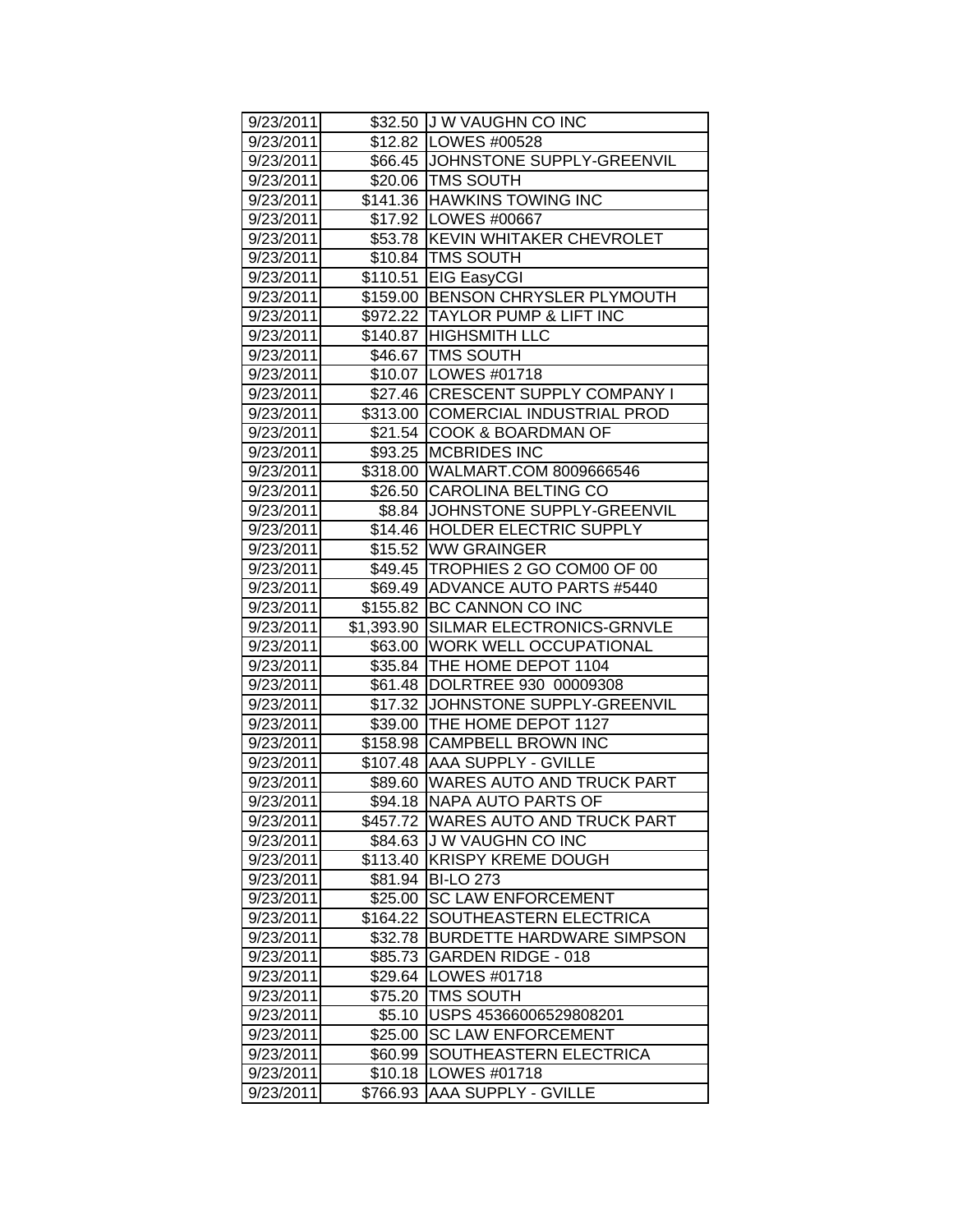| 9/23/2011 | $32.50 | J W VAUGHN CO INC |
|---|---|---|
| 9/23/2011 | $12.82 | LOWES #00528 |
| 9/23/2011 | $66.45 | JOHNSTONE SUPPLY-GREENVIL |
| 9/23/2011 | $20.06 | TMS SOUTH |
| 9/23/2011 | $141.36 | HAWKINS TOWING INC |
| 9/23/2011 | $17.92 | LOWES #00667 |
| 9/23/2011 | $53.78 | KEVIN WHITAKER CHEVROLET |
| 9/23/2011 | $10.84 | TMS SOUTH |
| 9/23/2011 | $110.51 | EIG EasyCGI |
| 9/23/2011 | $159.00 | BENSON CHRYSLER PLYMOUTH |
| 9/23/2011 | $972.22 | TAYLOR PUMP & LIFT INC |
| 9/23/2011 | $140.87 | HIGHSMITH LLC |
| 9/23/2011 | $46.67 | TMS SOUTH |
| 9/23/2011 | $10.07 | LOWES #01718 |
| 9/23/2011 | $27.46 | CRESCENT SUPPLY COMPANY I |
| 9/23/2011 | $313.00 | COMERCIAL INDUSTRIAL PROD |
| 9/23/2011 | $21.54 | COOK & BOARDMAN OF |
| 9/23/2011 | $93.25 | MCBRIDES INC |
| 9/23/2011 | $318.00 | WALMART.COM 8009666546 |
| 9/23/2011 | $26.50 | CAROLINA BELTING CO |
| 9/23/2011 | $8.84 | JOHNSTONE SUPPLY-GREENVIL |
| 9/23/2011 | $14.46 | HOLDER ELECTRIC SUPPLY |
| 9/23/2011 | $15.52 | WW GRAINGER |
| 9/23/2011 | $49.45 | TROPHIES 2 GO COM00 OF 00 |
| 9/23/2011 | $69.49 | ADVANCE AUTO PARTS #5440 |
| 9/23/2011 | $155.82 | BC CANNON CO INC |
| 9/23/2011 | $1,393.90 | SILMAR ELECTRONICS-GRNVLE |
| 9/23/2011 | $63.00 | WORK WELL OCCUPATIONAL |
| 9/23/2011 | $35.84 | THE HOME DEPOT 1104 |
| 9/23/2011 | $61.48 | DOLRTREE 930 00009308 |
| 9/23/2011 | $17.32 | JOHNSTONE SUPPLY-GREENVIL |
| 9/23/2011 | $39.00 | THE HOME DEPOT 1127 |
| 9/23/2011 | $158.98 | CAMPBELL BROWN INC |
| 9/23/2011 | $107.48 | AAA SUPPLY - GVILLE |
| 9/23/2011 | $89.60 | WARES AUTO AND TRUCK PART |
| 9/23/2011 | $94.18 | NAPA AUTO PARTS OF |
| 9/23/2011 | $457.72 | WARES AUTO AND TRUCK PART |
| 9/23/2011 | $84.63 | J W VAUGHN CO INC |
| 9/23/2011 | $113.40 | KRISPY KREME DOUGH |
| 9/23/2011 | $81.94 | BI-LO 273 |
| 9/23/2011 | $25.00 | SC LAW ENFORCEMENT |
| 9/23/2011 | $164.22 | SOUTHEASTERN ELECTRICA |
| 9/23/2011 | $32.78 | BURDETTE HARDWARE SIMPSON |
| 9/23/2011 | $85.73 | GARDEN RIDGE - 018 |
| 9/23/2011 | $29.64 | LOWES #01718 |
| 9/23/2011 | $75.20 | TMS SOUTH |
| 9/23/2011 | $5.10 | USPS 45366006529808201 |
| 9/23/2011 | $25.00 | SC LAW ENFORCEMENT |
| 9/23/2011 | $60.99 | SOUTHEASTERN ELECTRICA |
| 9/23/2011 | $10.18 | LOWES #01718 |
| 9/23/2011 | $766.93 | AAA SUPPLY - GVILLE |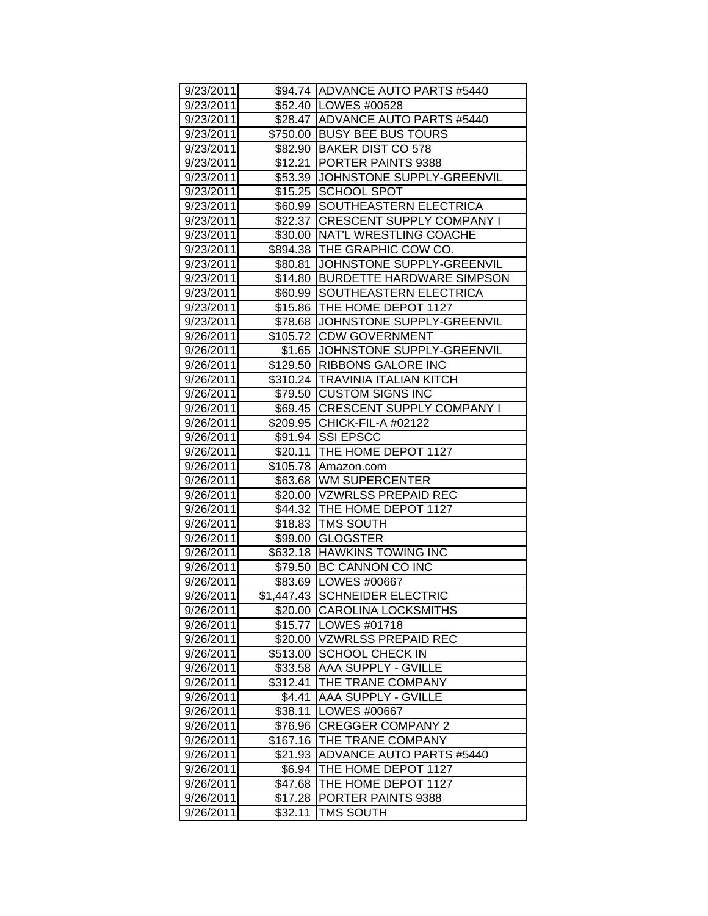| 9/23/2011 | $94.74 | ADVANCE AUTO PARTS #5440 |
|---|---|---|
| 9/23/2011 | $52.40 | LOWES #00528 |
| 9/23/2011 | $28.47 | ADVANCE AUTO PARTS #5440 |
| 9/23/2011 | $750.00 | BUSY BEE BUS TOURS |
| 9/23/2011 | $82.90 | BAKER DIST CO 578 |
| 9/23/2011 | $12.21 | PORTER PAINTS 9388 |
| 9/23/2011 | $53.39 | JOHNSTONE SUPPLY-GREENVIL |
| 9/23/2011 | $15.25 | SCHOOL SPOT |
| 9/23/2011 | $60.99 | SOUTHEASTERN ELECTRICA |
| 9/23/2011 | $22.37 | CRESCENT SUPPLY COMPANY I |
| 9/23/2011 | $30.00 | NAT'L WRESTLING COACHE |
| 9/23/2011 | $894.38 | THE GRAPHIC COW CO. |
| 9/23/2011 | $80.81 | JOHNSTONE SUPPLY-GREENVIL |
| 9/23/2011 | $14.80 | BURDETTE HARDWARE SIMPSON |
| 9/23/2011 | $60.99 | SOUTHEASTERN ELECTRICA |
| 9/23/2011 | $15.86 | THE HOME DEPOT 1127 |
| 9/23/2011 | $78.68 | JOHNSTONE SUPPLY-GREENVIL |
| 9/26/2011 | $105.72 | CDW GOVERNMENT |
| 9/26/2011 | $1.65 | JOHNSTONE SUPPLY-GREENVIL |
| 9/26/2011 | $129.50 | RIBBONS GALORE INC |
| 9/26/2011 | $310.24 | TRAVINIA ITALIAN KITCH |
| 9/26/2011 | $79.50 | CUSTOM SIGNS INC |
| 9/26/2011 | $69.45 | CRESCENT SUPPLY COMPANY I |
| 9/26/2011 | $209.95 | CHICK-FIL-A #02122 |
| 9/26/2011 | $91.94 | SSI EPSCC |
| 9/26/2011 | $20.11 | THE HOME DEPOT 1127 |
| 9/26/2011 | $105.78 | Amazon.com |
| 9/26/2011 | $63.68 | WM SUPERCENTER |
| 9/26/2011 | $20.00 | VZWRLSS PREPAID REC |
| 9/26/2011 | $44.32 | THE HOME DEPOT 1127 |
| 9/26/2011 | $18.83 | TMS SOUTH |
| 9/26/2011 | $99.00 | GLOGSTER |
| 9/26/2011 | $632.18 | HAWKINS TOWING INC |
| 9/26/2011 | $79.50 | BC CANNON CO INC |
| 9/26/2011 | $83.69 | LOWES #00667 |
| 9/26/2011 | $1,447.43 | SCHNEIDER ELECTRIC |
| 9/26/2011 | $20.00 | CAROLINA LOCKSMITHS |
| 9/26/2011 | $15.77 | LOWES #01718 |
| 9/26/2011 | $20.00 | VZWRLSS PREPAID REC |
| 9/26/2011 | $513.00 | SCHOOL CHECK IN |
| 9/26/2011 | $33.58 | AAA SUPPLY - GVILLE |
| 9/26/2011 | $312.41 | THE TRANE COMPANY |
| 9/26/2011 | $4.41 | AAA SUPPLY - GVILLE |
| 9/26/2011 | $38.11 | LOWES #00667 |
| 9/26/2011 | $76.96 | CREGGER COMPANY 2 |
| 9/26/2011 | $167.16 | THE TRANE COMPANY |
| 9/26/2011 | $21.93 | ADVANCE AUTO PARTS #5440 |
| 9/26/2011 | $6.94 | THE HOME DEPOT 1127 |
| 9/26/2011 | $47.68 | THE HOME DEPOT 1127 |
| 9/26/2011 | $17.28 | PORTER PAINTS 9388 |
| 9/26/2011 | $32.11 | TMS SOUTH |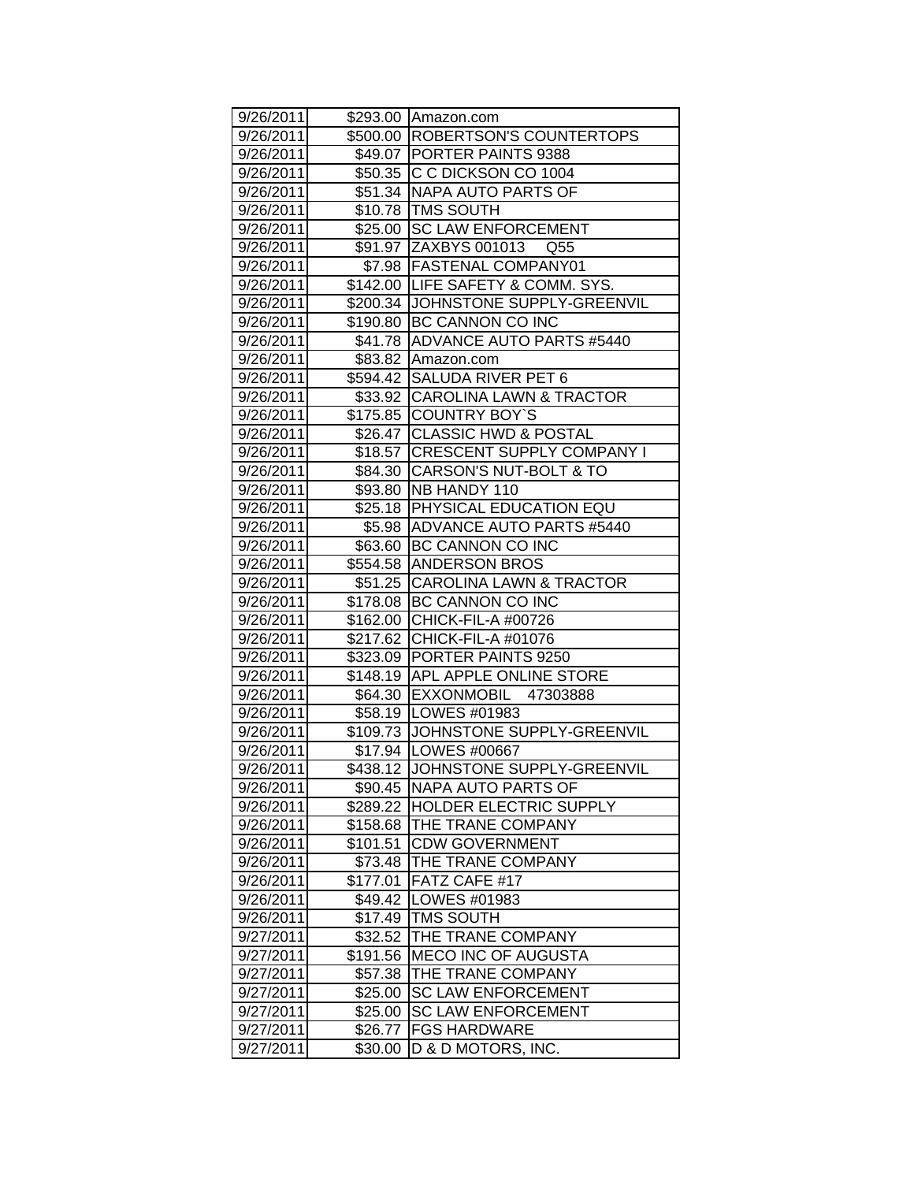| 9/26/2011 | $293.00 | Amazon.com |
|---|---|---|
| 9/26/2011 | $500.00 | ROBERTSON'S COUNTERTOPS |
| 9/26/2011 | $49.07 | PORTER PAINTS 9388 |
| 9/26/2011 | $50.35 | C C DICKSON CO 1004 |
| 9/26/2011 | $51.34 | NAPA AUTO PARTS OF |
| 9/26/2011 | $10.78 | TMS SOUTH |
| 9/26/2011 | $25.00 | SC LAW ENFORCEMENT |
| 9/26/2011 | $91.97 | ZAXBYS 001013 Q55 |
| 9/26/2011 | $7.98 | FASTENAL COMPANY01 |
| 9/26/2011 | $142.00 | LIFE SAFETY & COMM. SYS. |
| 9/26/2011 | $200.34 | JOHNSTONE SUPPLY-GREENVIL |
| 9/26/2011 | $190.80 | BC CANNON CO INC |
| 9/26/2011 | $41.78 | ADVANCE AUTO PARTS #5440 |
| 9/26/2011 | $83.82 | Amazon.com |
| 9/26/2011 | $594.42 | SALUDA RIVER PET 6 |
| 9/26/2011 | $33.92 | CAROLINA LAWN & TRACTOR |
| 9/26/2011 | $175.85 | COUNTRY BOY`S |
| 9/26/2011 | $26.47 | CLASSIC HWD & POSTAL |
| 9/26/2011 | $18.57 | CRESCENT SUPPLY COMPANY I |
| 9/26/2011 | $84.30 | CARSON'S NUT-BOLT & TO |
| 9/26/2011 | $93.80 | NB HANDY 110 |
| 9/26/2011 | $25.18 | PHYSICAL EDUCATION EQU |
| 9/26/2011 | $5.98 | ADVANCE AUTO PARTS #5440 |
| 9/26/2011 | $63.60 | BC CANNON CO INC |
| 9/26/2011 | $554.58 | ANDERSON BROS |
| 9/26/2011 | $51.25 | CAROLINA LAWN & TRACTOR |
| 9/26/2011 | $178.08 | BC CANNON CO INC |
| 9/26/2011 | $162.00 | CHICK-FIL-A #00726 |
| 9/26/2011 | $217.62 | CHICK-FIL-A #01076 |
| 9/26/2011 | $323.09 | PORTER PAINTS 9250 |
| 9/26/2011 | $148.19 | APL APPLE ONLINE STORE |
| 9/26/2011 | $64.30 | EXXONMOBIL 47303888 |
| 9/26/2011 | $58.19 | LOWES #01983 |
| 9/26/2011 | $109.73 | JOHNSTONE SUPPLY-GREENVIL |
| 9/26/2011 | $17.94 | LOWES #00667 |
| 9/26/2011 | $438.12 | JOHNSTONE SUPPLY-GREENVIL |
| 9/26/2011 | $90.45 | NAPA AUTO PARTS OF |
| 9/26/2011 | $289.22 | HOLDER ELECTRIC SUPPLY |
| 9/26/2011 | $158.68 | THE TRANE COMPANY |
| 9/26/2011 | $101.51 | CDW GOVERNMENT |
| 9/26/2011 | $73.48 | THE TRANE COMPANY |
| 9/26/2011 | $177.01 | FATZ CAFE #17 |
| 9/26/2011 | $49.42 | LOWES #01983 |
| 9/26/2011 | $17.49 | TMS SOUTH |
| 9/27/2011 | $32.52 | THE TRANE COMPANY |
| 9/27/2011 | $191.56 | MECO INC OF AUGUSTA |
| 9/27/2011 | $57.38 | THE TRANE COMPANY |
| 9/27/2011 | $25.00 | SC LAW ENFORCEMENT |
| 9/27/2011 | $25.00 | SC LAW ENFORCEMENT |
| 9/27/2011 | $26.77 | FGS HARDWARE |
| 9/27/2011 | $30.00 | D & D MOTORS, INC. |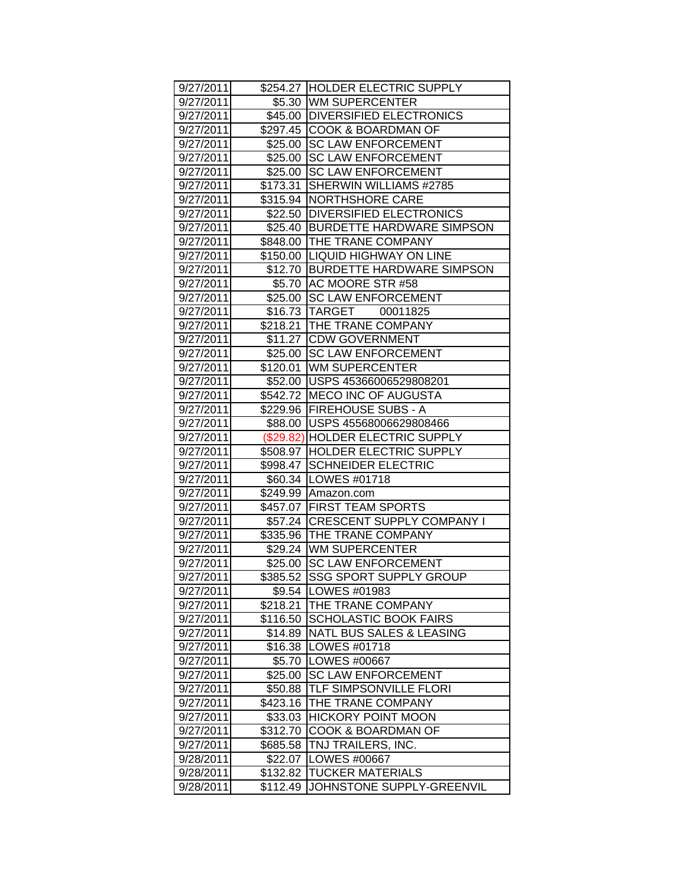| 9/27/2011 | $254.27 | HOLDER ELECTRIC SUPPLY |
|---|---|---|
| 9/27/2011 | $5.30 | WM SUPERCENTER |
| 9/27/2011 | $45.00 | DIVERSIFIED ELECTRONICS |
| 9/27/2011 | $297.45 | COOK & BOARDMAN OF |
| 9/27/2011 | $25.00 | SC LAW ENFORCEMENT |
| 9/27/2011 | $25.00 | SC LAW ENFORCEMENT |
| 9/27/2011 | $25.00 | SC LAW ENFORCEMENT |
| 9/27/2011 | $173.31 | SHERWIN WILLIAMS #2785 |
| 9/27/2011 | $315.94 | NORTHSHORE CARE |
| 9/27/2011 | $22.50 | DIVERSIFIED ELECTRONICS |
| 9/27/2011 | $25.40 | BURDETTE HARDWARE SIMPSON |
| 9/27/2011 | $848.00 | THE TRANE COMPANY |
| 9/27/2011 | $150.00 | LIQUID HIGHWAY ON LINE |
| 9/27/2011 | $12.70 | BURDETTE HARDWARE SIMPSON |
| 9/27/2011 | $5.70 | AC MOORE STR #58 |
| 9/27/2011 | $25.00 | SC LAW ENFORCEMENT |
| 9/27/2011 | $16.73 | TARGET 00011825 |
| 9/27/2011 | $218.21 | THE TRANE COMPANY |
| 9/27/2011 | $11.27 | CDW GOVERNMENT |
| 9/27/2011 | $25.00 | SC LAW ENFORCEMENT |
| 9/27/2011 | $120.01 | WM SUPERCENTER |
| 9/27/2011 | $52.00 | USPS 45366006529808201 |
| 9/27/2011 | $542.72 | MECO INC OF AUGUSTA |
| 9/27/2011 | $229.96 | FIREHOUSE SUBS - A |
| 9/27/2011 | $88.00 | USPS 45568006629808466 |
| 9/27/2011 | ($29.82) | HOLDER ELECTRIC SUPPLY |
| 9/27/2011 | $508.97 | HOLDER ELECTRIC SUPPLY |
| 9/27/2011 | $998.47 | SCHNEIDER ELECTRIC |
| 9/27/2011 | $60.34 | LOWES #01718 |
| 9/27/2011 | $249.99 | Amazon.com |
| 9/27/2011 | $457.07 | FIRST TEAM SPORTS |
| 9/27/2011 | $57.24 | CRESCENT SUPPLY COMPANY I |
| 9/27/2011 | $335.96 | THE TRANE COMPANY |
| 9/27/2011 | $29.24 | WM SUPERCENTER |
| 9/27/2011 | $25.00 | SC LAW ENFORCEMENT |
| 9/27/2011 | $385.52 | SSG SPORT SUPPLY GROUP |
| 9/27/2011 | $9.54 | LOWES #01983 |
| 9/27/2011 | $218.21 | THE TRANE COMPANY |
| 9/27/2011 | $116.50 | SCHOLASTIC BOOK FAIRS |
| 9/27/2011 | $14.89 | NATL BUS SALES & LEASING |
| 9/27/2011 | $16.38 | LOWES #01718 |
| 9/27/2011 | $5.70 | LOWES #00667 |
| 9/27/2011 | $25.00 | SC LAW ENFORCEMENT |
| 9/27/2011 | $50.88 | TLF SIMPSONVILLE FLORI |
| 9/27/2011 | $423.16 | THE TRANE COMPANY |
| 9/27/2011 | $33.03 | HICKORY POINT MOON |
| 9/27/2011 | $312.70 | COOK & BOARDMAN OF |
| 9/27/2011 | $685.58 | TNJ TRAILERS, INC. |
| 9/28/2011 | $22.07 | LOWES #00667 |
| 9/28/2011 | $132.82 | TUCKER MATERIALS |
| 9/28/2011 | $112.49 | JOHNSTONE SUPPLY-GREENVIL |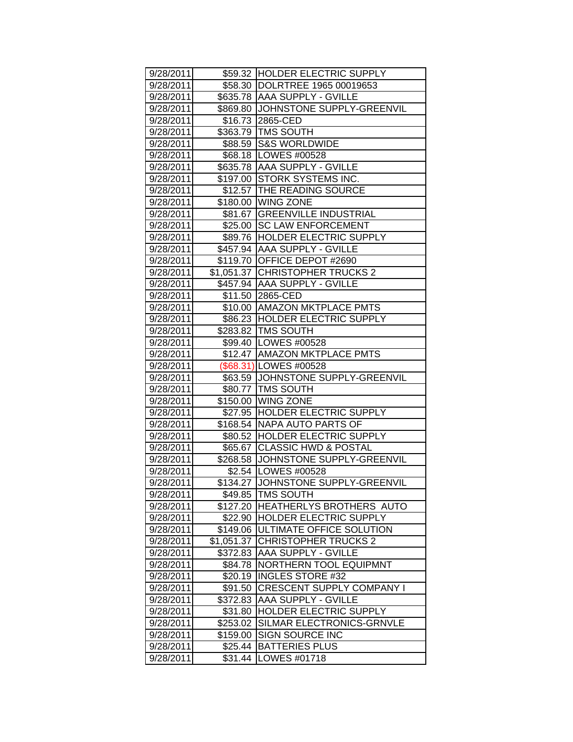| | | |
|---|---|---|
| 9/28/2011 | $59.32 | HOLDER ELECTRIC SUPPLY |
| 9/28/2011 | $58.30 | DOLRTREE 1965 00019653 |
| 9/28/2011 | $635.78 | AAA SUPPLY - GVILLE |
| 9/28/2011 | $869.80 | JOHNSTONE SUPPLY-GREENVIL |
| 9/28/2011 | $16.73 | 2865-CED |
| 9/28/2011 | $363.79 | TMS SOUTH |
| 9/28/2011 | $88.59 | S&S WORLDWIDE |
| 9/28/2011 | $68.18 | LOWES #00528 |
| 9/28/2011 | $635.78 | AAA SUPPLY - GVILLE |
| 9/28/2011 | $197.00 | STORK SYSTEMS INC. |
| 9/28/2011 | $12.57 | THE READING SOURCE |
| 9/28/2011 | $180.00 | WING ZONE |
| 9/28/2011 | $81.67 | GREENVILLE INDUSTRIAL |
| 9/28/2011 | $25.00 | SC LAW ENFORCEMENT |
| 9/28/2011 | $89.76 | HOLDER ELECTRIC SUPPLY |
| 9/28/2011 | $457.94 | AAA SUPPLY - GVILLE |
| 9/28/2011 | $119.70 | OFFICE DEPOT #2690 |
| 9/28/2011 | $1,051.37 | CHRISTOPHER TRUCKS 2 |
| 9/28/2011 | $457.94 | AAA SUPPLY - GVILLE |
| 9/28/2011 | $11.50 | 2865-CED |
| 9/28/2011 | $10.00 | AMAZON MKTPLACE PMTS |
| 9/28/2011 | $86.23 | HOLDER ELECTRIC SUPPLY |
| 9/28/2011 | $283.82 | TMS SOUTH |
| 9/28/2011 | $99.40 | LOWES #00528 |
| 9/28/2011 | $12.47 | AMAZON MKTPLACE PMTS |
| 9/28/2011 | ($68.31) | LOWES #00528 |
| 9/28/2011 | $63.59 | JOHNSTONE SUPPLY-GREENVIL |
| 9/28/2011 | $80.77 | TMS SOUTH |
| 9/28/2011 | $150.00 | WING ZONE |
| 9/28/2011 | $27.95 | HOLDER ELECTRIC SUPPLY |
| 9/28/2011 | $168.54 | NAPA AUTO PARTS OF |
| 9/28/2011 | $80.52 | HOLDER ELECTRIC SUPPLY |
| 9/28/2011 | $65.67 | CLASSIC HWD & POSTAL |
| 9/28/2011 | $268.58 | JOHNSTONE SUPPLY-GREENVIL |
| 9/28/2011 | $2.54 | LOWES #00528 |
| 9/28/2011 | $134.27 | JOHNSTONE SUPPLY-GREENVIL |
| 9/28/2011 | $49.85 | TMS SOUTH |
| 9/28/2011 | $127.20 | HEATHERLYS BROTHERS AUTO |
| 9/28/2011 | $22.90 | HOLDER ELECTRIC SUPPLY |
| 9/28/2011 | $149.06 | ULTIMATE OFFICE SOLUTION |
| 9/28/2011 | $1,051.37 | CHRISTOPHER TRUCKS 2 |
| 9/28/2011 | $372.83 | AAA SUPPLY - GVILLE |
| 9/28/2011 | $84.78 | NORTHERN TOOL EQUIPMNT |
| 9/28/2011 | $20.19 | INGLES STORE #32 |
| 9/28/2011 | $91.50 | CRESCENT SUPPLY COMPANY I |
| 9/28/2011 | $372.83 | AAA SUPPLY - GVILLE |
| 9/28/2011 | $31.80 | HOLDER ELECTRIC SUPPLY |
| 9/28/2011 | $253.02 | SILMAR ELECTRONICS-GRNVLE |
| 9/28/2011 | $159.00 | SIGN SOURCE INC |
| 9/28/2011 | $25.44 | BATTERIES PLUS |
| 9/28/2011 | $31.44 | LOWES #01718 |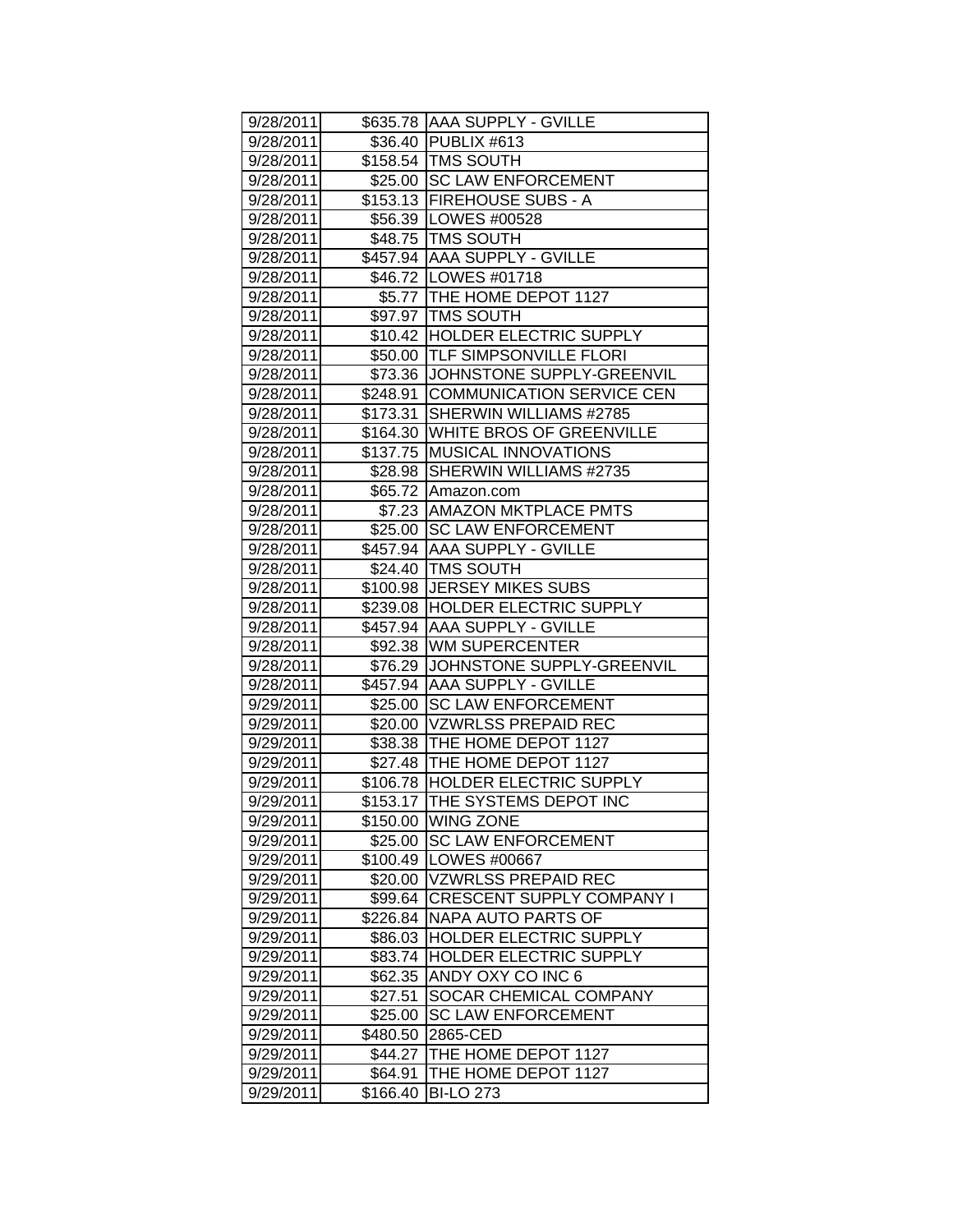| | | |
|---|---|---|
| 9/28/2011 | $635.78 | AAA SUPPLY - GVILLE |
| 9/28/2011 | $36.40 | PUBLIX #613 |
| 9/28/2011 | $158.54 | TMS SOUTH |
| 9/28/2011 | $25.00 | SC LAW ENFORCEMENT |
| 9/28/2011 | $153.13 | FIREHOUSE SUBS - A |
| 9/28/2011 | $56.39 | LOWES #00528 |
| 9/28/2011 | $48.75 | TMS SOUTH |
| 9/28/2011 | $457.94 | AAA SUPPLY - GVILLE |
| 9/28/2011 | $46.72 | LOWES #01718 |
| 9/28/2011 | $5.77 | THE HOME DEPOT 1127 |
| 9/28/2011 | $97.97 | TMS SOUTH |
| 9/28/2011 | $10.42 | HOLDER ELECTRIC SUPPLY |
| 9/28/2011 | $50.00 | TLF SIMPSONVILLE FLORI |
| 9/28/2011 | $73.36 | JOHNSTONE SUPPLY-GREENVIL |
| 9/28/2011 | $248.91 | COMMUNICATION SERVICE CEN |
| 9/28/2011 | $173.31 | SHERWIN WILLIAMS #2785 |
| 9/28/2011 | $164.30 | WHITE BROS OF GREENVILLE |
| 9/28/2011 | $137.75 | MUSICAL INNOVATIONS |
| 9/28/2011 | $28.98 | SHERWIN WILLIAMS #2735 |
| 9/28/2011 | $65.72 | Amazon.com |
| 9/28/2011 | $7.23 | AMAZON MKTPLACE PMTS |
| 9/28/2011 | $25.00 | SC LAW ENFORCEMENT |
| 9/28/2011 | $457.94 | AAA SUPPLY - GVILLE |
| 9/28/2011 | $24.40 | TMS SOUTH |
| 9/28/2011 | $100.98 | JERSEY MIKES SUBS |
| 9/28/2011 | $239.08 | HOLDER ELECTRIC SUPPLY |
| 9/28/2011 | $457.94 | AAA SUPPLY - GVILLE |
| 9/28/2011 | $92.38 | WM SUPERCENTER |
| 9/28/2011 | $76.29 | JOHNSTONE SUPPLY-GREENVIL |
| 9/28/2011 | $457.94 | AAA SUPPLY - GVILLE |
| 9/29/2011 | $25.00 | SC LAW ENFORCEMENT |
| 9/29/2011 | $20.00 | VZWRLSS PREPAID REC |
| 9/29/2011 | $38.38 | THE HOME DEPOT 1127 |
| 9/29/2011 | $27.48 | THE HOME DEPOT 1127 |
| 9/29/2011 | $106.78 | HOLDER ELECTRIC SUPPLY |
| 9/29/2011 | $153.17 | THE SYSTEMS DEPOT INC |
| 9/29/2011 | $150.00 | WING ZONE |
| 9/29/2011 | $25.00 | SC LAW ENFORCEMENT |
| 9/29/2011 | $100.49 | LOWES #00667 |
| 9/29/2011 | $20.00 | VZWRLSS PREPAID REC |
| 9/29/2011 | $99.64 | CRESCENT SUPPLY COMPANY I |
| 9/29/2011 | $226.84 | NAPA AUTO PARTS OF |
| 9/29/2011 | $86.03 | HOLDER ELECTRIC SUPPLY |
| 9/29/2011 | $83.74 | HOLDER ELECTRIC SUPPLY |
| 9/29/2011 | $62.35 | ANDY OXY CO INC 6 |
| 9/29/2011 | $27.51 | SOCAR CHEMICAL COMPANY |
| 9/29/2011 | $25.00 | SC LAW ENFORCEMENT |
| 9/29/2011 | $480.50 | 2865-CED |
| 9/29/2011 | $44.27 | THE HOME DEPOT 1127 |
| 9/29/2011 | $64.91 | THE HOME DEPOT 1127 |
| 9/29/2011 | $166.40 | BI-LO 273 |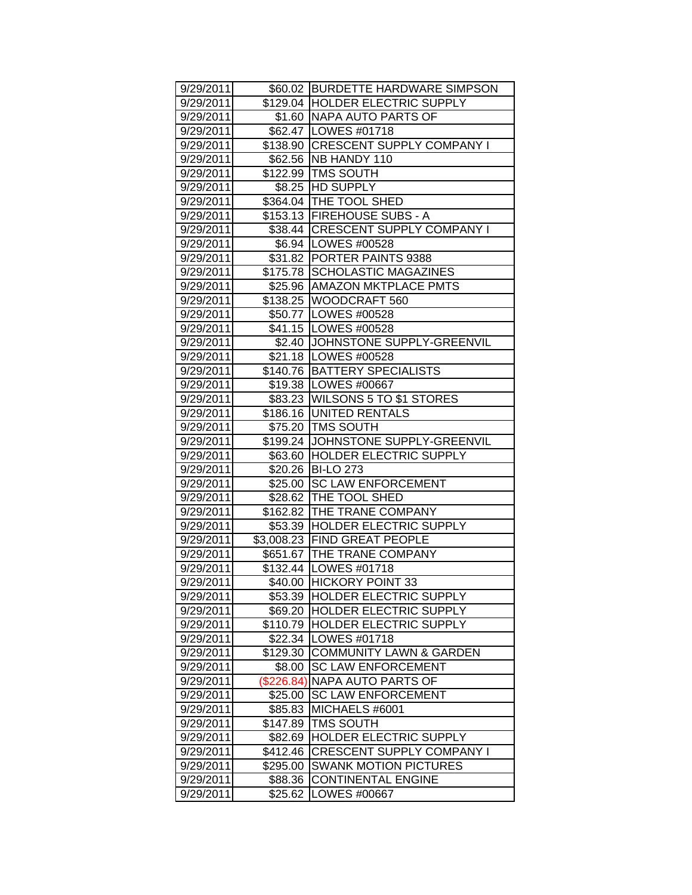| | | |
|---|---|---|
| 9/29/2011 | $60.02 | BURDETTE HARDWARE SIMPSON |
| 9/29/2011 | $129.04 | HOLDER ELECTRIC SUPPLY |
| 9/29/2011 | $1.60 | NAPA AUTO PARTS OF |
| 9/29/2011 | $62.47 | LOWES #01718 |
| 9/29/2011 | $138.90 | CRESCENT SUPPLY COMPANY I |
| 9/29/2011 | $62.56 | NB HANDY 110 |
| 9/29/2011 | $122.99 | TMS SOUTH |
| 9/29/2011 | $8.25 | HD SUPPLY |
| 9/29/2011 | $364.04 | THE TOOL SHED |
| 9/29/2011 | $153.13 | FIREHOUSE SUBS - A |
| 9/29/2011 | $38.44 | CRESCENT SUPPLY COMPANY I |
| 9/29/2011 | $6.94 | LOWES #00528 |
| 9/29/2011 | $31.82 | PORTER PAINTS 9388 |
| 9/29/2011 | $175.78 | SCHOLASTIC MAGAZINES |
| 9/29/2011 | $25.96 | AMAZON MKTPLACE PMTS |
| 9/29/2011 | $138.25 | WOODCRAFT 560 |
| 9/29/2011 | $50.77 | LOWES #00528 |
| 9/29/2011 | $41.15 | LOWES #00528 |
| 9/29/2011 | $2.40 | JOHNSTONE SUPPLY-GREENVIL |
| 9/29/2011 | $21.18 | LOWES #00528 |
| 9/29/2011 | $140.76 | BATTERY SPECIALISTS |
| 9/29/2011 | $19.38 | LOWES #00667 |
| 9/29/2011 | $83.23 | WILSONS 5 TO $1 STORES |
| 9/29/2011 | $186.16 | UNITED RENTALS |
| 9/29/2011 | $75.20 | TMS SOUTH |
| 9/29/2011 | $199.24 | JOHNSTONE SUPPLY-GREENVIL |
| 9/29/2011 | $63.60 | HOLDER ELECTRIC SUPPLY |
| 9/29/2011 | $20.26 | BI-LO 273 |
| 9/29/2011 | $25.00 | SC LAW ENFORCEMENT |
| 9/29/2011 | $28.62 | THE TOOL SHED |
| 9/29/2011 | $162.82 | THE TRANE COMPANY |
| 9/29/2011 | $53.39 | HOLDER ELECTRIC SUPPLY |
| 9/29/2011 | $3,008.23 | FIND GREAT PEOPLE |
| 9/29/2011 | $651.67 | THE TRANE COMPANY |
| 9/29/2011 | $132.44 | LOWES #01718 |
| 9/29/2011 | $40.00 | HICKORY POINT 33 |
| 9/29/2011 | $53.39 | HOLDER ELECTRIC SUPPLY |
| 9/29/2011 | $69.20 | HOLDER ELECTRIC SUPPLY |
| 9/29/2011 | $110.79 | HOLDER ELECTRIC SUPPLY |
| 9/29/2011 | $22.34 | LOWES #01718 |
| 9/29/2011 | $129.30 | COMMUNITY LAWN & GARDEN |
| 9/29/2011 | $8.00 | SC LAW ENFORCEMENT |
| 9/29/2011 | ($226.84) | NAPA AUTO PARTS OF |
| 9/29/2011 | $25.00 | SC LAW ENFORCEMENT |
| 9/29/2011 | $85.83 | MICHAELS #6001 |
| 9/29/2011 | $147.89 | TMS SOUTH |
| 9/29/2011 | $82.69 | HOLDER ELECTRIC SUPPLY |
| 9/29/2011 | $412.46 | CRESCENT SUPPLY COMPANY I |
| 9/29/2011 | $295.00 | SWANK MOTION PICTURES |
| 9/29/2011 | $88.36 | CONTINENTAL ENGINE |
| 9/29/2011 | $25.62 | LOWES #00667 |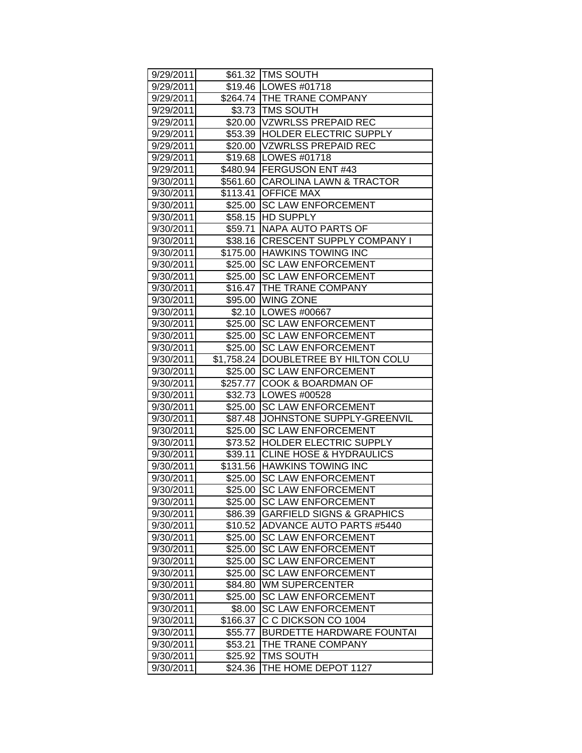| 9/29/2011 | $61.32 | TMS SOUTH |
|---|---|---|
| 9/29/2011 | $19.46 | LOWES #01718 |
| 9/29/2011 | $264.74 | THE TRANE COMPANY |
| 9/29/2011 | $3.73 | TMS SOUTH |
| 9/29/2011 | $20.00 | VZWRLSS PREPAID REC |
| 9/29/2011 | $53.39 | HOLDER ELECTRIC SUPPLY |
| 9/29/2011 | $20.00 | VZWRLSS PREPAID REC |
| 9/29/2011 | $19.68 | LOWES #01718 |
| 9/29/2011 | $480.94 | FERGUSON ENT #43 |
| 9/30/2011 | $561.60 | CAROLINA LAWN & TRACTOR |
| 9/30/2011 | $113.41 | OFFICE MAX |
| 9/30/2011 | $25.00 | SC LAW ENFORCEMENT |
| 9/30/2011 | $58.15 | HD SUPPLY |
| 9/30/2011 | $59.71 | NAPA AUTO PARTS OF |
| 9/30/2011 | $38.16 | CRESCENT SUPPLY COMPANY I |
| 9/30/2011 | $175.00 | HAWKINS TOWING INC |
| 9/30/2011 | $25.00 | SC LAW ENFORCEMENT |
| 9/30/2011 | $25.00 | SC LAW ENFORCEMENT |
| 9/30/2011 | $16.47 | THE TRANE COMPANY |
| 9/30/2011 | $95.00 | WING ZONE |
| 9/30/2011 | $2.10 | LOWES #00667 |
| 9/30/2011 | $25.00 | SC LAW ENFORCEMENT |
| 9/30/2011 | $25.00 | SC LAW ENFORCEMENT |
| 9/30/2011 | $25.00 | SC LAW ENFORCEMENT |
| 9/30/2011 | $1,758.24 | DOUBLETREE BY HILTON COLU |
| 9/30/2011 | $25.00 | SC LAW ENFORCEMENT |
| 9/30/2011 | $257.77 | COOK & BOARDMAN OF |
| 9/30/2011 | $32.73 | LOWES #00528 |
| 9/30/2011 | $25.00 | SC LAW ENFORCEMENT |
| 9/30/2011 | $87.48 | JOHNSTONE SUPPLY-GREENVIL |
| 9/30/2011 | $25.00 | SC LAW ENFORCEMENT |
| 9/30/2011 | $73.52 | HOLDER ELECTRIC SUPPLY |
| 9/30/2011 | $39.11 | CLINE HOSE & HYDRAULICS |
| 9/30/2011 | $131.56 | HAWKINS TOWING INC |
| 9/30/2011 | $25.00 | SC LAW ENFORCEMENT |
| 9/30/2011 | $25.00 | SC LAW ENFORCEMENT |
| 9/30/2011 | $25.00 | SC LAW ENFORCEMENT |
| 9/30/2011 | $86.39 | GARFIELD SIGNS & GRAPHICS |
| 9/30/2011 | $10.52 | ADVANCE AUTO PARTS #5440 |
| 9/30/2011 | $25.00 | SC LAW ENFORCEMENT |
| 9/30/2011 | $25.00 | SC LAW ENFORCEMENT |
| 9/30/2011 | $25.00 | SC LAW ENFORCEMENT |
| 9/30/2011 | $25.00 | SC LAW ENFORCEMENT |
| 9/30/2011 | $84.80 | WM SUPERCENTER |
| 9/30/2011 | $25.00 | SC LAW ENFORCEMENT |
| 9/30/2011 | $8.00 | SC LAW ENFORCEMENT |
| 9/30/2011 | $166.37 | C C DICKSON CO 1004 |
| 9/30/2011 | $55.77 | BURDETTE HARDWARE FOUNTAI |
| 9/30/2011 | $53.21 | THE TRANE COMPANY |
| 9/30/2011 | $25.92 | TMS SOUTH |
| 9/30/2011 | $24.36 | THE HOME DEPOT 1127 |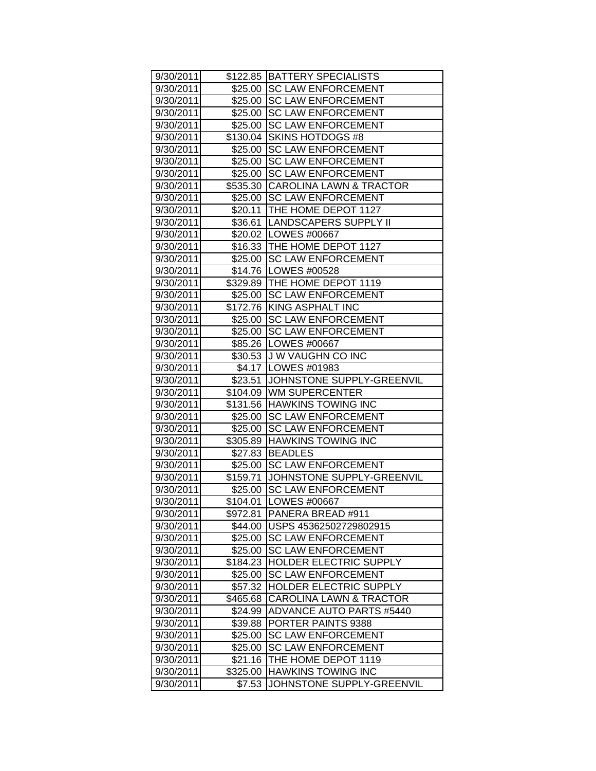| 9/30/2011 | $122.85 | BATTERY SPECIALISTS |
|---|---|---|
| 9/30/2011 | $25.00 | SC LAW ENFORCEMENT |
| 9/30/2011 | $25.00 | SC LAW ENFORCEMENT |
| 9/30/2011 | $25.00 | SC LAW ENFORCEMENT |
| 9/30/2011 | $25.00 | SC LAW ENFORCEMENT |
| 9/30/2011 | $130.04 | SKINS HOTDOGS #8 |
| 9/30/2011 | $25.00 | SC LAW ENFORCEMENT |
| 9/30/2011 | $25.00 | SC LAW ENFORCEMENT |
| 9/30/2011 | $25.00 | SC LAW ENFORCEMENT |
| 9/30/2011 | $535.30 | CAROLINA LAWN & TRACTOR |
| 9/30/2011 | $25.00 | SC LAW ENFORCEMENT |
| 9/30/2011 | $20.11 | THE HOME DEPOT 1127 |
| 9/30/2011 | $36.61 | LANDSCAPERS SUPPLY II |
| 9/30/2011 | $20.02 | LOWES #00667 |
| 9/30/2011 | $16.33 | THE HOME DEPOT 1127 |
| 9/30/2011 | $25.00 | SC LAW ENFORCEMENT |
| 9/30/2011 | $14.76 | LOWES #00528 |
| 9/30/2011 | $329.89 | THE HOME DEPOT 1119 |
| 9/30/2011 | $25.00 | SC LAW ENFORCEMENT |
| 9/30/2011 | $172.76 | KING ASPHALT INC |
| 9/30/2011 | $25.00 | SC LAW ENFORCEMENT |
| 9/30/2011 | $25.00 | SC LAW ENFORCEMENT |
| 9/30/2011 | $85.26 | LOWES #00667 |
| 9/30/2011 | $30.53 | J W VAUGHN CO INC |
| 9/30/2011 | $4.17 | LOWES #01983 |
| 9/30/2011 | $23.51 | JOHNSTONE SUPPLY-GREENVIL |
| 9/30/2011 | $104.09 | WM SUPERCENTER |
| 9/30/2011 | $131.56 | HAWKINS TOWING INC |
| 9/30/2011 | $25.00 | SC LAW ENFORCEMENT |
| 9/30/2011 | $25.00 | SC LAW ENFORCEMENT |
| 9/30/2011 | $305.89 | HAWKINS TOWING INC |
| 9/30/2011 | $27.83 | BEADLES |
| 9/30/2011 | $25.00 | SC LAW ENFORCEMENT |
| 9/30/2011 | $159.71 | JOHNSTONE SUPPLY-GREENVIL |
| 9/30/2011 | $25.00 | SC LAW ENFORCEMENT |
| 9/30/2011 | $104.01 | LOWES #00667 |
| 9/30/2011 | $972.81 | PANERA BREAD #911 |
| 9/30/2011 | $44.00 | USPS 45362502729802915 |
| 9/30/2011 | $25.00 | SC LAW ENFORCEMENT |
| 9/30/2011 | $25.00 | SC LAW ENFORCEMENT |
| 9/30/2011 | $184.23 | HOLDER ELECTRIC SUPPLY |
| 9/30/2011 | $25.00 | SC LAW ENFORCEMENT |
| 9/30/2011 | $57.32 | HOLDER ELECTRIC SUPPLY |
| 9/30/2011 | $465.68 | CAROLINA LAWN & TRACTOR |
| 9/30/2011 | $24.99 | ADVANCE AUTO PARTS #5440 |
| 9/30/2011 | $39.88 | PORTER PAINTS 9388 |
| 9/30/2011 | $25.00 | SC LAW ENFORCEMENT |
| 9/30/2011 | $25.00 | SC LAW ENFORCEMENT |
| 9/30/2011 | $21.16 | THE HOME DEPOT 1119 |
| 9/30/2011 | $325.00 | HAWKINS TOWING INC |
| 9/30/2011 | $7.53 | JOHNSTONE SUPPLY-GREENVIL |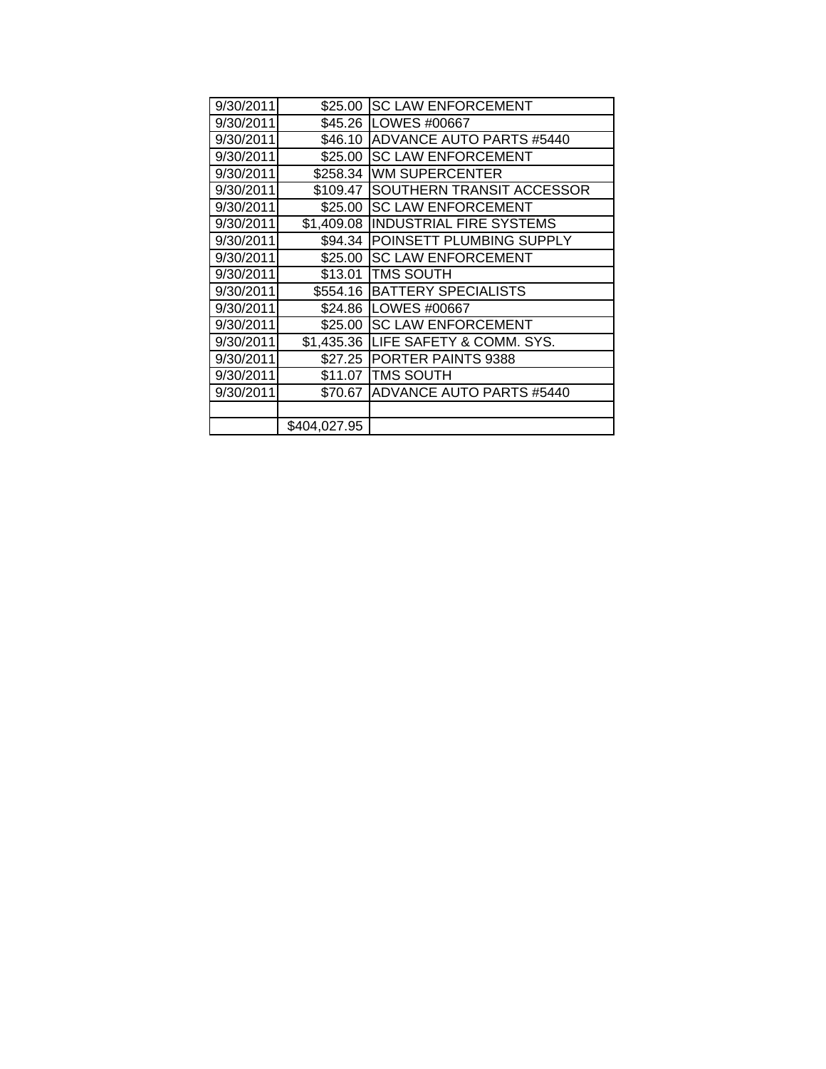| | | |
|---|---|---|
| 9/30/2011 | $25.00 | SC LAW ENFORCEMENT |
| 9/30/2011 | $45.26 | LOWES #00667 |
| 9/30/2011 | $46.10 | ADVANCE AUTO PARTS #5440 |
| 9/30/2011 | $25.00 | SC LAW ENFORCEMENT |
| 9/30/2011 | $258.34 | WM SUPERCENTER |
| 9/30/2011 | $109.47 | SOUTHERN TRANSIT ACCESSOR |
| 9/30/2011 | $25.00 | SC LAW ENFORCEMENT |
| 9/30/2011 | $1,409.08 | INDUSTRIAL FIRE SYSTEMS |
| 9/30/2011 | $94.34 | POINSETT PLUMBING SUPPLY |
| 9/30/2011 | $25.00 | SC LAW ENFORCEMENT |
| 9/30/2011 | $13.01 | TMS SOUTH |
| 9/30/2011 | $554.16 | BATTERY SPECIALISTS |
| 9/30/2011 | $24.86 | LOWES #00667 |
| 9/30/2011 | $25.00 | SC LAW ENFORCEMENT |
| 9/30/2011 | $1,435.36 | LIFE SAFETY & COMM. SYS. |
| 9/30/2011 | $27.25 | PORTER PAINTS 9388 |
| 9/30/2011 | $11.07 | TMS SOUTH |
| 9/30/2011 | $70.67 | ADVANCE AUTO PARTS #5440 |
| | | |
| | $404,027.95 | |